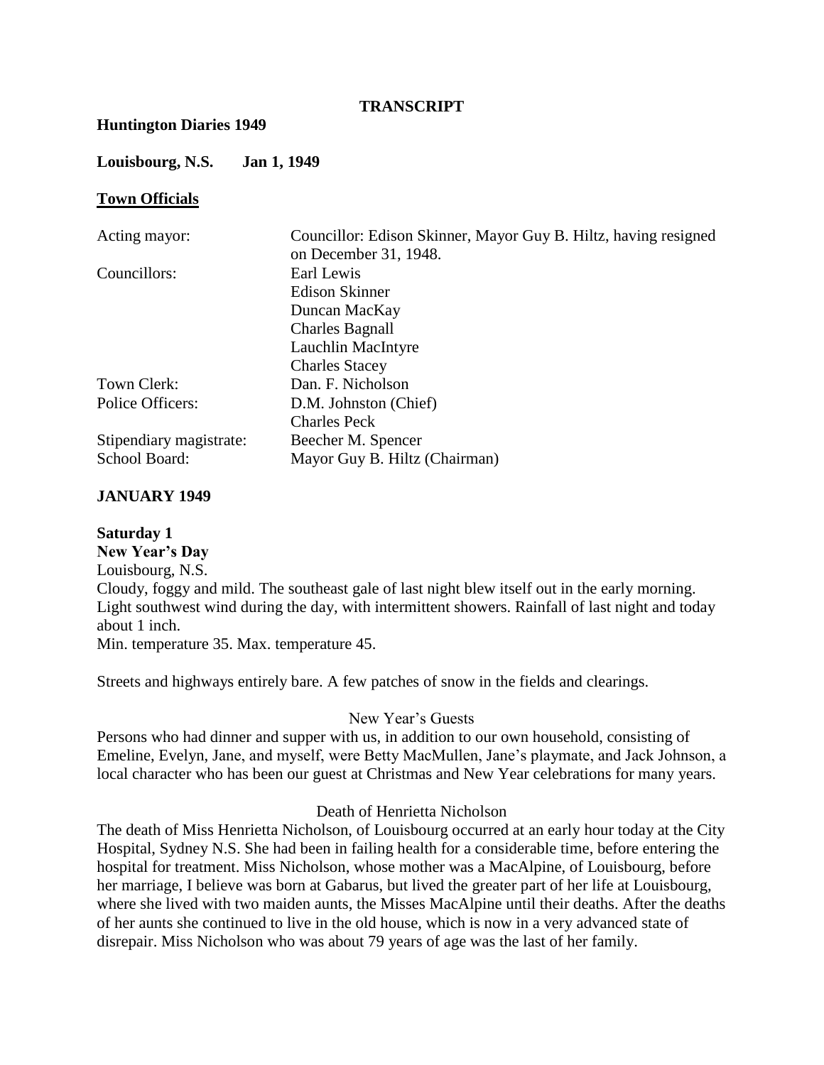**TRANSCRIPT**

**Huntington Diaries 1949**

**Louisbourg, N.S. Jan 1, 1949**

## Town Officials

| | |
|---|---|
| Acting mayor: | Councillor: Edison Skinner, Mayor Guy B. Hiltz, having resigned on December 31, 1948. |
| Councillors: | Earl Lewis |
| | Edison Skinner |
| | Duncan MacKay |
| | Charles Bagnall |
| | Lauchlin MacIntyre |
| | Charles Stacey |
| Town Clerk: | Dan. F. Nicholson |
| Police Officers: | D.M. Johnston (Chief) |
| | Charles Peck |
| Stipendiary magistrate: | Beecher M. Spencer |
| School Board: | Mayor Guy B. Hiltz (Chairman) |

## JANUARY 1949

**Saturday 1**
**New Year's Day**
Louisbourg, N.S.
Cloudy, foggy and mild. The southeast gale of last night blew itself out in the early morning. Light southwest wind during the day, with intermittent showers. Rainfall of last night and today about 1 inch.
Min. temperature 35. Max. temperature 45.

Streets and highways entirely bare. A few patches of snow in the fields and clearings.

New Year's Guests

Persons who had dinner and supper with us, in addition to our own household, consisting of Emeline, Evelyn, Jane, and myself, were Betty MacMullen, Jane's playmate, and Jack Johnson, a local character who has been our guest at Christmas and New Year celebrations for many years.

Death of Henrietta Nicholson

The death of Miss Henrietta Nicholson, of Louisbourg occurred at an early hour today at the City Hospital, Sydney N.S. She had been in failing health for a considerable time, before entering the hospital for treatment. Miss Nicholson, whose mother was a MacAlpine, of Louisbourg, before her marriage, I believe was born at Gabarus, but lived the greater part of her life at Louisbourg, where she lived with two maiden aunts, the Misses MacAlpine until their deaths. After the deaths of her aunts she continued to live in the old house, which is now in a very advanced state of disrepair. Miss Nicholson who was about 79 years of age was the last of her family.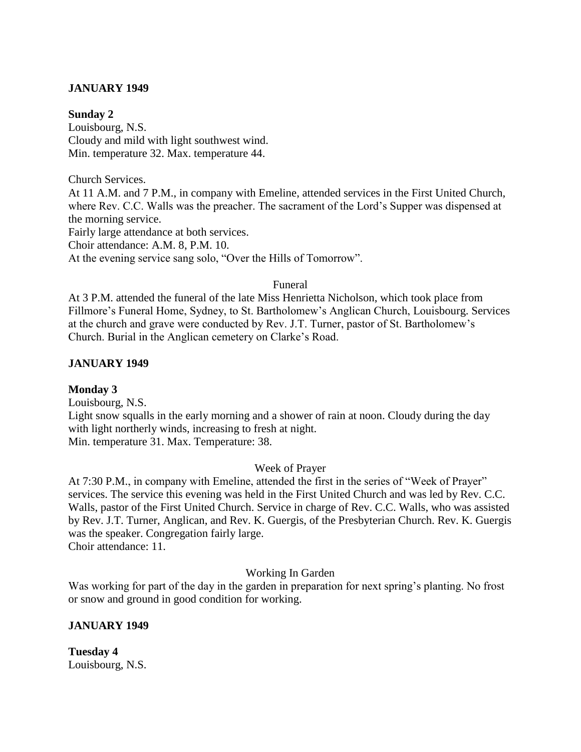**JANUARY 1949**

**Sunday 2**

Louisbourg, N.S.
Cloudy and mild with light southwest wind.
Min. temperature 32. Max. temperature 44.

Church Services.
At 11 A.M. and 7 P.M., in company with Emeline, attended services in the First United Church, where Rev. C.C. Walls was the preacher. The sacrament of the Lord's Supper was dispensed at the morning service.
Fairly large attendance at both services.
Choir attendance: A.M. 8, P.M. 10.
At the evening service sang solo, "Over the Hills of Tomorrow".

Funeral

At 3 P.M. attended the funeral of the late Miss Henrietta Nicholson, which took place from Fillmore's Funeral Home, Sydney, to St. Bartholomew's Anglican Church, Louisbourg. Services at the church and grave were conducted by Rev. J.T. Turner, pastor of St. Bartholomew's Church. Burial in the Anglican cemetery on Clarke's Road.

**JANUARY 1949**

**Monday 3**

Louisbourg, N.S.
Light snow squalls in the early morning and a shower of rain at noon. Cloudy during the day with light northerly winds, increasing to fresh at night.
Min. temperature 31. Max. Temperature: 38.

Week of Prayer

At 7:30 P.M., in company with Emeline, attended the first in the series of "Week of Prayer" services. The service this evening was held in the First United Church and was led by Rev. C.C. Walls, pastor of the First United Church. Service in charge of Rev. C.C. Walls, who was assisted by Rev. J.T. Turner, Anglican, and Rev. K. Guergis, of the Presbyterian Church. Rev. K. Guergis was the speaker. Congregation fairly large.
Choir attendance: 11.

Working In Garden

Was working for part of the day in the garden in preparation for next spring's planting. No frost or snow and ground in good condition for working.

**JANUARY 1949**

**Tuesday 4**

Louisbourg, N.S.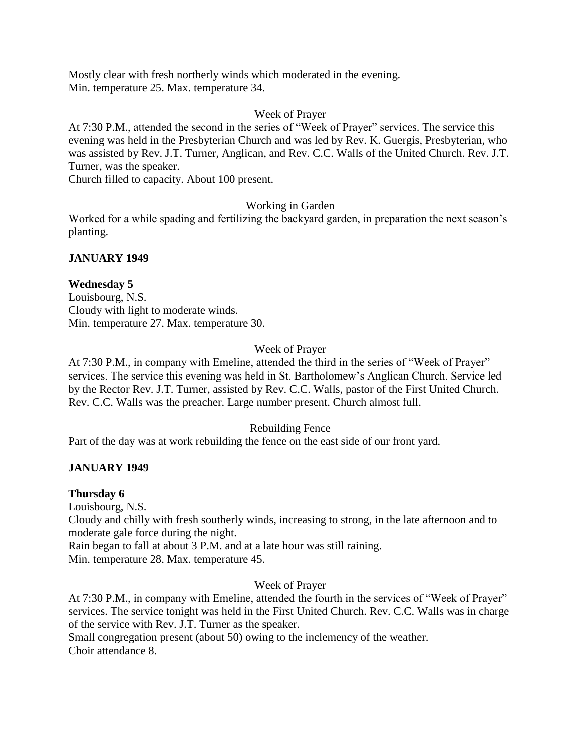Mostly clear with fresh northerly winds which moderated in the evening.
Min. temperature 25. Max. temperature 34.

Week of Prayer

At 7:30 P.M., attended the second in the series of "Week of Prayer" services. The service this evening was held in the Presbyterian Church and was led by Rev. K. Guergis, Presbyterian, who was assisted by Rev. J.T. Turner, Anglican, and Rev. C.C. Walls of the United Church. Rev. J.T. Turner, was the speaker.
Church filled to capacity. About 100 present.

Working in Garden

Worked for a while spading and fertilizing the backyard garden, in preparation the next season's planting.

**JANUARY 1949**

**Wednesday 5**
Louisbourg, N.S.
Cloudy with light to moderate winds.
Min. temperature 27. Max. temperature 30.

Week of Prayer

At 7:30 P.M., in company with Emeline, attended the third in the series of "Week of Prayer" services. The service this evening was held in St. Bartholomew's Anglican Church. Service led by the Rector Rev. J.T. Turner, assisted by Rev. C.C. Walls, pastor of the First United Church. Rev. C.C. Walls was the preacher. Large number present. Church almost full.

Rebuilding Fence

Part of the day was at work rebuilding the fence on the east side of our front yard.

**JANUARY 1949**

**Thursday 6**
Louisbourg, N.S.
Cloudy and chilly with fresh southerly winds, increasing to strong, in the late afternoon and to moderate gale force during the night.
Rain began to fall at about 3 P.M. and at a late hour was still raining.
Min. temperature 28. Max. temperature 45.

Week of Prayer

At 7:30 P.M., in company with Emeline, attended the fourth in the services of "Week of Prayer" services. The service tonight was held in the First United Church. Rev. C.C. Walls was in charge of the service with Rev. J.T. Turner as the speaker.
Small congregation present (about 50) owing to the inclemency of the weather.
Choir attendance 8.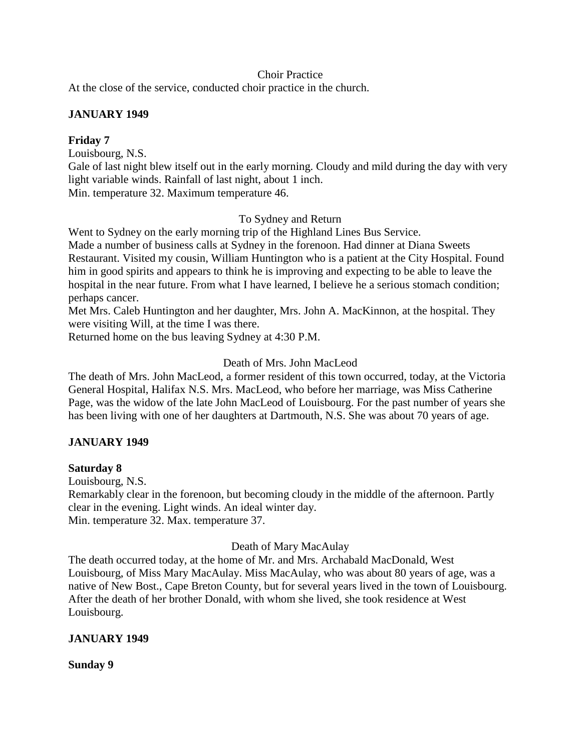Choir Practice

At the close of the service, conducted choir practice in the church.

**JANUARY 1949**

**Friday 7**

Louisbourg, N.S.

Gale of last night blew itself out in the early morning. Cloudy and mild during the day with very light variable winds. Rainfall of last night, about 1 inch.

Min. temperature 32. Maximum temperature 46.

To Sydney and Return

Went to Sydney on the early morning trip of the Highland Lines Bus Service.

Made a number of business calls at Sydney in the forenoon. Had dinner at Diana Sweets Restaurant. Visited my cousin, William Huntington who is a patient at the City Hospital. Found him in good spirits and appears to think he is improving and expecting to be able to leave the hospital in the near future. From what I have learned, I believe he a serious stomach condition; perhaps cancer.

Met Mrs. Caleb Huntington and her daughter, Mrs. John A. MacKinnon, at the hospital. They were visiting Will, at the time I was there.

Returned home on the bus leaving Sydney at 4:30 P.M.

Death of Mrs. John MacLeod

The death of Mrs. John MacLeod, a former resident of this town occurred, today, at the Victoria General Hospital, Halifax N.S. Mrs. MacLeod, who before her marriage, was Miss Catherine Page, was the widow of the late John MacLeod of Louisbourg. For the past number of years she has been living with one of her daughters at Dartmouth, N.S. She was about 70 years of age.

**JANUARY 1949**

**Saturday 8**

Louisbourg, N.S.

Remarkably clear in the forenoon, but becoming cloudy in the middle of the afternoon. Partly clear in the evening. Light winds. An ideal winter day.

Min. temperature 32. Max. temperature 37.

Death of Mary MacAulay

The death occurred today, at the home of Mr. and Mrs. Archabald MacDonald, West Louisbourg, of Miss Mary MacAulay. Miss MacAulay, who was about 80 years of age, was a native of New Bost., Cape Breton County, but for several years lived in the town of Louisbourg. After the death of her brother Donald, with whom she lived, she took residence at West Louisbourg.

**JANUARY 1949**

**Sunday 9**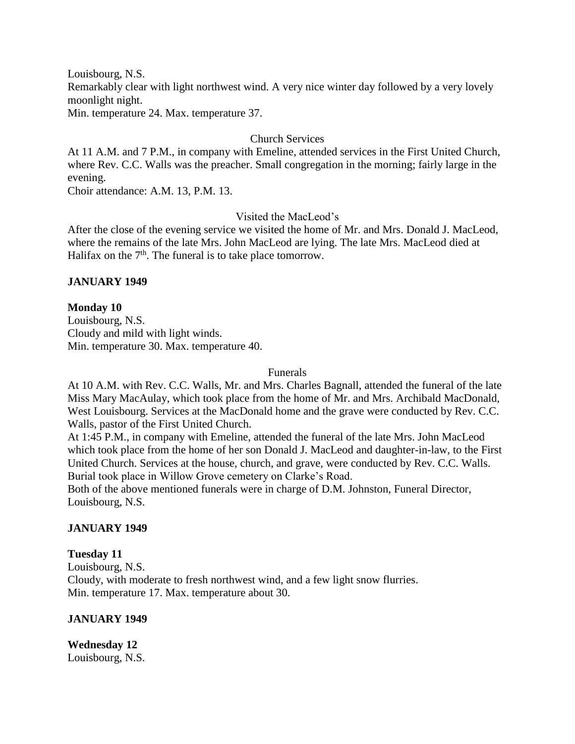Louisbourg, N.S.
Remarkably clear with light northwest wind. A very nice winter day followed by a very lovely moonlight night.
Min. temperature 24. Max. temperature 37.

Church Services

At 11 A.M. and 7 P.M., in company with Emeline, attended services in the First United Church, where Rev. C.C. Walls was the preacher. Small congregation in the morning; fairly large in the evening.
Choir attendance: A.M. 13, P.M. 13.

Visited the MacLeod's

After the close of the evening service we visited the home of Mr. and Mrs. Donald J. MacLeod, where the remains of the late Mrs. John MacLeod are lying. The late Mrs. MacLeod died at Halifax on the 7th. The funeral is to take place tomorrow.

**JANUARY 1949**

**Monday 10**
Louisbourg, N.S.
Cloudy and mild with light winds.
Min. temperature 30. Max. temperature 40.

Funerals

At 10 A.M. with Rev. C.C. Walls, Mr. and Mrs. Charles Bagnall, attended the funeral of the late Miss Mary MacAulay, which took place from the home of Mr. and Mrs. Archibald MacDonald, West Louisbourg. Services at the MacDonald home and the grave were conducted by Rev. C.C. Walls, pastor of the First United Church.
At 1:45 P.M., in company with Emeline, attended the funeral of the late Mrs. John MacLeod which took place from the home of her son Donald J. MacLeod and daughter-in-law, to the First United Church. Services at the house, church, and grave, were conducted by Rev. C.C. Walls. Burial took place in Willow Grove cemetery on Clarke's Road.
Both of the above mentioned funerals were in charge of D.M. Johnston, Funeral Director, Louisbourg, N.S.

**JANUARY 1949**

**Tuesday 11**
Louisbourg, N.S.
Cloudy, with moderate to fresh northwest wind, and a few light snow flurries.
Min. temperature 17. Max. temperature about 30.

**JANUARY 1949**

**Wednesday 12**
Louisbourg, N.S.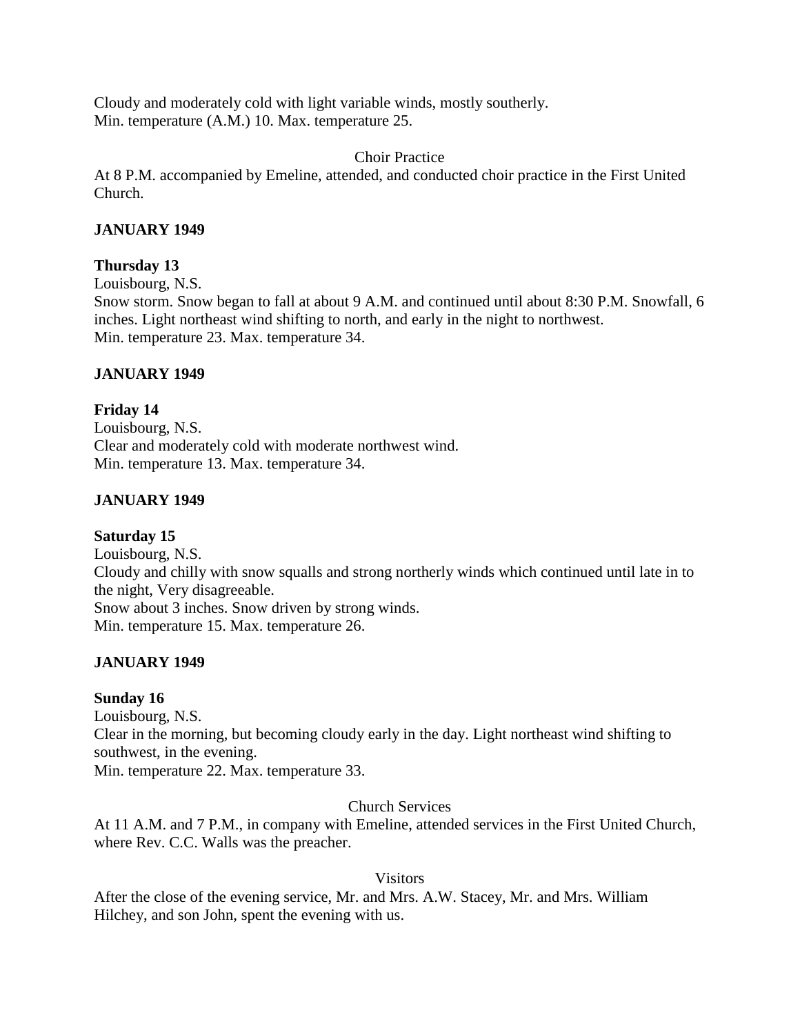Cloudy and moderately cold with light variable winds, mostly southerly.
Min. temperature (A.M.) 10. Max. temperature 25.

Choir Practice

At 8 P.M. accompanied by Emeline, attended, and conducted choir practice in the First United Church.

**JANUARY 1949**

**Thursday 13**

Louisbourg, N.S.
Snow storm. Snow began to fall at about 9 A.M. and continued until about 8:30 P.M. Snowfall, 6 inches. Light northeast wind shifting to north, and early in the night to northwest.
Min. temperature 23. Max. temperature 34.

**JANUARY 1949**

**Friday 14**

Louisbourg, N.S.
Clear and moderately cold with moderate northwest wind.
Min. temperature 13. Max. temperature 34.

**JANUARY 1949**

**Saturday 15**

Louisbourg, N.S.
Cloudy and chilly with snow squalls and strong northerly winds which continued until late in to the night, Very disagreeable.
Snow about 3 inches. Snow driven by strong winds.
Min. temperature 15. Max. temperature 26.

**JANUARY 1949**

**Sunday 16**

Louisbourg, N.S.
Clear in the morning, but becoming cloudy early in the day. Light northeast wind shifting to southwest, in the evening.
Min. temperature 22. Max. temperature 33.

Church Services

At 11 A.M. and 7 P.M., in company with Emeline, attended services in the First United Church, where Rev. C.C. Walls was the preacher.

Visitors

After the close of the evening service, Mr. and Mrs. A.W. Stacey, Mr. and Mrs. William Hilchey, and son John, spent the evening with us.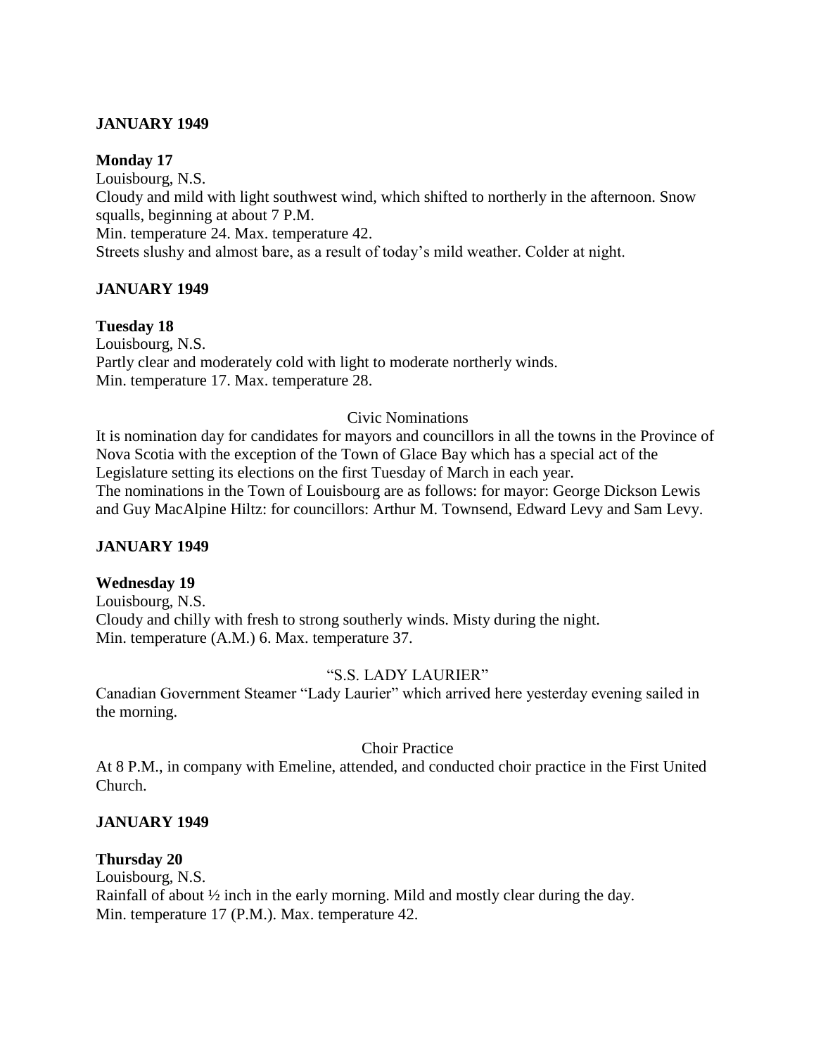**JANUARY 1949**

**Monday 17**

Louisbourg, N.S.

Cloudy and mild with light southwest wind, which shifted to northerly in the afternoon. Snow squalls, beginning at about 7 P.M.

Min. temperature 24. Max. temperature 42.

Streets slushy and almost bare, as a result of today's mild weather. Colder at night.

**JANUARY 1949**

**Tuesday 18**

Louisbourg, N.S.

Partly clear and moderately cold with light to moderate northerly winds.

Min. temperature 17. Max. temperature 28.

Civic Nominations

It is nomination day for candidates for mayors and councillors in all the towns in the Province of Nova Scotia with the exception of the Town of Glace Bay which has a special act of the Legislature setting its elections on the first Tuesday of March in each year.

The nominations in the Town of Louisbourg are as follows: for mayor: George Dickson Lewis and Guy MacAlpine Hiltz: for councillors: Arthur M. Townsend, Edward Levy and Sam Levy.

**JANUARY 1949**

**Wednesday 19**

Louisbourg, N.S.

Cloudy and chilly with fresh to strong southerly winds. Misty during the night.

Min. temperature (A.M.) 6. Max. temperature 37.

"S.S. LADY LAURIER"

Canadian Government Steamer "Lady Laurier" which arrived here yesterday evening sailed in the morning.

Choir Practice

At 8 P.M., in company with Emeline, attended, and conducted choir practice in the First United Church.

**JANUARY 1949**

**Thursday 20**

Louisbourg, N.S.

Rainfall of about ½ inch in the early morning. Mild and mostly clear during the day.

Min. temperature 17 (P.M.). Max. temperature 42.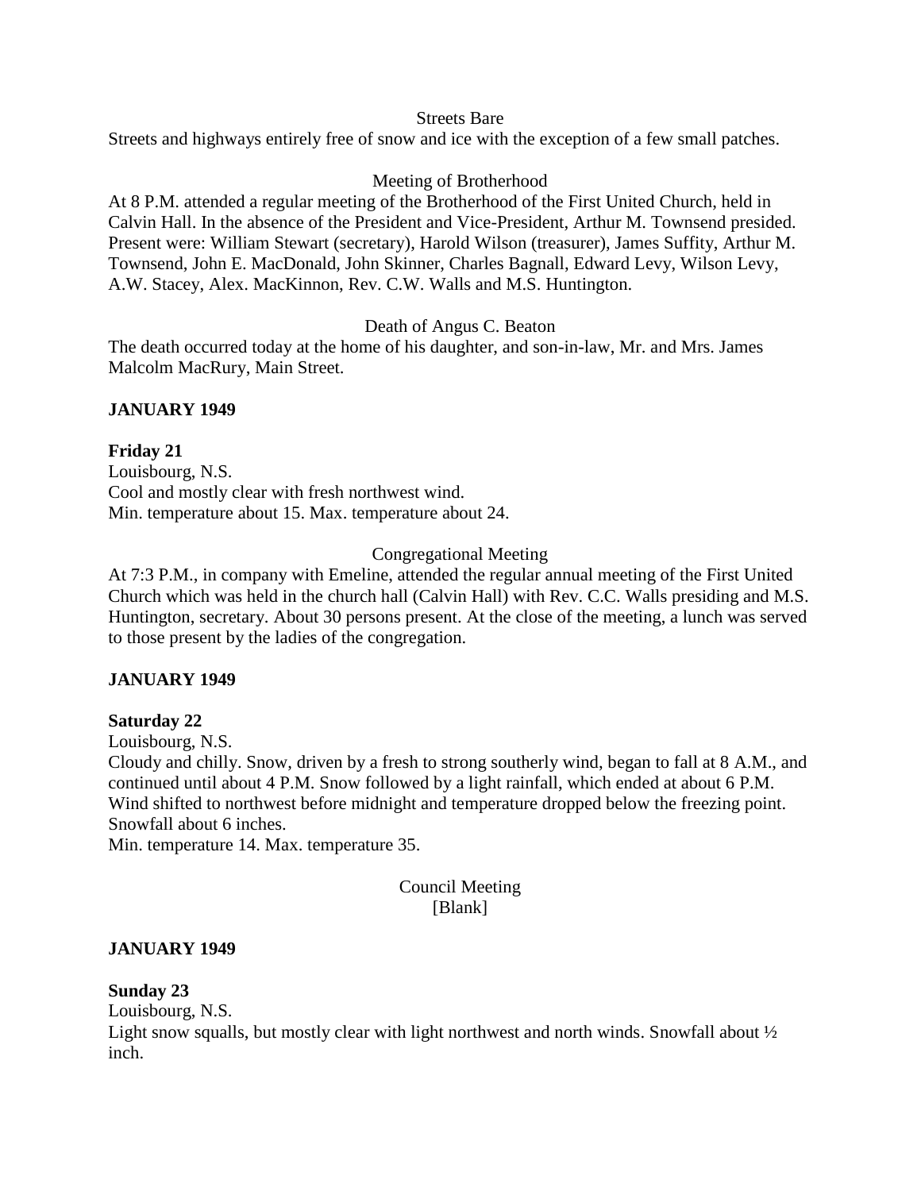Streets Bare

Streets and highways entirely free of snow and ice with the exception of a few small patches.

Meeting of Brotherhood

At 8 P.M. attended a regular meeting of the Brotherhood of the First United Church, held in Calvin Hall. In the absence of the President and Vice-President, Arthur M. Townsend presided. Present were: William Stewart (secretary), Harold Wilson (treasurer), James Suffity, Arthur M. Townsend, John E. MacDonald, John Skinner, Charles Bagnall, Edward Levy, Wilson Levy, A.W. Stacey, Alex. MacKinnon, Rev. C.W. Walls and M.S. Huntington.

Death of Angus C. Beaton

The death occurred today at the home of his daughter, and son-in-law, Mr. and Mrs. James Malcolm MacRury, Main Street.

**JANUARY 1949**

**Friday 21**

Louisbourg, N.S.

Cool and mostly clear with fresh northwest wind.

Min. temperature about 15. Max. temperature about 24.

Congregational Meeting

At 7:3 P.M., in company with Emeline, attended the regular annual meeting of the First United Church which was held in the church hall (Calvin Hall) with Rev. C.C. Walls presiding and M.S. Huntington, secretary. About 30 persons present. At the close of the meeting, a lunch was served to those present by the ladies of the congregation.

**JANUARY 1949**

**Saturday 22**

Louisbourg, N.S.

Cloudy and chilly. Snow, driven by a fresh to strong southerly wind, began to fall at 8 A.M., and continued until about 4 P.M. Snow followed by a light rainfall, which ended at about 6 P.M. Wind shifted to northwest before midnight and temperature dropped below the freezing point. Snowfall about 6 inches.

Min. temperature 14. Max. temperature 35.

Council Meeting
[Blank]

**JANUARY 1949**

**Sunday 23**

Louisbourg, N.S.

Light snow squalls, but mostly clear with light northwest and north winds. Snowfall about ½ inch.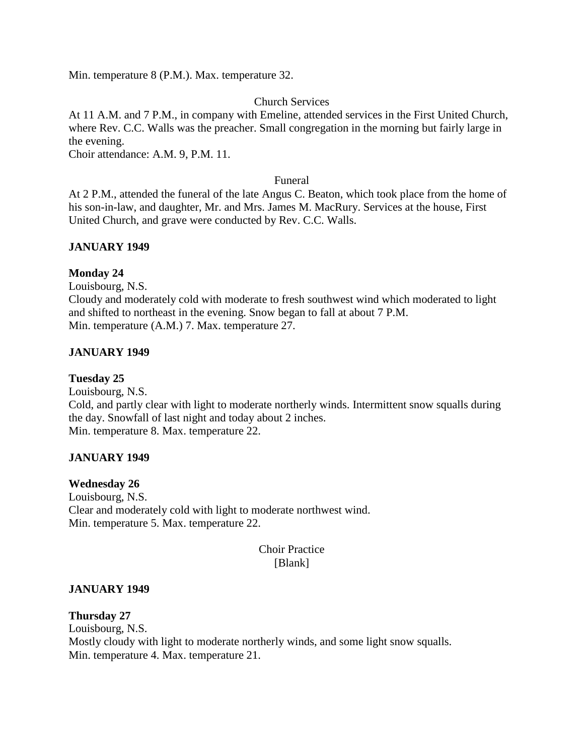Min. temperature 8 (P.M.). Max. temperature 32.

Church Services

At 11 A.M. and 7 P.M., in company with Emeline, attended services in the First United Church, where Rev. C.C. Walls was the preacher. Small congregation in the morning but fairly large in the evening.
Choir attendance: A.M. 9, P.M. 11.

Funeral

At 2 P.M., attended the funeral of the late Angus C. Beaton, which took place from the home of his son-in-law, and daughter, Mr. and Mrs. James M. MacRury. Services at the house, First United Church, and grave were conducted by Rev. C.C. Walls.

**JANUARY 1949**

**Monday 24**
Louisbourg, N.S.
Cloudy and moderately cold with moderate to fresh southwest wind which moderated to light and shifted to northeast in the evening. Snow began to fall at about 7 P.M.
Min. temperature (A.M.) 7. Max. temperature 27.

**JANUARY 1949**

**Tuesday 25**
Louisbourg, N.S.
Cold, and partly clear with light to moderate northerly winds. Intermittent snow squalls during the day. Snowfall of last night and today about 2 inches.
Min. temperature 8. Max. temperature 22.

**JANUARY 1949**

**Wednesday 26**
Louisbourg, N.S.
Clear and moderately cold with light to moderate northwest wind.
Min. temperature 5. Max. temperature 22.

Choir Practice
[Blank]

**JANUARY 1949**

**Thursday 27**
Louisbourg, N.S.
Mostly cloudy with light to moderate northerly winds, and some light snow squalls.
Min. temperature 4. Max. temperature 21.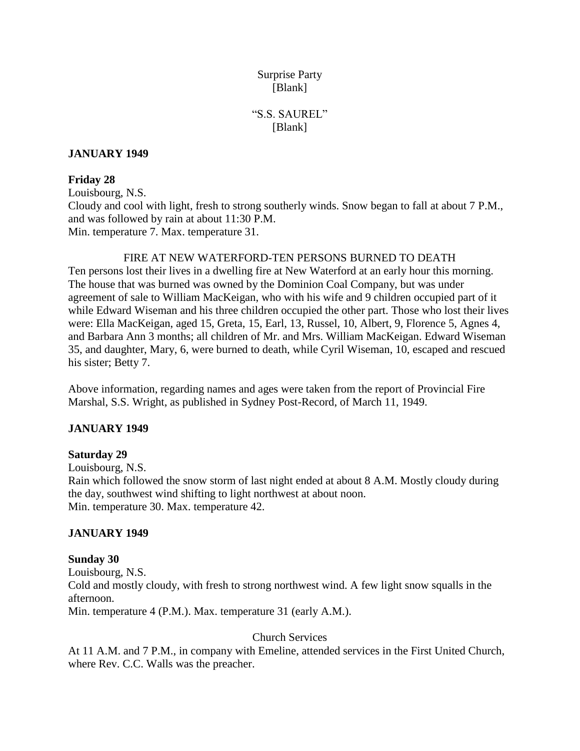Surprise Party
[Blank]

"S.S. SAUREL"
[Blank]

**JANUARY 1949**

**Friday 28**

Louisbourg, N.S.
Cloudy and cool with light, fresh to strong southerly winds. Snow began to fall at about 7 P.M., and was followed by rain at about 11:30 P.M.
Min. temperature 7. Max. temperature 31.

FIRE AT NEW WATERFORD-TEN PERSONS BURNED TO DEATH

Ten persons lost their lives in a dwelling fire at New Waterford at an early hour this morning. The house that was burned was owned by the Dominion Coal Company, but was under agreement of sale to William MacKeigan, who with his wife and 9 children occupied part of it while Edward Wiseman and his three children occupied the other part. Those who lost their lives were: Ella MacKeigan, aged 15, Greta, 15, Earl, 13, Russel, 10, Albert, 9, Florence 5, Agnes 4, and Barbara Ann 3 months; all children of Mr. and Mrs. William MacKeigan. Edward Wiseman 35, and daughter, Mary, 6, were burned to death, while Cyril Wiseman, 10, escaped and rescued his sister; Betty 7.

Above information, regarding names and ages were taken from the report of Provincial Fire Marshal, S.S. Wright, as published in Sydney Post-Record, of March 11, 1949.

**JANUARY 1949**

**Saturday 29**

Louisbourg, N.S.
Rain which followed the snow storm of last night ended at about 8 A.M. Mostly cloudy during the day, southwest wind shifting to light northwest at about noon.
Min. temperature 30. Max. temperature 42.

**JANUARY 1949**

**Sunday 30**

Louisbourg, N.S.
Cold and mostly cloudy, with fresh to strong northwest wind. A few light snow squalls in the afternoon.
Min. temperature 4 (P.M.). Max. temperature 31 (early A.M.).

Church Services

At 11 A.M. and 7 P.M., in company with Emeline, attended services in the First United Church, where Rev. C.C. Walls was the preacher.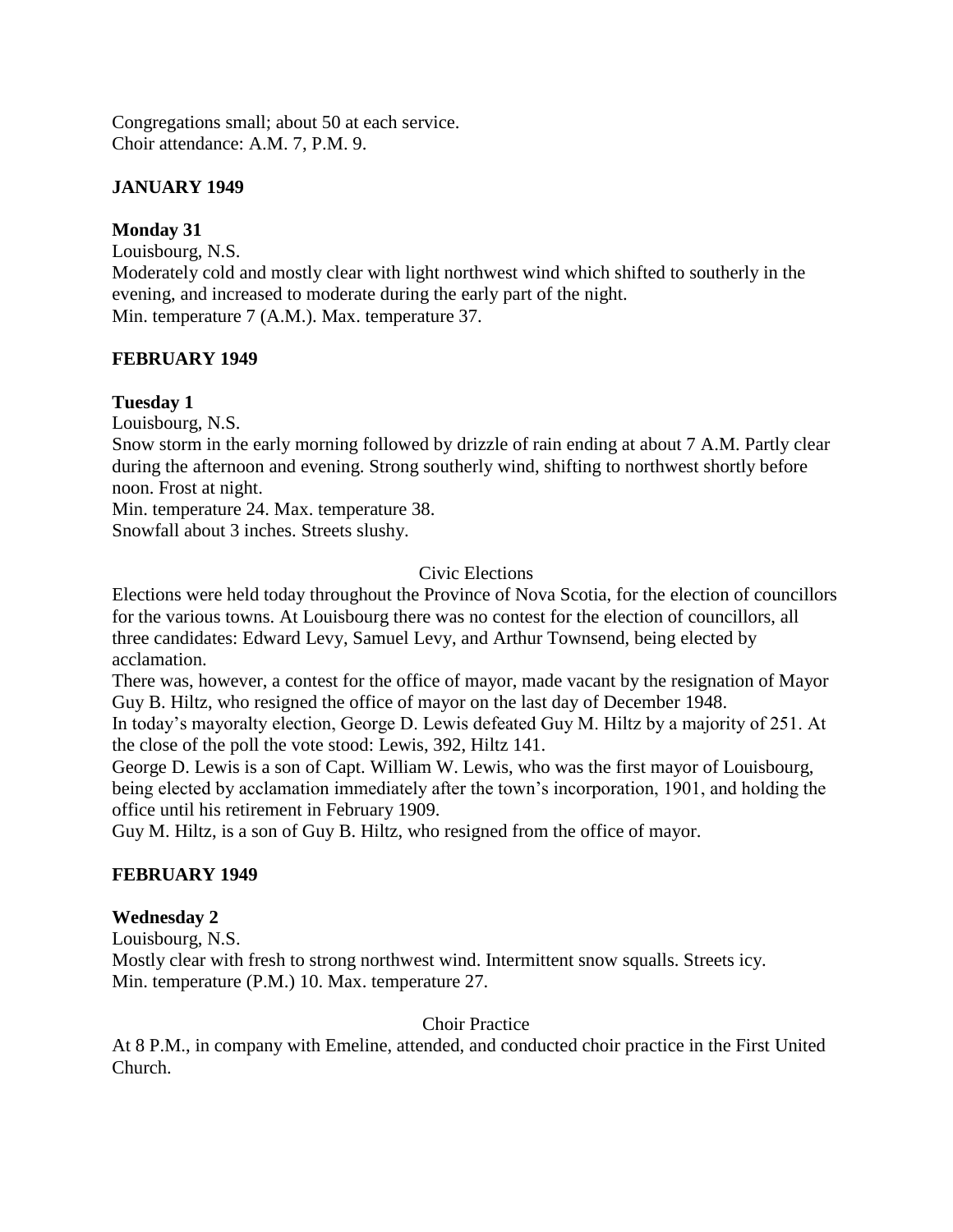Congregations small; about 50 at each service.
Choir attendance: A.M. 7, P.M. 9.

**JANUARY 1949**

**Monday 31**

Louisbourg, N.S.
Moderately cold and mostly clear with light northwest wind which shifted to southerly in the evening, and increased to moderate during the early part of the night.
Min. temperature 7 (A.M.). Max. temperature 37.

**FEBRUARY 1949**

**Tuesday 1**

Louisbourg, N.S.
Snow storm in the early morning followed by drizzle of rain ending at about 7 A.M. Partly clear during the afternoon and evening. Strong southerly wind, shifting to northwest shortly before noon. Frost at night.
Min. temperature 24. Max. temperature 38.
Snowfall about 3 inches. Streets slushy.

Civic Elections

Elections were held today throughout the Province of Nova Scotia, for the election of councillors for the various towns. At Louisbourg there was no contest for the election of councillors, all three candidates: Edward Levy, Samuel Levy, and Arthur Townsend, being elected by acclamation.
There was, however, a contest for the office of mayor, made vacant by the resignation of Mayor Guy B. Hiltz, who resigned the office of mayor on the last day of December 1948.
In today's mayoralty election, George D. Lewis defeated Guy M. Hiltz by a majority of 251. At the close of the poll the vote stood: Lewis, 392, Hiltz 141.
George D. Lewis is a son of Capt. William W. Lewis, who was the first mayor of Louisbourg, being elected by acclamation immediately after the town's incorporation, 1901, and holding the office until his retirement in February 1909.
Guy M. Hiltz, is a son of Guy B. Hiltz, who resigned from the office of mayor.

**FEBRUARY 1949**

**Wednesday 2**

Louisbourg, N.S.
Mostly clear with fresh to strong northwest wind. Intermittent snow squalls. Streets icy.
Min. temperature (P.M.) 10. Max. temperature 27.

Choir Practice

At 8 P.M., in company with Emeline, attended, and conducted choir practice in the First United Church.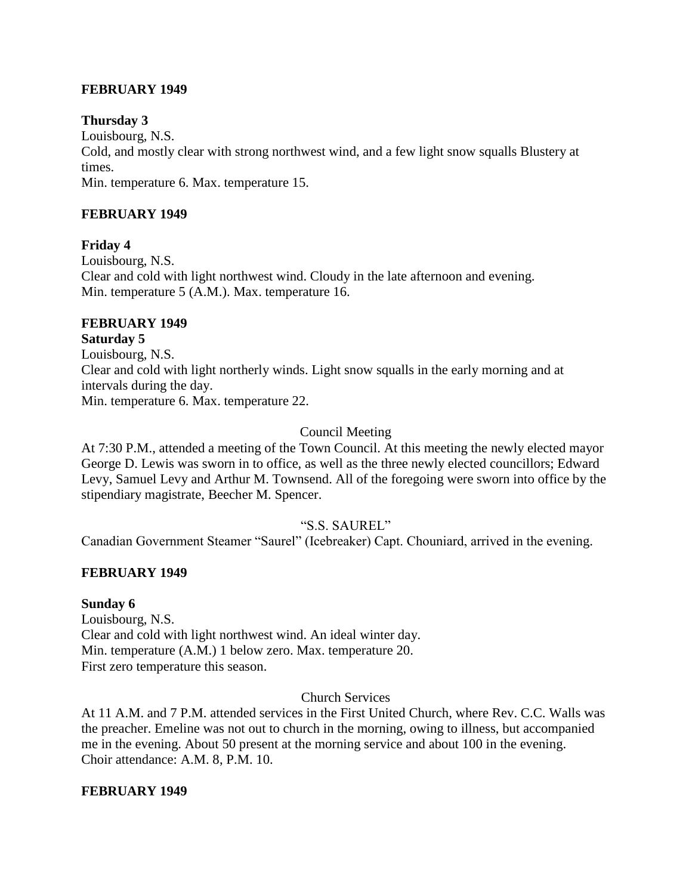**FEBRUARY 1949**

**Thursday 3**
Louisbourg, N.S.
Cold, and mostly clear with strong northwest wind, and a few light snow squalls Blustery at times.
Min. temperature 6. Max. temperature 15.

**FEBRUARY 1949**

**Friday 4**
Louisbourg, N.S.
Clear and cold with light northwest wind. Cloudy in the late afternoon and evening.
Min. temperature 5 (A.M.). Max. temperature 16.

**FEBRUARY 1949**

**Saturday 5**
Louisbourg, N.S.
Clear and cold with light northerly winds. Light snow squalls in the early morning and at intervals during the day.
Min. temperature 6. Max. temperature 22.

Council Meeting

At 7:30 P.M., attended a meeting of the Town Council. At this meeting the newly elected mayor George D. Lewis was sworn in to office, as well as the three newly elected councillors; Edward Levy, Samuel Levy and Arthur M. Townsend. All of the foregoing were sworn into office by the stipendiary magistrate, Beecher M. Spencer.

"S.S. SAUREL"

Canadian Government Steamer "Saurel" (Icebreaker) Capt. Chouniard, arrived in the evening.

**FEBRUARY 1949**

**Sunday 6**
Louisbourg, N.S.
Clear and cold with light northwest wind. An ideal winter day.
Min. temperature (A.M.) 1 below zero. Max. temperature 20.
First zero temperature this season.

Church Services

At 11 A.M. and 7 P.M. attended services in the First United Church, where Rev. C.C. Walls was the preacher. Emeline was not out to church in the morning, owing to illness, but accompanied me in the evening. About 50 present at the morning service and about 100 in the evening.
Choir attendance: A.M. 8, P.M. 10.

**FEBRUARY 1949**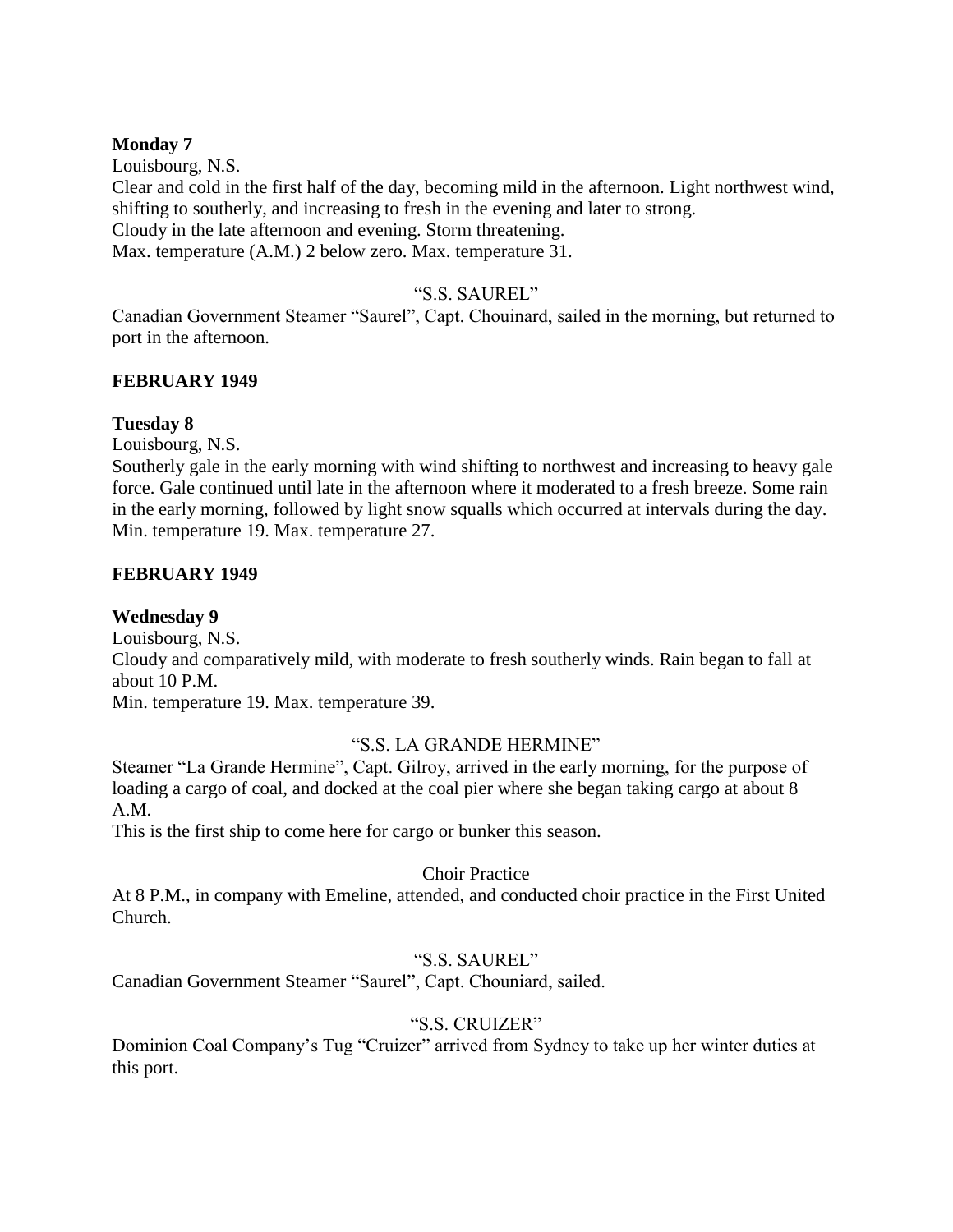**Monday 7**

Louisbourg, N.S.

Clear and cold in the first half of the day, becoming mild in the afternoon. Light northwest wind, shifting to southerly, and increasing to fresh in the evening and later to strong.

Cloudy in the late afternoon and evening. Storm threatening.

Max. temperature (A.M.) 2 below zero. Max. temperature 31.

"S.S. SAUREL"

Canadian Government Steamer "Saurel", Capt. Chouinard, sailed in the morning, but returned to port in the afternoon.

**FEBRUARY 1949**

**Tuesday 8**

Louisbourg, N.S.

Southerly gale in the early morning with wind shifting to northwest and increasing to heavy gale force. Gale continued until late in the afternoon where it moderated to a fresh breeze. Some rain in the early morning, followed by light snow squalls which occurred at intervals during the day.

Min. temperature 19. Max. temperature 27.

**FEBRUARY 1949**

**Wednesday 9**

Louisbourg, N.S.

Cloudy and comparatively mild, with moderate to fresh southerly winds. Rain began to fall at about 10 P.M.

Min. temperature 19. Max. temperature 39.

"S.S. LA GRANDE HERMINE"

Steamer "La Grande Hermine", Capt. Gilroy, arrived in the early morning, for the purpose of loading a cargo of coal, and docked at the coal pier where she began taking cargo at about 8 A.M.

This is the first ship to come here for cargo or bunker this season.

Choir Practice

At 8 P.M., in company with Emeline, attended, and conducted choir practice in the First United Church.

"S.S. SAUREL"

Canadian Government Steamer "Saurel", Capt. Chouniard, sailed.

"S.S. CRUIZER"

Dominion Coal Company's Tug "Cruizer" arrived from Sydney to take up her winter duties at this port.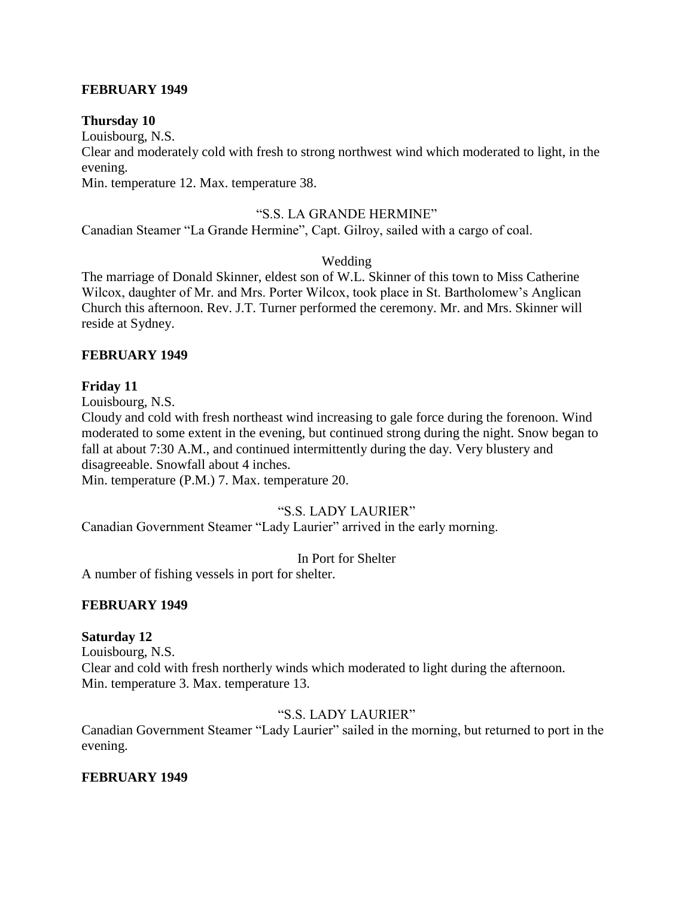**FEBRUARY 1949**

**Thursday 10**

Louisbourg, N.S.

Clear and moderately cold with fresh to strong northwest wind which moderated to light, in the evening.

Min. temperature 12. Max. temperature 38.

"S.S. LA GRANDE HERMINE"

Canadian Steamer "La Grande Hermine", Capt. Gilroy, sailed with a cargo of coal.

Wedding

The marriage of Donald Skinner, eldest son of W.L. Skinner of this town to Miss Catherine Wilcox, daughter of Mr. and Mrs. Porter Wilcox, took place in St. Bartholomew's Anglican Church this afternoon. Rev. J.T. Turner performed the ceremony. Mr. and Mrs. Skinner will reside at Sydney.

**FEBRUARY 1949**

**Friday 11**

Louisbourg, N.S.

Cloudy and cold with fresh northeast wind increasing to gale force during the forenoon. Wind moderated to some extent in the evening, but continued strong during the night. Snow began to fall at about 7:30 A.M., and continued intermittently during the day. Very blustery and disagreeable. Snowfall about 4 inches.

Min. temperature (P.M.) 7. Max. temperature 20.

"S.S. LADY LAURIER"

Canadian Government Steamer "Lady Laurier" arrived in the early morning.

In Port for Shelter

A number of fishing vessels in port for shelter.

**FEBRUARY 1949**

**Saturday 12**

Louisbourg, N.S.

Clear and cold with fresh northerly winds which moderated to light during the afternoon.

Min. temperature 3. Max. temperature 13.

"S.S. LADY LAURIER"

Canadian Government Steamer "Lady Laurier" sailed in the morning, but returned to port in the evening.

**FEBRUARY 1949**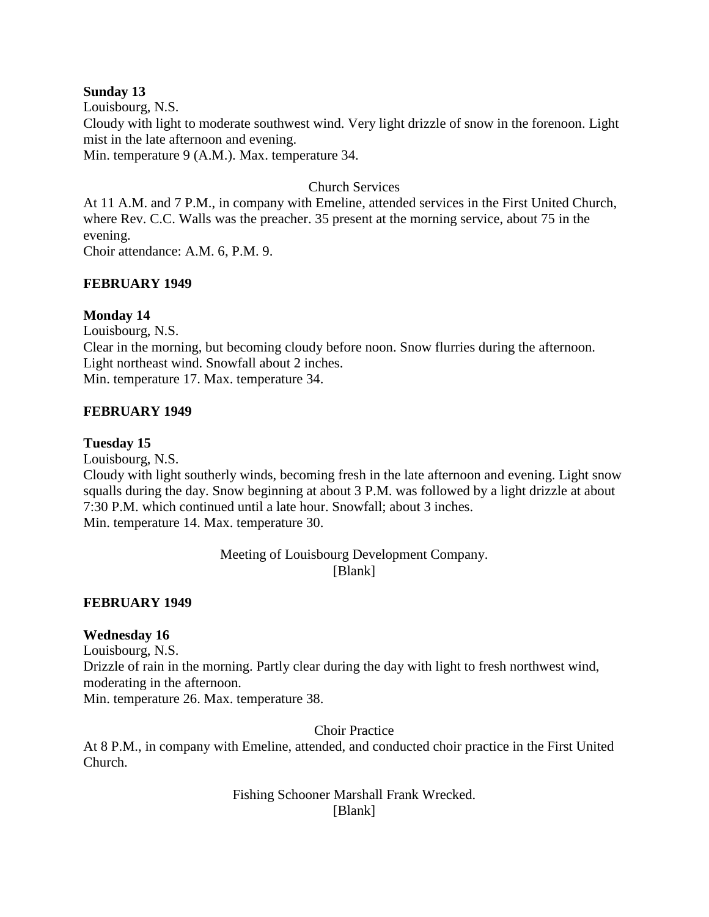**Sunday 13**
Louisbourg, N.S.
Cloudy with light to moderate southwest wind. Very light drizzle of snow in the forenoon. Light mist in the late afternoon and evening.
Min. temperature 9 (A.M.). Max. temperature 34.

Church Services
At 11 A.M. and 7 P.M., in company with Emeline, attended services in the First United Church, where Rev. C.C. Walls was the preacher. 35 present at the morning service, about 75 in the evening.
Choir attendance: A.M. 6, P.M. 9.

**FEBRUARY 1949**

**Monday 14**
Louisbourg, N.S.
Clear in the morning, but becoming cloudy before noon. Snow flurries during the afternoon. Light northeast wind. Snowfall about 2 inches.
Min. temperature 17. Max. temperature 34.

**FEBRUARY 1949**

**Tuesday 15**
Louisbourg, N.S.
Cloudy with light southerly winds, becoming fresh in the late afternoon and evening. Light snow squalls during the day. Snow beginning at about 3 P.M. was followed by a light drizzle at about 7:30 P.M. which continued until a late hour. Snowfall; about 3 inches.
Min. temperature 14. Max. temperature 30.

Meeting of Louisbourg Development Company.
[Blank]

**FEBRUARY 1949**

**Wednesday 16**
Louisbourg, N.S.
Drizzle of rain in the morning. Partly clear during the day with light to fresh northwest wind, moderating in the afternoon.
Min. temperature 26. Max. temperature 38.

Choir Practice
At 8 P.M., in company with Emeline, attended, and conducted choir practice in the First United Church.

Fishing Schooner Marshall Frank Wrecked.
[Blank]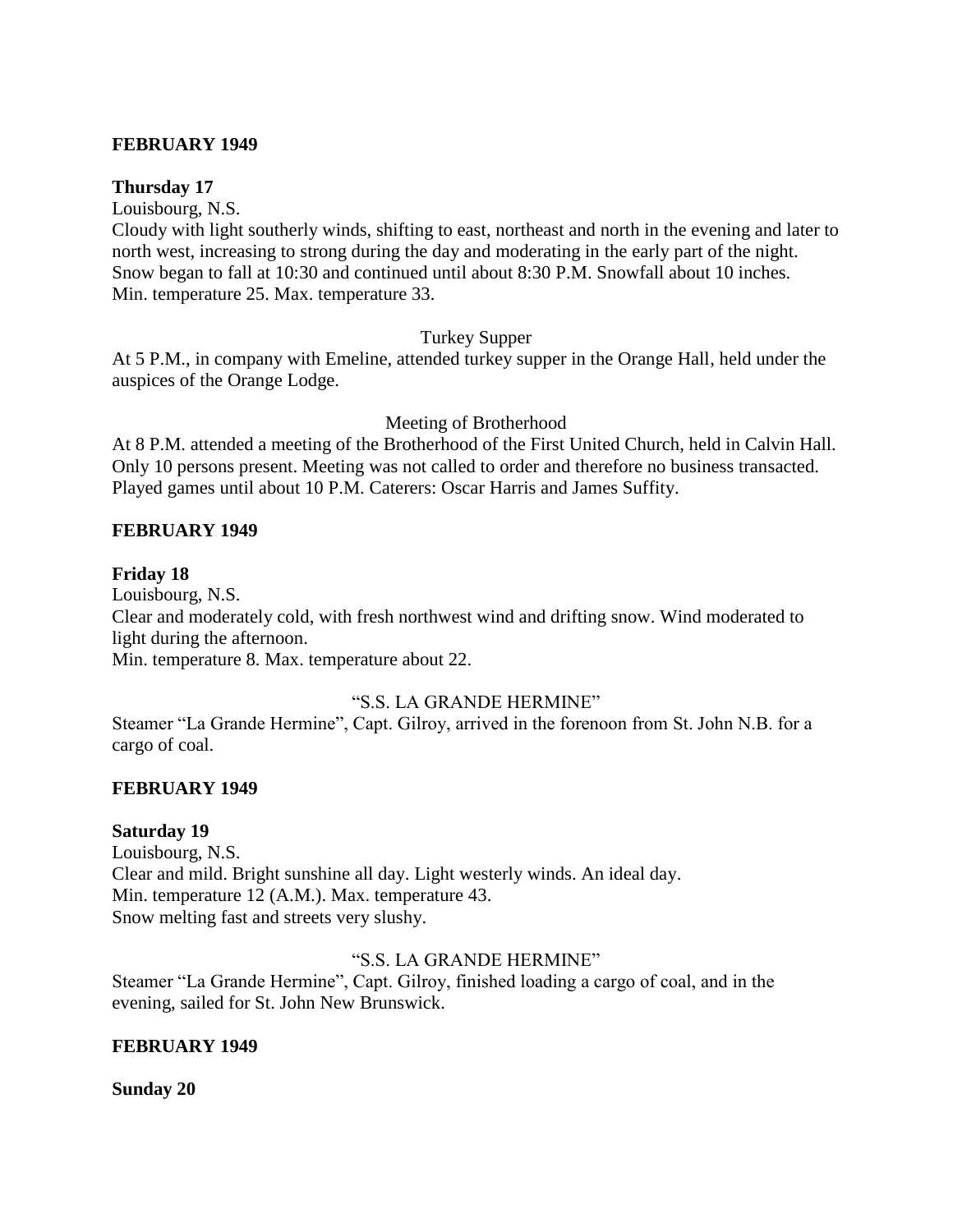**FEBRUARY 1949**

**Thursday 17**

Louisbourg, N.S.

Cloudy with light southerly winds, shifting to east, northeast and north in the evening and later to north west, increasing to strong during the day and moderating in the early part of the night. Snow began to fall at 10:30 and continued until about 8:30 P.M. Snowfall about 10 inches.

Min. temperature 25. Max. temperature 33.

Turkey Supper

At 5 P.M., in company with Emeline, attended turkey supper in the Orange Hall, held under the auspices of the Orange Lodge.

Meeting of Brotherhood

At 8 P.M. attended a meeting of the Brotherhood of the First United Church, held in Calvin Hall. Only 10 persons present. Meeting was not called to order and therefore no business transacted. Played games until about 10 P.M. Caterers: Oscar Harris and James Suffity.

**FEBRUARY 1949**

**Friday 18**

Louisbourg, N.S.

Clear and moderately cold, with fresh northwest wind and drifting snow. Wind moderated to light during the afternoon.

Min. temperature 8. Max. temperature about 22.

"S.S. LA GRANDE HERMINE"

Steamer "La Grande Hermine", Capt. Gilroy, arrived in the forenoon from St. John N.B. for a cargo of coal.

**FEBRUARY 1949**

**Saturday 19**

Louisbourg, N.S.

Clear and mild. Bright sunshine all day. Light westerly winds. An ideal day.

Min. temperature 12 (A.M.). Max. temperature 43.

Snow melting fast and streets very slushy.

"S.S. LA GRANDE HERMINE"

Steamer "La Grande Hermine", Capt. Gilroy, finished loading a cargo of coal, and in the evening, sailed for St. John New Brunswick.

**FEBRUARY 1949**

**Sunday 20**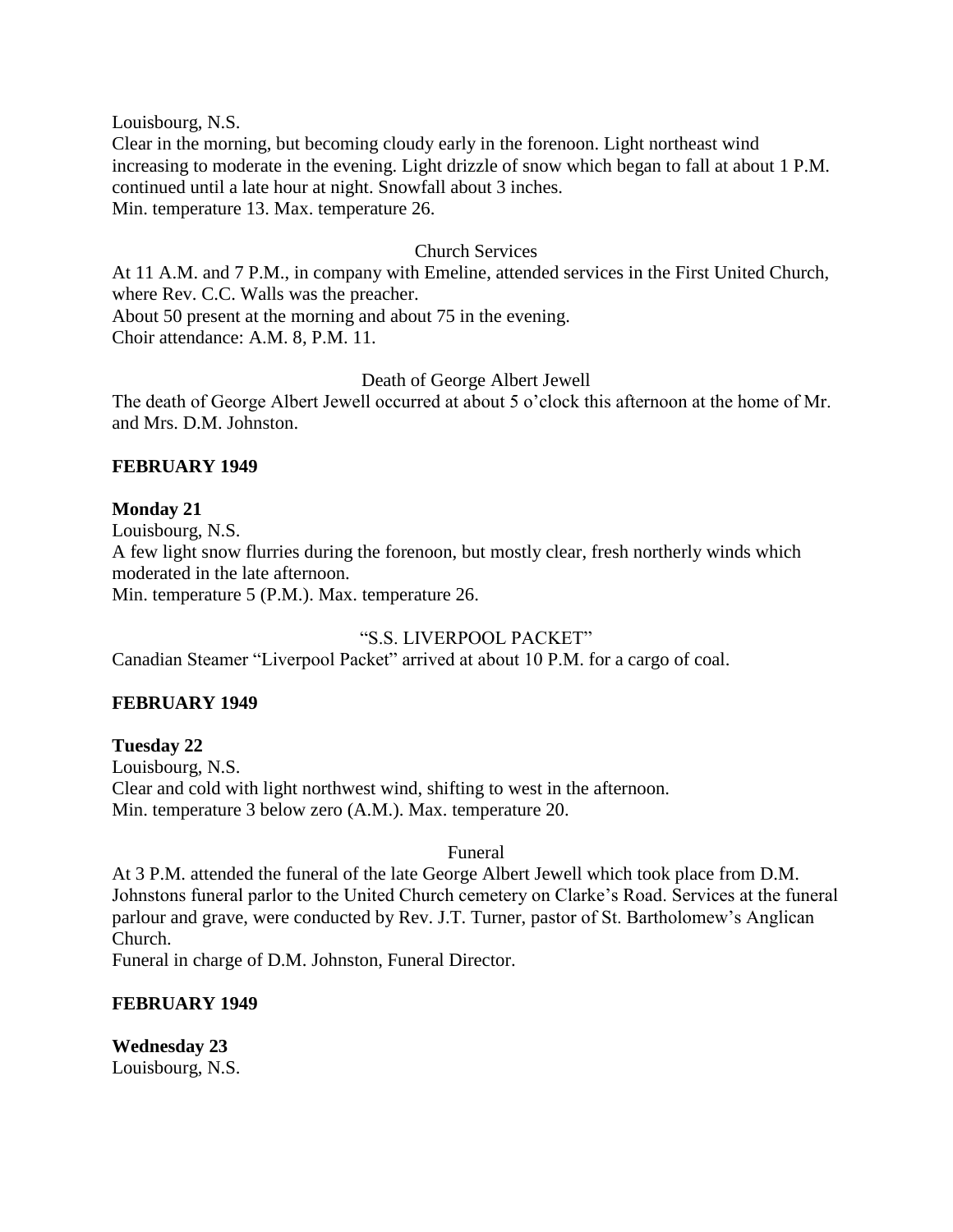Louisbourg, N.S.
Clear in the morning, but becoming cloudy early in the forenoon. Light northeast wind increasing to moderate in the evening. Light drizzle of snow which began to fall at about 1 P.M. continued until a late hour at night. Snowfall about 3 inches.
Min. temperature 13. Max. temperature 26.

Church Services

At 11 A.M. and 7 P.M., in company with Emeline, attended services in the First United Church, where Rev. C.C. Walls was the preacher.
About 50 present at the morning and about 75 in the evening.
Choir attendance: A.M. 8, P.M. 11.

Death of George Albert Jewell

The death of George Albert Jewell occurred at about 5 o'clock this afternoon at the home of Mr. and Mrs. D.M. Johnston.

**FEBRUARY 1949**

**Monday 21**
Louisbourg, N.S.
A few light snow flurries during the forenoon, but mostly clear, fresh northerly winds which moderated in the late afternoon.
Min. temperature 5 (P.M.). Max. temperature 26.

"S.S. LIVERPOOL PACKET"

Canadian Steamer "Liverpool Packet" arrived at about 10 P.M. for a cargo of coal.

**FEBRUARY 1949**

**Tuesday 22**
Louisbourg, N.S.
Clear and cold with light northwest wind, shifting to west in the afternoon.
Min. temperature 3 below zero (A.M.). Max. temperature 20.

Funeral

At 3 P.M. attended the funeral of the late George Albert Jewell which took place from D.M. Johnstons funeral parlor to the United Church cemetery on Clarke's Road. Services at the funeral parlour and grave, were conducted by Rev. J.T. Turner, pastor of St. Bartholomew's Anglican Church.
Funeral in charge of D.M. Johnston, Funeral Director.

**FEBRUARY 1949**

**Wednesday 23**
Louisbourg, N.S.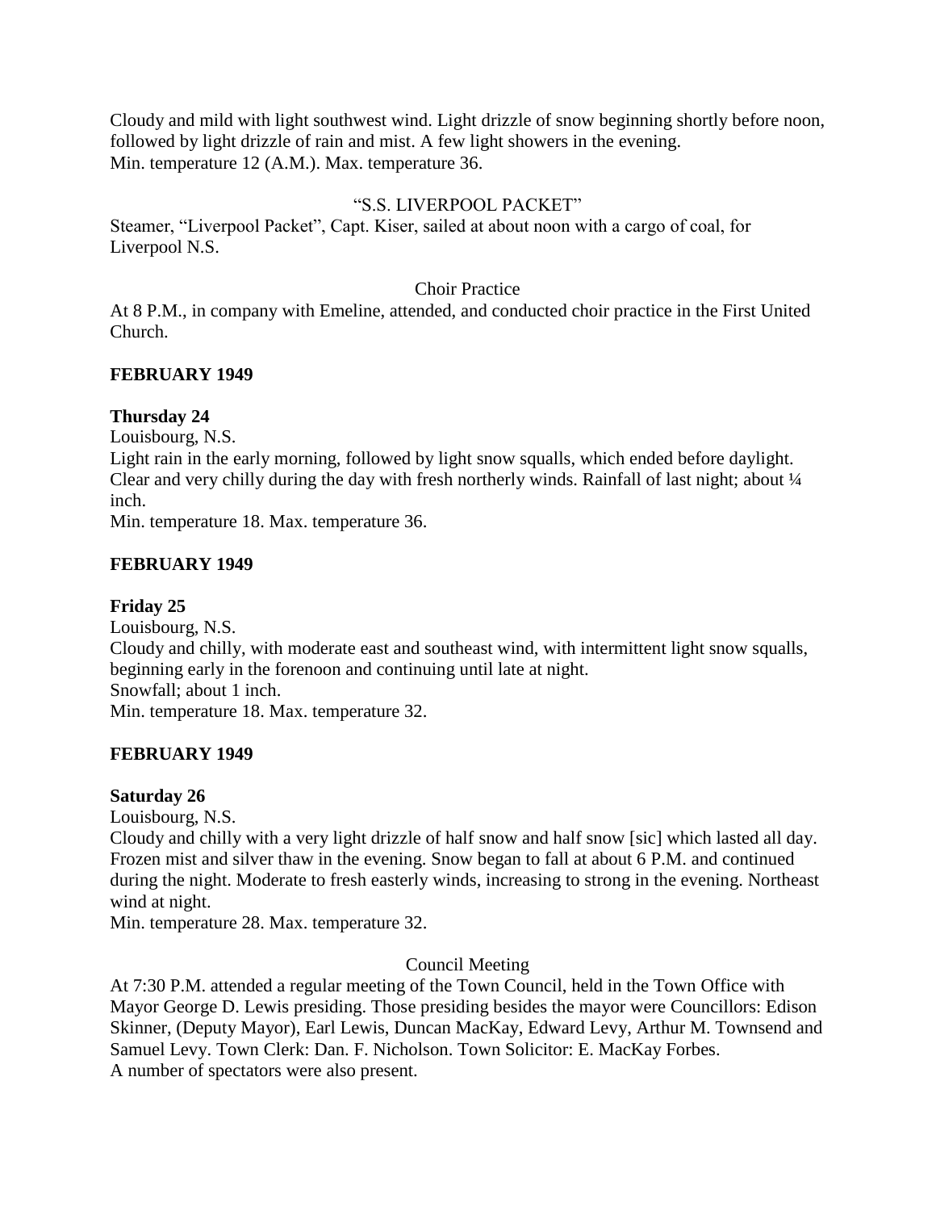Cloudy and mild with light southwest wind. Light drizzle of snow beginning shortly before noon, followed by light drizzle of rain and mist. A few light showers in the evening.
Min. temperature 12 (A.M.). Max. temperature 36.

"S.S. LIVERPOOL PACKET"

Steamer, "Liverpool Packet", Capt. Kiser, sailed at about noon with a cargo of coal, for Liverpool N.S.

Choir Practice

At 8 P.M., in company with Emeline, attended, and conducted choir practice in the First United Church.

**FEBRUARY 1949**

**Thursday 24**

Louisbourg, N.S.
Light rain in the early morning, followed by light snow squalls, which ended before daylight. Clear and very chilly during the day with fresh northerly winds. Rainfall of last night; about ¼ inch.
Min. temperature 18. Max. temperature 36.

**FEBRUARY 1949**

**Friday 25**

Louisbourg, N.S.
Cloudy and chilly, with moderate east and southeast wind, with intermittent light snow squalls, beginning early in the forenoon and continuing until late at night.
Snowfall; about 1 inch.
Min. temperature 18. Max. temperature 32.

**FEBRUARY 1949**

**Saturday 26**

Louisbourg, N.S.
Cloudy and chilly with a very light drizzle of half snow and half snow [sic] which lasted all day. Frozen mist and silver thaw in the evening. Snow began to fall at about 6 P.M. and continued during the night. Moderate to fresh easterly winds, increasing to strong in the evening. Northeast wind at night.
Min. temperature 28. Max. temperature 32.

Council Meeting

At 7:30 P.M. attended a regular meeting of the Town Council, held in the Town Office with Mayor George D. Lewis presiding. Those presiding besides the mayor were Councillors: Edison Skinner, (Deputy Mayor), Earl Lewis, Duncan MacKay, Edward Levy, Arthur M. Townsend and Samuel Levy. Town Clerk: Dan. F. Nicholson. Town Solicitor: E. MacKay Forbes.
A number of spectators were also present.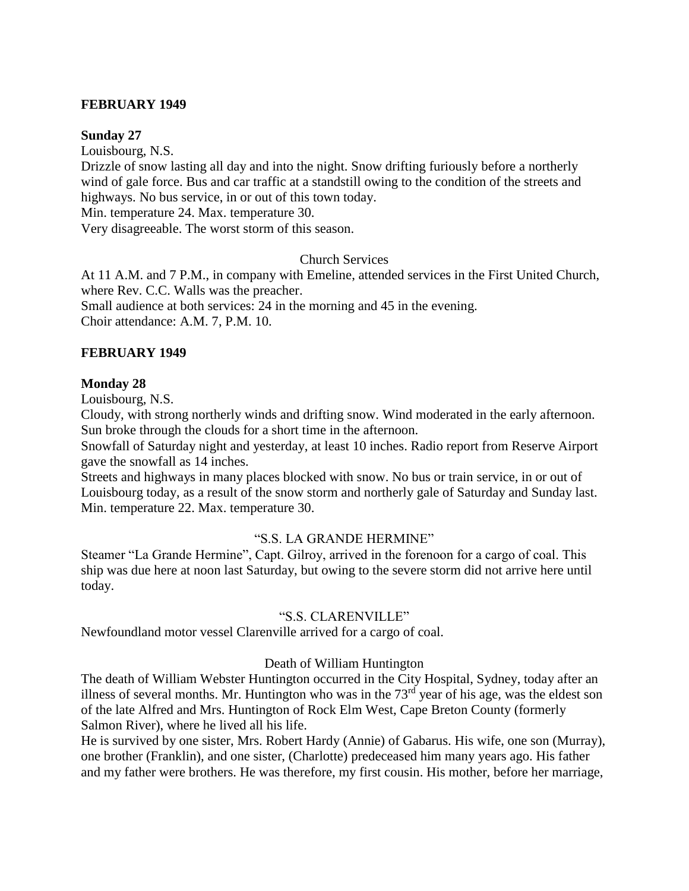**FEBRUARY 1949**

**Sunday 27**

Louisbourg, N.S.

Drizzle of snow lasting all day and into the night. Snow drifting furiously before a northerly wind of gale force. Bus and car traffic at a standstill owing to the condition of the streets and highways. No bus service, in or out of this town today.

Min. temperature 24. Max. temperature 30.

Very disagreeable. The worst storm of this season.

Church Services

At 11 A.M. and 7 P.M., in company with Emeline, attended services in the First United Church, where Rev. C.C. Walls was the preacher.

Small audience at both services: 24 in the morning and 45 in the evening.

Choir attendance: A.M. 7, P.M. 10.

**FEBRUARY 1949**

**Monday 28**

Louisbourg, N.S.

Cloudy, with strong northerly winds and drifting snow. Wind moderated in the early afternoon. Sun broke through the clouds for a short time in the afternoon.

Snowfall of Saturday night and yesterday, at least 10 inches. Radio report from Reserve Airport gave the snowfall as 14 inches.

Streets and highways in many places blocked with snow. No bus or train service, in or out of Louisbourg today, as a result of the snow storm and northerly gale of Saturday and Sunday last.

Min. temperature 22. Max. temperature 30.

"S.S. LA GRANDE HERMINE"

Steamer "La Grande Hermine", Capt. Gilroy, arrived in the forenoon for a cargo of coal. This ship was due here at noon last Saturday, but owing to the severe storm did not arrive here until today.

"S.S. CLARENVILLE"

Newfoundland motor vessel Clarenville arrived for a cargo of coal.

Death of William Huntington

The death of William Webster Huntington occurred in the City Hospital, Sydney, today after an illness of several months. Mr. Huntington who was in the 73rd year of his age, was the eldest son of the late Alfred and Mrs. Huntington of Rock Elm West, Cape Breton County (formerly Salmon River), where he lived all his life.

He is survived by one sister, Mrs. Robert Hardy (Annie) of Gabarus. His wife, one son (Murray), one brother (Franklin), and one sister, (Charlotte) predeceased him many years ago. His father and my father were brothers. He was therefore, my first cousin. His mother, before her marriage,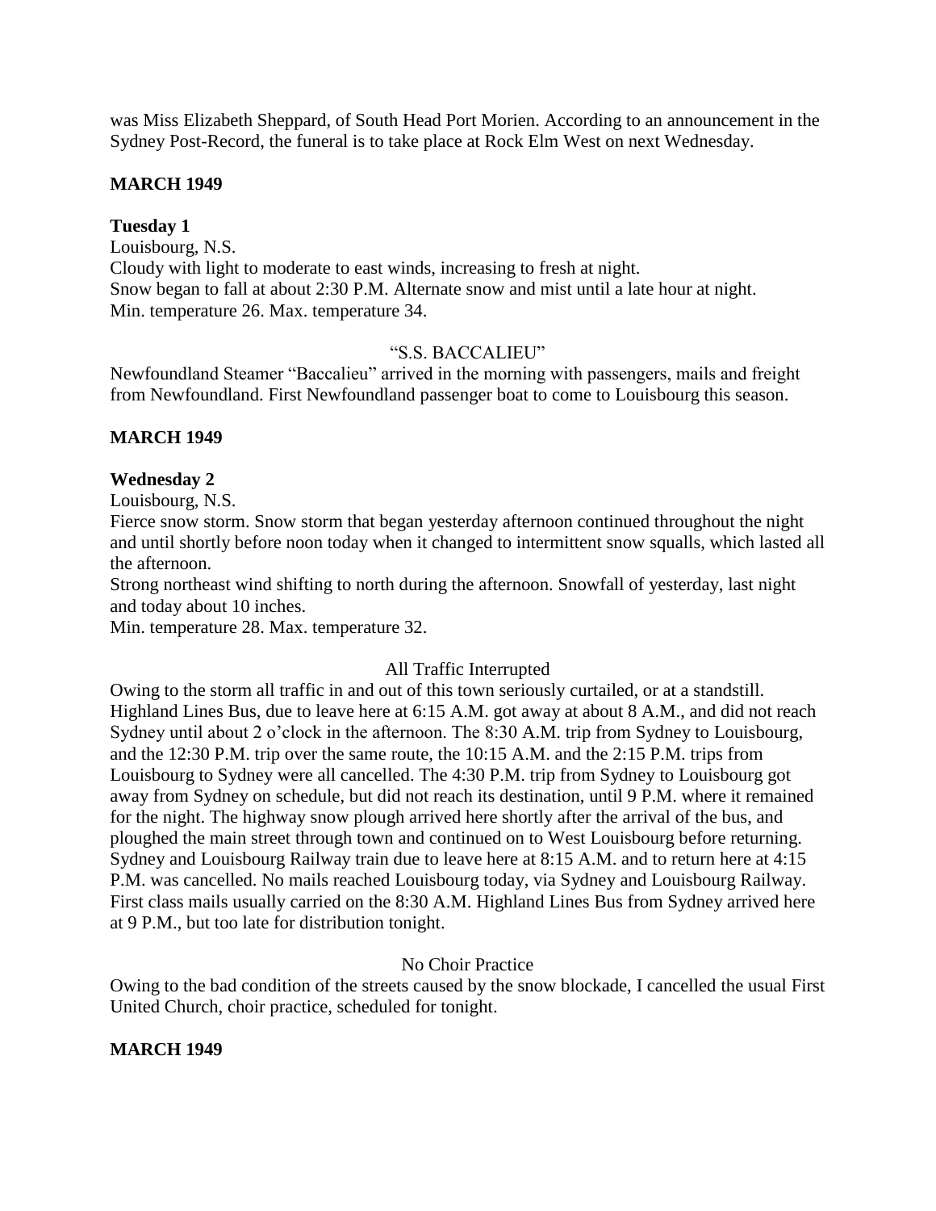was Miss Elizabeth Sheppard, of South Head Port Morien. According to an announcement in the Sydney Post-Record, the funeral is to take place at Rock Elm West on next Wednesday.

**MARCH 1949**

**Tuesday 1**

Louisbourg, N.S.
Cloudy with light to moderate to east winds, increasing to fresh at night.
Snow began to fall at about 2:30 P.M. Alternate snow and mist until a late hour at night.
Min. temperature 26. Max. temperature 34.

"S.S. BACCALIEU"

Newfoundland Steamer "Baccalieu" arrived in the morning with passengers, mails and freight from Newfoundland. First Newfoundland passenger boat to come to Louisbourg this season.

**MARCH 1949**

**Wednesday 2**

Louisbourg, N.S.
Fierce snow storm. Snow storm that began yesterday afternoon continued throughout the night and until shortly before noon today when it changed to intermittent snow squalls, which lasted all the afternoon.
Strong northeast wind shifting to north during the afternoon. Snowfall of yesterday, last night and today about 10 inches.
Min. temperature 28. Max. temperature 32.

All Traffic Interrupted

Owing to the storm all traffic in and out of this town seriously curtailed, or at a standstill. Highland Lines Bus, due to leave here at 6:15 A.M. got away at about 8 A.M., and did not reach Sydney until about 2 o'clock in the afternoon. The 8:30 A.M. trip from Sydney to Louisbourg, and the 12:30 P.M. trip over the same route, the 10:15 A.M. and the 2:15 P.M. trips from Louisbourg to Sydney were all cancelled. The 4:30 P.M. trip from Sydney to Louisbourg got away from Sydney on schedule, but did not reach its destination, until 9 P.M. where it remained for the night. The highway snow plough arrived here shortly after the arrival of the bus, and ploughed the main street through town and continued on to West Louisbourg before returning. Sydney and Louisbourg Railway train due to leave here at 8:15 A.M. and to return here at 4:15 P.M. was cancelled. No mails reached Louisbourg today, via Sydney and Louisbourg Railway. First class mails usually carried on the 8:30 A.M. Highland Lines Bus from Sydney arrived here at 9 P.M., but too late for distribution tonight.

No Choir Practice

Owing to the bad condition of the streets caused by the snow blockade, I cancelled the usual First United Church, choir practice, scheduled for tonight.

**MARCH 1949**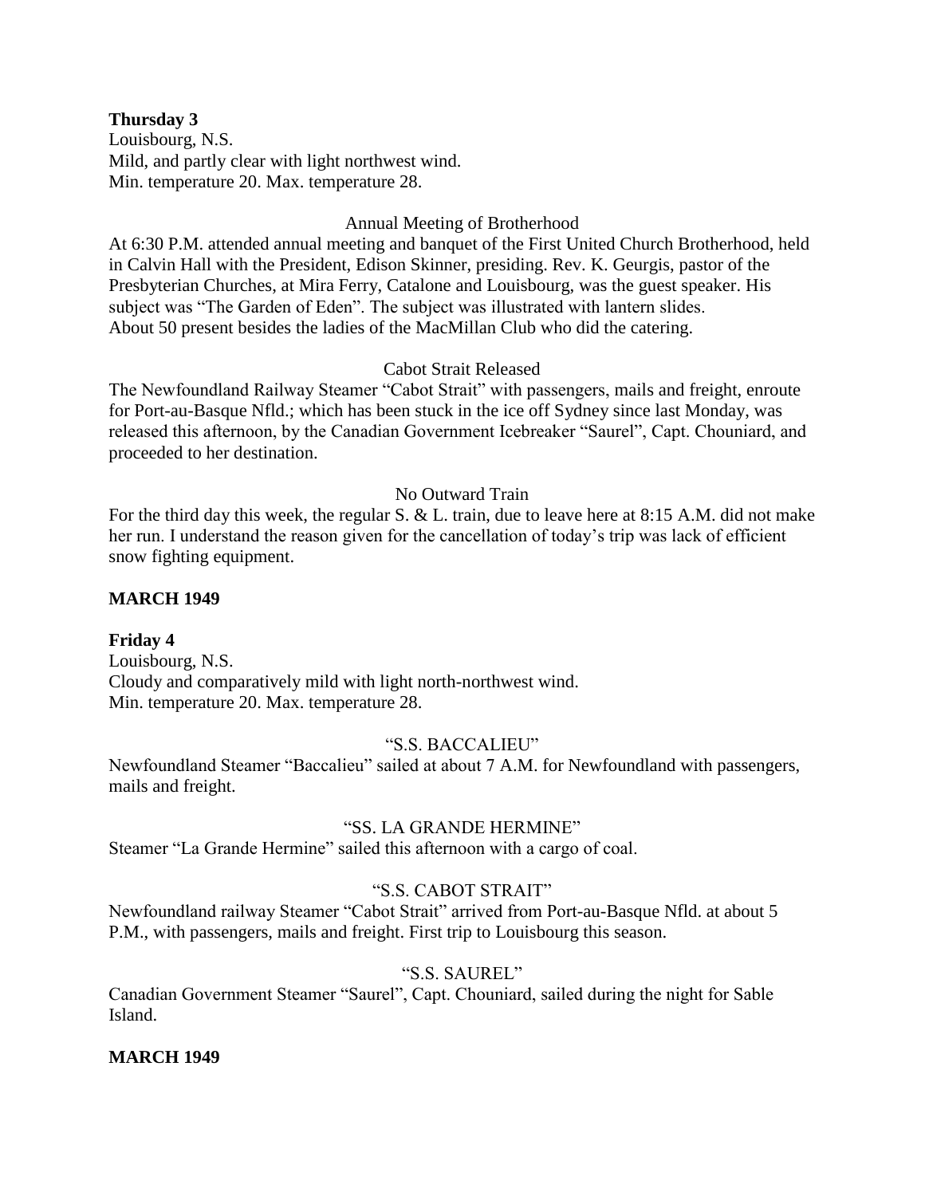**Thursday 3**
Louisbourg, N.S.
Mild, and partly clear with light northwest wind.
Min. temperature 20. Max. temperature 28.

Annual Meeting of Brotherhood

At 6:30 P.M. attended annual meeting and banquet of the First United Church Brotherhood, held in Calvin Hall with the President, Edison Skinner, presiding. Rev. K. Geurgis, pastor of the Presbyterian Churches, at Mira Ferry, Catalone and Louisbourg, was the guest speaker. His subject was "The Garden of Eden". The subject was illustrated with lantern slides.
About 50 present besides the ladies of the MacMillan Club who did the catering.

Cabot Strait Released

The Newfoundland Railway Steamer "Cabot Strait" with passengers, mails and freight, enroute for Port-au-Basque Nfld.; which has been stuck in the ice off Sydney since last Monday, was released this afternoon, by the Canadian Government Icebreaker "Saurel", Capt. Chouniard, and proceeded to her destination.

No Outward Train

For the third day this week, the regular S. & L. train, due to leave here at 8:15 A.M. did not make her run. I understand the reason given for the cancellation of today's trip was lack of efficient snow fighting equipment.

**MARCH 1949**

**Friday 4**
Louisbourg, N.S.
Cloudy and comparatively mild with light north-northwest wind.
Min. temperature 20. Max. temperature 28.

"S.S. BACCALIEU"

Newfoundland Steamer "Baccalieu" sailed at about 7 A.M. for Newfoundland with passengers, mails and freight.

"SS. LA GRANDE HERMINE"

Steamer "La Grande Hermine" sailed this afternoon with a cargo of coal.

"S.S. CABOT STRAIT"

Newfoundland railway Steamer "Cabot Strait" arrived from Port-au-Basque Nfld. at about 5 P.M., with passengers, mails and freight. First trip to Louisbourg this season.

"S.S. SAUREL"

Canadian Government Steamer "Saurel", Capt. Chouniard, sailed during the night for Sable Island.

**MARCH 1949**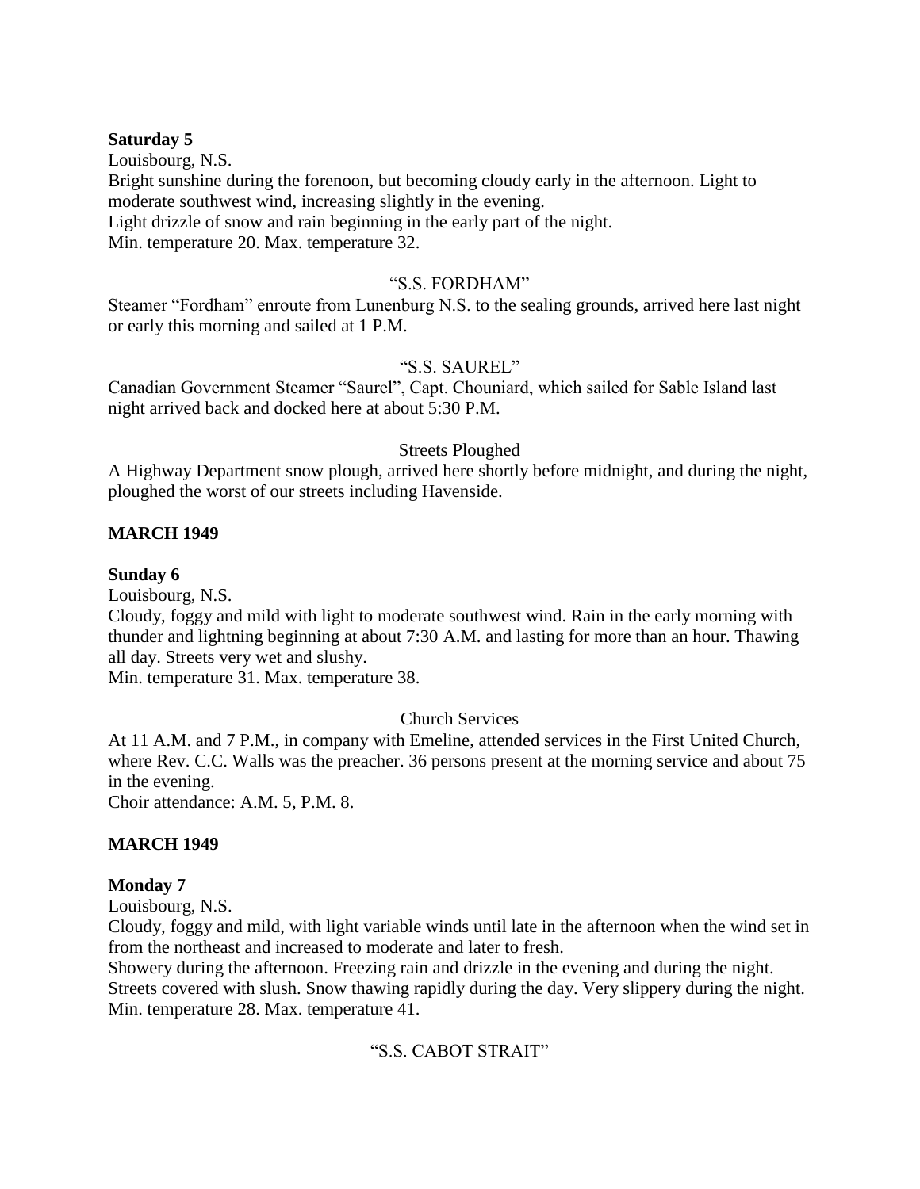**Saturday 5**

Louisbourg, N.S.

Bright sunshine during the forenoon, but becoming cloudy early in the afternoon. Light to moderate southwest wind, increasing slightly in the evening.

Light drizzle of snow and rain beginning in the early part of the night.

Min. temperature 20. Max. temperature 32.

"S.S. FORDHAM"

Steamer "Fordham" enroute from Lunenburg N.S. to the sealing grounds, arrived here last night or early this morning and sailed at 1 P.M.

"S.S. SAUREL"

Canadian Government Steamer "Saurel", Capt. Chouniard, which sailed for Sable Island last night arrived back and docked here at about 5:30 P.M.

Streets Ploughed

A Highway Department snow plough, arrived here shortly before midnight, and during the night, ploughed the worst of our streets including Havenside.

**MARCH 1949**

**Sunday 6**

Louisbourg, N.S.

Cloudy, foggy and mild with light to moderate southwest wind. Rain in the early morning with thunder and lightning beginning at about 7:30 A.M. and lasting for more than an hour. Thawing all day. Streets very wet and slushy.

Min. temperature 31. Max. temperature 38.

Church Services

At 11 A.M. and 7 P.M., in company with Emeline, attended services in the First United Church, where Rev. C.C. Walls was the preacher. 36 persons present at the morning service and about 75 in the evening.

Choir attendance: A.M. 5, P.M. 8.

**MARCH 1949**

**Monday 7**

Louisbourg, N.S.

Cloudy, foggy and mild, with light variable winds until late in the afternoon when the wind set in from the northeast and increased to moderate and later to fresh.

Showery during the afternoon. Freezing rain and drizzle in the evening and during the night. Streets covered with slush. Snow thawing rapidly during the day. Very slippery during the night.

Min. temperature 28. Max. temperature 41.

"S.S. CABOT STRAIT"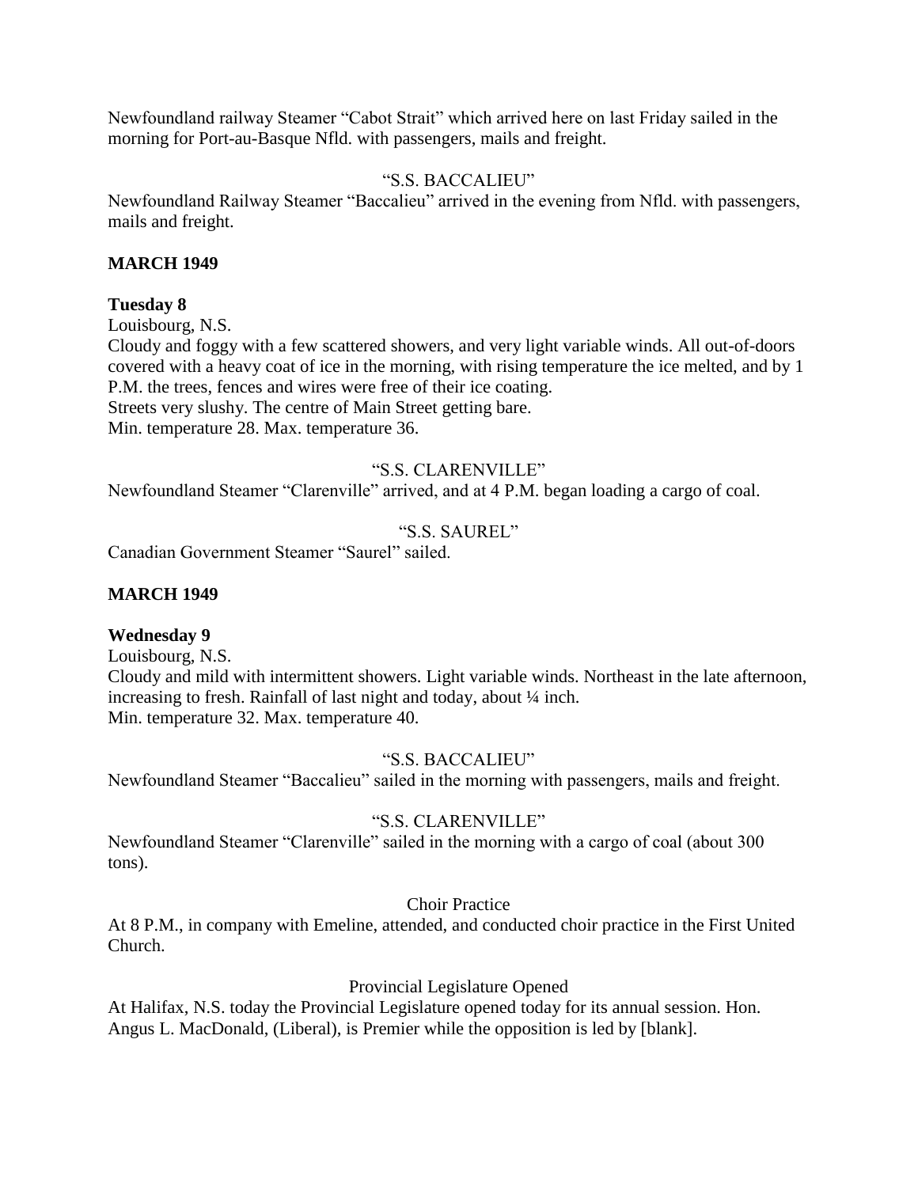Newfoundland railway Steamer "Cabot Strait" which arrived here on last Friday sailed in the morning for Port-au-Basque Nfld. with passengers, mails and freight.

"S.S. BACCALIEU"

Newfoundland Railway Steamer "Baccalieu" arrived in the evening from Nfld. with passengers, mails and freight.

**MARCH 1949**

**Tuesday 8**

Louisbourg, N.S.

Cloudy and foggy with a few scattered showers, and very light variable winds. All out-of-doors covered with a heavy coat of ice in the morning, with rising temperature the ice melted, and by 1 P.M. the trees, fences and wires were free of their ice coating.

Streets very slushy. The centre of Main Street getting bare.

Min. temperature 28. Max. temperature 36.

"S.S. CLARENVILLE"

Newfoundland Steamer "Clarenville" arrived, and at 4 P.M. began loading a cargo of coal.

"S.S. SAUREL"

Canadian Government Steamer "Saurel" sailed.

**MARCH 1949**

**Wednesday 9**

Louisbourg, N.S.

Cloudy and mild with intermittent showers. Light variable winds. Northeast in the late afternoon, increasing to fresh. Rainfall of last night and today, about ¼ inch.

Min. temperature 32. Max. temperature 40.

"S.S. BACCALIEU"

Newfoundland Steamer "Baccalieu" sailed in the morning with passengers, mails and freight.

"S.S. CLARENVILLE"

Newfoundland Steamer "Clarenville" sailed in the morning with a cargo of coal (about 300 tons).

Choir Practice

At 8 P.M., in company with Emeline, attended, and conducted choir practice in the First United Church.

Provincial Legislature Opened

At Halifax, N.S. today the Provincial Legislature opened today for its annual session. Hon. Angus L. MacDonald, (Liberal), is Premier while the opposition is led by [blank].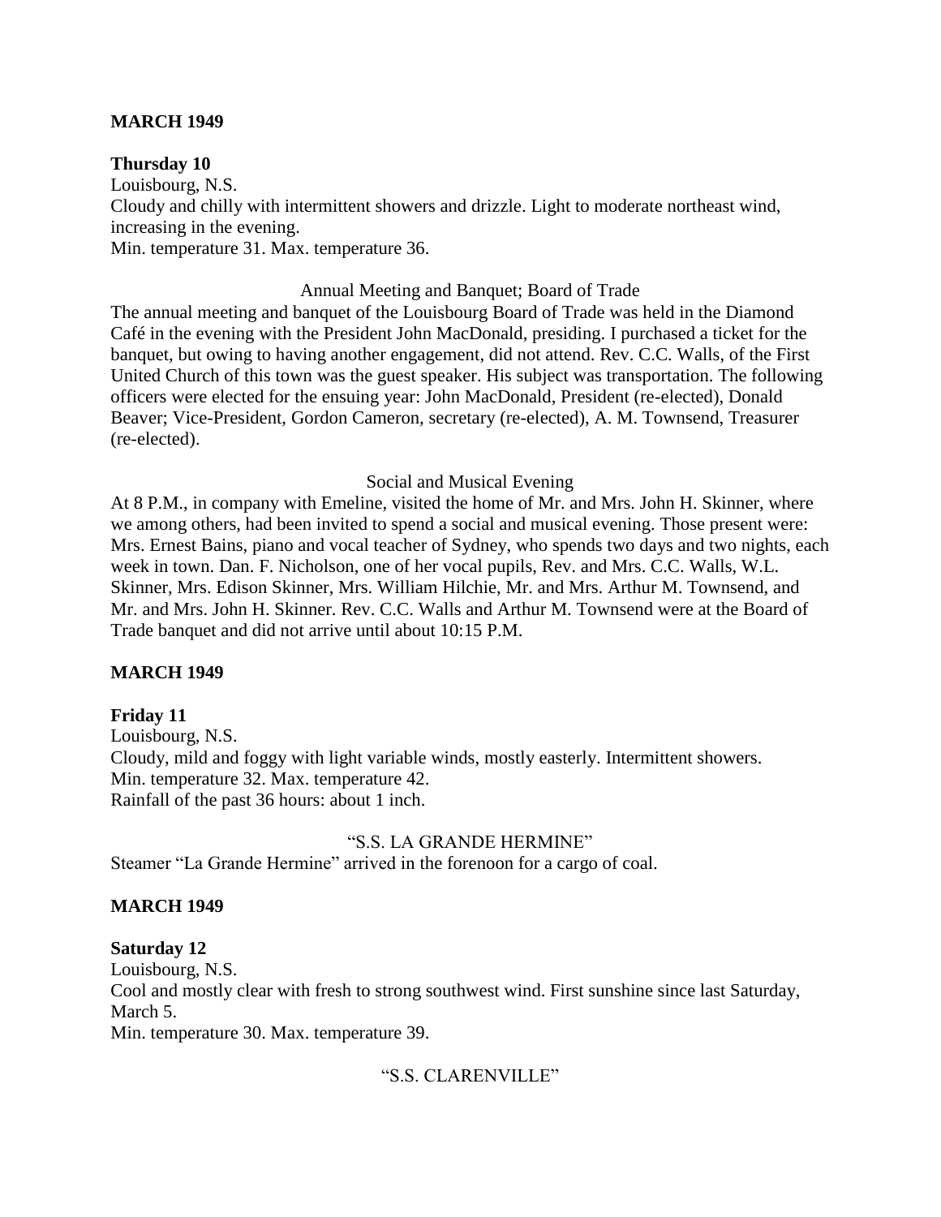**MARCH 1949**

**Thursday 10**
Louisbourg, N.S.
Cloudy and chilly with intermittent showers and drizzle. Light to moderate northeast wind, increasing in the evening.
Min. temperature 31. Max. temperature 36.

Annual Meeting and Banquet; Board of Trade

The annual meeting and banquet of the Louisbourg Board of Trade was held in the Diamond Café in the evening with the President John MacDonald, presiding. I purchased a ticket for the banquet, but owing to having another engagement, did not attend. Rev. C.C. Walls, of the First United Church of this town was the guest speaker. His subject was transportation. The following officers were elected for the ensuing year: John MacDonald, President (re-elected), Donald Beaver; Vice-President, Gordon Cameron, secretary (re-elected), A. M. Townsend, Treasurer (re-elected).

Social and Musical Evening

At 8 P.M., in company with Emeline, visited the home of Mr. and Mrs. John H. Skinner, where we among others, had been invited to spend a social and musical evening. Those present were: Mrs. Ernest Bains, piano and vocal teacher of Sydney, who spends two days and two nights, each week in town. Dan. F. Nicholson, one of her vocal pupils, Rev. and Mrs. C.C. Walls, W.L. Skinner, Mrs. Edison Skinner, Mrs. William Hilchie, Mr. and Mrs. Arthur M. Townsend, and Mr. and Mrs. John H. Skinner. Rev. C.C. Walls and Arthur M. Townsend were at the Board of Trade banquet and did not arrive until about 10:15 P.M.

**MARCH 1949**

**Friday 11**
Louisbourg, N.S.
Cloudy, mild and foggy with light variable winds, mostly easterly. Intermittent showers.
Min. temperature 32. Max. temperature 42.
Rainfall of the past 36 hours: about 1 inch.

"S.S. LA GRANDE HERMINE"

Steamer "La Grande Hermine" arrived in the forenoon for a cargo of coal.

**MARCH 1949**

**Saturday 12**
Louisbourg, N.S.
Cool and mostly clear with fresh to strong southwest wind. First sunshine since last Saturday, March 5.
Min. temperature 30. Max. temperature 39.

"S.S. CLARENVILLE"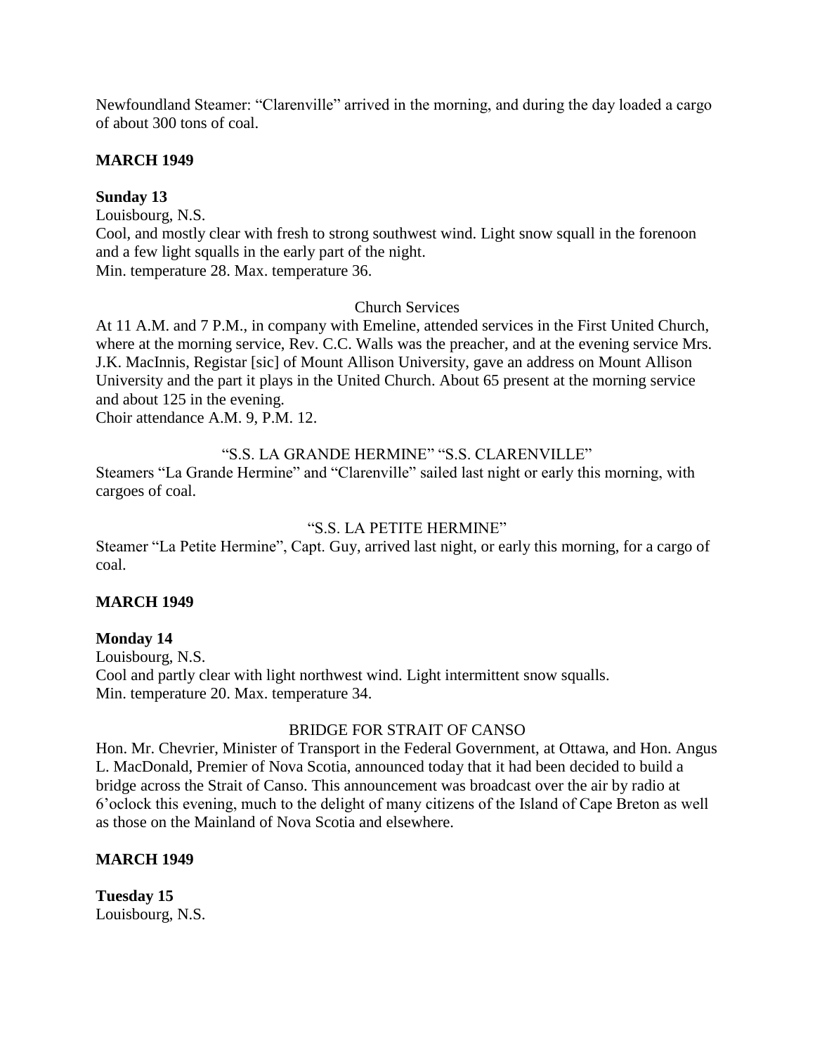Newfoundland Steamer: "Clarenville" arrived in the morning, and during the day loaded a cargo of about 300 tons of coal.

**MARCH 1949**

**Sunday 13**

Louisbourg, N.S.

Cool, and mostly clear with fresh to strong southwest wind. Light snow squall in the forenoon and a few light squalls in the early part of the night.

Min. temperature 28. Max. temperature 36.

Church Services

At 11 A.M. and 7 P.M., in company with Emeline, attended services in the First United Church, where at the morning service, Rev. C.C. Walls was the preacher, and at the evening service Mrs. J.K. MacInnis, Registar [sic] of Mount Allison University, gave an address on Mount Allison University and the part it plays in the United Church. About 65 present at the morning service and about 125 in the evening.

Choir attendance A.M. 9, P.M. 12.

"S.S. LA GRANDE HERMINE" "S.S. CLARENVILLE"

Steamers "La Grande Hermine" and "Clarenville" sailed last night or early this morning, with cargoes of coal.

"S.S. LA PETITE HERMINE"

Steamer "La Petite Hermine", Capt. Guy, arrived last night, or early this morning, for a cargo of coal.

**MARCH 1949**

**Monday 14**

Louisbourg, N.S.

Cool and partly clear with light northwest wind. Light intermittent snow squalls.

Min. temperature 20. Max. temperature 34.

BRIDGE FOR STRAIT OF CANSO

Hon. Mr. Chevrier, Minister of Transport in the Federal Government, at Ottawa, and Hon. Angus L. MacDonald, Premier of Nova Scotia, announced today that it had been decided to build a bridge across the Strait of Canso. This announcement was broadcast over the air by radio at 6'oclock this evening, much to the delight of many citizens of the Island of Cape Breton as well as those on the Mainland of Nova Scotia and elsewhere.

**MARCH 1949**

**Tuesday 15**

Louisbourg, N.S.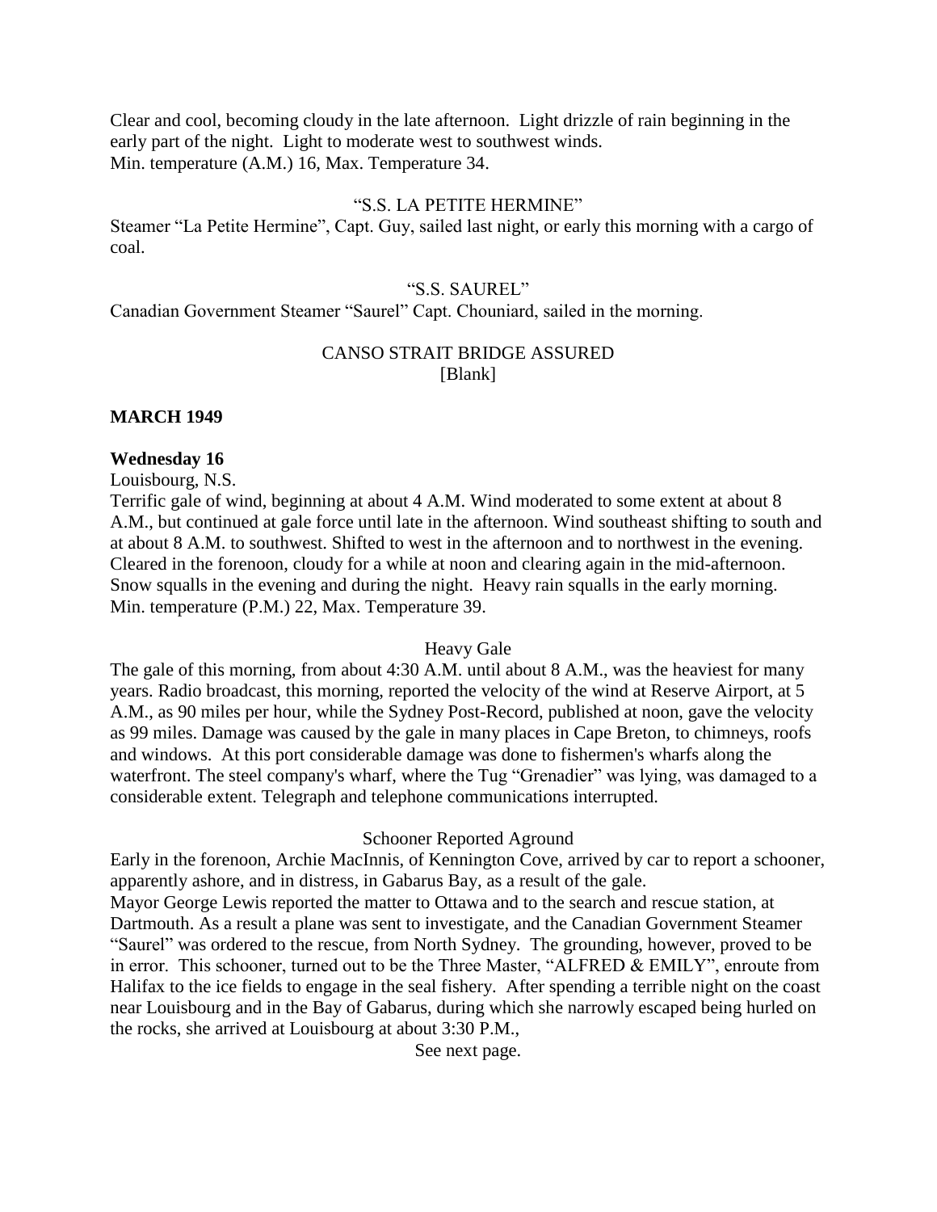Clear and cool, becoming cloudy in the late afternoon. Light drizzle of rain beginning in the early part of the night. Light to moderate west to southwest winds.
Min. temperature (A.M.) 16, Max. Temperature 34.

"S.S. LA PETITE HERMINE"

Steamer "La Petite Hermine", Capt. Guy, sailed last night, or early this morning with a cargo of coal.

"S.S. SAUREL"

Canadian Government Steamer "Saurel" Capt. Chouniard, sailed in the morning.

CANSO STRAIT BRIDGE ASSURED
[Blank]

**MARCH 1949**

**Wednesday 16**

Louisbourg, N.S.
Terrific gale of wind, beginning at about 4 A.M. Wind moderated to some extent at about 8 A.M., but continued at gale force until late in the afternoon. Wind southeast shifting to south and at about 8 A.M. to southwest. Shifted to west in the afternoon and to northwest in the evening. Cleared in the forenoon, cloudy for a while at noon and clearing again in the mid-afternoon. Snow squalls in the evening and during the night. Heavy rain squalls in the early morning.
Min. temperature (P.M.) 22, Max. Temperature 39.

Heavy Gale

The gale of this morning, from about 4:30 A.M. until about 8 A.M., was the heaviest for many years. Radio broadcast, this morning, reported the velocity of the wind at Reserve Airport, at 5 A.M., as 90 miles per hour, while the Sydney Post-Record, published at noon, gave the velocity as 99 miles. Damage was caused by the gale in many places in Cape Breton, to chimneys, roofs and windows. At this port considerable damage was done to fishermen's wharfs along the waterfront. The steel company's wharf, where the Tug "Grenadier" was lying, was damaged to a considerable extent. Telegraph and telephone communications interrupted.

Schooner Reported Aground

Early in the forenoon, Archie MacInnis, of Kennington Cove, arrived by car to report a schooner, apparently ashore, and in distress, in Gabarus Bay, as a result of the gale.
Mayor George Lewis reported the matter to Ottawa and to the search and rescue station, at Dartmouth. As a result a plane was sent to investigate, and the Canadian Government Steamer "Saurel" was ordered to the rescue, from North Sydney. The grounding, however, proved to be in error. This schooner, turned out to be the Three Master, "ALFRED & EMILY", enroute from Halifax to the ice fields to engage in the seal fishery. After spending a terrible night on the coast near Louisbourg and in the Bay of Gabarus, during which she narrowly escaped being hurled on the rocks, she arrived at Louisbourg at about 3:30 P.M.,

See next page.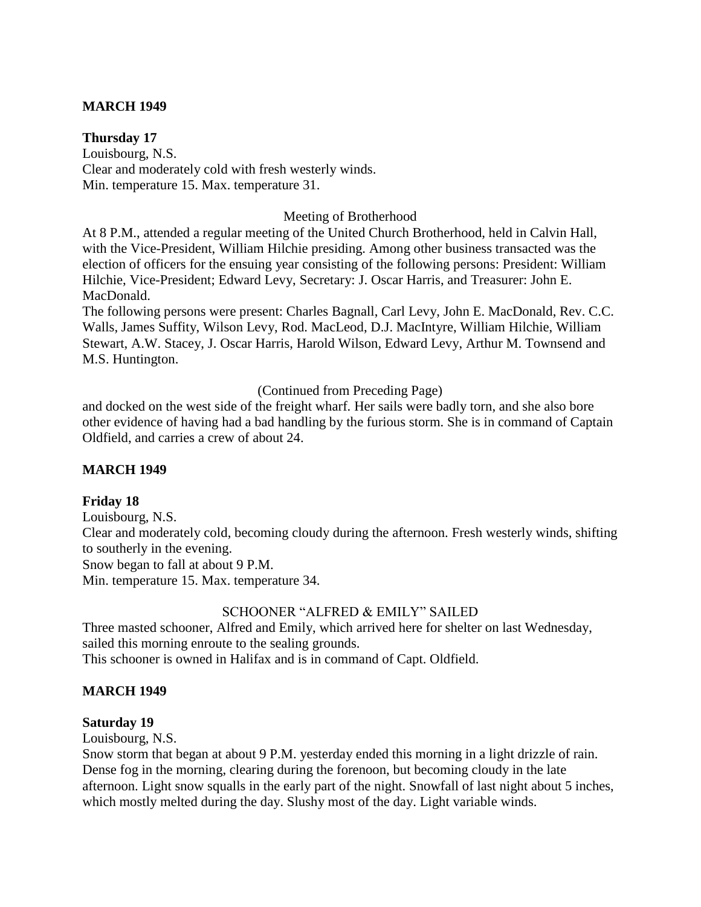**MARCH 1949**

**Thursday 17**

Louisbourg, N.S.
Clear and moderately cold with fresh westerly winds.
Min. temperature 15. Max. temperature 31.

Meeting of Brotherhood

At 8 P.M., attended a regular meeting of the United Church Brotherhood, held in Calvin Hall, with the Vice-President, William Hilchie presiding. Among other business transacted was the election of officers for the ensuing year consisting of the following persons: President: William Hilchie, Vice-President; Edward Levy, Secretary: J. Oscar Harris, and Treasurer: John E. MacDonald.

The following persons were present: Charles Bagnall, Carl Levy, John E. MacDonald, Rev. C.C. Walls, James Suffity, Wilson Levy, Rod. MacLeod, D.J. MacIntyre, William Hilchie, William Stewart, A.W. Stacey, J. Oscar Harris, Harold Wilson, Edward Levy, Arthur M. Townsend and M.S. Huntington.

(Continued from Preceding Page)

and docked on the west side of the freight wharf. Her sails were badly torn, and she also bore other evidence of having had a bad handling by the furious storm. She is in command of Captain Oldfield, and carries a crew of about 24.

**MARCH 1949**

**Friday 18**

Louisbourg, N.S.
Clear and moderately cold, becoming cloudy during the afternoon. Fresh westerly winds, shifting to southerly in the evening.
Snow began to fall at about 9 P.M.
Min. temperature 15. Max. temperature 34.

SCHOONER "ALFRED & EMILY" SAILED

Three masted schooner, Alfred and Emily, which arrived here for shelter on last Wednesday, sailed this morning enroute to the sealing grounds.
This schooner is owned in Halifax and is in command of Capt. Oldfield.

**MARCH 1949**

**Saturday 19**

Louisbourg, N.S.
Snow storm that began at about 9 P.M. yesterday ended this morning in a light drizzle of rain. Dense fog in the morning, clearing during the forenoon, but becoming cloudy in the late afternoon. Light snow squalls in the early part of the night. Snowfall of last night about 5 inches, which mostly melted during the day. Slushy most of the day. Light variable winds.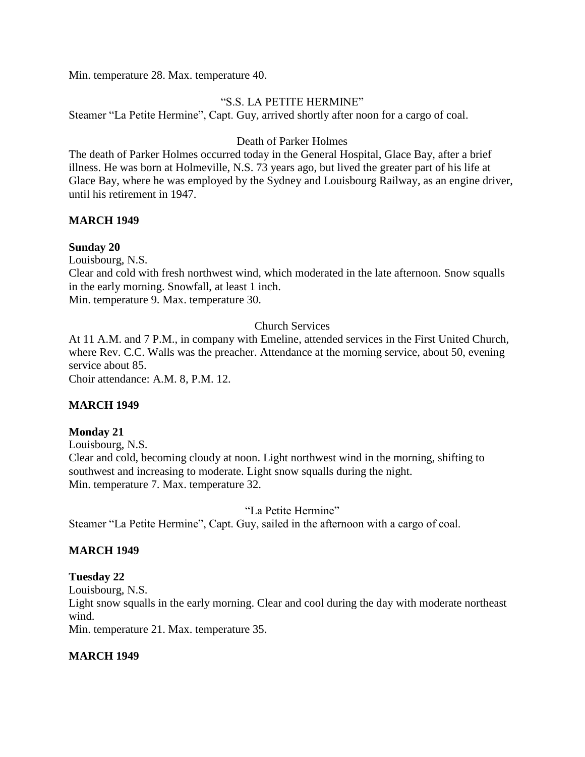Min. temperature 28. Max. temperature 40.

"S.S. LA PETITE HERMINE"

Steamer "La Petite Hermine", Capt. Guy, arrived shortly after noon for a cargo of coal.

Death of Parker Holmes

The death of Parker Holmes occurred today in the General Hospital, Glace Bay, after a brief illness. He was born at Holmeville, N.S. 73 years ago, but lived the greater part of his life at Glace Bay, where he was employed by the Sydney and Louisbourg Railway, as an engine driver, until his retirement in 1947.

**MARCH 1949**

**Sunday 20**

Louisbourg, N.S.

Clear and cold with fresh northwest wind, which moderated in the late afternoon. Snow squalls in the early morning. Snowfall, at least 1 inch.

Min. temperature 9. Max. temperature 30.

Church Services

At 11 A.M. and 7 P.M., in company with Emeline, attended services in the First United Church, where Rev. C.C. Walls was the preacher. Attendance at the morning service, about 50, evening service about 85.

Choir attendance: A.M. 8, P.M. 12.

**MARCH 1949**

**Monday 21**

Louisbourg, N.S.

Clear and cold, becoming cloudy at noon. Light northwest wind in the morning, shifting to southwest and increasing to moderate. Light snow squalls during the night.

Min. temperature 7. Max. temperature 32.

"La Petite Hermine"

Steamer "La Petite Hermine", Capt. Guy, sailed in the afternoon with a cargo of coal.

**MARCH 1949**

**Tuesday 22**

Louisbourg, N.S.

Light snow squalls in the early morning. Clear and cool during the day with moderate northeast wind.

Min. temperature 21. Max. temperature 35.

**MARCH 1949**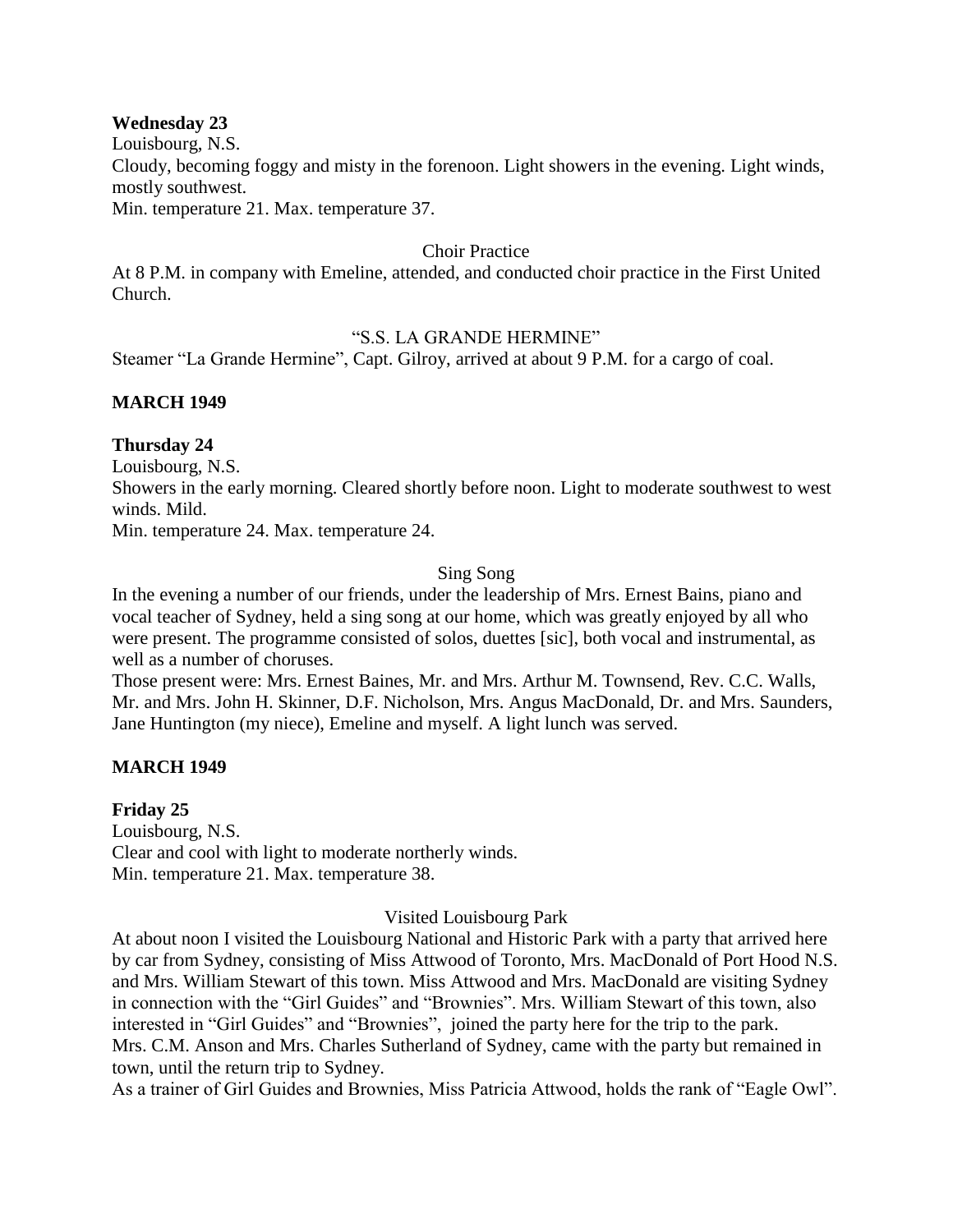**Wednesday 23**

Louisbourg, N.S.

Cloudy, becoming foggy and misty in the forenoon. Light showers in the evening. Light winds, mostly southwest.

Min. temperature 21. Max. temperature 37.

Choir Practice

At 8 P.M. in company with Emeline, attended, and conducted choir practice in the First United Church.

"S.S. LA GRANDE HERMINE"

Steamer "La Grande Hermine", Capt. Gilroy, arrived at about 9 P.M. for a cargo of coal.

**MARCH 1949**

**Thursday 24**

Louisbourg, N.S.

Showers in the early morning. Cleared shortly before noon. Light to moderate southwest to west winds. Mild.

Min. temperature 24. Max. temperature 24.

Sing Song

In the evening a number of our friends, under the leadership of Mrs. Ernest Bains, piano and vocal teacher of Sydney, held a sing song at our home, which was greatly enjoyed by all who were present. The programme consisted of solos, duettes [sic], both vocal and instrumental, as well as a number of choruses.

Those present were: Mrs. Ernest Baines, Mr. and Mrs. Arthur M. Townsend, Rev. C.C. Walls, Mr. and Mrs. John H. Skinner, D.F. Nicholson, Mrs. Angus MacDonald, Dr. and Mrs. Saunders, Jane Huntington (my niece), Emeline and myself. A light lunch was served.

**MARCH 1949**

**Friday 25**

Louisbourg, N.S.

Clear and cool with light to moderate northerly winds.

Min. temperature 21. Max. temperature 38.

Visited Louisbourg Park

At about noon I visited the Louisbourg National and Historic Park with a party that arrived here by car from Sydney, consisting of Miss Attwood of Toronto, Mrs. MacDonald of Port Hood N.S. and Mrs. William Stewart of this town. Miss Attwood and Mrs. MacDonald are visiting Sydney in connection with the "Girl Guides" and "Brownies". Mrs. William Stewart of this town, also interested in "Girl Guides" and "Brownies", joined the party here for the trip to the park. Mrs. C.M. Anson and Mrs. Charles Sutherland of Sydney, came with the party but remained in town, until the return trip to Sydney.

As a trainer of Girl Guides and Brownies, Miss Patricia Attwood, holds the rank of "Eagle Owl".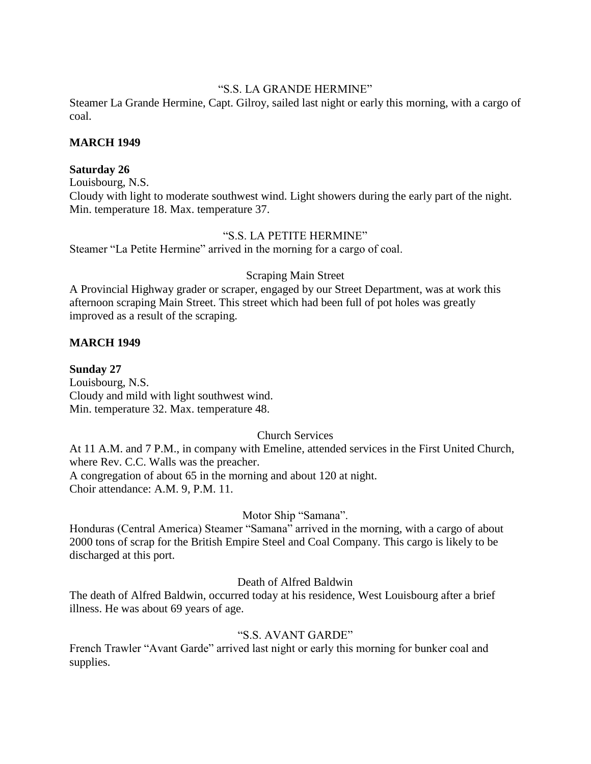"S.S. LA GRANDE HERMINE"

Steamer La Grande Hermine, Capt. Gilroy, sailed last night or early this morning, with a cargo of coal.

**MARCH 1949**

**Saturday 26**

Louisbourg, N.S.

Cloudy with light to moderate southwest wind. Light showers during the early part of the night. Min. temperature 18. Max. temperature 37.

"S.S. LA PETITE HERMINE"

Steamer "La Petite Hermine" arrived in the morning for a cargo of coal.

Scraping Main Street

A Provincial Highway grader or scraper, engaged by our Street Department, was at work this afternoon scraping Main Street. This street which had been full of pot holes was greatly improved as a result of the scraping.

**MARCH 1949**

**Sunday 27**

Louisbourg, N.S.

Cloudy and mild with light southwest wind.

Min. temperature 32. Max. temperature 48.

Church Services

At 11 A.M. and 7 P.M., in company with Emeline, attended services in the First United Church, where Rev. C.C. Walls was the preacher.

A congregation of about 65 in the morning and about 120 at night.

Choir attendance: A.M. 9, P.M. 11.

Motor Ship "Samana".

Honduras (Central America) Steamer "Samana" arrived in the morning, with a cargo of about 2000 tons of scrap for the British Empire Steel and Coal Company. This cargo is likely to be discharged at this port.

Death of Alfred Baldwin

The death of Alfred Baldwin, occurred today at his residence, West Louisbourg after a brief illness. He was about 69 years of age.

"S.S. AVANT GARDE"

French Trawler "Avant Garde" arrived last night or early this morning for bunker coal and supplies.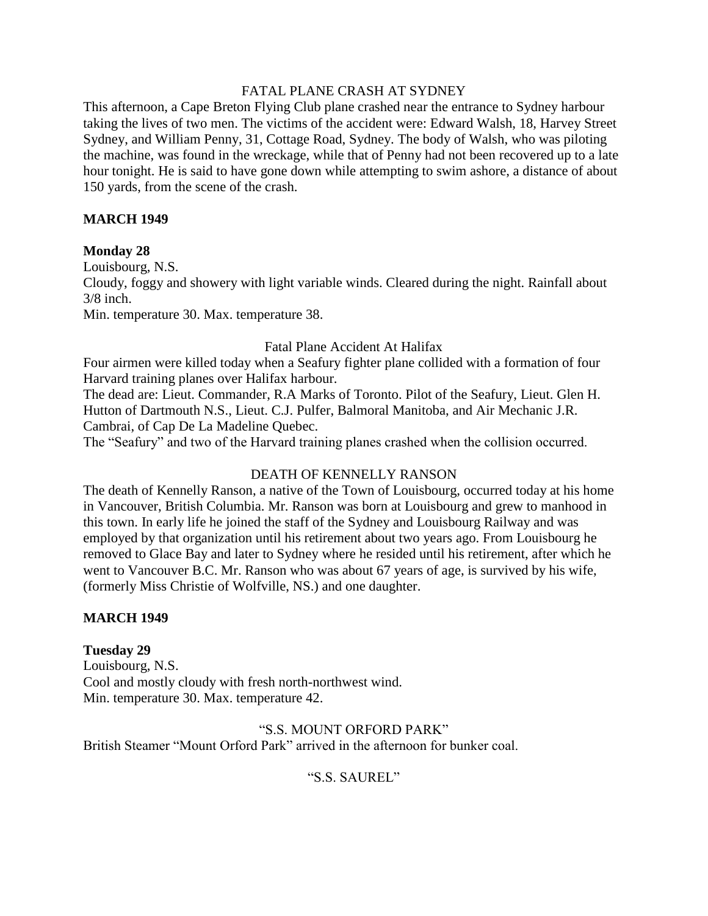FATAL PLANE CRASH AT SYDNEY

This afternoon, a Cape Breton Flying Club plane crashed near the entrance to Sydney harbour taking the lives of two men. The victims of the accident were: Edward Walsh, 18, Harvey Street Sydney, and William Penny, 31, Cottage Road, Sydney. The body of Walsh, who was piloting the machine, was found in the wreckage, while that of Penny had not been recovered up to a late hour tonight. He is said to have gone down while attempting to swim ashore, a distance of about 150 yards, from the scene of the crash.

**MARCH 1949**

**Monday 28**

Louisbourg, N.S.

Cloudy, foggy and showery with light variable winds. Cleared during the night. Rainfall about 3/8 inch.

Min. temperature 30. Max. temperature 38.

Fatal Plane Accident At Halifax

Four airmen were killed today when a Seafury fighter plane collided with a formation of four Harvard training planes over Halifax harbour.

The dead are: Lieut. Commander, R.A Marks of Toronto. Pilot of the Seafury, Lieut. Glen H. Hutton of Dartmouth N.S., Lieut. C.J. Pulfer, Balmoral Manitoba, and Air Mechanic J.R. Cambrai, of Cap De La Madeline Quebec.

The "Seafury" and two of the Harvard training planes crashed when the collision occurred.

DEATH OF KENNELLY RANSON

The death of Kennelly Ranson, a native of the Town of Louisbourg, occurred today at his home in Vancouver, British Columbia. Mr. Ranson was born at Louisbourg and grew to manhood in this town. In early life he joined the staff of the Sydney and Louisbourg Railway and was employed by that organization until his retirement about two years ago. From Louisbourg he removed to Glace Bay and later to Sydney where he resided until his retirement, after which he went to Vancouver B.C. Mr. Ranson who was about 67 years of age, is survived by his wife, (formerly Miss Christie of Wolfville, NS.) and one daughter.

**MARCH 1949**

**Tuesday 29**

Louisbourg, N.S.

Cool and mostly cloudy with fresh north-northwest wind.

Min. temperature 30. Max. temperature 42.

"S.S. MOUNT ORFORD PARK"

British Steamer "Mount Orford Park" arrived in the afternoon for bunker coal.

"S.S. SAUREL"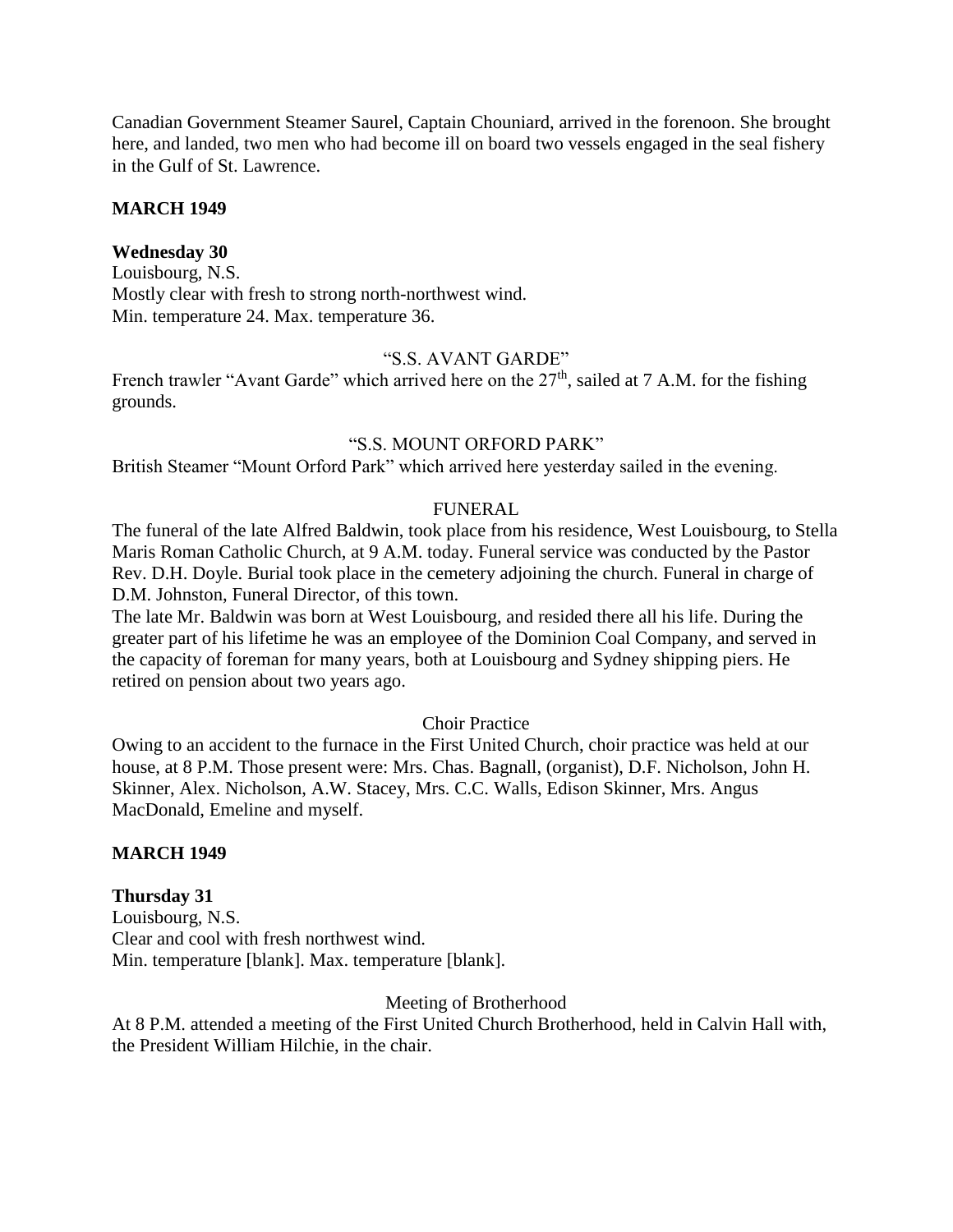Canadian Government Steamer Saurel, Captain Chouniard, arrived in the forenoon. She brought here, and landed, two men who had become ill on board two vessels engaged in the seal fishery in the Gulf of St. Lawrence.

**MARCH 1949**

**Wednesday 30**
Louisbourg, N.S.
Mostly clear with fresh to strong north-northwest wind.
Min. temperature 24. Max. temperature 36.

"S.S. AVANT GARDE"

French trawler "Avant Garde" which arrived here on the 27th, sailed at 7 A.M. for the fishing grounds.

"S.S. MOUNT ORFORD PARK"

British Steamer "Mount Orford Park" which arrived here yesterday sailed in the evening.

FUNERAL

The funeral of the late Alfred Baldwin, took place from his residence, West Louisbourg, to Stella Maris Roman Catholic Church, at 9 A.M. today. Funeral service was conducted by the Pastor Rev. D.H. Doyle. Burial took place in the cemetery adjoining the church. Funeral in charge of D.M. Johnston, Funeral Director, of this town.
The late Mr. Baldwin was born at West Louisbourg, and resided there all his life. During the greater part of his lifetime he was an employee of the Dominion Coal Company, and served in the capacity of foreman for many years, both at Louisbourg and Sydney shipping piers. He retired on pension about two years ago.

Choir Practice

Owing to an accident to the furnace in the First United Church, choir practice was held at our house, at 8 P.M. Those present were: Mrs. Chas. Bagnall, (organist), D.F. Nicholson, John H. Skinner, Alex. Nicholson, A.W. Stacey, Mrs. C.C. Walls, Edison Skinner, Mrs. Angus MacDonald, Emeline and myself.

**MARCH 1949**

**Thursday 31**
Louisbourg, N.S.
Clear and cool with fresh northwest wind.
Min. temperature [blank]. Max. temperature [blank].

Meeting of Brotherhood

At 8 P.M. attended a meeting of the First United Church Brotherhood, held in Calvin Hall with, the President William Hilchie, in the chair.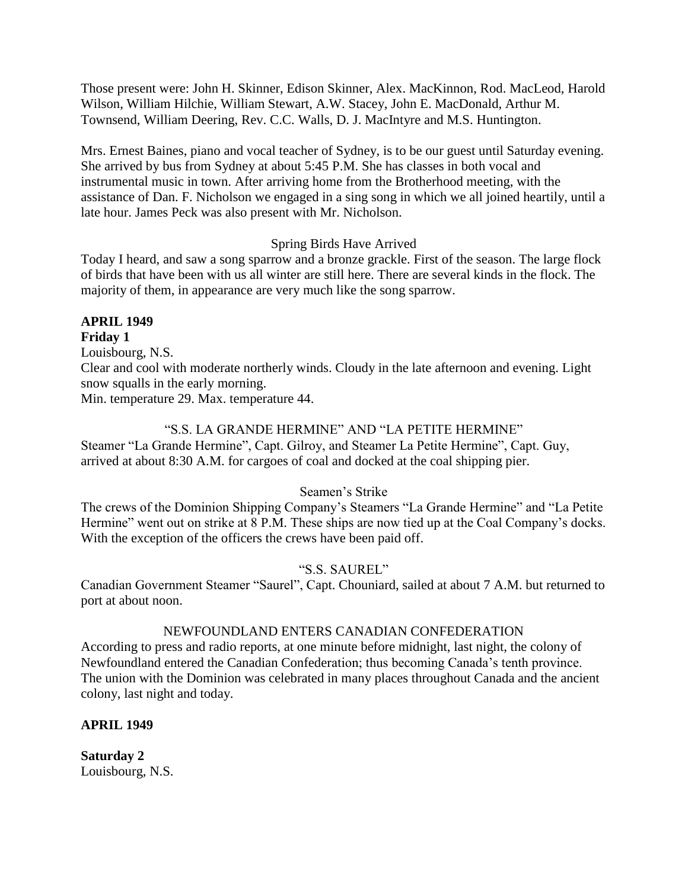Those present were: John H. Skinner, Edison Skinner, Alex. MacKinnon, Rod. MacLeod, Harold Wilson, William Hilchie, William Stewart, A.W. Stacey, John E. MacDonald, Arthur M. Townsend, William Deering, Rev. C.C. Walls, D. J. MacIntyre and M.S. Huntington.

Mrs. Ernest Baines, piano and vocal teacher of Sydney, is to be our guest until Saturday evening. She arrived by bus from Sydney at about 5:45 P.M. She has classes in both vocal and instrumental music in town. After arriving home from the Brotherhood meeting, with the assistance of Dan. F. Nicholson we engaged in a sing song in which we all joined heartily, until a late hour. James Peck was also present with Mr. Nicholson.

Spring Birds Have Arrived

Today I heard, and saw a song sparrow and a bronze grackle. First of the season. The large flock of birds that have been with us all winter are still here. There are several kinds in the flock. The majority of them, in appearance are very much like the song sparrow.

**APRIL 1949**

**Friday 1**

Louisbourg, N.S.

Clear and cool with moderate northerly winds. Cloudy in the late afternoon and evening. Light snow squalls in the early morning.

Min. temperature 29. Max. temperature 44.

"S.S. LA GRANDE HERMINE" AND "LA PETITE HERMINE"

Steamer "La Grande Hermine", Capt. Gilroy, and Steamer La Petite Hermine", Capt. Guy, arrived at about 8:30 A.M. for cargoes of coal and docked at the coal shipping pier.

Seamen's Strike

The crews of the Dominion Shipping Company's Steamers "La Grande Hermine" and "La Petite Hermine" went out on strike at 8 P.M. These ships are now tied up at the Coal Company's docks. With the exception of the officers the crews have been paid off.

"S.S. SAUREL"

Canadian Government Steamer "Saurel", Capt. Chouniard, sailed at about 7 A.M. but returned to port at about noon.

NEWFOUNDLAND ENTERS CANADIAN CONFEDERATION

According to press and radio reports, at one minute before midnight, last night, the colony of Newfoundland entered the Canadian Confederation; thus becoming Canada's tenth province. The union with the Dominion was celebrated in many places throughout Canada and the ancient colony, last night and today.

**APRIL 1949**

**Saturday 2**

Louisbourg, N.S.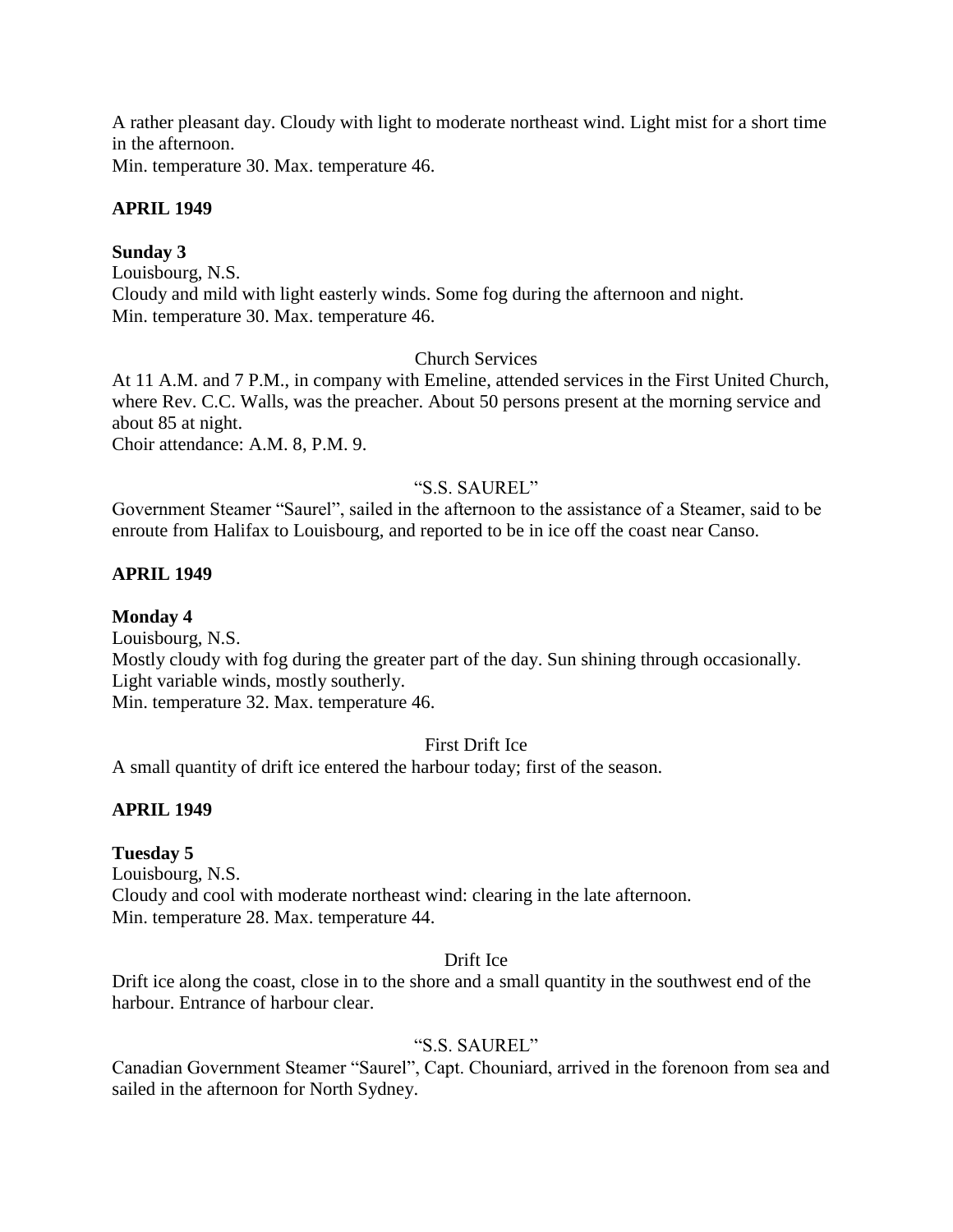A rather pleasant day. Cloudy with light to moderate northeast wind. Light mist for a short time in the afternoon.
Min. temperature 30. Max. temperature 46.

**APRIL 1949**

**Sunday 3**
Louisbourg, N.S.
Cloudy and mild with light easterly winds. Some fog during the afternoon and night.
Min. temperature 30. Max. temperature 46.

Church Services

At 11 A.M. and 7 P.M., in company with Emeline, attended services in the First United Church, where Rev. C.C. Walls, was the preacher. About 50 persons present at the morning service and about 85 at night.
Choir attendance: A.M. 8, P.M. 9.

"S.S. SAUREL"

Government Steamer "Saurel", sailed in the afternoon to the assistance of a Steamer, said to be enroute from Halifax to Louisbourg, and reported to be in ice off the coast near Canso.

**APRIL 1949**

**Monday 4**
Louisbourg, N.S.
Mostly cloudy with fog during the greater part of the day. Sun shining through occasionally. Light variable winds, mostly southerly.
Min. temperature 32. Max. temperature 46.

First Drift Ice

A small quantity of drift ice entered the harbour today; first of the season.

**APRIL 1949**

**Tuesday 5**
Louisbourg, N.S.
Cloudy and cool with moderate northeast wind: clearing in the late afternoon.
Min. temperature 28. Max. temperature 44.

Drift Ice

Drift ice along the coast, close in to the shore and a small quantity in the southwest end of the harbour. Entrance of harbour clear.

"S.S. SAUREL"

Canadian Government Steamer "Saurel", Capt. Chouniard, arrived in the forenoon from sea and sailed in the afternoon for North Sydney.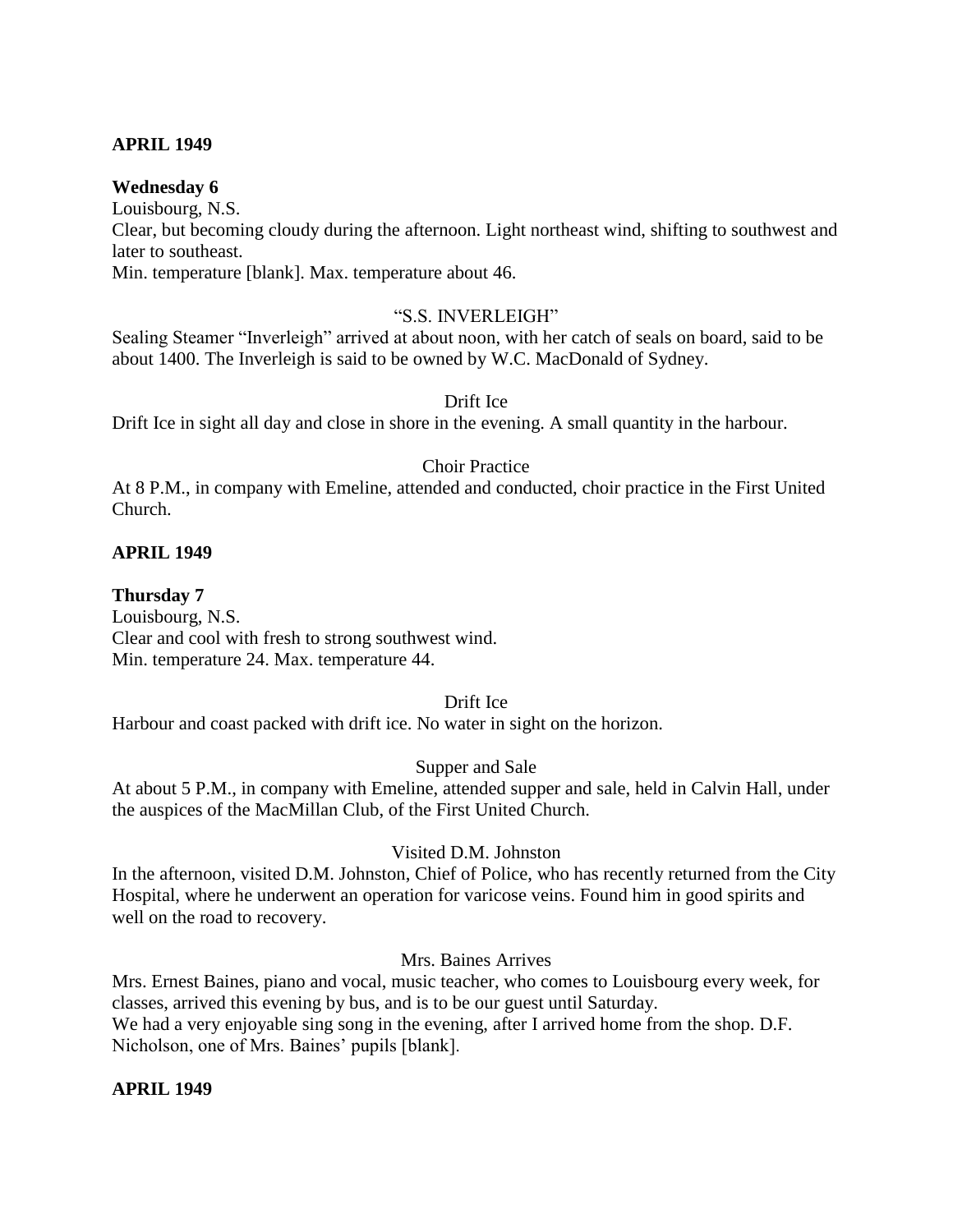**APRIL 1949**

**Wednesday 6**

Louisbourg, N.S.

Clear, but becoming cloudy during the afternoon. Light northeast wind, shifting to southwest and later to southeast.

Min. temperature [blank]. Max. temperature about 46.

"S.S. INVERLEIGH"

Sealing Steamer "Inverleigh" arrived at about noon, with her catch of seals on board, said to be about 1400. The Inverleigh is said to be owned by W.C. MacDonald of Sydney.

Drift Ice

Drift Ice in sight all day and close in shore in the evening. A small quantity in the harbour.

Choir Practice

At 8 P.M., in company with Emeline, attended and conducted, choir practice in the First United Church.

**APRIL 1949**

**Thursday 7**

Louisbourg, N.S.

Clear and cool with fresh to strong southwest wind.

Min. temperature 24. Max. temperature 44.

Drift Ice

Harbour and coast packed with drift ice. No water in sight on the horizon.

Supper and Sale

At about 5 P.M., in company with Emeline, attended supper and sale, held in Calvin Hall, under the auspices of the MacMillan Club, of the First United Church.

Visited D.M. Johnston

In the afternoon, visited D.M. Johnston, Chief of Police, who has recently returned from the City Hospital, where he underwent an operation for varicose veins. Found him in good spirits and well on the road to recovery.

Mrs. Baines Arrives

Mrs. Ernest Baines, piano and vocal, music teacher, who comes to Louisbourg every week, for classes, arrived this evening by bus, and is to be our guest until Saturday.

We had a very enjoyable sing song in the evening, after I arrived home from the shop. D.F. Nicholson, one of Mrs. Baines' pupils [blank].

**APRIL 1949**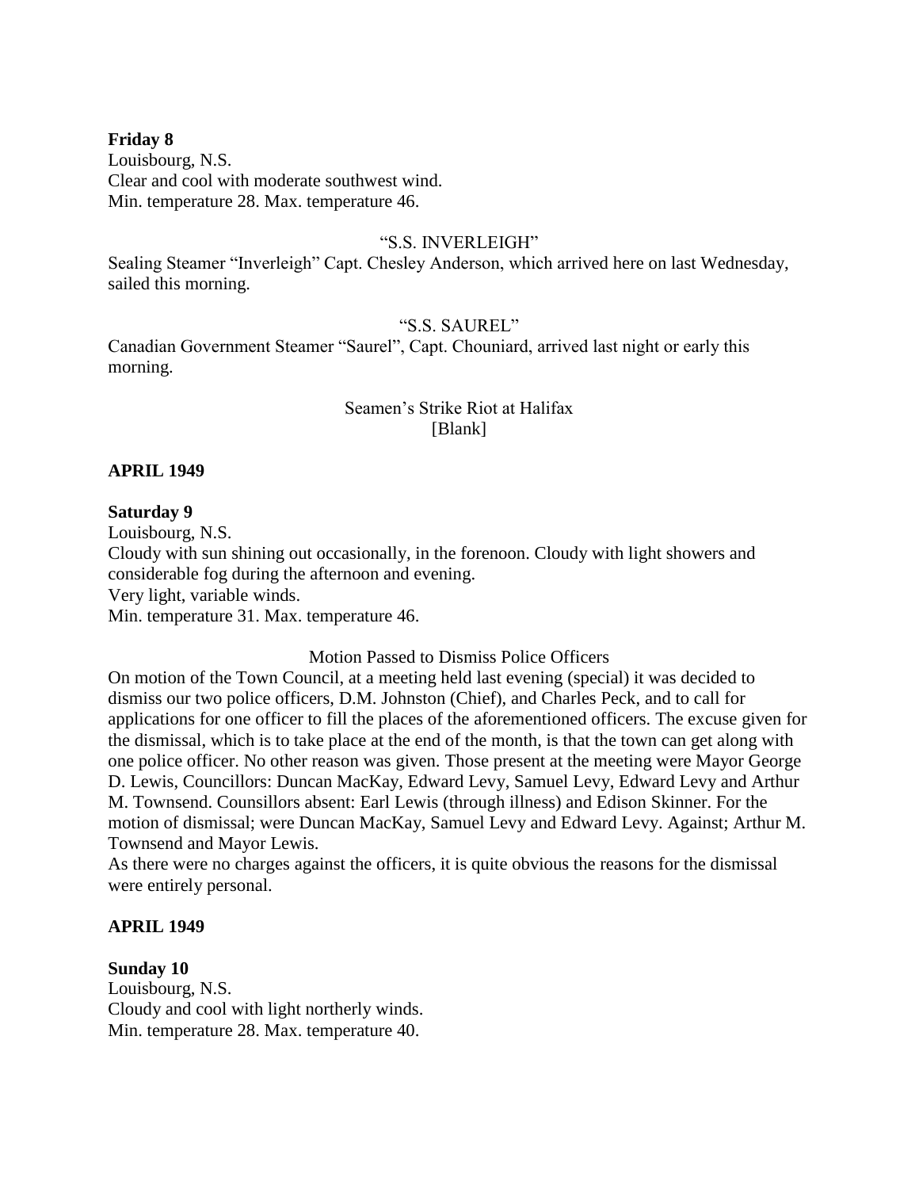**Friday 8**
Louisbourg, N.S.
Clear and cool with moderate southwest wind.
Min. temperature 28. Max. temperature 46.

"S.S. INVERLEIGH"

Sealing Steamer "Inverleigh" Capt. Chesley Anderson, which arrived here on last Wednesday, sailed this morning.

"S.S. SAUREL"

Canadian Government Steamer "Saurel", Capt. Chouniard, arrived last night or early this morning.

Seamen's Strike Riot at Halifax
[Blank]

**APRIL 1949**

**Saturday 9**
Louisbourg, N.S.
Cloudy with sun shining out occasionally, in the forenoon. Cloudy with light showers and considerable fog during the afternoon and evening.
Very light, variable winds.
Min. temperature 31. Max. temperature 46.

Motion Passed to Dismiss Police Officers

On motion of the Town Council, at a meeting held last evening (special) it was decided to dismiss our two police officers, D.M. Johnston (Chief), and Charles Peck, and to call for applications for one officer to fill the places of the aforementioned officers. The excuse given for the dismissal, which is to take place at the end of the month, is that the town can get along with one police officer. No other reason was given. Those present at the meeting were Mayor George D. Lewis, Councillors: Duncan MacKay, Edward Levy, Samuel Levy, Edward Levy and Arthur M. Townsend. Counsillors absent: Earl Lewis (through illness) and Edison Skinner. For the motion of dismissal; were Duncan MacKay, Samuel Levy and Edward Levy. Against; Arthur M. Townsend and Mayor Lewis.
As there were no charges against the officers, it is quite obvious the reasons for the dismissal were entirely personal.

**APRIL 1949**

**Sunday 10**
Louisbourg, N.S.
Cloudy and cool with light northerly winds.
Min. temperature 28. Max. temperature 40.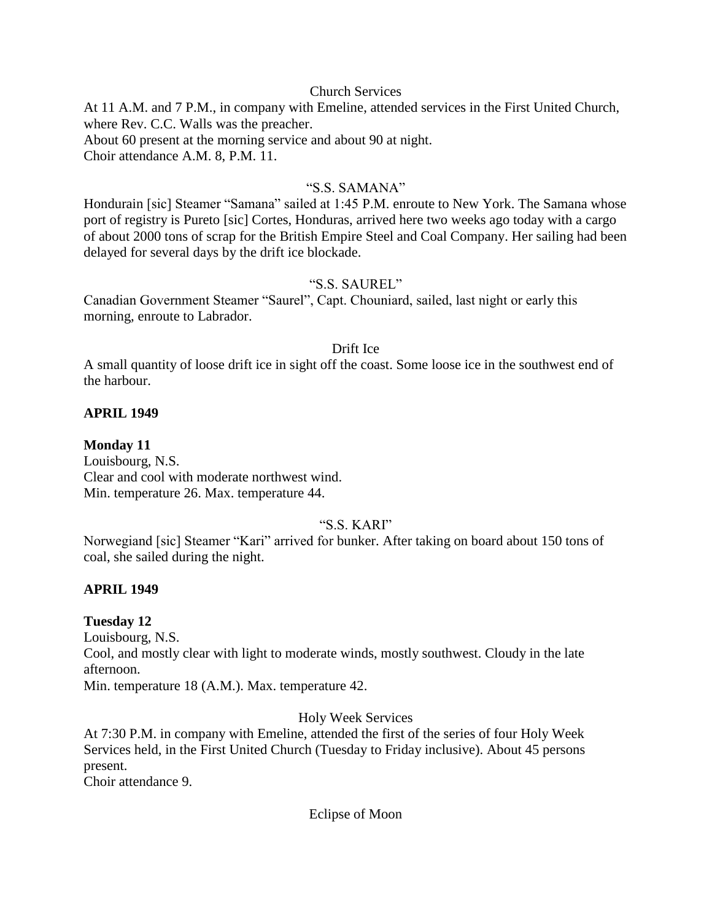Church Services

At 11 A.M. and 7 P.M., in company with Emeline, attended services in the First United Church, where Rev. C.C. Walls was the preacher.
About 60 present at the morning service and about 90 at night.
Choir attendance A.M. 8, P.M. 11.

"S.S. SAMANA"

Hondurain [sic] Steamer "Samana" sailed at 1:45 P.M. enroute to New York. The Samana whose port of registry is Pureto [sic] Cortes, Honduras, arrived here two weeks ago today with a cargo of about 2000 tons of scrap for the British Empire Steel and Coal Company. Her sailing had been delayed for several days by the drift ice blockade.

"S.S. SAUREL"

Canadian Government Steamer "Saurel", Capt. Chouniard, sailed, last night or early this morning, enroute to Labrador.

Drift Ice

A small quantity of loose drift ice in sight off the coast. Some loose ice in the southwest end of the harbour.

**APRIL 1949**

**Monday 11**

Louisbourg, N.S.
Clear and cool with moderate northwest wind.
Min. temperature 26. Max. temperature 44.

"S.S. KARI"

Norwegiand [sic] Steamer "Kari" arrived for bunker. After taking on board about 150 tons of coal, she sailed during the night.

**APRIL 1949**

**Tuesday 12**

Louisbourg, N.S.
Cool, and mostly clear with light to moderate winds, mostly southwest. Cloudy in the late afternoon.
Min. temperature 18 (A.M.). Max. temperature 42.

Holy Week Services

At 7:30 P.M. in company with Emeline, attended the first of the series of four Holy Week Services held, in the First United Church (Tuesday to Friday inclusive). About 45 persons present.
Choir attendance 9.

Eclipse of Moon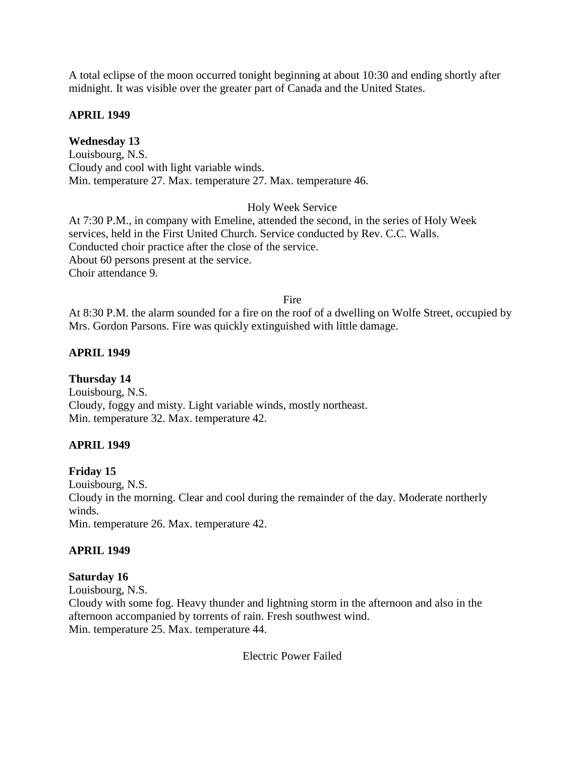A total eclipse of the moon occurred tonight beginning at about 10:30 and ending shortly after midnight. It was visible over the greater part of Canada and the United States.

**APRIL 1949**

**Wednesday 13**
Louisbourg, N.S.
Cloudy and cool with light variable winds.
Min. temperature 27. Max. temperature 27. Max. temperature 46.

Holy Week Service

At 7:30 P.M., in company with Emeline, attended the second, in the series of Holy Week services, held in the First United Church. Service conducted by Rev. C.C. Walls.
Conducted choir practice after the close of the service.
About 60 persons present at the service.
Choir attendance 9.

Fire

At 8:30 P.M. the alarm sounded for a fire on the roof of a dwelling on Wolfe Street, occupied by Mrs. Gordon Parsons. Fire was quickly extinguished with little damage.

**APRIL 1949**

**Thursday 14**
Louisbourg, N.S.
Cloudy, foggy and misty. Light variable winds, mostly northeast.
Min. temperature 32. Max. temperature 42.

**APRIL 1949**

**Friday 15**
Louisbourg, N.S.
Cloudy in the morning. Clear and cool during the remainder of the day. Moderate northerly winds.
Min. temperature 26. Max. temperature 42.

**APRIL 1949**

**Saturday 16**
Louisbourg, N.S.
Cloudy with some fog. Heavy thunder and lightning storm in the afternoon and also in the afternoon accompanied by torrents of rain. Fresh southwest wind.
Min. temperature 25. Max. temperature 44.

Electric Power Failed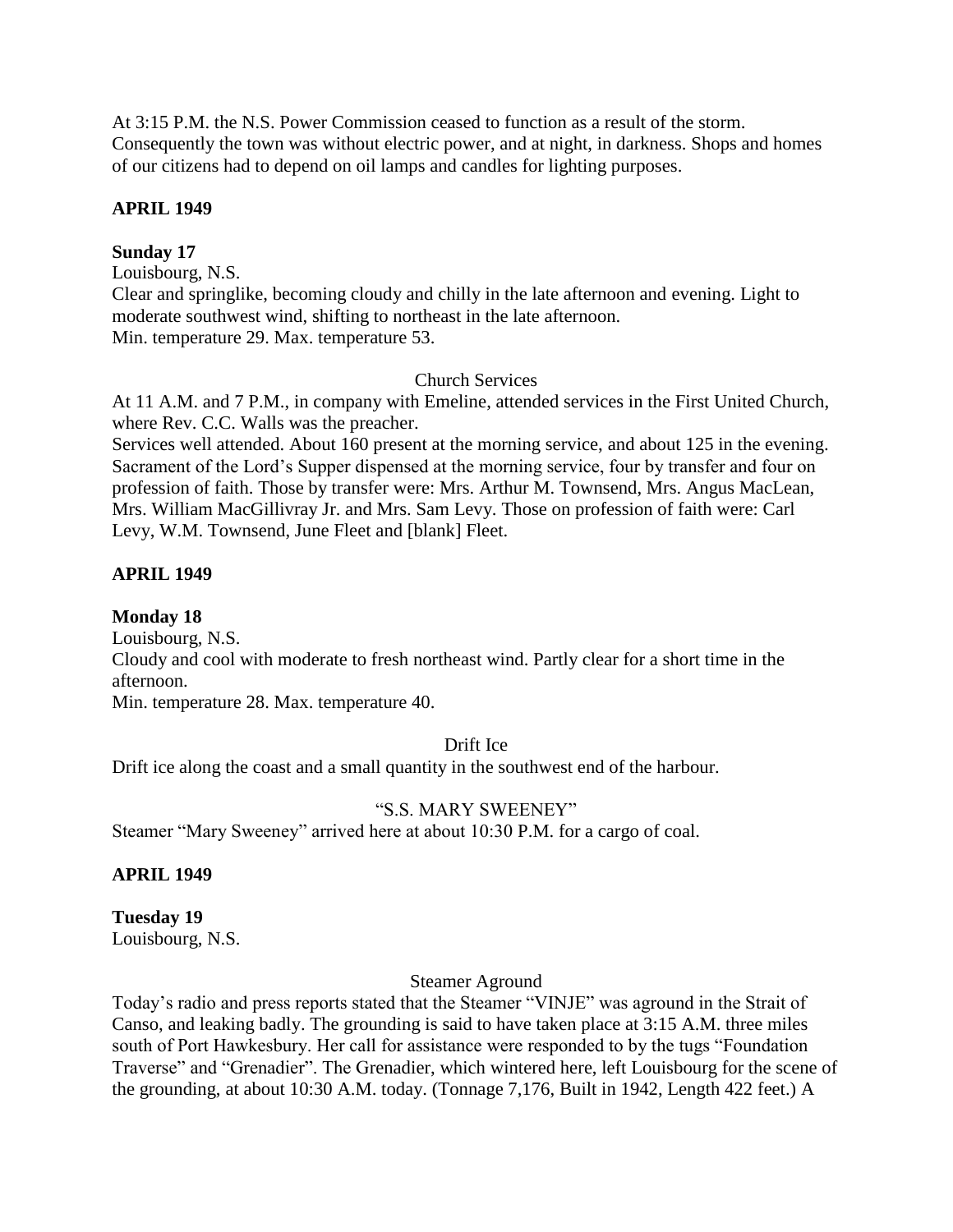At 3:15 P.M. the N.S. Power Commission ceased to function as a result of the storm. Consequently the town was without electric power, and at night, in darkness. Shops and homes of our citizens had to depend on oil lamps and candles for lighting purposes.

**APRIL 1949**

**Sunday 17**

Louisbourg, N.S.

Clear and springlike, becoming cloudy and chilly in the late afternoon and evening. Light to moderate southwest wind, shifting to northeast in the late afternoon.

Min. temperature 29. Max. temperature 53.

Church Services

At 11 A.M. and 7 P.M., in company with Emeline, attended services in the First United Church, where Rev. C.C. Walls was the preacher.

Services well attended. About 160 present at the morning service, and about 125 in the evening. Sacrament of the Lord's Supper dispensed at the morning service, four by transfer and four on profession of faith. Those by transfer were: Mrs. Arthur M. Townsend, Mrs. Angus MacLean, Mrs. William MacGillivray Jr. and Mrs. Sam Levy. Those on profession of faith were: Carl Levy, W.M. Townsend, June Fleet and [blank] Fleet.

**APRIL 1949**

**Monday 18**

Louisbourg, N.S.

Cloudy and cool with moderate to fresh northeast wind. Partly clear for a short time in the afternoon.

Min. temperature 28. Max. temperature 40.

Drift Ice

Drift ice along the coast and a small quantity in the southwest end of the harbour.

"S.S. MARY SWEENEY"

Steamer "Mary Sweeney" arrived here at about 10:30 P.M. for a cargo of coal.

**APRIL 1949**

**Tuesday 19**

Louisbourg, N.S.

Steamer Aground

Today's radio and press reports stated that the Steamer "VINJE" was aground in the Strait of Canso, and leaking badly. The grounding is said to have taken place at 3:15 A.M. three miles south of Port Hawkesbury. Her call for assistance were responded to by the tugs "Foundation Traverse" and "Grenadier". The Grenadier, which wintered here, left Louisbourg for the scene of the grounding, at about 10:30 A.M. today. (Tonnage 7,176, Built in 1942, Length 422 feet.) A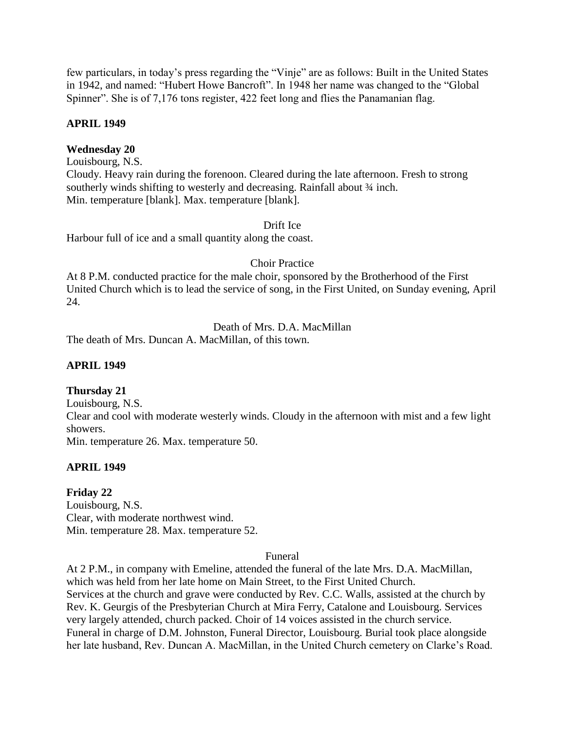few particulars, in today's press regarding the "Vinje" are as follows: Built in the United States in 1942, and named: "Hubert Howe Bancroft". In 1948 her name was changed to the "Global Spinner". She is of 7,176 tons register, 422 feet long and flies the Panamanian flag.

**APRIL 1949**

**Wednesday 20**

Louisbourg, N.S.
Cloudy. Heavy rain during the forenoon. Cleared during the late afternoon. Fresh to strong southerly winds shifting to westerly and decreasing. Rainfall about ¾ inch.
Min. temperature [blank]. Max. temperature [blank].

Drift Ice

Harbour full of ice and a small quantity along the coast.

Choir Practice

At 8 P.M. conducted practice for the male choir, sponsored by the Brotherhood of the First United Church which is to lead the service of song, in the First United, on Sunday evening, April 24.

Death of Mrs. D.A. MacMillan

The death of Mrs. Duncan A. MacMillan, of this town.

**APRIL 1949**

**Thursday 21**

Louisbourg, N.S.
Clear and cool with moderate westerly winds. Cloudy in the afternoon with mist and a few light showers.
Min. temperature 26. Max. temperature 50.

**APRIL 1949**

**Friday 22**

Louisbourg, N.S.
Clear, with moderate northwest wind.
Min. temperature 28. Max. temperature 52.

Funeral

At 2 P.M., in company with Emeline, attended the funeral of the late Mrs. D.A. MacMillan, which was held from her late home on Main Street, to the First United Church.
Services at the church and grave were conducted by Rev. C.C. Walls, assisted at the church by Rev. K. Geurgis of the Presbyterian Church at Mira Ferry, Catalone and Louisbourg. Services very largely attended, church packed. Choir of 14 voices assisted in the church service.
Funeral in charge of D.M. Johnston, Funeral Director, Louisbourg. Burial took place alongside her late husband, Rev. Duncan A. MacMillan, in the United Church cemetery on Clarke's Road.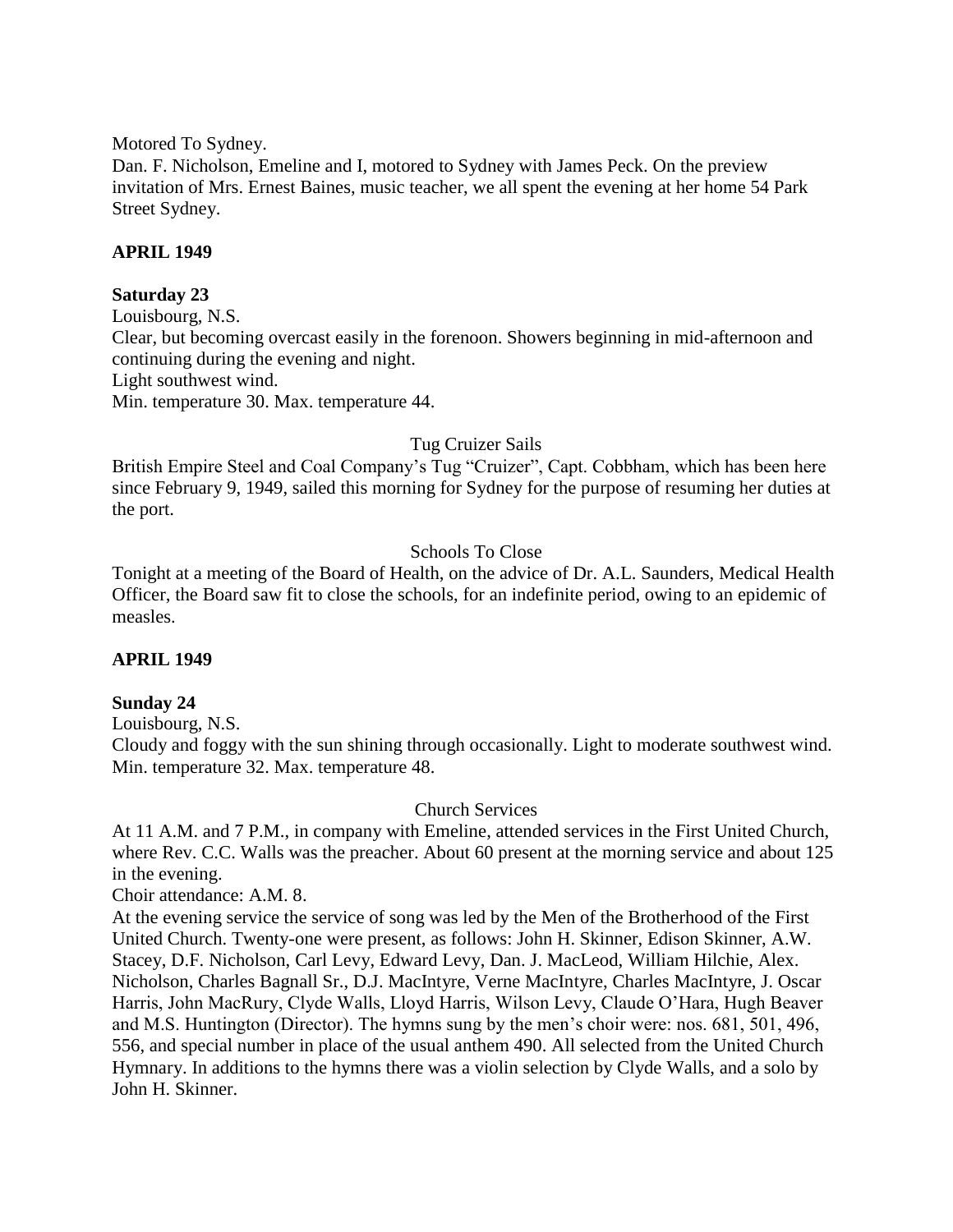Motored To Sydney.

Dan. F. Nicholson, Emeline and I, motored to Sydney with James Peck. On the preview invitation of Mrs. Ernest Baines, music teacher, we all spent the evening at her home 54 Park Street Sydney.

**APRIL 1949**

**Saturday 23**

Louisbourg, N.S.

Clear, but becoming overcast easily in the forenoon. Showers beginning in mid-afternoon and continuing during the evening and night.

Light southwest wind.

Min. temperature 30. Max. temperature 44.

Tug Cruizer Sails

British Empire Steel and Coal Company's Tug "Cruizer", Capt. Cobbham, which has been here since February 9, 1949, sailed this morning for Sydney for the purpose of resuming her duties at the port.

Schools To Close

Tonight at a meeting of the Board of Health, on the advice of Dr. A.L. Saunders, Medical Health Officer, the Board saw fit to close the schools, for an indefinite period, owing to an epidemic of measles.

**APRIL 1949**

**Sunday 24**

Louisbourg, N.S.

Cloudy and foggy with the sun shining through occasionally. Light to moderate southwest wind.

Min. temperature 32. Max. temperature 48.

Church Services

At 11 A.M. and 7 P.M., in company with Emeline, attended services in the First United Church, where Rev. C.C. Walls was the preacher. About 60 present at the morning service and about 125 in the evening.

Choir attendance: A.M. 8.

At the evening service the service of song was led by the Men of the Brotherhood of the First United Church. Twenty-one were present, as follows: John H. Skinner, Edison Skinner, A.W. Stacey, D.F. Nicholson, Carl Levy, Edward Levy, Dan. J. MacLeod, William Hilchie, Alex. Nicholson, Charles Bagnall Sr., D.J. MacIntyre, Verne MacIntyre, Charles MacIntyre, J. Oscar Harris, John MacRury, Clyde Walls, Lloyd Harris, Wilson Levy, Claude O'Hara, Hugh Beaver and M.S. Huntington (Director). The hymns sung by the men's choir were: nos. 681, 501, 496, 556, and special number in place of the usual anthem 490. All selected from the United Church Hymnary. In additions to the hymns there was a violin selection by Clyde Walls, and a solo by John H. Skinner.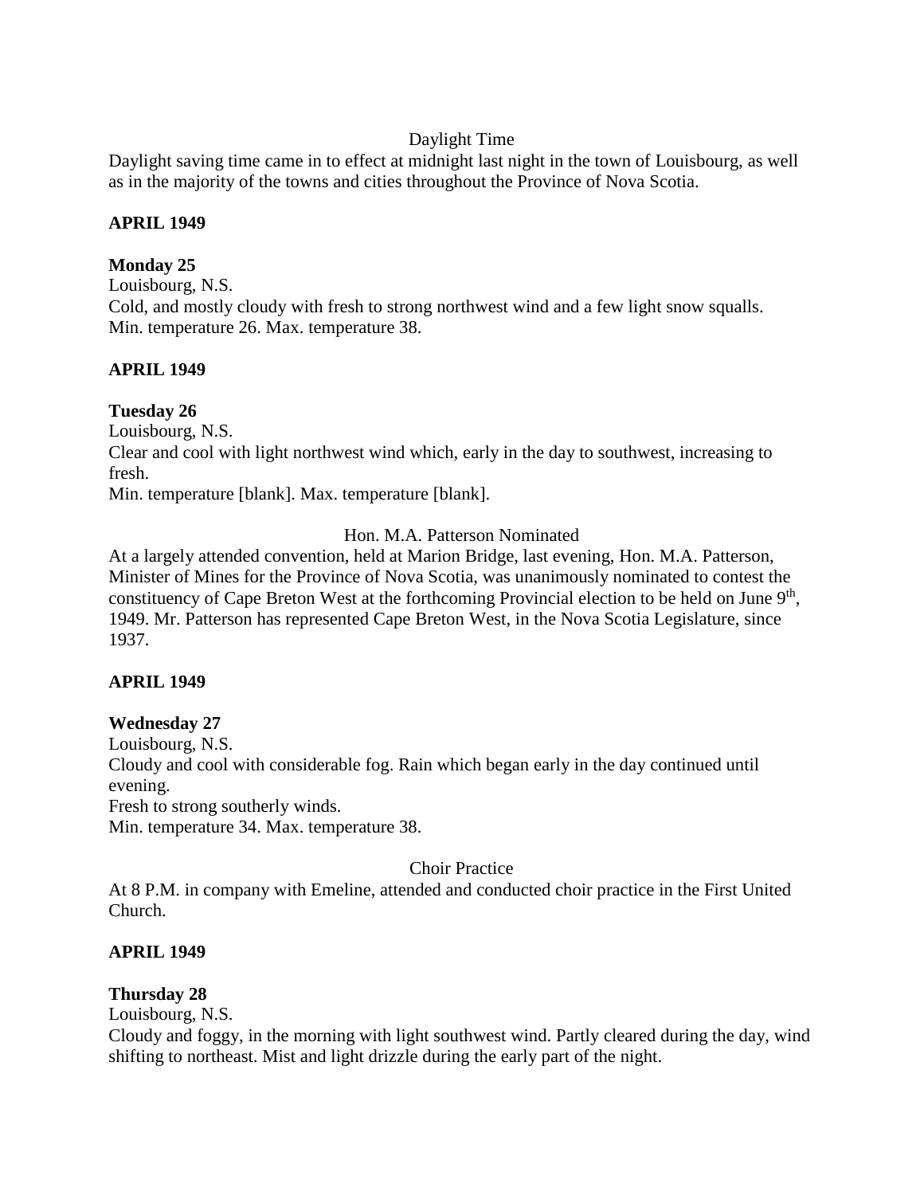Daylight Time

Daylight saving time came in to effect at midnight last night in the town of Louisbourg, as well as in the majority of the towns and cities throughout the Province of Nova Scotia.

**APRIL 1949**

**Monday 25**

Louisbourg, N.S.

Cold, and mostly cloudy with fresh to strong northwest wind and a few light snow squalls.

Min. temperature 26. Max. temperature 38.

**APRIL 1949**

**Tuesday 26**

Louisbourg, N.S.

Clear and cool with light northwest wind which, early in the day to southwest, increasing to fresh.

Min. temperature [blank]. Max. temperature [blank].

Hon. M.A. Patterson Nominated

At a largely attended convention, held at Marion Bridge, last evening, Hon. M.A. Patterson, Minister of Mines for the Province of Nova Scotia, was unanimously nominated to contest the constituency of Cape Breton West at the forthcoming Provincial election to be held on June 9th, 1949. Mr. Patterson has represented Cape Breton West, in the Nova Scotia Legislature, since 1937.

**APRIL 1949**

**Wednesday 27**

Louisbourg, N.S.

Cloudy and cool with considerable fog. Rain which began early in the day continued until evening.

Fresh to strong southerly winds.

Min. temperature 34. Max. temperature 38.

Choir Practice

At 8 P.M. in company with Emeline, attended and conducted choir practice in the First United Church.

**APRIL 1949**

**Thursday 28**

Louisbourg, N.S.

Cloudy and foggy, in the morning with light southwest wind. Partly cleared during the day, wind shifting to northeast. Mist and light drizzle during the early part of the night.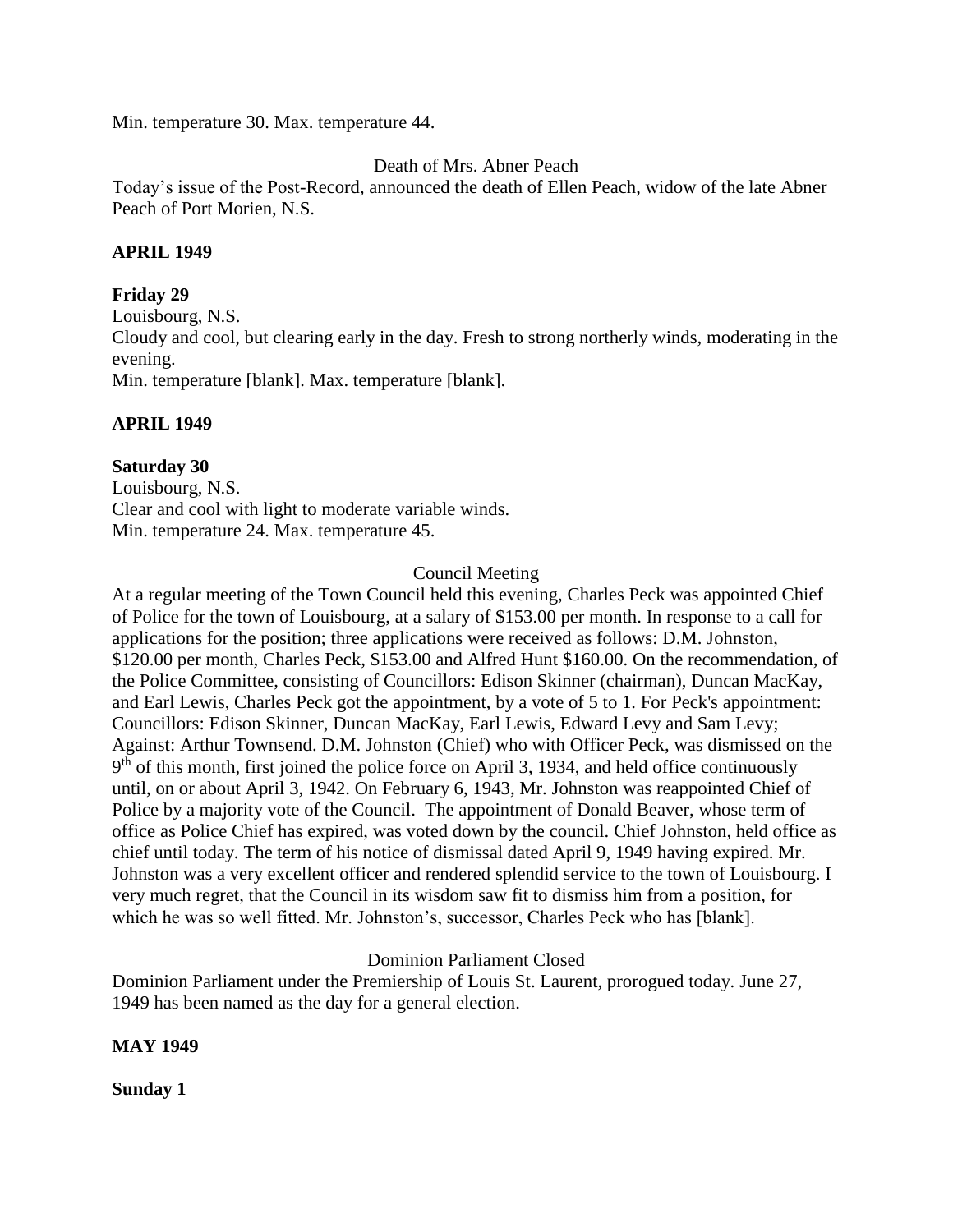Min. temperature 30. Max. temperature 44.

Death of Mrs. Abner Peach

Today's issue of the Post-Record, announced the death of Ellen Peach, widow of the late Abner Peach of Port Morien, N.S.

**APRIL 1949**

**Friday 29**

Louisbourg, N.S.
Cloudy and cool, but clearing early in the day. Fresh to strong northerly winds, moderating in the evening.
Min. temperature [blank]. Max. temperature [blank].

**APRIL 1949**

**Saturday 30**

Louisbourg, N.S.
Clear and cool with light to moderate variable winds.
Min. temperature 24. Max. temperature 45.

Council Meeting

At a regular meeting of the Town Council held this evening, Charles Peck was appointed Chief of Police for the town of Louisbourg, at a salary of $153.00 per month. In response to a call for applications for the position; three applications were received as follows: D.M. Johnston, $120.00 per month, Charles Peck, $153.00 and Alfred Hunt $160.00. On the recommendation, of the Police Committee, consisting of Councillors: Edison Skinner (chairman), Duncan MacKay, and Earl Lewis, Charles Peck got the appointment, by a vote of 5 to 1. For Peck's appointment: Councillors: Edison Skinner, Duncan MacKay, Earl Lewis, Edward Levy and Sam Levy; Against: Arthur Townsend. D.M. Johnston (Chief) who with Officer Peck, was dismissed on the 9th of this month, first joined the police force on April 3, 1934, and held office continuously until, on or about April 3, 1942. On February 6, 1943, Mr. Johnston was reappointed Chief of Police by a majority vote of the Council. The appointment of Donald Beaver, whose term of office as Police Chief has expired, was voted down by the council. Chief Johnston, held office as chief until today. The term of his notice of dismissal dated April 9, 1949 having expired. Mr. Johnston was a very excellent officer and rendered splendid service to the town of Louisbourg. I very much regret, that the Council in its wisdom saw fit to dismiss him from a position, for which he was so well fitted. Mr. Johnston's, successor, Charles Peck who has [blank].

Dominion Parliament Closed

Dominion Parliament under the Premiership of Louis St. Laurent, prorogued today. June 27, 1949 has been named as the day for a general election.

**MAY 1949**

**Sunday 1**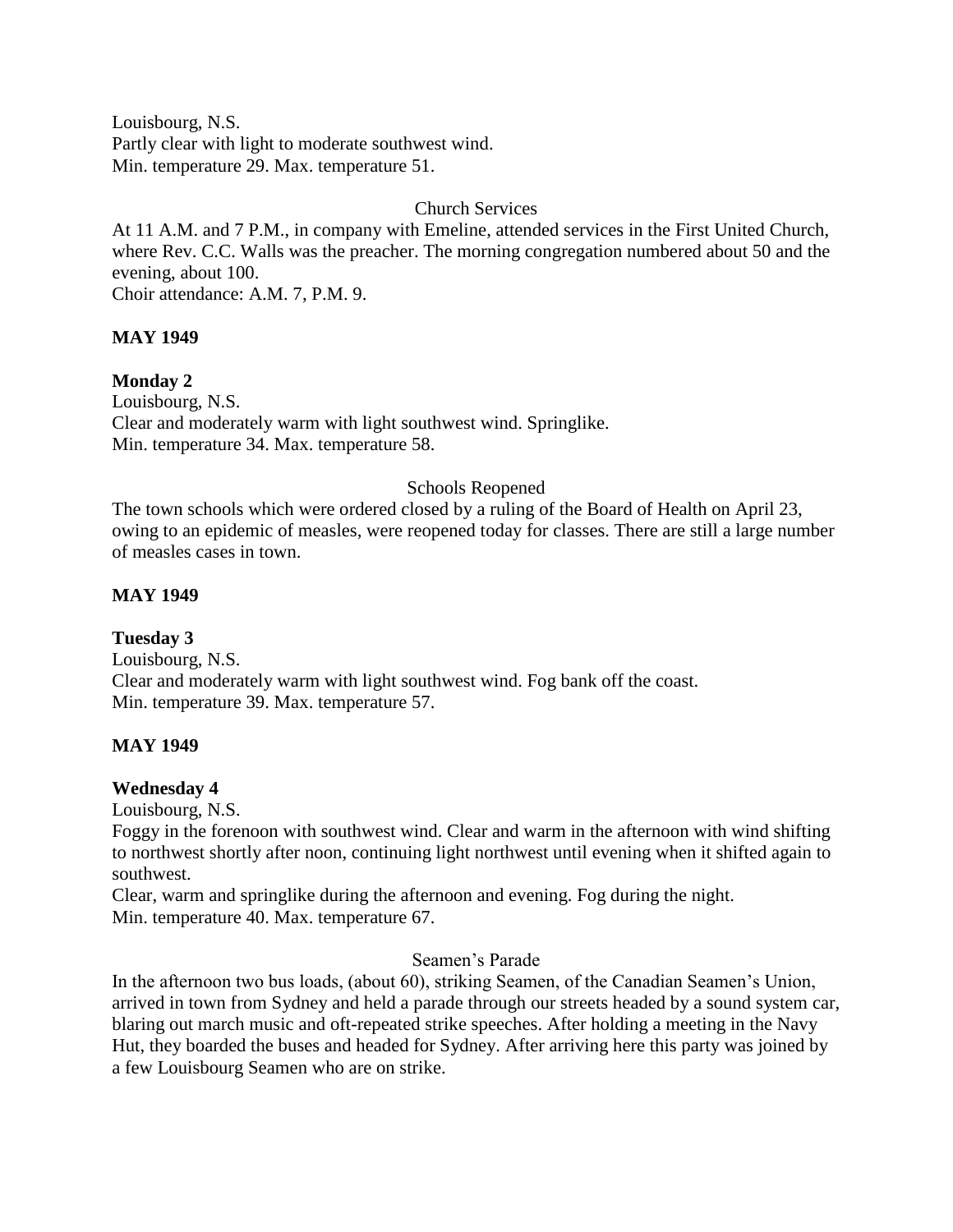Louisbourg, N.S.
Partly clear with light to moderate southwest wind.
Min. temperature 29. Max. temperature 51.

Church Services

At 11 A.M. and 7 P.M., in company with Emeline, attended services in the First United Church, where Rev. C.C. Walls was the preacher. The morning congregation numbered about 50 and the evening, about 100.
Choir attendance: A.M. 7, P.M. 9.

**MAY 1949**

**Monday 2**
Louisbourg, N.S.
Clear and moderately warm with light southwest wind. Springlike.
Min. temperature 34. Max. temperature 58.

Schools Reopened

The town schools which were ordered closed by a ruling of the Board of Health on April 23, owing to an epidemic of measles, were reopened today for classes. There are still a large number of measles cases in town.

**MAY 1949**

**Tuesday 3**
Louisbourg, N.S.
Clear and moderately warm with light southwest wind. Fog bank off the coast.
Min. temperature 39. Max. temperature 57.

**MAY 1949**

**Wednesday 4**
Louisbourg, N.S.
Foggy in the forenoon with southwest wind. Clear and warm in the afternoon with wind shifting to northwest shortly after noon, continuing light northwest until evening when it shifted again to southwest.
Clear, warm and springlike during the afternoon and evening. Fog during the night.
Min. temperature 40. Max. temperature 67.

Seamen's Parade

In the afternoon two bus loads, (about 60), striking Seamen, of the Canadian Seamen's Union, arrived in town from Sydney and held a parade through our streets headed by a sound system car, blaring out march music and oft-repeated strike speeches. After holding a meeting in the Navy Hut, they boarded the buses and headed for Sydney. After arriving here this party was joined by a few Louisbourg Seamen who are on strike.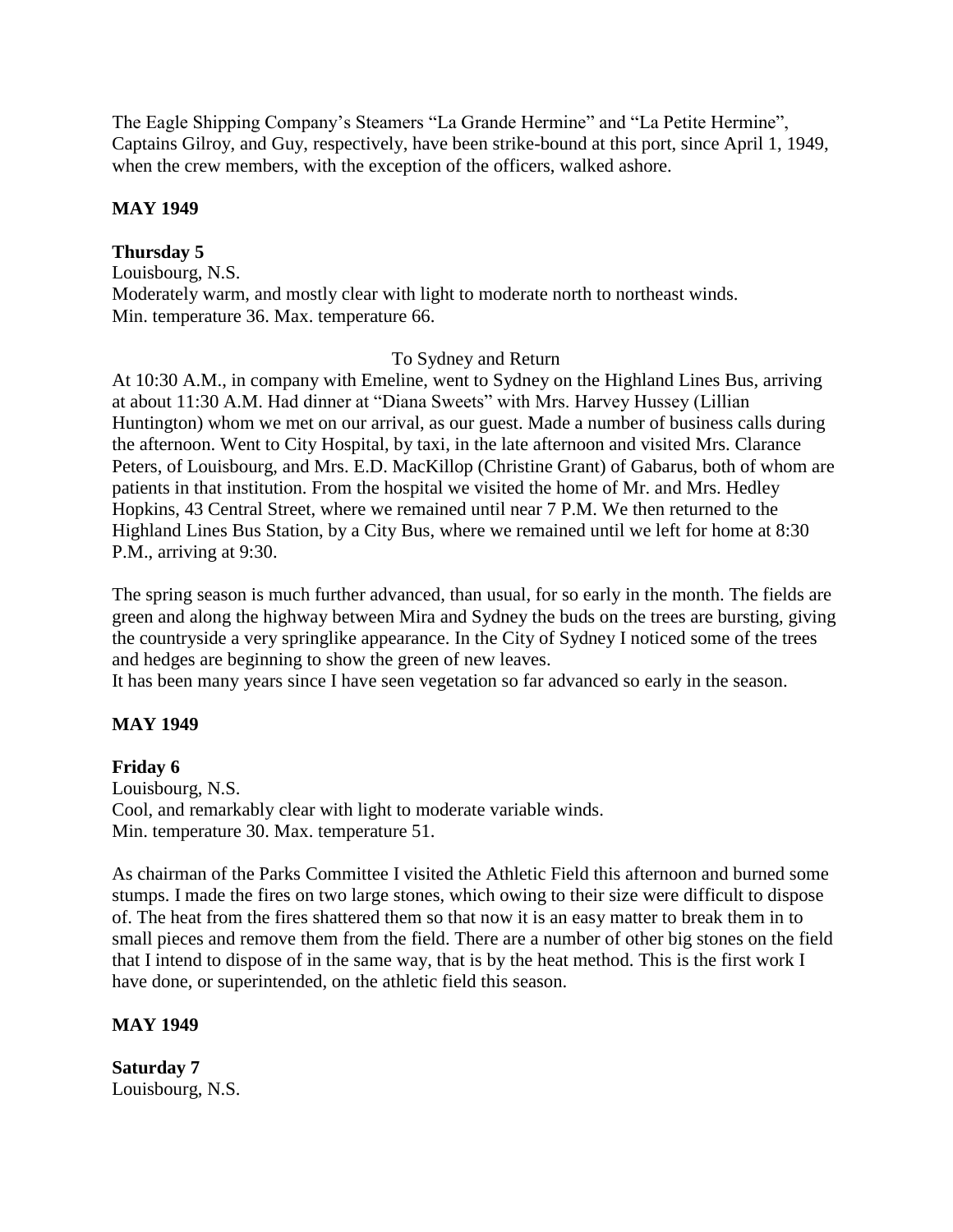The Eagle Shipping Company's Steamers "La Grande Hermine" and "La Petite Hermine", Captains Gilroy, and Guy, respectively, have been strike-bound at this port, since April 1, 1949, when the crew members, with the exception of the officers, walked ashore.

**MAY 1949**

**Thursday 5**

Louisbourg, N.S.

Moderately warm, and mostly clear with light to moderate north to northeast winds.

Min. temperature 36. Max. temperature 66.

To Sydney and Return

At 10:30 A.M., in company with Emeline, went to Sydney on the Highland Lines Bus, arriving at about 11:30 A.M. Had dinner at "Diana Sweets" with Mrs. Harvey Hussey (Lillian Huntington) whom we met on our arrival, as our guest. Made a number of business calls during the afternoon. Went to City Hospital, by taxi, in the late afternoon and visited Mrs. Clarance Peters, of Louisbourg, and Mrs. E.D. MacKillop (Christine Grant) of Gabarus, both of whom are patients in that institution. From the hospital we visited the home of Mr. and Mrs. Hedley Hopkins, 43 Central Street, where we remained until near 7 P.M. We then returned to the Highland Lines Bus Station, by a City Bus, where we remained until we left for home at 8:30 P.M., arriving at 9:30.

The spring season is much further advanced, than usual, for so early in the month. The fields are green and along the highway between Mira and Sydney the buds on the trees are bursting, giving the countryside a very springlike appearance. In the City of Sydney I noticed some of the trees and hedges are beginning to show the green of new leaves.

It has been many years since I have seen vegetation so far advanced so early in the season.

**MAY 1949**

**Friday 6**

Louisbourg, N.S.

Cool, and remarkably clear with light to moderate variable winds.

Min. temperature 30. Max. temperature 51.

As chairman of the Parks Committee I visited the Athletic Field this afternoon and burned some stumps. I made the fires on two large stones, which owing to their size were difficult to dispose of. The heat from the fires shattered them so that now it is an easy matter to break them in to small pieces and remove them from the field. There are a number of other big stones on the field that I intend to dispose of in the same way, that is by the heat method. This is the first work I have done, or superintended, on the athletic field this season.

**MAY 1949**

**Saturday 7**

Louisbourg, N.S.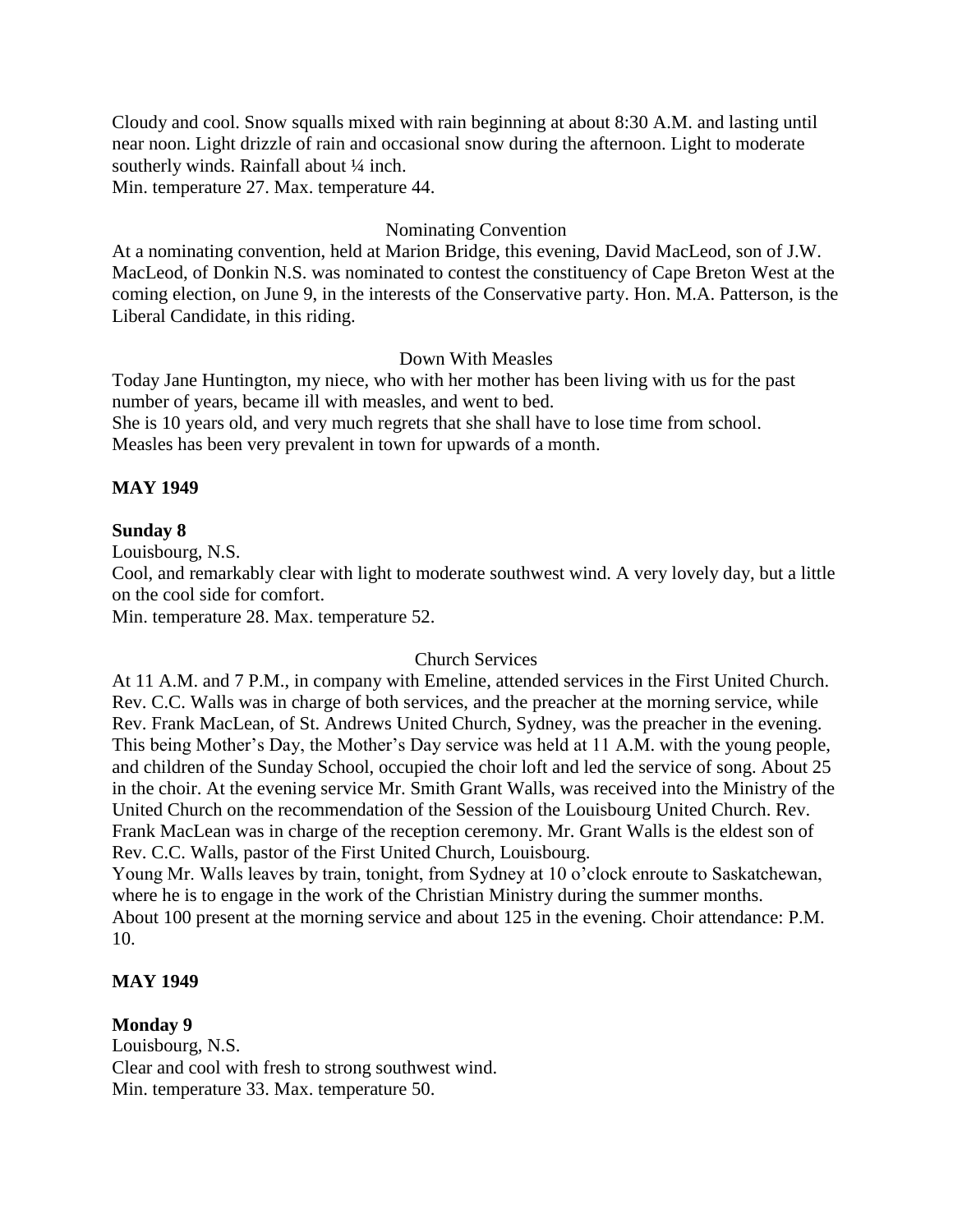Cloudy and cool. Snow squalls mixed with rain beginning at about 8:30 A.M. and lasting until near noon. Light drizzle of rain and occasional snow during the afternoon. Light to moderate southerly winds. Rainfall about ¼ inch.
Min. temperature 27. Max. temperature 44.

Nominating Convention

At a nominating convention, held at Marion Bridge, this evening, David MacLeod, son of J.W. MacLeod, of Donkin N.S. was nominated to contest the constituency of Cape Breton West at the coming election, on June 9, in the interests of the Conservative party. Hon. M.A. Patterson, is the Liberal Candidate, in this riding.

Down With Measles

Today Jane Huntington, my niece, who with her mother has been living with us for the past number of years, became ill with measles, and went to bed.
She is 10 years old, and very much regrets that she shall have to lose time from school.
Measles has been very prevalent in town for upwards of a month.

**MAY 1949**

**Sunday 8**

Louisbourg, N.S.
Cool, and remarkably clear with light to moderate southwest wind. A very lovely day, but a little on the cool side for comfort.
Min. temperature 28. Max. temperature 52.

Church Services

At 11 A.M. and 7 P.M., in company with Emeline, attended services in the First United Church. Rev. C.C. Walls was in charge of both services, and the preacher at the morning service, while Rev. Frank MacLean, of St. Andrews United Church, Sydney, was the preacher in the evening. This being Mother's Day, the Mother's Day service was held at 11 A.M. with the young people, and children of the Sunday School, occupied the choir loft and led the service of song. About 25 in the choir. At the evening service Mr. Smith Grant Walls, was received into the Ministry of the United Church on the recommendation of the Session of the Louisbourg United Church. Rev. Frank MacLean was in charge of the reception ceremony. Mr. Grant Walls is the eldest son of Rev. C.C. Walls, pastor of the First United Church, Louisbourg.
Young Mr. Walls leaves by train, tonight, from Sydney at 10 o'clock enroute to Saskatchewan, where he is to engage in the work of the Christian Ministry during the summer months.
About 100 present at the morning service and about 125 in the evening. Choir attendance: P.M. 10.

**MAY 1949**

**Monday 9**

Louisbourg, N.S.
Clear and cool with fresh to strong southwest wind.
Min. temperature 33. Max. temperature 50.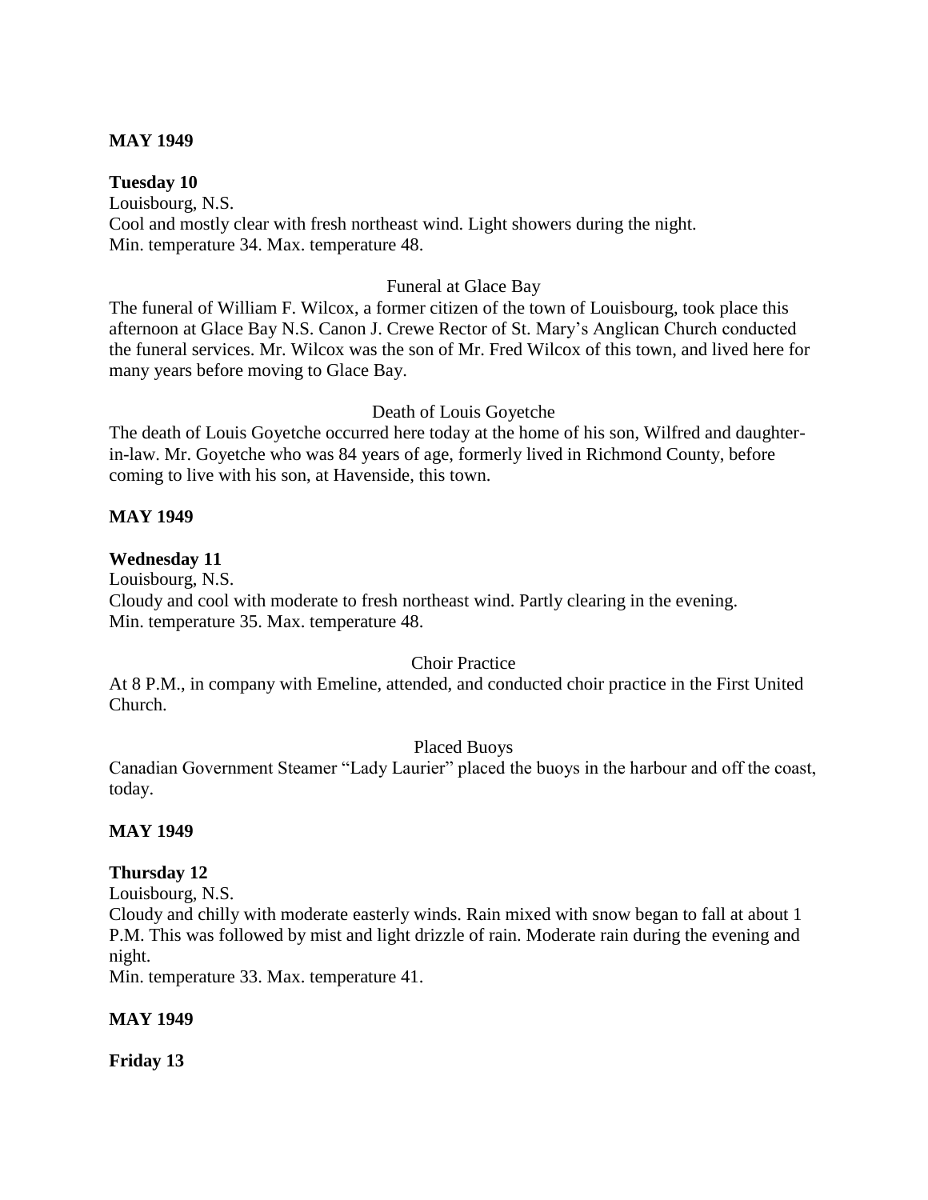**MAY 1949**

**Tuesday 10**

Louisbourg, N.S.
Cool and mostly clear with fresh northeast wind. Light showers during the night.
Min. temperature 34. Max. temperature 48.

Funeral at Glace Bay

The funeral of William F. Wilcox, a former citizen of the town of Louisbourg, took place this afternoon at Glace Bay N.S. Canon J. Crewe Rector of St. Mary's Anglican Church conducted the funeral services. Mr. Wilcox was the son of Mr. Fred Wilcox of this town, and lived here for many years before moving to Glace Bay.

Death of Louis Goyetche

The death of Louis Goyetche occurred here today at the home of his son, Wilfred and daughter-in-law. Mr. Goyetche who was 84 years of age, formerly lived in Richmond County, before coming to live with his son, at Havenside, this town.

**MAY 1949**

**Wednesday 11**

Louisbourg, N.S.
Cloudy and cool with moderate to fresh northeast wind. Partly clearing in the evening.
Min. temperature 35. Max. temperature 48.

Choir Practice

At 8 P.M., in company with Emeline, attended, and conducted choir practice in the First United Church.

Placed Buoys

Canadian Government Steamer "Lady Laurier" placed the buoys in the harbour and off the coast, today.

**MAY 1949**

**Thursday 12**

Louisbourg, N.S.
Cloudy and chilly with moderate easterly winds. Rain mixed with snow began to fall at about 1 P.M. This was followed by mist and light drizzle of rain. Moderate rain during the evening and night.
Min. temperature 33. Max. temperature 41.

**MAY 1949**

**Friday 13**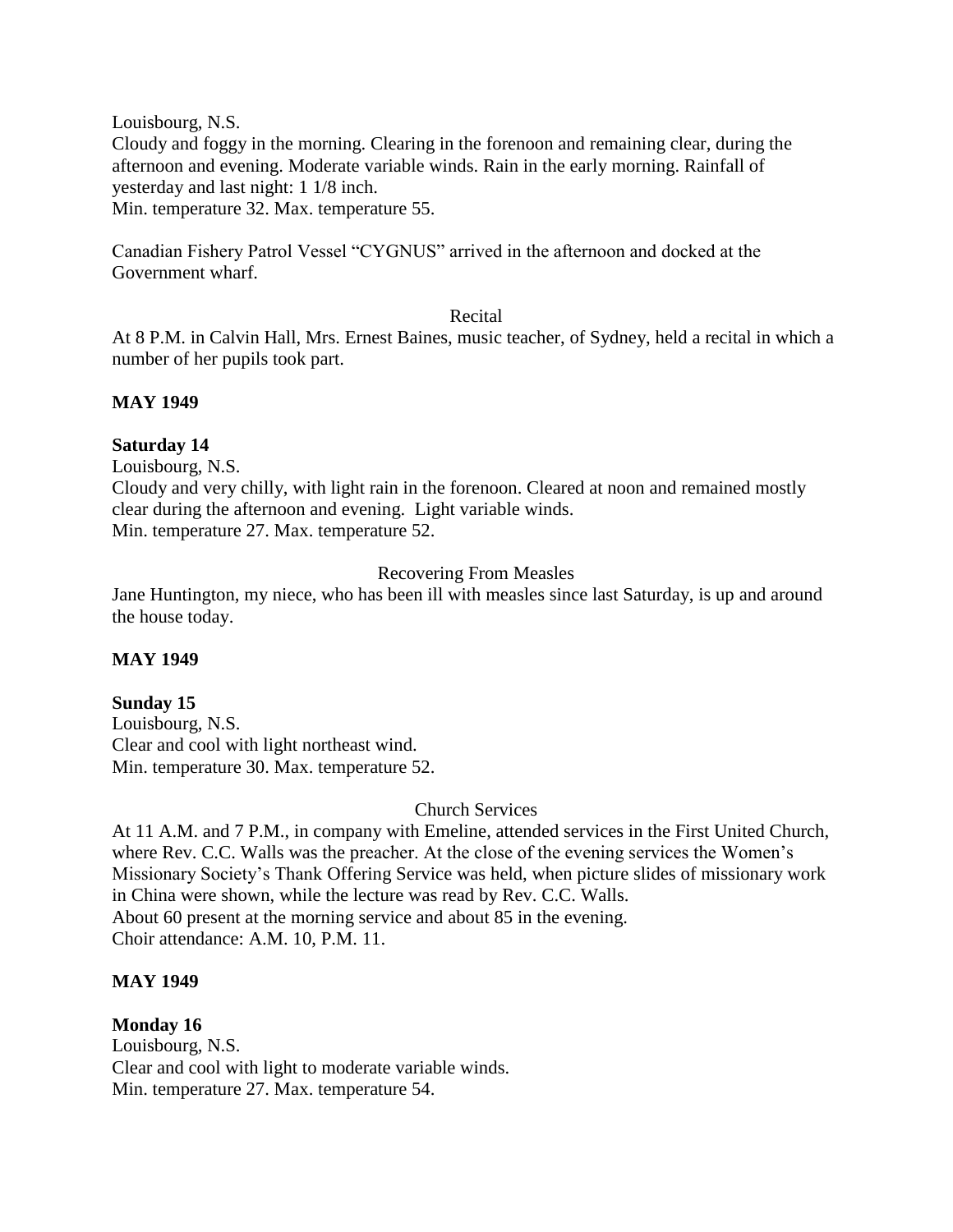Louisbourg, N.S.
Cloudy and foggy in the morning. Clearing in the forenoon and remaining clear, during the afternoon and evening. Moderate variable winds. Rain in the early morning. Rainfall of yesterday and last night: 1 1/8 inch.
Min. temperature 32. Max. temperature 55.

Canadian Fishery Patrol Vessel "CYGNUS" arrived in the afternoon and docked at the Government wharf.

Recital

At 8 P.M. in Calvin Hall, Mrs. Ernest Baines, music teacher, of Sydney, held a recital in which a number of her pupils took part.

**MAY 1949**

**Saturday 14**

Louisbourg, N.S.
Cloudy and very chilly, with light rain in the forenoon. Cleared at noon and remained mostly clear during the afternoon and evening. Light variable winds.
Min. temperature 27. Max. temperature 52.

Recovering From Measles

Jane Huntington, my niece, who has been ill with measles since last Saturday, is up and around the house today.

**MAY 1949**

**Sunday 15**

Louisbourg, N.S.
Clear and cool with light northeast wind.
Min. temperature 30. Max. temperature 52.

Church Services

At 11 A.M. and 7 P.M., in company with Emeline, attended services in the First United Church, where Rev. C.C. Walls was the preacher. At the close of the evening services the Women's Missionary Society's Thank Offering Service was held, when picture slides of missionary work in China were shown, while the lecture was read by Rev. C.C. Walls.
About 60 present at the morning service and about 85 in the evening.
Choir attendance: A.M. 10, P.M. 11.

**MAY 1949**

**Monday 16**

Louisbourg, N.S.
Clear and cool with light to moderate variable winds.
Min. temperature 27. Max. temperature 54.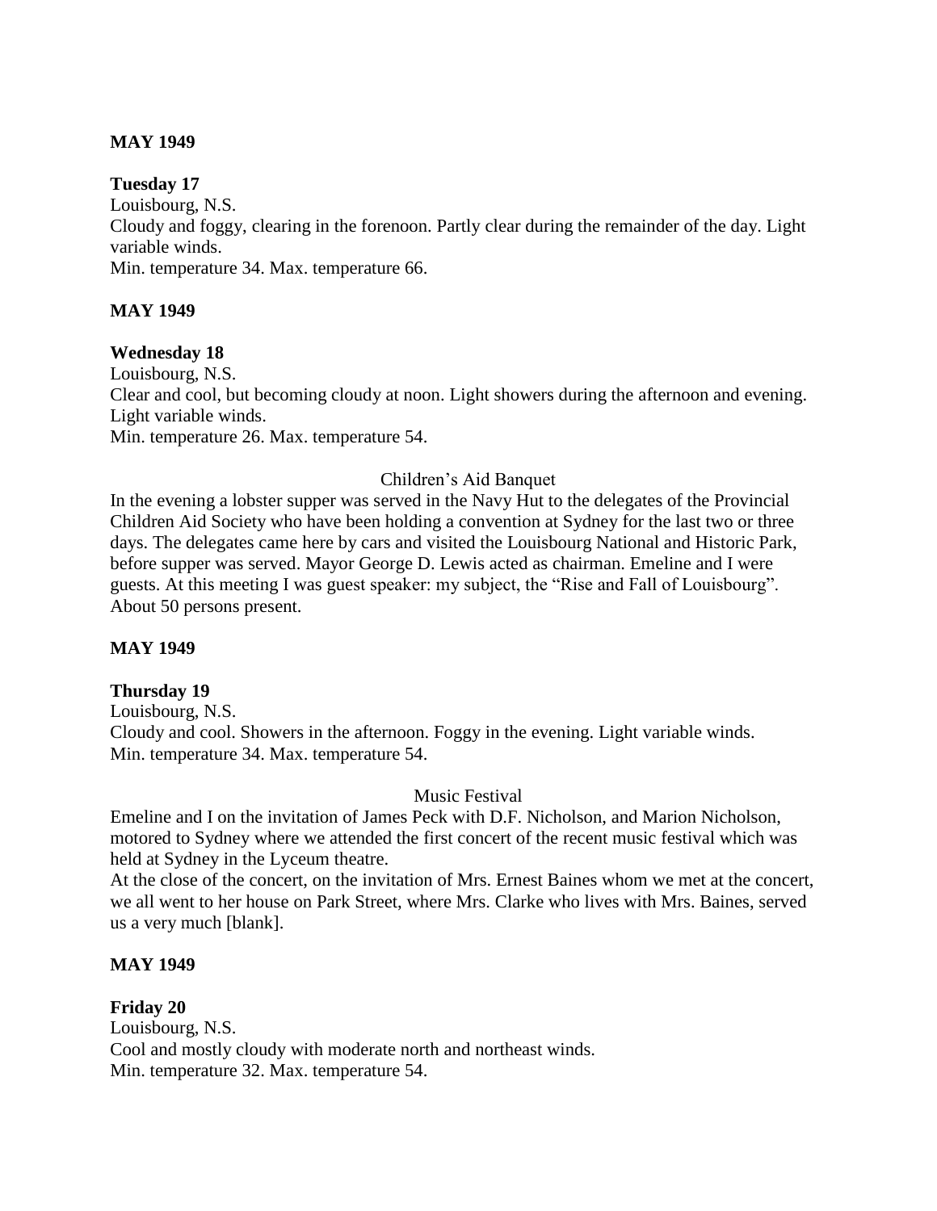**MAY 1949**

**Tuesday 17**

Louisbourg, N.S.

Cloudy and foggy, clearing in the forenoon. Partly clear during the remainder of the day. Light variable winds.

Min. temperature 34. Max. temperature 66.

**MAY 1949**

**Wednesday 18**

Louisbourg, N.S.

Clear and cool, but becoming cloudy at noon. Light showers during the afternoon and evening. Light variable winds.

Min. temperature 26. Max. temperature 54.

Children's Aid Banquet

In the evening a lobster supper was served in the Navy Hut to the delegates of the Provincial Children Aid Society who have been holding a convention at Sydney for the last two or three days. The delegates came here by cars and visited the Louisbourg National and Historic Park, before supper was served. Mayor George D. Lewis acted as chairman. Emeline and I were guests. At this meeting I was guest speaker: my subject, the "Rise and Fall of Louisbourg". About 50 persons present.

**MAY 1949**

**Thursday 19**

Louisbourg, N.S.

Cloudy and cool. Showers in the afternoon. Foggy in the evening. Light variable winds.

Min. temperature 34. Max. temperature 54.

Music Festival

Emeline and I on the invitation of James Peck with D.F. Nicholson, and Marion Nicholson, motored to Sydney where we attended the first concert of the recent music festival which was held at Sydney in the Lyceum theatre.

At the close of the concert, on the invitation of Mrs. Ernest Baines whom we met at the concert, we all went to her house on Park Street, where Mrs. Clarke who lives with Mrs. Baines, served us a very much [blank].

**MAY 1949**

**Friday 20**

Louisbourg, N.S.

Cool and mostly cloudy with moderate north and northeast winds.

Min. temperature 32. Max. temperature 54.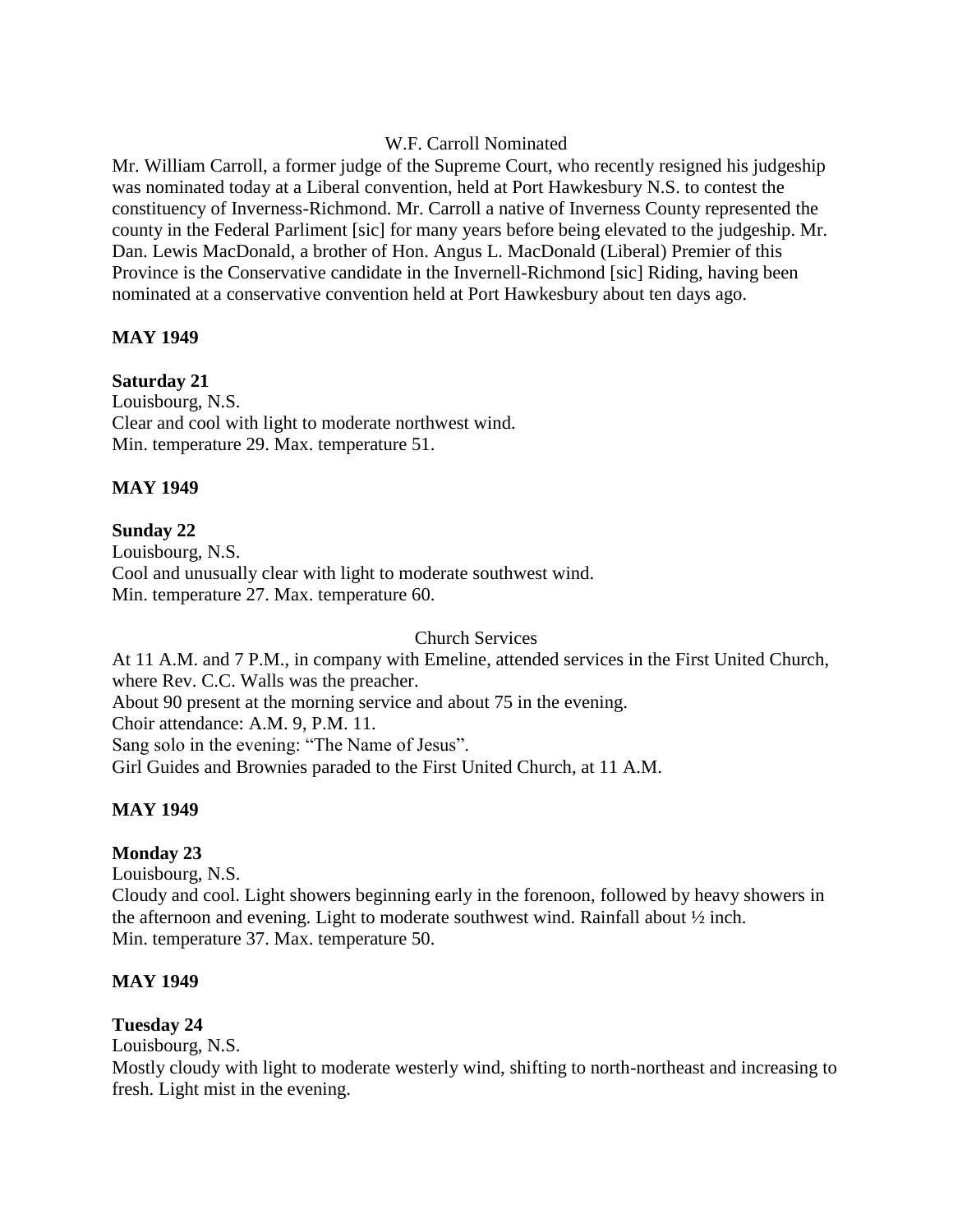W.F. Carroll Nominated

Mr. William Carroll, a former judge of the Supreme Court, who recently resigned his judgeship was nominated today at a Liberal convention, held at Port Hawkesbury N.S. to contest the constituency of Inverness-Richmond. Mr. Carroll a native of Inverness County represented the county in the Federal Parliment [sic] for many years before being elevated to the judgeship. Mr. Dan. Lewis MacDonald, a brother of Hon. Angus L. MacDonald (Liberal) Premier of this Province is the Conservative candidate in the Invernell-Richmond [sic] Riding, having been nominated at a conservative convention held at Port Hawkesbury about ten days ago.

**MAY 1949**

**Saturday 21**

Louisbourg, N.S.
Clear and cool with light to moderate northwest wind.
Min. temperature 29. Max. temperature 51.

**MAY 1949**

**Sunday 22**

Louisbourg, N.S.
Cool and unusually clear with light to moderate southwest wind.
Min. temperature 27. Max. temperature 60.

Church Services

At 11 A.M. and 7 P.M., in company with Emeline, attended services in the First United Church, where Rev. C.C. Walls was the preacher.
About 90 present at the morning service and about 75 in the evening.
Choir attendance: A.M. 9, P.M. 11.
Sang solo in the evening: "The Name of Jesus".
Girl Guides and Brownies paraded to the First United Church, at 11 A.M.

**MAY 1949**

**Monday 23**

Louisbourg, N.S.
Cloudy and cool. Light showers beginning early in the forenoon, followed by heavy showers in the afternoon and evening. Light to moderate southwest wind. Rainfall about ½ inch.
Min. temperature 37. Max. temperature 50.

**MAY 1949**

**Tuesday 24**

Louisbourg, N.S.
Mostly cloudy with light to moderate westerly wind, shifting to north-northeast and increasing to fresh. Light mist in the evening.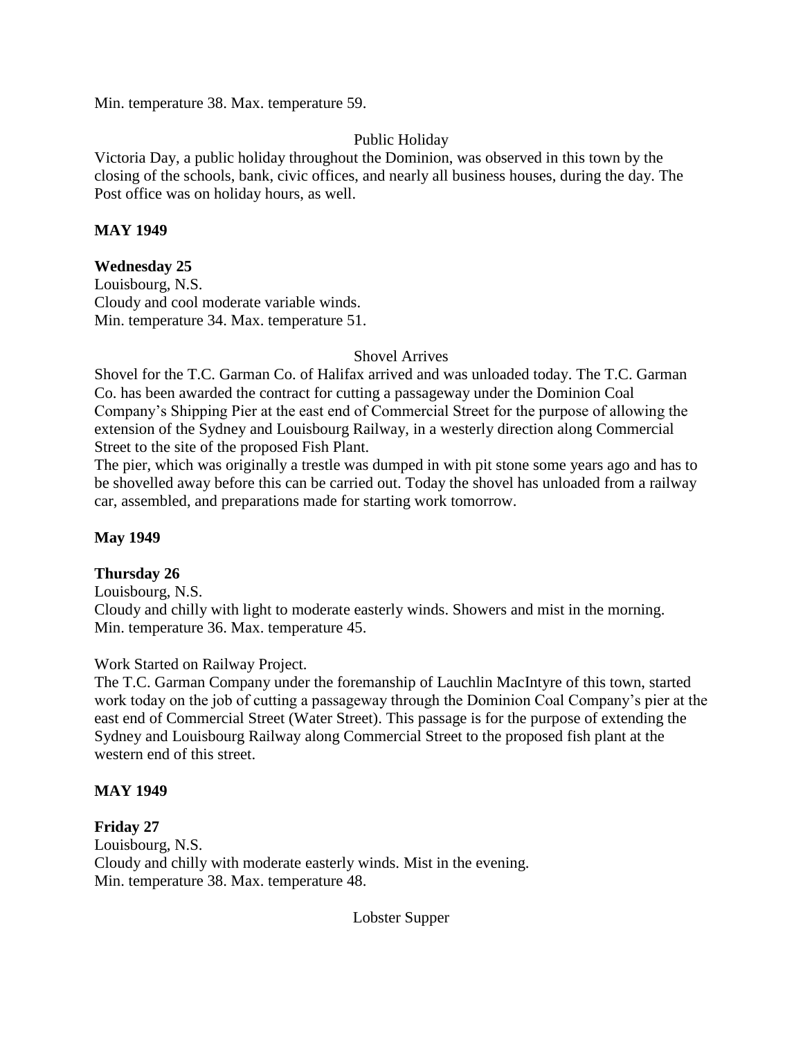Min. temperature 38. Max. temperature 59.

Public Holiday

Victoria Day, a public holiday throughout the Dominion, was observed in this town by the closing of the schools, bank, civic offices, and nearly all business houses, during the day. The Post office was on holiday hours, as well.

**MAY 1949**

**Wednesday 25**

Louisbourg, N.S.
Cloudy and cool moderate variable winds.
Min. temperature 34. Max. temperature 51.

Shovel Arrives

Shovel for the T.C. Garman Co. of Halifax arrived and was unloaded today. The T.C. Garman Co. has been awarded the contract for cutting a passageway under the Dominion Coal Company's Shipping Pier at the east end of Commercial Street for the purpose of allowing the extension of the Sydney and Louisbourg Railway, in a westerly direction along Commercial Street to the site of the proposed Fish Plant.

The pier, which was originally a trestle was dumped in with pit stone some years ago and has to be shovelled away before this can be carried out. Today the shovel has unloaded from a railway car, assembled, and preparations made for starting work tomorrow.

**May 1949**

**Thursday 26**

Louisbourg, N.S.
Cloudy and chilly with light to moderate easterly winds. Showers and mist in the morning.
Min. temperature 36. Max. temperature 45.

Work Started on Railway Project.

The T.C. Garman Company under the foremanship of Lauchlin MacIntyre of this town, started work today on the job of cutting a passageway through the Dominion Coal Company's pier at the east end of Commercial Street (Water Street). This passage is for the purpose of extending the Sydney and Louisbourg Railway along Commercial Street to the proposed fish plant at the western end of this street.

**MAY 1949**

**Friday 27**

Louisbourg, N.S.
Cloudy and chilly with moderate easterly winds. Mist in the evening.
Min. temperature 38. Max. temperature 48.

Lobster Supper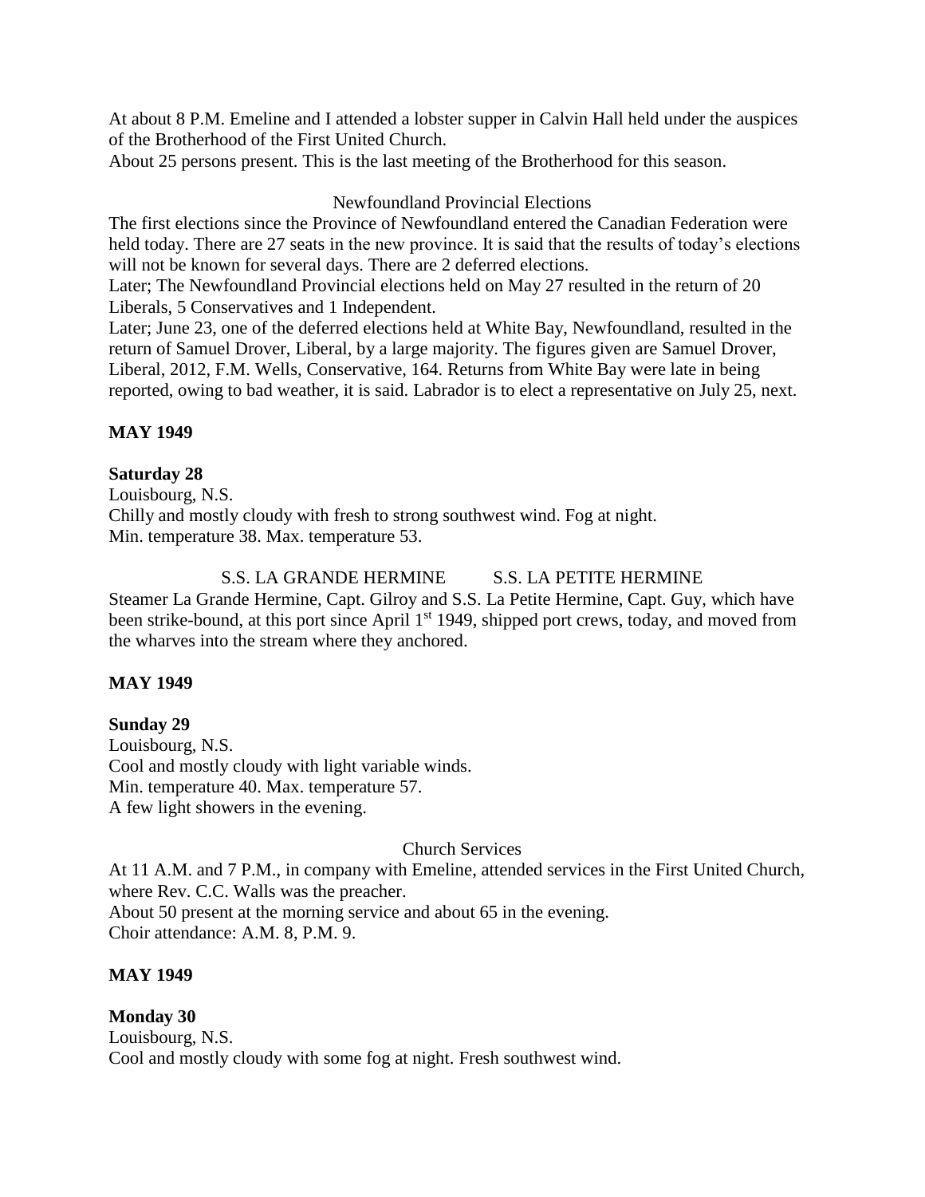At about 8 P.M. Emeline and I attended a lobster supper in Calvin Hall held under the auspices of the Brotherhood of the First United Church.
About 25 persons present. This is the last meeting of the Brotherhood for this season.

Newfoundland Provincial Elections

The first elections since the Province of Newfoundland entered the Canadian Federation were held today. There are 27 seats in the new province. It is said that the results of today's elections will not be known for several days. There are 2 deferred elections.
Later; The Newfoundland Provincial elections held on May 27 resulted in the return of 20 Liberals, 5 Conservatives and 1 Independent.
Later; June 23, one of the deferred elections held at White Bay, Newfoundland, resulted in the return of Samuel Drover, Liberal, by a large majority. The figures given are Samuel Drover, Liberal, 2012, F.M. Wells, Conservative, 164. Returns from White Bay were late in being reported, owing to bad weather, it is said. Labrador is to elect a representative on July 25, next.

**MAY 1949**

**Saturday 28**
Louisbourg, N.S.
Chilly and mostly cloudy with fresh to strong southwest wind. Fog at night.
Min. temperature 38. Max. temperature 53.

S.S. LA GRANDE HERMINE S.S. LA PETITE HERMINE

Steamer La Grande Hermine, Capt. Gilroy and S.S. La Petite Hermine, Capt. Guy, which have been strike-bound, at this port since April 1st 1949, shipped port crews, today, and moved from the wharves into the stream where they anchored.

**MAY 1949**

**Sunday 29**
Louisbourg, N.S.
Cool and mostly cloudy with light variable winds.
Min. temperature 40. Max. temperature 57.
A few light showers in the evening.

Church Services

At 11 A.M. and 7 P.M., in company with Emeline, attended services in the First United Church, where Rev. C.C. Walls was the preacher.
About 50 present at the morning service and about 65 in the evening.
Choir attendance: A.M. 8, P.M. 9.

**MAY 1949**

**Monday 30**
Louisbourg, N.S.
Cool and mostly cloudy with some fog at night. Fresh southwest wind.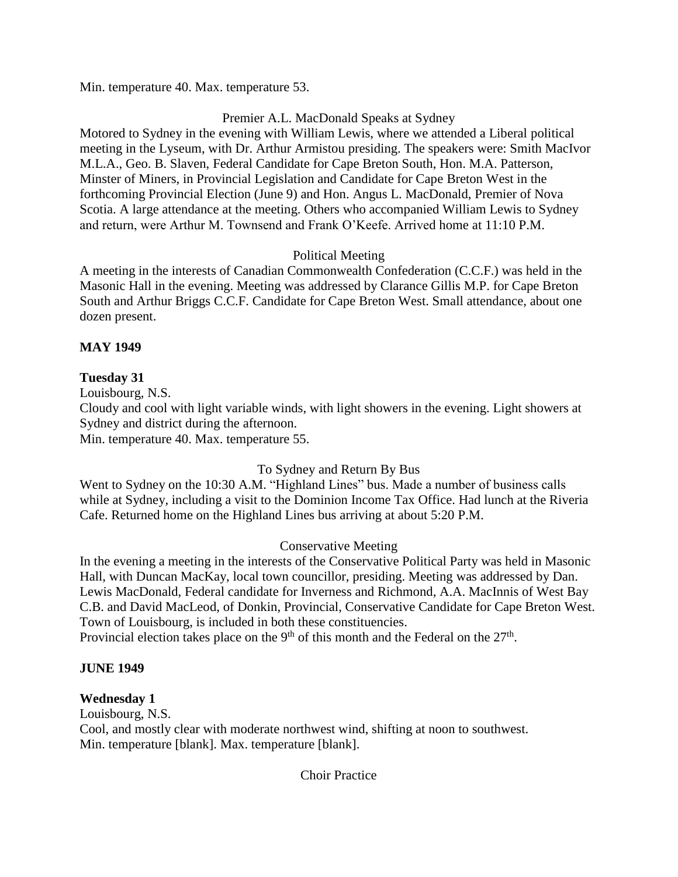Min. temperature 40. Max. temperature 53.

Premier A.L. MacDonald Speaks at Sydney

Motored to Sydney in the evening with William Lewis, where we attended a Liberal political meeting in the Lyseum, with Dr. Arthur Armistou presiding. The speakers were: Smith MacIvor M.L.A., Geo. B. Slaven, Federal Candidate for Cape Breton South, Hon. M.A. Patterson, Minster of Miners, in Provincial Legislation and Candidate for Cape Breton West in the forthcoming Provincial Election (June 9) and Hon. Angus L. MacDonald, Premier of Nova Scotia. A large attendance at the meeting. Others who accompanied William Lewis to Sydney and return, were Arthur M. Townsend and Frank O'Keefe. Arrived home at 11:10 P.M.

Political Meeting

A meeting in the interests of Canadian Commonwealth Confederation (C.C.F.) was held in the Masonic Hall in the evening. Meeting was addressed by Clarance Gillis M.P. for Cape Breton South and Arthur Briggs C.C.F. Candidate for Cape Breton West. Small attendance, about one dozen present.

**MAY 1949**

**Tuesday 31**

Louisbourg, N.S.

Cloudy and cool with light variable winds, with light showers in the evening. Light showers at Sydney and district during the afternoon.

Min. temperature 40. Max. temperature 55.

To Sydney and Return By Bus

Went to Sydney on the 10:30 A.M. "Highland Lines" bus. Made a number of business calls while at Sydney, including a visit to the Dominion Income Tax Office. Had lunch at the Riveria Cafe. Returned home on the Highland Lines bus arriving at about 5:20 P.M.

Conservative Meeting

In the evening a meeting in the interests of the Conservative Political Party was held in Masonic Hall, with Duncan MacKay, local town councillor, presiding. Meeting was addressed by Dan. Lewis MacDonald, Federal candidate for Inverness and Richmond, A.A. MacInnis of West Bay C.B. and David MacLeod, of Donkin, Provincial, Conservative Candidate for Cape Breton West. Town of Louisbourg, is included in both these constituencies.

Provincial election takes place on the 9th of this month and the Federal on the 27th.

**JUNE 1949**

**Wednesday 1**

Louisbourg, N.S.

Cool, and mostly clear with moderate northwest wind, shifting at noon to southwest.

Min. temperature [blank]. Max. temperature [blank].

Choir Practice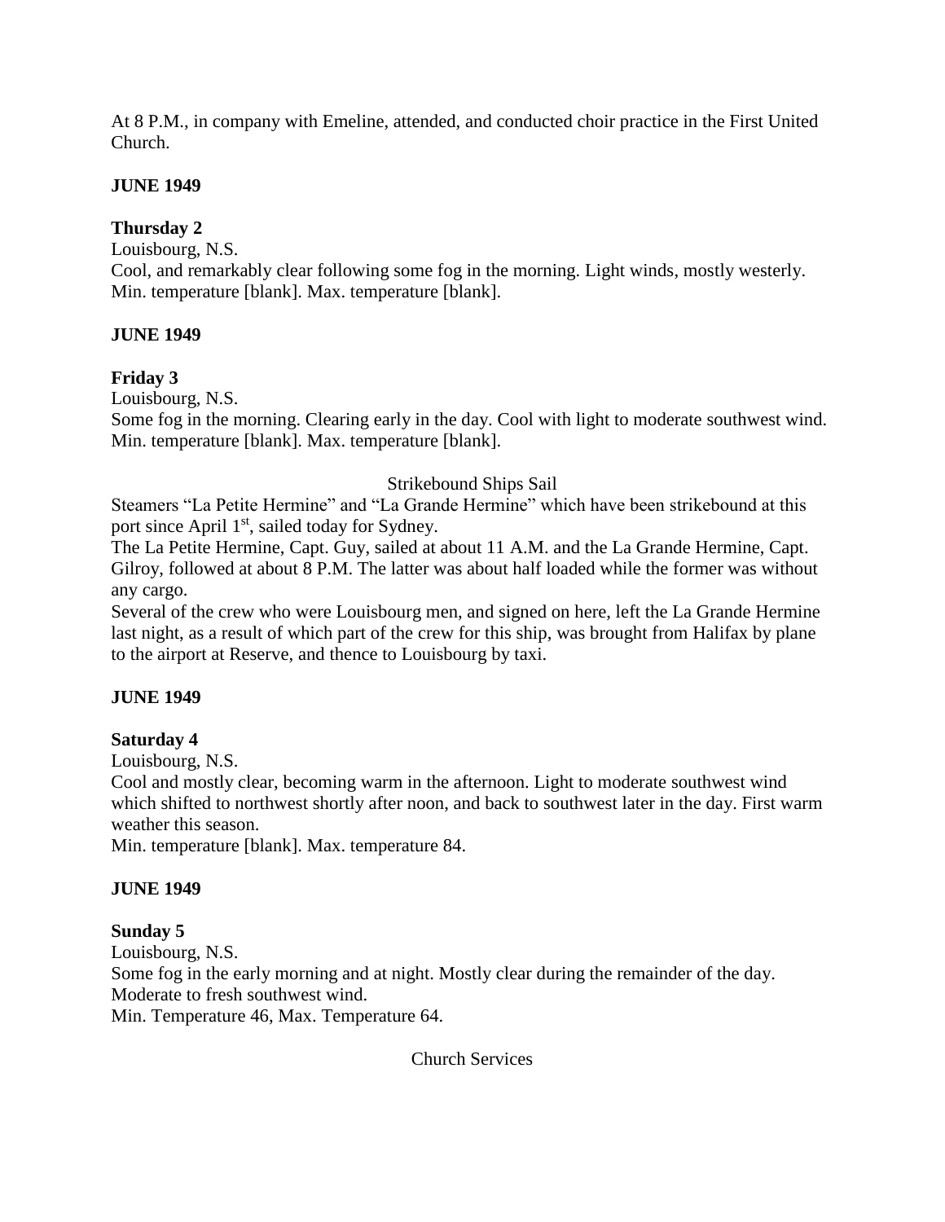At 8 P.M., in company with Emeline, attended, and conducted choir practice in the First United Church.

**JUNE 1949**

**Thursday 2**

Louisbourg, N.S.
Cool, and remarkably clear following some fog in the morning. Light winds, mostly westerly.
Min. temperature [blank]. Max. temperature [blank].

**JUNE 1949**

**Friday 3**

Louisbourg, N.S.
Some fog in the morning. Clearing early in the day. Cool with light to moderate southwest wind.
Min. temperature [blank]. Max. temperature [blank].

Strikebound Ships Sail

Steamers "La Petite Hermine" and "La Grande Hermine" which have been strikebound at this port since April 1st, sailed today for Sydney.
The La Petite Hermine, Capt. Guy, sailed at about 11 A.M. and the La Grande Hermine, Capt. Gilroy, followed at about 8 P.M. The latter was about half loaded while the former was without any cargo.
Several of the crew who were Louisbourg men, and signed on here, left the La Grande Hermine last night, as a result of which part of the crew for this ship, was brought from Halifax by plane to the airport at Reserve, and thence to Louisbourg by taxi.

**JUNE 1949**

**Saturday 4**

Louisbourg, N.S.
Cool and mostly clear, becoming warm in the afternoon. Light to moderate southwest wind which shifted to northwest shortly after noon, and back to southwest later in the day. First warm weather this season.
Min. temperature [blank]. Max. temperature 84.

**JUNE 1949**

**Sunday 5**

Louisbourg, N.S.
Some fog in the early morning and at night. Mostly clear during the remainder of the day. Moderate to fresh southwest wind.
Min. Temperature 46, Max. Temperature 64.

Church Services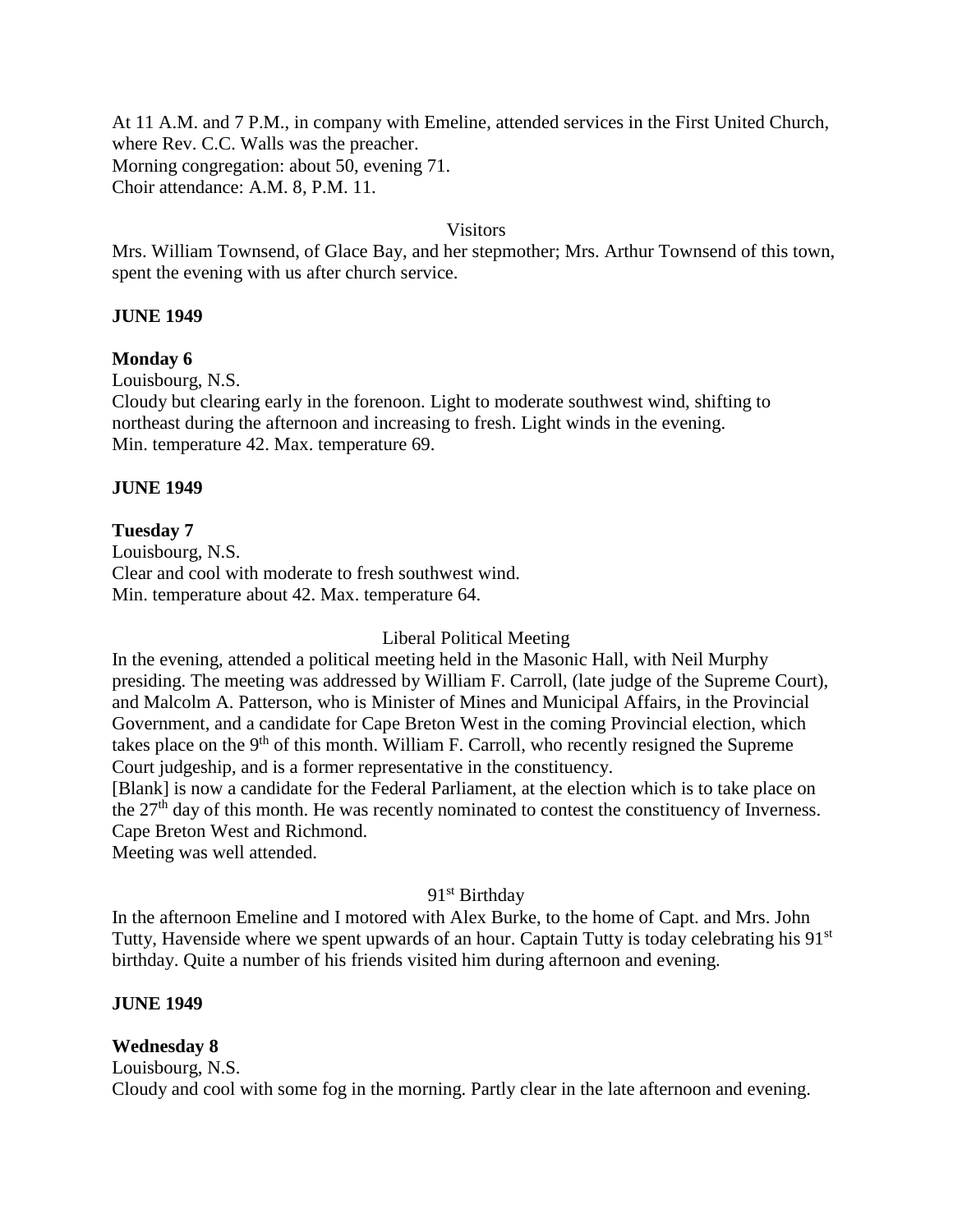At 11 A.M. and 7 P.M., in company with Emeline, attended services in the First United Church, where Rev. C.C. Walls was the preacher.
Morning congregation: about 50, evening 71.
Choir attendance: A.M. 8, P.M. 11.

Visitors

Mrs. William Townsend, of Glace Bay, and her stepmother; Mrs. Arthur Townsend of this town, spent the evening with us after church service.

**JUNE 1949**

**Monday 6**
Louisbourg, N.S.
Cloudy but clearing early in the forenoon. Light to moderate southwest wind, shifting to northeast during the afternoon and increasing to fresh. Light winds in the evening.
Min. temperature 42. Max. temperature 69.

**JUNE 1949**

**Tuesday 7**
Louisbourg, N.S.
Clear and cool with moderate to fresh southwest wind.
Min. temperature about 42. Max. temperature 64.

Liberal Political Meeting

In the evening, attended a political meeting held in the Masonic Hall, with Neil Murphy presiding. The meeting was addressed by William F. Carroll, (late judge of the Supreme Court), and Malcolm A. Patterson, who is Minister of Mines and Municipal Affairs, in the Provincial Government, and a candidate for Cape Breton West in the coming Provincial election, which takes place on the 9th of this month. William F. Carroll, who recently resigned the Supreme Court judgeship, and is a former representative in the constituency.
[Blank] is now a candidate for the Federal Parliament, at the election which is to take place on the 27th day of this month. He was recently nominated to contest the constituency of Inverness. Cape Breton West and Richmond.
Meeting was well attended.

91st Birthday

In the afternoon Emeline and I motored with Alex Burke, to the home of Capt. and Mrs. John Tutty, Havenside where we spent upwards of an hour. Captain Tutty is today celebrating his 91st birthday. Quite a number of his friends visited him during afternoon and evening.

**JUNE 1949**

**Wednesday 8**
Louisbourg, N.S.
Cloudy and cool with some fog in the morning. Partly clear in the late afternoon and evening.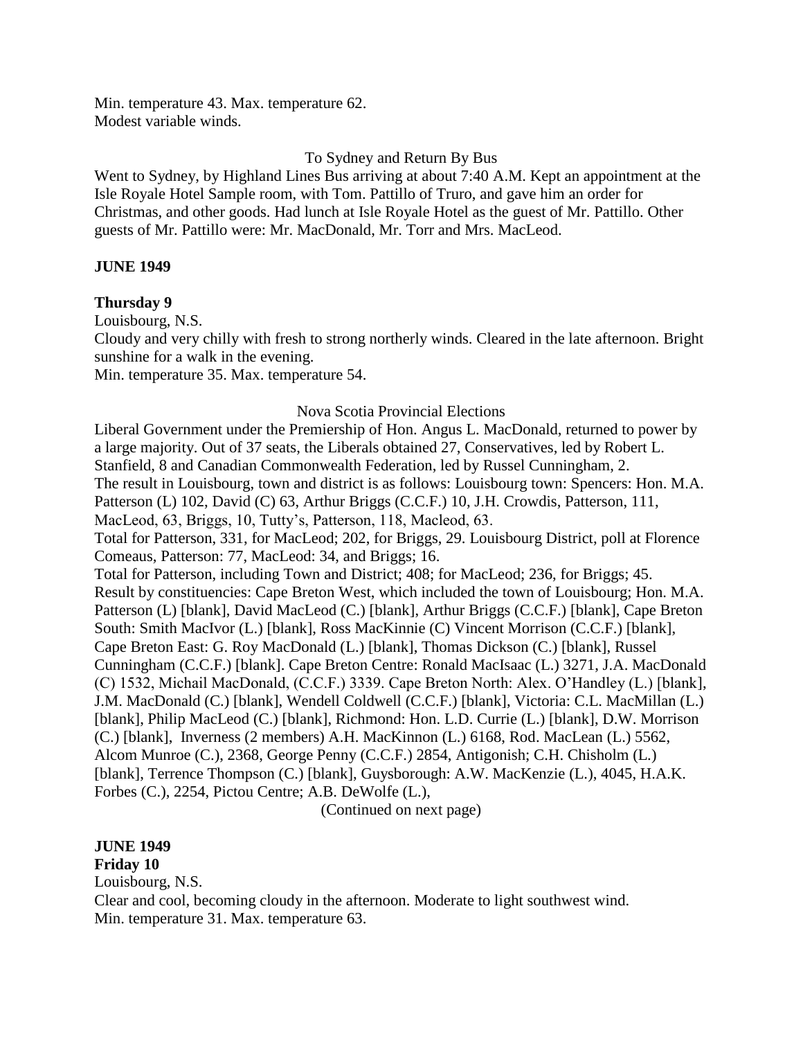Min. temperature 43. Max. temperature 62.
Modest variable winds.

To Sydney and Return By Bus

Went to Sydney, by Highland Lines Bus arriving at about 7:40 A.M. Kept an appointment at the Isle Royale Hotel Sample room, with Tom. Pattillo of Truro, and gave him an order for Christmas, and other goods. Had lunch at Isle Royale Hotel as the guest of Mr. Pattillo. Other guests of Mr. Pattillo were: Mr. MacDonald, Mr. Torr and Mrs. MacLeod.

**JUNE 1949**

**Thursday 9**

Louisbourg, N.S.
Cloudy and very chilly with fresh to strong northerly winds. Cleared in the late afternoon. Bright sunshine for a walk in the evening.
Min. temperature 35. Max. temperature 54.

Nova Scotia Provincial Elections

Liberal Government under the Premiership of Hon. Angus L. MacDonald, returned to power by a large majority. Out of 37 seats, the Liberals obtained 27, Conservatives, led by Robert L. Stanfield, 8 and Canadian Commonwealth Federation, led by Russel Cunningham, 2.
The result in Louisbourg, town and district is as follows: Louisbourg town: Spencers: Hon. M.A. Patterson (L) 102, David (C) 63, Arthur Briggs (C.C.F.) 10, J.H. Crowdis, Patterson, 111, MacLeod, 63, Briggs, 10, Tutty's, Patterson, 118, Macleod, 63.
Total for Patterson, 331, for MacLeod; 202, for Briggs, 29. Louisbourg District, poll at Florence Comeaus, Patterson: 77, MacLeod: 34, and Briggs; 16.
Total for Patterson, including Town and District; 408; for MacLeod; 236, for Briggs; 45.
Result by constituencies: Cape Breton West, which included the town of Louisbourg; Hon. M.A. Patterson (L) [blank], David MacLeod (C.) [blank], Arthur Briggs (C.C.F.) [blank], Cape Breton South: Smith MacIvor (L.) [blank], Ross MacKinnie (C) Vincent Morrison (C.C.F.) [blank], Cape Breton East: G. Roy MacDonald (L.) [blank], Thomas Dickson (C.) [blank], Russel Cunningham (C.C.F.) [blank]. Cape Breton Centre: Ronald MacIsaac (L.) 3271, J.A. MacDonald (C) 1532, Michail MacDonald, (C.C.F.) 3339. Cape Breton North: Alex. O'Handley (L.) [blank], J.M. MacDonald (C.) [blank], Wendell Coldwell (C.C.F.) [blank], Victoria: C.L. MacMillan (L.) [blank], Philip MacLeod (C.) [blank], Richmond: Hon. L.D. Currie (L.) [blank], D.W. Morrison (C.) [blank], Inverness (2 members) A.H. MacKinnon (L.) 6168, Rod. MacLean (L.) 5562, Alcom Munroe (C.), 2368, George Penny (C.C.F.) 2854, Antigonish; C.H. Chisholm (L.) [blank], Terrence Thompson (C.) [blank], Guysborough: A.W. MacKenzie (L.), 4045, H.A.K. Forbes (C.), 2254, Pictou Centre; A.B. DeWolfe (L.),

(Continued on next page)

**JUNE 1949**

**Friday 10**

Louisbourg, N.S.
Clear and cool, becoming cloudy in the afternoon. Moderate to light southwest wind.
Min. temperature 31. Max. temperature 63.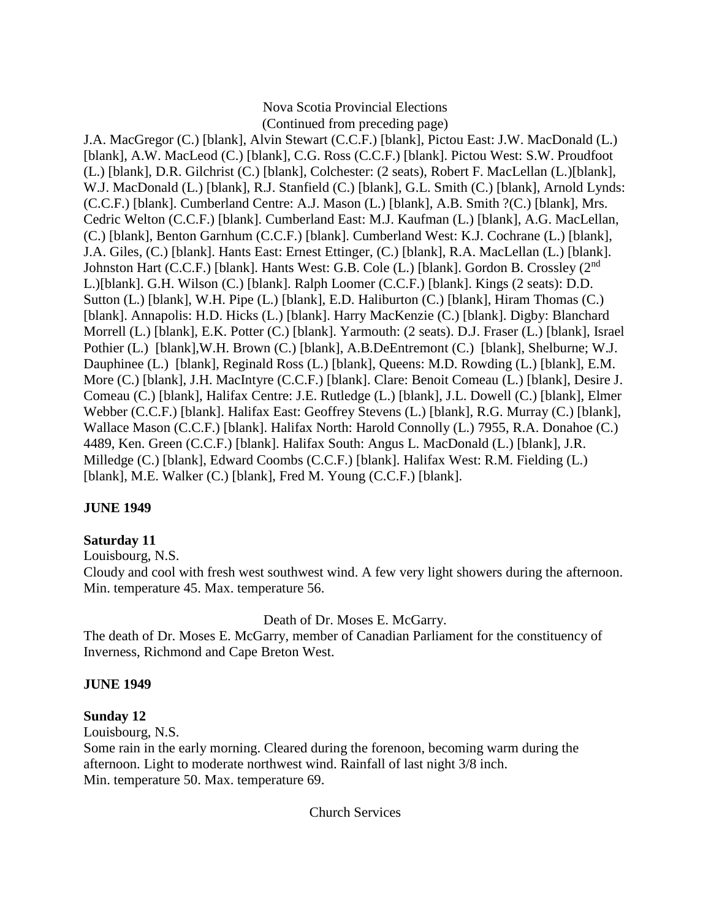Nova Scotia Provincial Elections
(Continued from preceding page)

J.A. MacGregor (C.) [blank], Alvin Stewart (C.C.F.) [blank], Pictou East: J.W. MacDonald (L.) [blank], A.W. MacLeod (C.) [blank], C.G. Ross (C.C.F.) [blank]. Pictou West: S.W. Proudfoot (L.) [blank], D.R. Gilchrist (C.) [blank], Colchester: (2 seats), Robert F. MacLellan (L.)[blank], W.J. MacDonald (L.) [blank], R.J. Stanfield (C.) [blank], G.L. Smith (C.) [blank], Arnold Lynds: (C.C.F.) [blank]. Cumberland Centre: A.J. Mason (L.) [blank], A.B. Smith ?(C.) [blank], Mrs. Cedric Welton (C.C.F.) [blank]. Cumberland East: M.J. Kaufman (L.) [blank], A.G. MacLellan, (C.) [blank], Benton Garnhum (C.C.F.) [blank]. Cumberland West: K.J. Cochrane (L.) [blank], J.A. Giles, (C.) [blank]. Hants East: Ernest Ettinger, (C.) [blank], R.A. MacLellan (L.) [blank]. Johnston Hart (C.C.F.) [blank]. Hants West: G.B. Cole (L.) [blank]. Gordon B. Crossley (2nd L.)[blank]. G.H. Wilson (C.) [blank]. Ralph Loomer (C.C.F.) [blank]. Kings (2 seats): D.D. Sutton (L.) [blank], W.H. Pipe (L.) [blank], E.D. Haliburton (C.) [blank], Hiram Thomas (C.) [blank]. Annapolis: H.D. Hicks (L.) [blank]. Harry MacKenzie (C.) [blank]. Digby: Blanchard Morrell (L.) [blank], E.K. Potter (C.) [blank]. Yarmouth: (2 seats). D.J. Fraser (L.) [blank], Israel Pothier (L.) [blank],W.H. Brown (C.) [blank], A.B.DeEntremont (C.) [blank], Shelburne; W.J. Dauphinee (L.) [blank], Reginald Ross (L.) [blank], Queens: M.D. Rowding (L.) [blank], E.M. More (C.) [blank], J.H. MacIntyre (C.C.F.) [blank]. Clare: Benoit Comeau (L.) [blank], Desire J. Comeau (C.) [blank], Halifax Centre: J.E. Rutledge (L.) [blank], J.L. Dowell (C.) [blank], Elmer Webber (C.C.F.) [blank]. Halifax East: Geoffrey Stevens (L.) [blank], R.G. Murray (C.) [blank], Wallace Mason (C.C.F.) [blank]. Halifax North: Harold Connolly (L.) 7955, R.A. Donahoe (C.) 4489, Ken. Green (C.C.F.) [blank]. Halifax South: Angus L. MacDonald (L.) [blank], J.R. Milledge (C.) [blank], Edward Coombs (C.C.F.) [blank]. Halifax West: R.M. Fielding (L.) [blank], M.E. Walker (C.) [blank], Fred M. Young (C.C.F.) [blank].

**JUNE 1949**

**Saturday 11**

Louisbourg, N.S.

Cloudy and cool with fresh west southwest wind. A few very light showers during the afternoon. Min. temperature 45. Max. temperature 56.

Death of Dr. Moses E. McGarry.

The death of Dr. Moses E. McGarry, member of Canadian Parliament for the constituency of Inverness, Richmond and Cape Breton West.

**JUNE 1949**

**Sunday 12**

Louisbourg, N.S.

Some rain in the early morning. Cleared during the forenoon, becoming warm during the afternoon. Light to moderate northwest wind. Rainfall of last night 3/8 inch.
Min. temperature 50. Max. temperature 69.

Church Services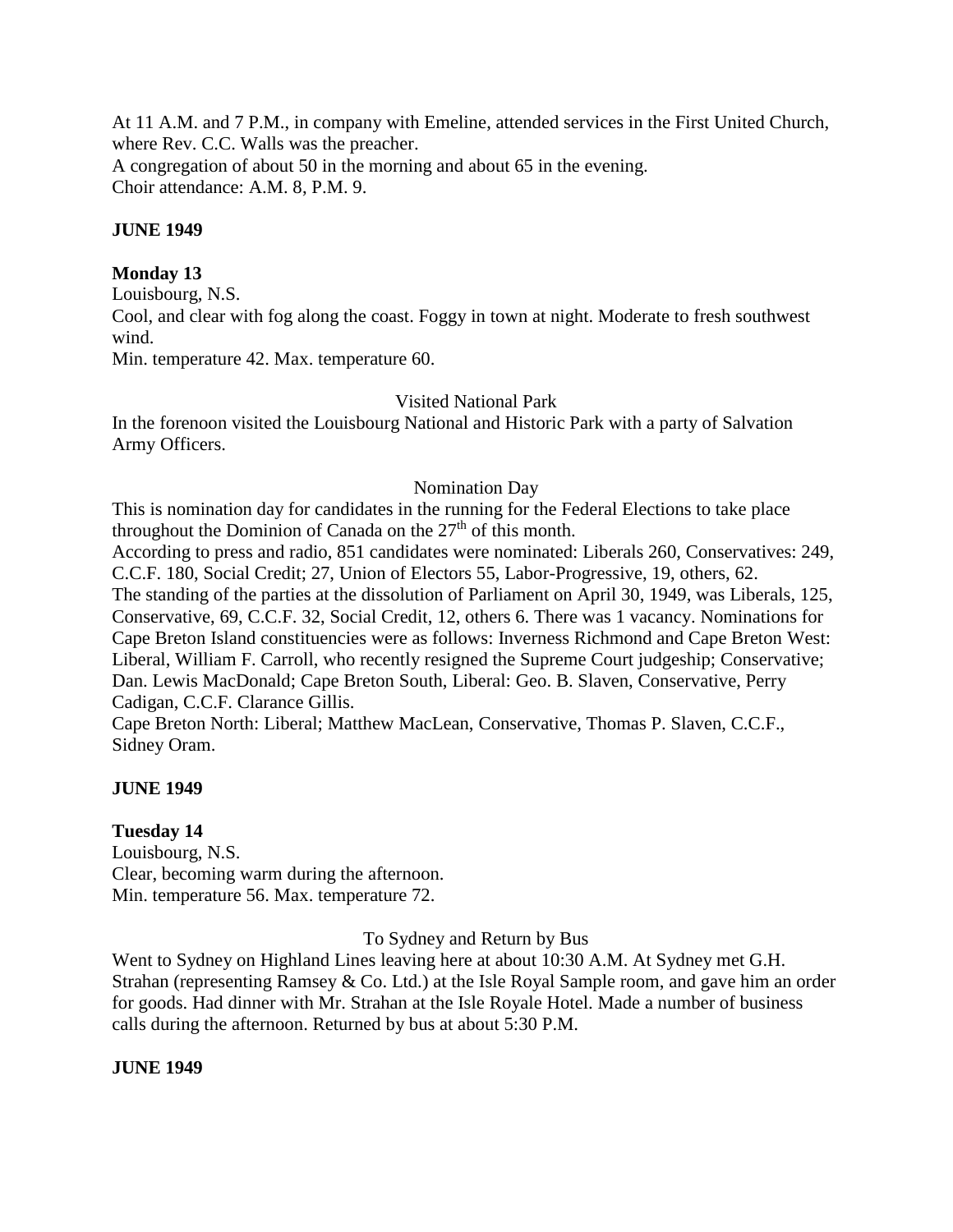At 11 A.M. and 7 P.M., in company with Emeline, attended services in the First United Church, where Rev. C.C. Walls was the preacher.
A congregation of about 50 in the morning and about 65 in the evening.
Choir attendance: A.M. 8, P.M. 9.

**JUNE 1949**

**Monday 13**
Louisbourg, N.S.
Cool, and clear with fog along the coast. Foggy in town at night. Moderate to fresh southwest wind.
Min. temperature 42. Max. temperature 60.

Visited National Park

In the forenoon visited the Louisbourg National and Historic Park with a party of Salvation Army Officers.

Nomination Day

This is nomination day for candidates in the running for the Federal Elections to take place throughout the Dominion of Canada on the 27th of this month.
According to press and radio, 851 candidates were nominated: Liberals 260, Conservatives: 249, C.C.F. 180, Social Credit; 27, Union of Electors 55, Labor-Progressive, 19, others, 62.
The standing of the parties at the dissolution of Parliament on April 30, 1949, was Liberals, 125, Conservative, 69, C.C.F. 32, Social Credit, 12, others 6. There was 1 vacancy. Nominations for Cape Breton Island constituencies were as follows: Inverness Richmond and Cape Breton West: Liberal, William F. Carroll, who recently resigned the Supreme Court judgeship; Conservative; Dan. Lewis MacDonald; Cape Breton South, Liberal: Geo. B. Slaven, Conservative, Perry Cadigan, C.C.F. Clarance Gillis.
Cape Breton North: Liberal; Matthew MacLean, Conservative, Thomas P. Slaven, C.C.F., Sidney Oram.

**JUNE 1949**

**Tuesday 14**
Louisbourg, N.S.
Clear, becoming warm during the afternoon.
Min. temperature 56. Max. temperature 72.

To Sydney and Return by Bus

Went to Sydney on Highland Lines leaving here at about 10:30 A.M. At Sydney met G.H. Strahan (representing Ramsey & Co. Ltd.) at the Isle Royal Sample room, and gave him an order for goods. Had dinner with Mr. Strahan at the Isle Royale Hotel. Made a number of business calls during the afternoon. Returned by bus at about 5:30 P.M.

**JUNE 1949**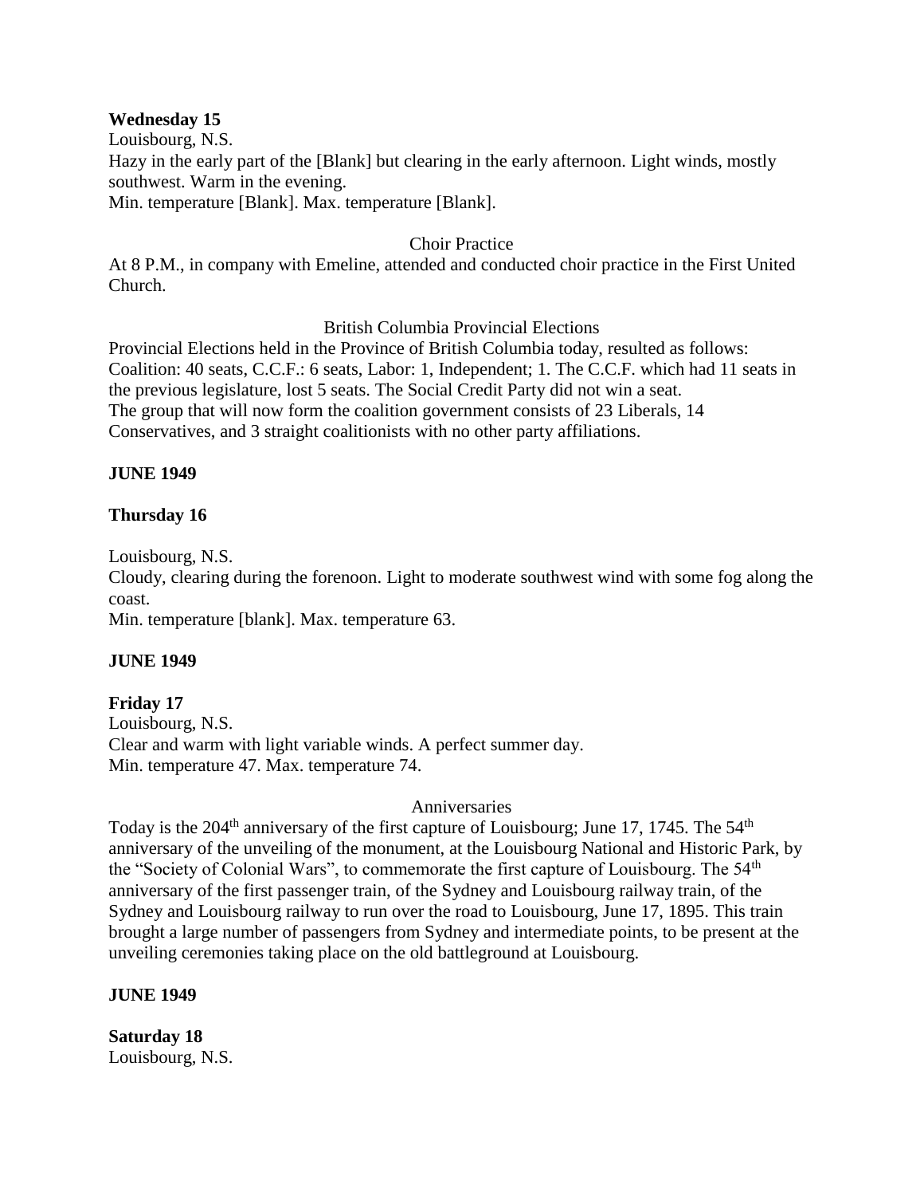**Wednesday 15**
Louisbourg, N.S.
Hazy in the early part of the [Blank] but clearing in the early afternoon. Light winds, mostly southwest. Warm in the evening.
Min. temperature [Blank]. Max. temperature [Blank].

Choir Practice

At 8 P.M., in company with Emeline, attended and conducted choir practice in the First United Church.

British Columbia Provincial Elections

Provincial Elections held in the Province of British Columbia today, resulted as follows: Coalition: 40 seats, C.C.F.: 6 seats, Labor: 1, Independent; 1. The C.C.F. which had 11 seats in the previous legislature, lost 5 seats. The Social Credit Party did not win a seat.
The group that will now form the coalition government consists of 23 Liberals, 14 Conservatives, and 3 straight coalitionists with no other party affiliations.

**JUNE 1949**

**Thursday 16**

Louisbourg, N.S.
Cloudy, clearing during the forenoon. Light to moderate southwest wind with some fog along the coast.
Min. temperature [blank]. Max. temperature 63.

**JUNE 1949**

**Friday 17**
Louisbourg, N.S.
Clear and warm with light variable winds. A perfect summer day.
Min. temperature 47. Max. temperature 74.

Anniversaries

Today is the 204th anniversary of the first capture of Louisbourg; June 17, 1745. The 54th anniversary of the unveiling of the monument, at the Louisbourg National and Historic Park, by the "Society of Colonial Wars", to commemorate the first capture of Louisbourg. The 54th anniversary of the first passenger train, of the Sydney and Louisbourg railway train, of the Sydney and Louisbourg railway to run over the road to Louisbourg, June 17, 1895. This train brought a large number of passengers from Sydney and intermediate points, to be present at the unveiling ceremonies taking place on the old battleground at Louisbourg.

**JUNE 1949**

**Saturday 18**
Louisbourg, N.S.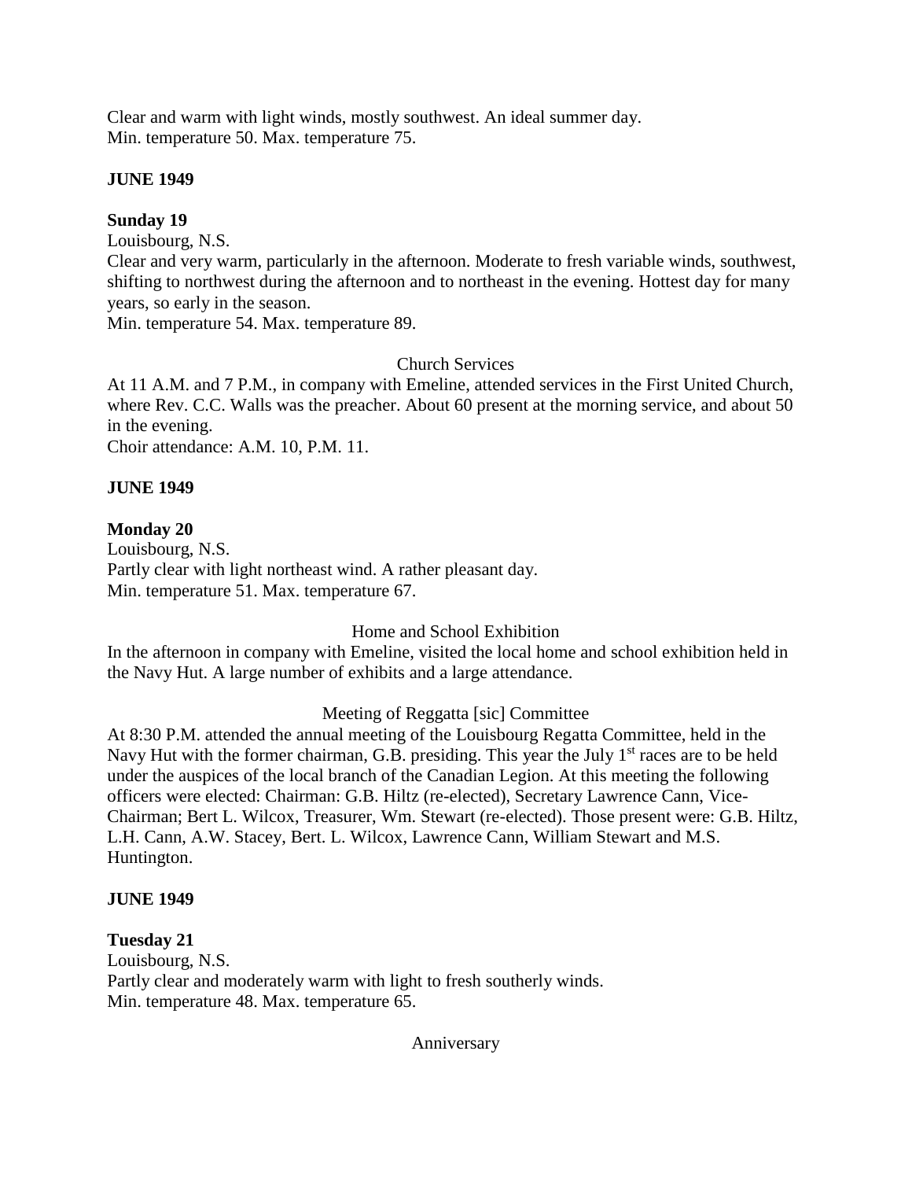Clear and warm with light winds, mostly southwest. An ideal summer day.
Min. temperature 50. Max. temperature 75.

**JUNE 1949**

**Sunday 19**
Louisbourg, N.S.
Clear and very warm, particularly in the afternoon. Moderate to fresh variable winds, southwest, shifting to northwest during the afternoon and to northeast in the evening. Hottest day for many years, so early in the season.
Min. temperature 54. Max. temperature 89.

Church Services

At 11 A.M. and 7 P.M., in company with Emeline, attended services in the First United Church, where Rev. C.C. Walls was the preacher. About 60 present at the morning service, and about 50 in the evening.
Choir attendance: A.M. 10, P.M. 11.

**JUNE 1949**

**Monday 20**
Louisbourg, N.S.
Partly clear with light northeast wind. A rather pleasant day.
Min. temperature 51. Max. temperature 67.

Home and School Exhibition

In the afternoon in company with Emeline, visited the local home and school exhibition held in the Navy Hut. A large number of exhibits and a large attendance.

Meeting of Reggatta [sic] Committee

At 8:30 P.M. attended the annual meeting of the Louisbourg Regatta Committee, held in the Navy Hut with the former chairman, G.B. presiding. This year the July 1st races are to be held under the auspices of the local branch of the Canadian Legion. At this meeting the following officers were elected: Chairman: G.B. Hiltz (re-elected), Secretary Lawrence Cann, Vice-Chairman; Bert L. Wilcox, Treasurer, Wm. Stewart (re-elected). Those present were: G.B. Hiltz, L.H. Cann, A.W. Stacey, Bert. L. Wilcox, Lawrence Cann, William Stewart and M.S. Huntington.

**JUNE 1949**

**Tuesday 21**
Louisbourg, N.S.
Partly clear and moderately warm with light to fresh southerly winds.
Min. temperature 48. Max. temperature 65.

Anniversary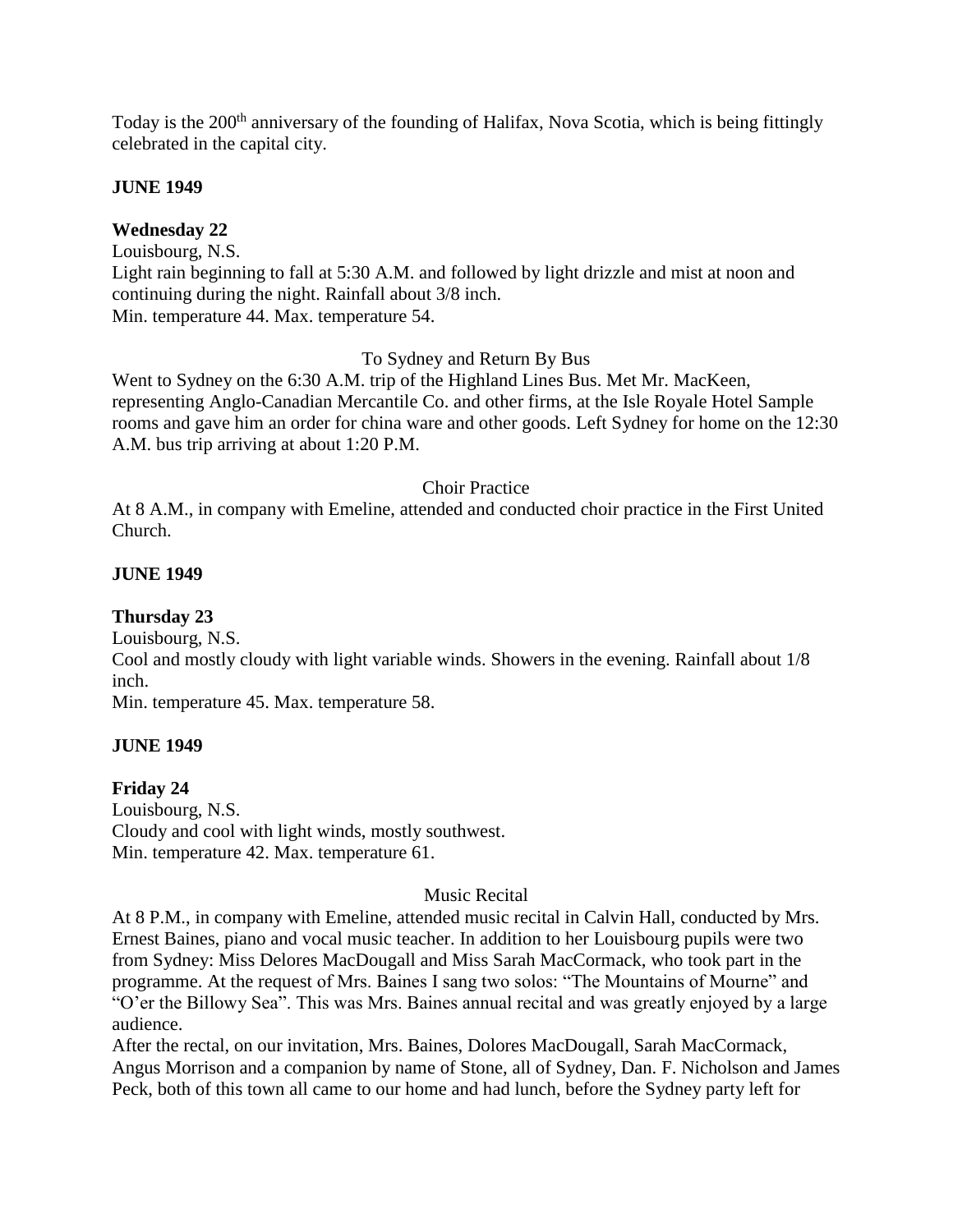Today is the 200th anniversary of the founding of Halifax, Nova Scotia, which is being fittingly celebrated in the capital city.

**JUNE 1949**

**Wednesday 22**

Louisbourg, N.S.

Light rain beginning to fall at 5:30 A.M. and followed by light drizzle and mist at noon and continuing during the night. Rainfall about 3/8 inch.

Min. temperature 44. Max. temperature 54.

To Sydney and Return By Bus

Went to Sydney on the 6:30 A.M. trip of the Highland Lines Bus. Met Mr. MacKeen, representing Anglo-Canadian Mercantile Co. and other firms, at the Isle Royale Hotel Sample rooms and gave him an order for china ware and other goods. Left Sydney for home on the 12:30 A.M. bus trip arriving at about 1:20 P.M.

Choir Practice

At 8 A.M., in company with Emeline, attended and conducted choir practice in the First United Church.

**JUNE 1949**

**Thursday 23**

Louisbourg, N.S.

Cool and mostly cloudy with light variable winds. Showers in the evening. Rainfall about 1/8 inch.

Min. temperature 45. Max. temperature 58.

**JUNE 1949**

**Friday 24**

Louisbourg, N.S.

Cloudy and cool with light winds, mostly southwest.

Min. temperature 42. Max. temperature 61.

Music Recital

At 8 P.M., in company with Emeline, attended music recital in Calvin Hall, conducted by Mrs. Ernest Baines, piano and vocal music teacher. In addition to her Louisbourg pupils were two from Sydney: Miss Delores MacDougall and Miss Sarah MacCormack, who took part in the programme. At the request of Mrs. Baines I sang two solos: "The Mountains of Mourne" and "O'er the Billowy Sea". This was Mrs. Baines annual recital and was greatly enjoyed by a large audience.

After the rectal, on our invitation, Mrs. Baines, Dolores MacDougall, Sarah MacCormack, Angus Morrison and a companion by name of Stone, all of Sydney, Dan. F. Nicholson and James Peck, both of this town all came to our home and had lunch, before the Sydney party left for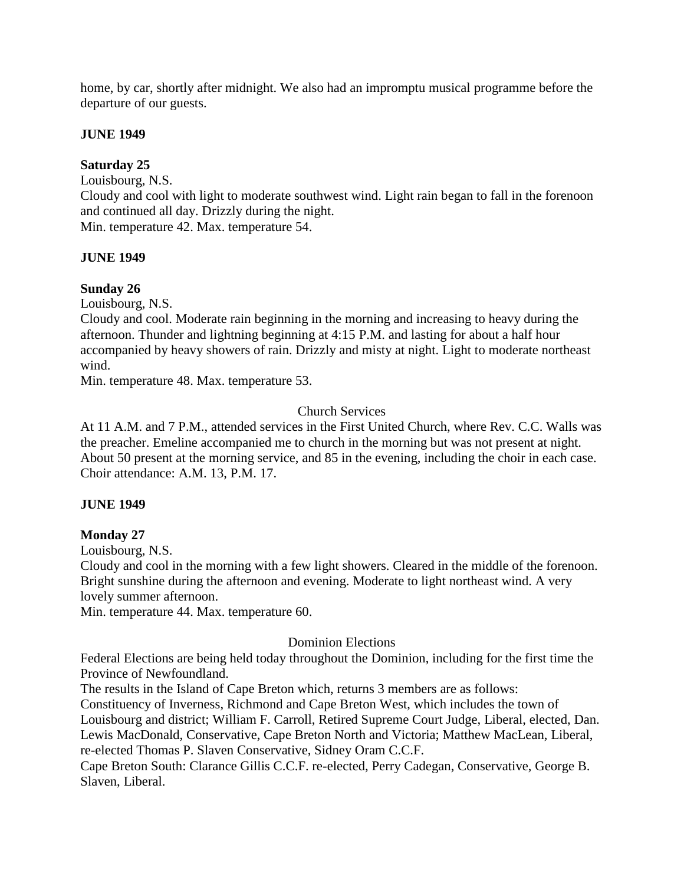home, by car, shortly after midnight. We also had an impromptu musical programme before the departure of our guests.

**JUNE 1949**

**Saturday 25**

Louisbourg, N.S.
Cloudy and cool with light to moderate southwest wind. Light rain began to fall in the forenoon and continued all day. Drizzly during the night.
Min. temperature 42. Max. temperature 54.

**JUNE 1949**

**Sunday 26**

Louisbourg, N.S.
Cloudy and cool. Moderate rain beginning in the morning and increasing to heavy during the afternoon. Thunder and lightning beginning at 4:15 P.M. and lasting for about a half hour accompanied by heavy showers of rain. Drizzly and misty at night. Light to moderate northeast wind.
Min. temperature 48. Max. temperature 53.

Church Services

At 11 A.M. and 7 P.M., attended services in the First United Church, where Rev. C.C. Walls was the preacher. Emeline accompanied me to church in the morning but was not present at night. About 50 present at the morning service, and 85 in the evening, including the choir in each case. Choir attendance: A.M. 13, P.M. 17.

**JUNE 1949**

**Monday 27**

Louisbourg, N.S.
Cloudy and cool in the morning with a few light showers. Cleared in the middle of the forenoon. Bright sunshine during the afternoon and evening. Moderate to light northeast wind. A very lovely summer afternoon.
Min. temperature 44. Max. temperature 60.

Dominion Elections

Federal Elections are being held today throughout the Dominion, including for the first time the Province of Newfoundland.
The results in the Island of Cape Breton which, returns 3 members are as follows:
Constituency of Inverness, Richmond and Cape Breton West, which includes the town of Louisbourg and district; William F. Carroll, Retired Supreme Court Judge, Liberal, elected, Dan. Lewis MacDonald, Conservative, Cape Breton North and Victoria; Matthew MacLean, Liberal, re-elected Thomas P. Slaven Conservative, Sidney Oram C.C.F.
Cape Breton South: Clarance Gillis C.C.F. re-elected, Perry Cadegan, Conservative, George B. Slaven, Liberal.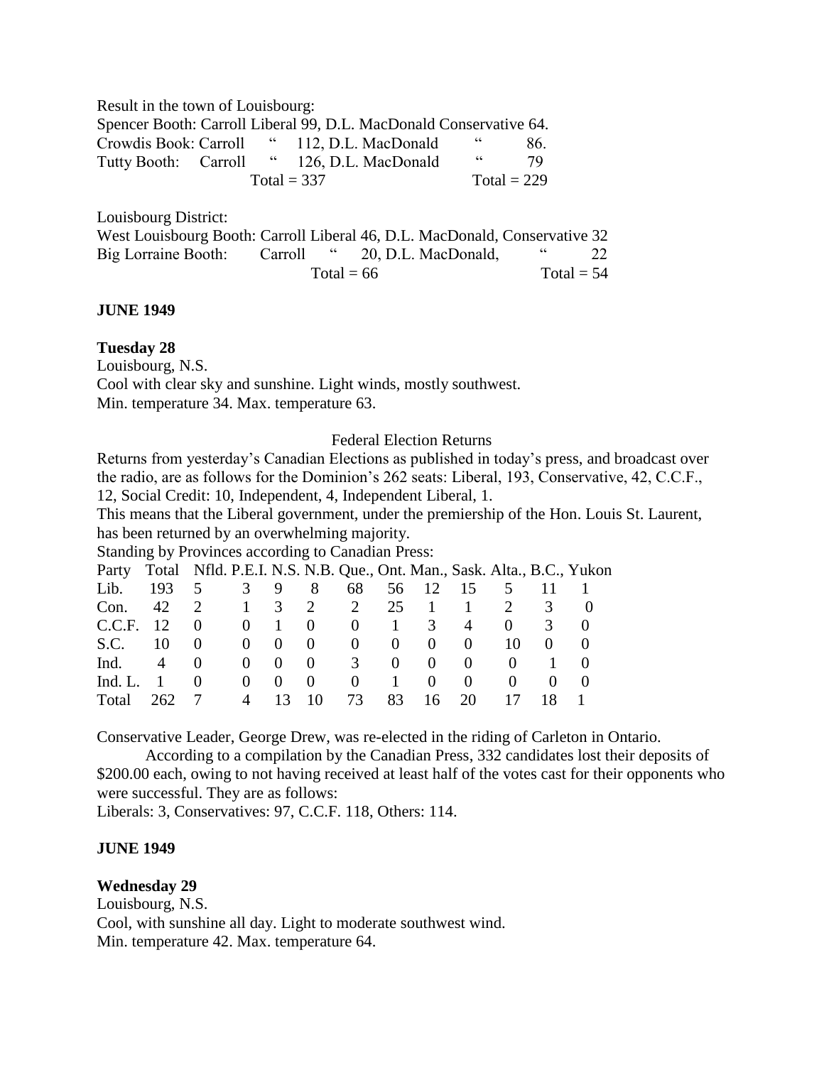Result in the town of Louisbourg:

Spencer Booth: Carroll Liberal 99, D.L. MacDonald Conservative 64.
Crowdis Book: Carroll " 112, D.L. MacDonald " 86.
Tutty Booth: Carroll " 126, D.L. MacDonald " 79
Total = 337 Total = 229

Louisbourg District:

West Louisbourg Booth: Carroll Liberal 46, D.L. MacDonald, Conservative 32
Big Lorraine Booth: Carroll " 20, D.L. MacDonald, " 22
Total = 66 Total = 54

**JUNE 1949**

**Tuesday 28**

Louisbourg, N.S.
Cool with clear sky and sunshine. Light winds, mostly southwest.
Min. temperature 34. Max. temperature 63.

Federal Election Returns

Returns from yesterday's Canadian Elections as published in today's press, and broadcast over the radio, are as follows for the Dominion's 262 seats: Liberal, 193, Conservative, 42, C.C.F., 12, Social Credit: 10, Independent, 4, Independent Liberal, 1.

This means that the Liberal government, under the premiership of the Hon. Louis St. Laurent, has been returned by an overwhelming majority.

Standing by Provinces according to Canadian Press:

| Party | Total | Nfld. | P.E.I. | N.S. | N.B. | Que., | Ont. | Man., | Sask. | Alta., | B.C., | Yukon |
|---|---|---|---|---|---|---|---|---|---|---|---|---|
| Lib. | 193 | 5 | 3 | 9 | 8 | 68 | 56 | 12 | 15 | 5 | 11 | 1 |
| Con. | 42 | 2 | 1 | 3 | 2 | 2 | 25 | 1 | 1 | 2 | 3 | 0 |
| C.C.F. | 12 | 0 | 0 | 1 | 0 | 0 | 1 | 3 | 4 | 0 | 3 | 0 |
| S.C. | 10 | 0 | 0 | 0 | 0 | 0 | 0 | 0 | 0 | 10 | 0 | 0 |
| Ind. | 4 | 0 | 0 | 0 | 0 | 3 | 0 | 0 | 0 | 0 | 1 | 0 |
| Ind. L. | 1 | 0 | 0 | 0 | 0 | 0 | 1 | 0 | 0 | 0 | 0 | 0 |
| Total | 262 | 7 | 4 | 13 | 10 | 73 | 83 | 16 | 20 | 17 | 18 | 1 |

Conservative Leader, George Drew, was re-elected in the riding of Carleton in Ontario.

According to a compilation by the Canadian Press, 332 candidates lost their deposits of $200.00 each, owing to not having received at least half of the votes cast for their opponents who were successful. They are as follows:

Liberals: 3, Conservatives: 97, C.C.F. 118, Others: 114.

**JUNE 1949**

**Wednesday 29**

Louisbourg, N.S.
Cool, with sunshine all day. Light to moderate southwest wind.
Min. temperature 42. Max. temperature 64.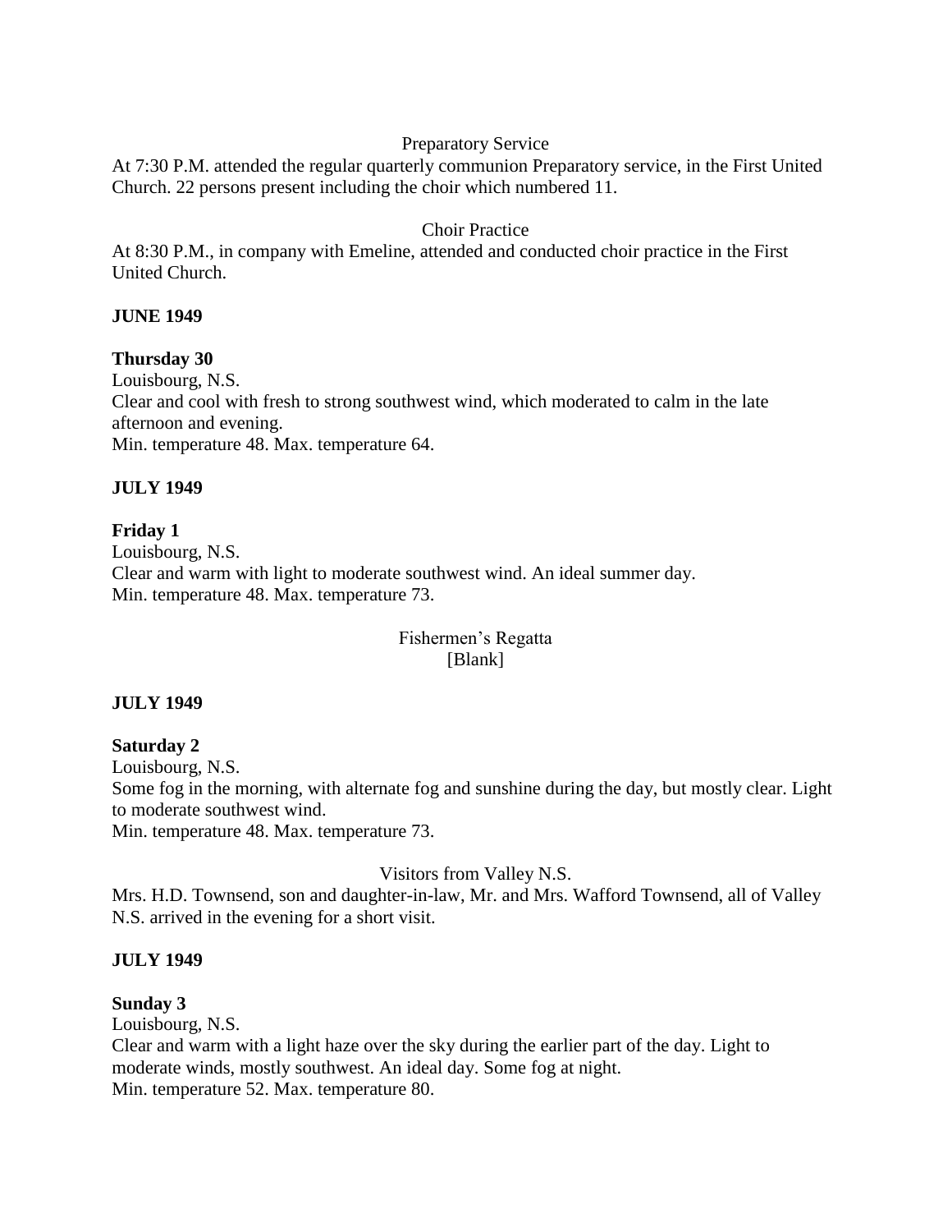Preparatory Service

At 7:30 P.M. attended the regular quarterly communion Preparatory service, in the First United Church. 22 persons present including the choir which numbered 11.

Choir Practice

At 8:30 P.M., in company with Emeline, attended and conducted choir practice in the First United Church.

**JUNE 1949**

**Thursday 30**
Louisbourg, N.S.
Clear and cool with fresh to strong southwest wind, which moderated to calm in the late afternoon and evening.
Min. temperature 48. Max. temperature 64.

**JULY 1949**

**Friday 1**
Louisbourg, N.S.
Clear and warm with light to moderate southwest wind. An ideal summer day.
Min. temperature 48. Max. temperature 73.

Fishermen's Regatta
[Blank]

**JULY 1949**

**Saturday 2**
Louisbourg, N.S.
Some fog in the morning, with alternate fog and sunshine during the day, but mostly clear. Light to moderate southwest wind.
Min. temperature 48. Max. temperature 73.

Visitors from Valley N.S.

Mrs. H.D. Townsend, son and daughter-in-law, Mr. and Mrs. Wafford Townsend, all of Valley N.S. arrived in the evening for a short visit.

**JULY 1949**

**Sunday 3**
Louisbourg, N.S.
Clear and warm with a light haze over the sky during the earlier part of the day. Light to moderate winds, mostly southwest. An ideal day. Some fog at night.
Min. temperature 52. Max. temperature 80.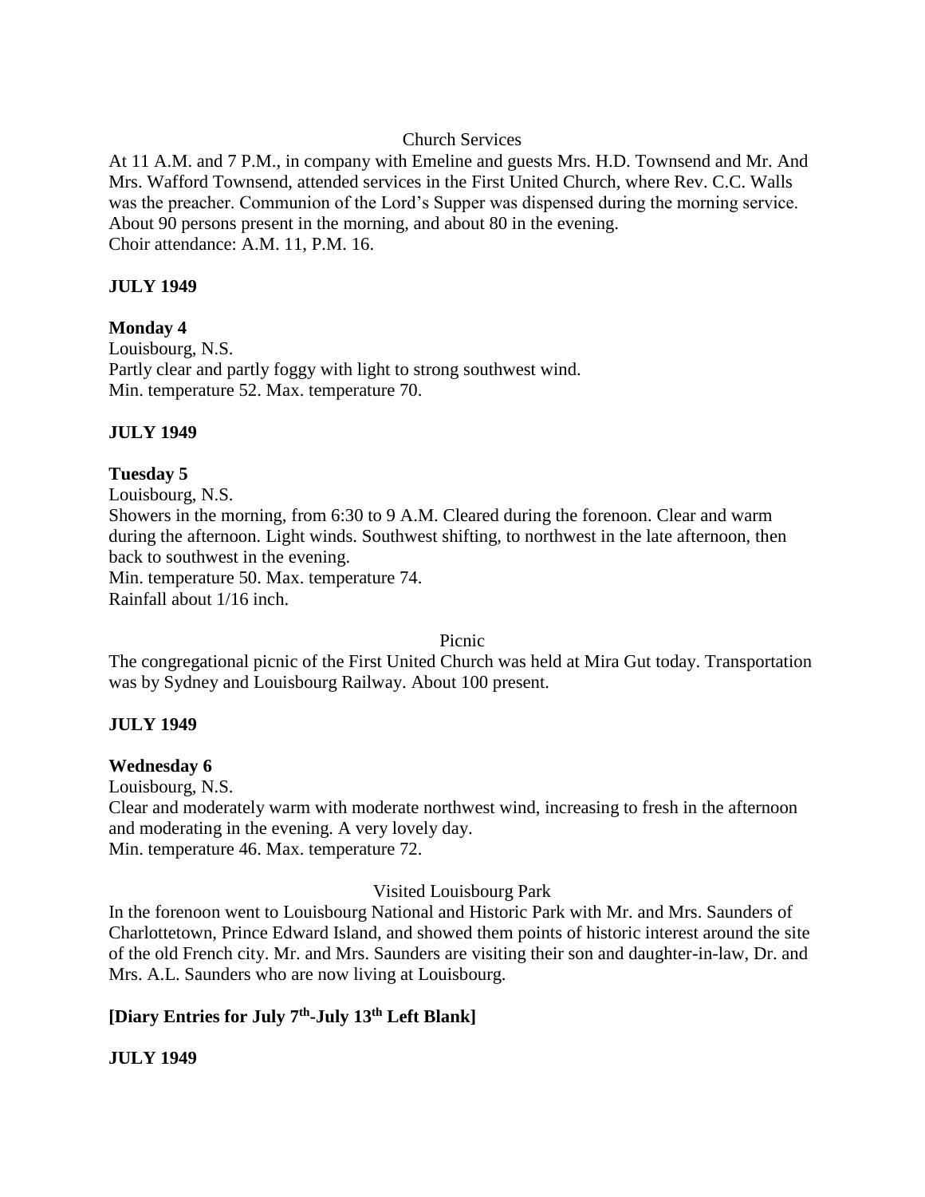Church Services

At 11 A.M. and 7 P.M., in company with Emeline and guests Mrs. H.D. Townsend and Mr. And Mrs. Wafford Townsend, attended services in the First United Church, where Rev. C.C. Walls was the preacher. Communion of the Lord's Supper was dispensed during the morning service. About 90 persons present in the morning, and about 80 in the evening.
Choir attendance: A.M. 11, P.M. 16.

**JULY 1949**

**Monday 4**

Louisbourg, N.S.
Partly clear and partly foggy with light to strong southwest wind.
Min. temperature 52. Max. temperature 70.

**JULY 1949**

**Tuesday 5**

Louisbourg, N.S.
Showers in the morning, from 6:30 to 9 A.M. Cleared during the forenoon. Clear and warm during the afternoon. Light winds. Southwest shifting, to northwest in the late afternoon, then back to southwest in the evening.
Min. temperature 50. Max. temperature 74.
Rainfall about 1/16 inch.

Picnic

The congregational picnic of the First United Church was held at Mira Gut today. Transportation was by Sydney and Louisbourg Railway. About 100 present.

**JULY 1949**

**Wednesday 6**

Louisbourg, N.S.
Clear and moderately warm with moderate northwest wind, increasing to fresh in the afternoon and moderating in the evening. A very lovely day.
Min. temperature 46. Max. temperature 72.

Visited Louisbourg Park

In the forenoon went to Louisbourg National and Historic Park with Mr. and Mrs. Saunders of Charlottetown, Prince Edward Island, and showed them points of historic interest around the site of the old French city. Mr. and Mrs. Saunders are visiting their son and daughter-in-law, Dr. and Mrs. A.L. Saunders who are now living at Louisbourg.

**[Diary Entries for July 7th-July 13th Left Blank]**

**JULY 1949**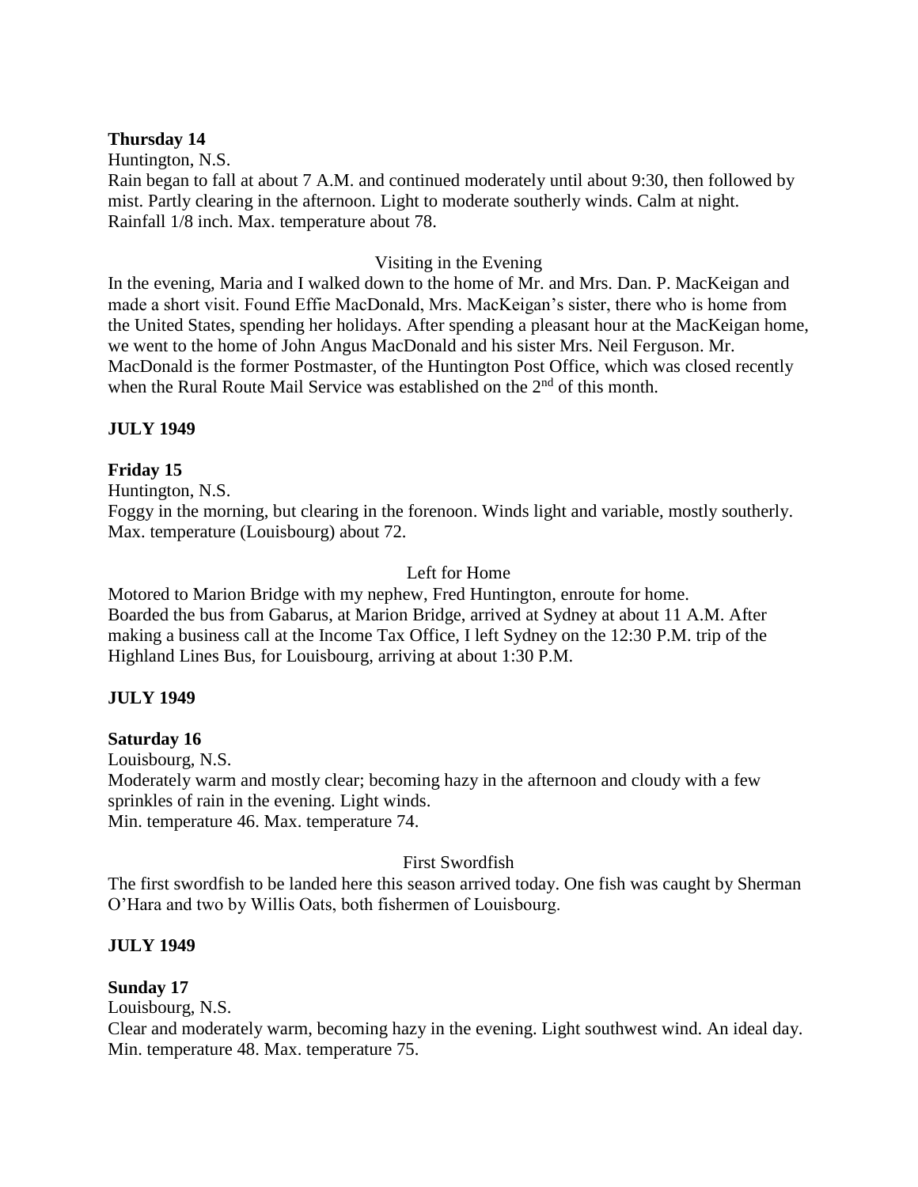**Thursday 14**

Huntington, N.S.

Rain began to fall at about 7 A.M. and continued moderately until about 9:30, then followed by mist. Partly clearing in the afternoon. Light to moderate southerly winds. Calm at night. Rainfall 1/8 inch. Max. temperature about 78.

Visiting in the Evening

In the evening, Maria and I walked down to the home of Mr. and Mrs. Dan. P. MacKeigan and made a short visit. Found Effie MacDonald, Mrs. MacKeigan's sister, there who is home from the United States, spending her holidays. After spending a pleasant hour at the MacKeigan home, we went to the home of John Angus MacDonald and his sister Mrs. Neil Ferguson. Mr. MacDonald is the former Postmaster, of the Huntington Post Office, which was closed recently when the Rural Route Mail Service was established on the 2nd of this month.

**JULY 1949**

**Friday 15**

Huntington, N.S.

Foggy in the morning, but clearing in the forenoon. Winds light and variable, mostly southerly. Max. temperature (Louisbourg) about 72.

Left for Home

Motored to Marion Bridge with my nephew, Fred Huntington, enroute for home. Boarded the bus from Gabarus, at Marion Bridge, arrived at Sydney at about 11 A.M. After making a business call at the Income Tax Office, I left Sydney on the 12:30 P.M. trip of the Highland Lines Bus, for Louisbourg, arriving at about 1:30 P.M.

**JULY 1949**

**Saturday 16**

Louisbourg, N.S.

Moderately warm and mostly clear; becoming hazy in the afternoon and cloudy with a few sprinkles of rain in the evening. Light winds.
Min. temperature 46. Max. temperature 74.

First Swordfish

The first swordfish to be landed here this season arrived today. One fish was caught by Sherman O'Hara and two by Willis Oats, both fishermen of Louisbourg.

**JULY 1949**

**Sunday 17**

Louisbourg, N.S.

Clear and moderately warm, becoming hazy in the evening. Light southwest wind. An ideal day.
Min. temperature 48. Max. temperature 75.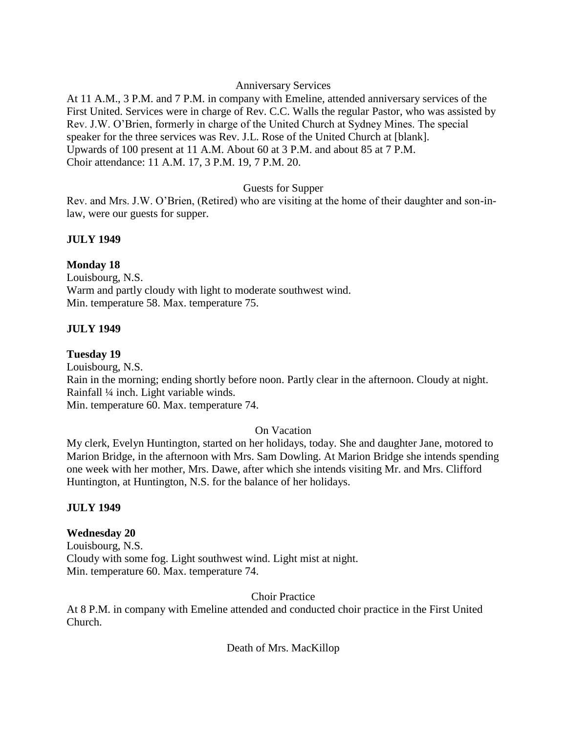Anniversary Services

At 11 A.M., 3 P.M. and 7 P.M. in company with Emeline, attended anniversary services of the First United. Services were in charge of Rev. C.C. Walls the regular Pastor, who was assisted by Rev. J.W. O'Brien, formerly in charge of the United Church at Sydney Mines. The special speaker for the three services was Rev. J.L. Rose of the United Church at [blank].
Upwards of 100 present at 11 A.M. About 60 at 3 P.M. and about 85 at 7 P.M.
Choir attendance: 11 A.M. 17, 3 P.M. 19, 7 P.M. 20.

Guests for Supper

Rev. and Mrs. J.W. O'Brien, (Retired) who are visiting at the home of their daughter and son-in-law, were our guests for supper.

**JULY 1949**

**Monday 18**
Louisbourg, N.S.
Warm and partly cloudy with light to moderate southwest wind.
Min. temperature 58. Max. temperature 75.

**JULY 1949**

**Tuesday 19**
Louisbourg, N.S.
Rain in the morning; ending shortly before noon. Partly clear in the afternoon. Cloudy at night. Rainfall ¼ inch. Light variable winds.
Min. temperature 60. Max. temperature 74.

On Vacation

My clerk, Evelyn Huntington, started on her holidays, today. She and daughter Jane, motored to Marion Bridge, in the afternoon with Mrs. Sam Dowling. At Marion Bridge she intends spending one week with her mother, Mrs. Dawe, after which she intends visiting Mr. and Mrs. Clifford Huntington, at Huntington, N.S. for the balance of her holidays.

**JULY 1949**

**Wednesday 20**
Louisbourg, N.S.
Cloudy with some fog. Light southwest wind. Light mist at night.
Min. temperature 60. Max. temperature 74.

Choir Practice

At 8 P.M. in company with Emeline attended and conducted choir practice in the First United Church.

Death of Mrs. MacKillop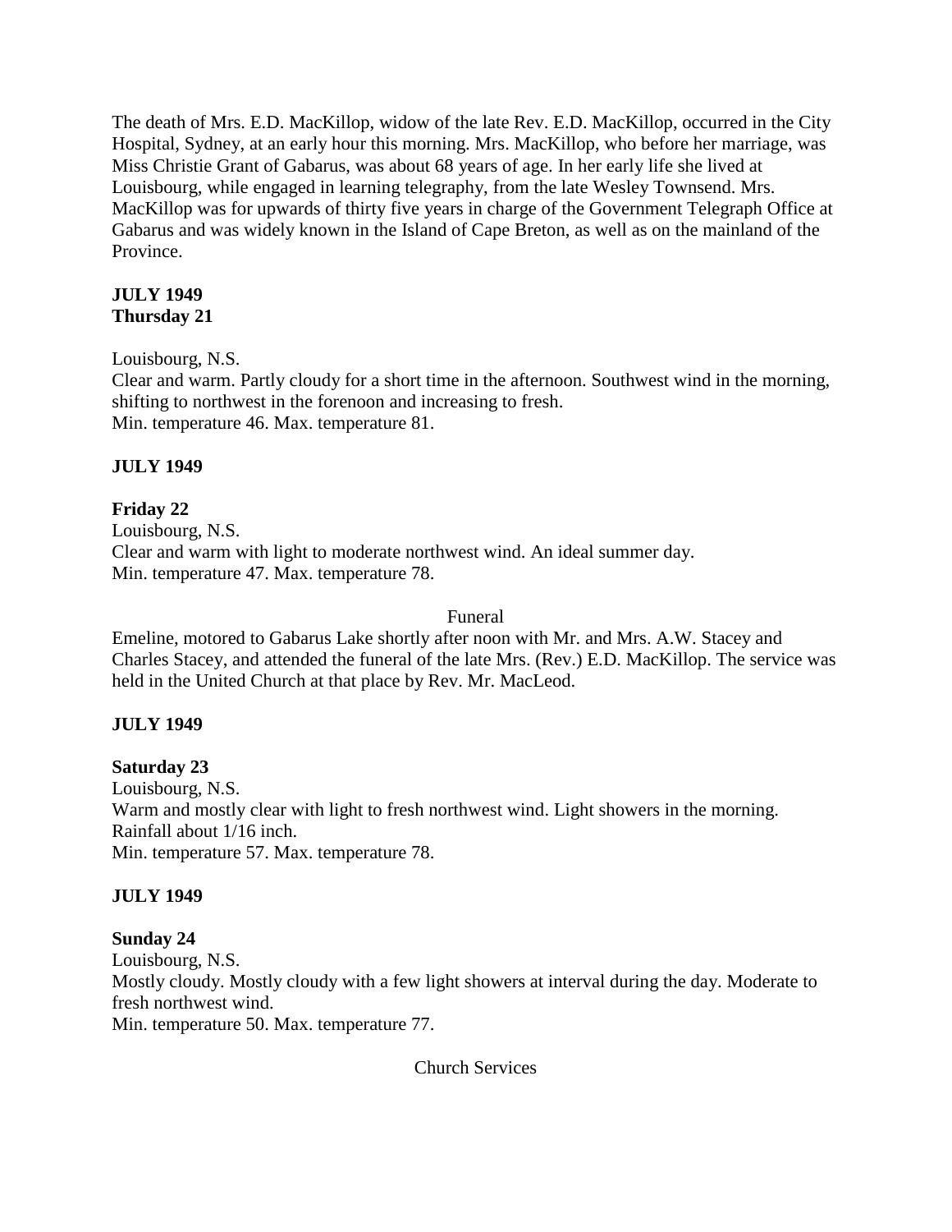The death of Mrs. E.D. MacKillop, widow of the late Rev. E.D. MacKillop, occurred in the City Hospital, Sydney, at an early hour this morning. Mrs. MacKillop, who before her marriage, was Miss Christie Grant of Gabarus, was about 68 years of age. In her early life she lived at Louisbourg, while engaged in learning telegraphy, from the late Wesley Townsend. Mrs. MacKillop was for upwards of thirty five years in charge of the Government Telegraph Office at Gabarus and was widely known in the Island of Cape Breton, as well as on the mainland of the Province.

**JULY 1949**
**Thursday 21**

Louisbourg, N.S.
Clear and warm. Partly cloudy for a short time in the afternoon. Southwest wind in the morning, shifting to northwest in the forenoon and increasing to fresh.
Min. temperature 46. Max. temperature 81.

**JULY 1949**

**Friday 22**
Louisbourg, N.S.
Clear and warm with light to moderate northwest wind. An ideal summer day.
Min. temperature 47. Max. temperature 78.

Funeral

Emeline, motored to Gabarus Lake shortly after noon with Mr. and Mrs. A.W. Stacey and Charles Stacey, and attended the funeral of the late Mrs. (Rev.) E.D. MacKillop. The service was held in the United Church at that place by Rev. Mr. MacLeod.

**JULY 1949**

**Saturday 23**
Louisbourg, N.S.
Warm and mostly clear with light to fresh northwest wind. Light showers in the morning. Rainfall about 1/16 inch.
Min. temperature 57. Max. temperature 78.

**JULY 1949**

**Sunday 24**
Louisbourg, N.S.
Mostly cloudy. Mostly cloudy with a few light showers at interval during the day. Moderate to fresh northwest wind.
Min. temperature 50. Max. temperature 77.

Church Services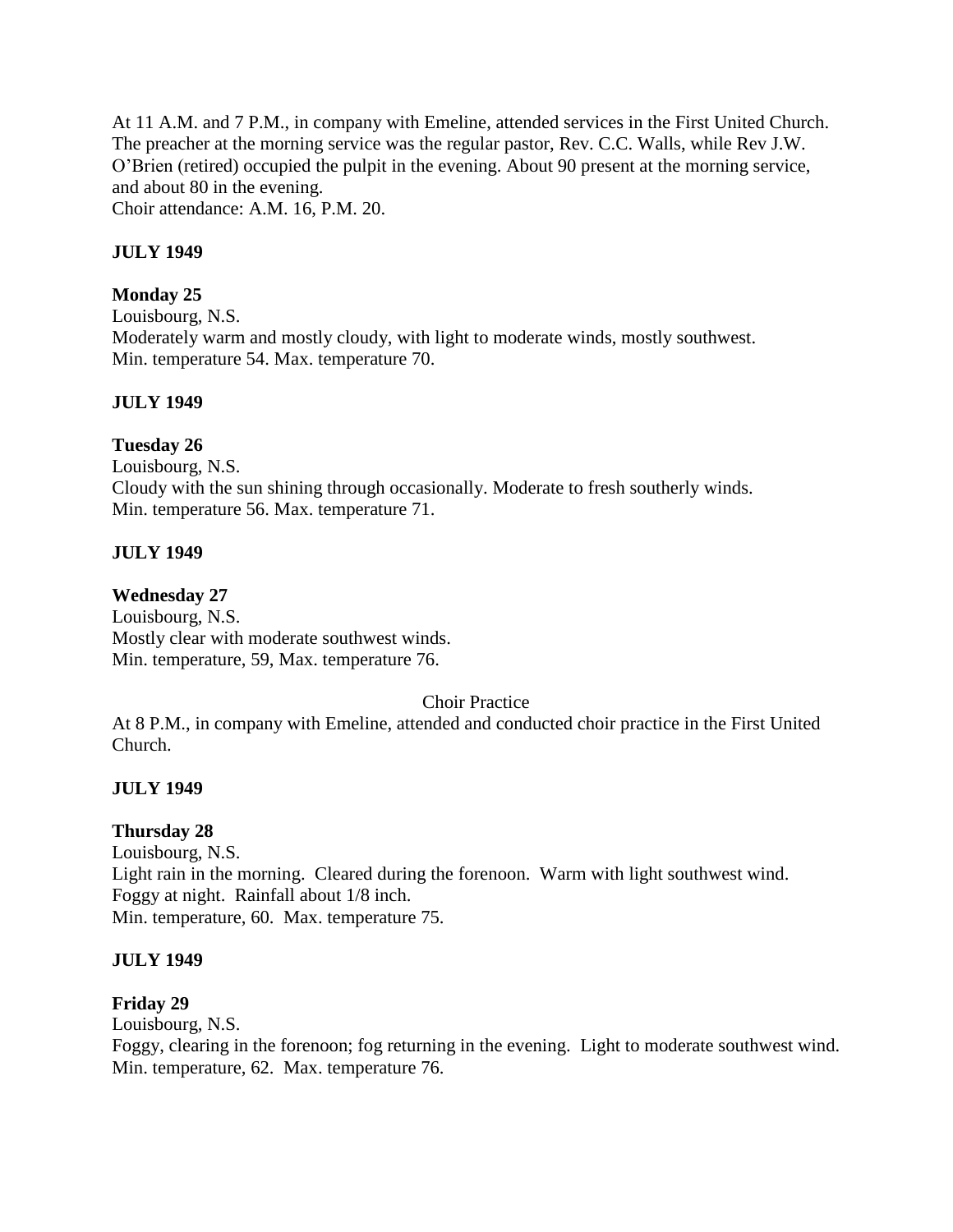At 11 A.M. and 7 P.M., in company with Emeline, attended services in the First United Church. The preacher at the morning service was the regular pastor, Rev. C.C. Walls, while Rev J.W. O'Brien (retired) occupied the pulpit in the evening. About 90 present at the morning service, and about 80 in the evening.
Choir attendance: A.M. 16, P.M. 20.

**JULY 1949**

**Monday 25**
Louisbourg, N.S.
Moderately warm and mostly cloudy, with light to moderate winds, mostly southwest.
Min. temperature 54. Max. temperature 70.

**JULY 1949**

**Tuesday 26**
Louisbourg, N.S.
Cloudy with the sun shining through occasionally. Moderate to fresh southerly winds.
Min. temperature 56. Max. temperature 71.

**JULY 1949**

**Wednesday 27**
Louisbourg, N.S.
Mostly clear with moderate southwest winds.
Min. temperature, 59, Max. temperature 76.

Choir Practice

At 8 P.M., in company with Emeline, attended and conducted choir practice in the First United Church.

**JULY 1949**

**Thursday 28**
Louisbourg, N.S.
Light rain in the morning. Cleared during the forenoon. Warm with light southwest wind. Foggy at night. Rainfall about 1/8 inch.
Min. temperature, 60. Max. temperature 75.

**JULY 1949**

**Friday 29**
Louisbourg, N.S.
Foggy, clearing in the forenoon; fog returning in the evening. Light to moderate southwest wind.
Min. temperature, 62. Max. temperature 76.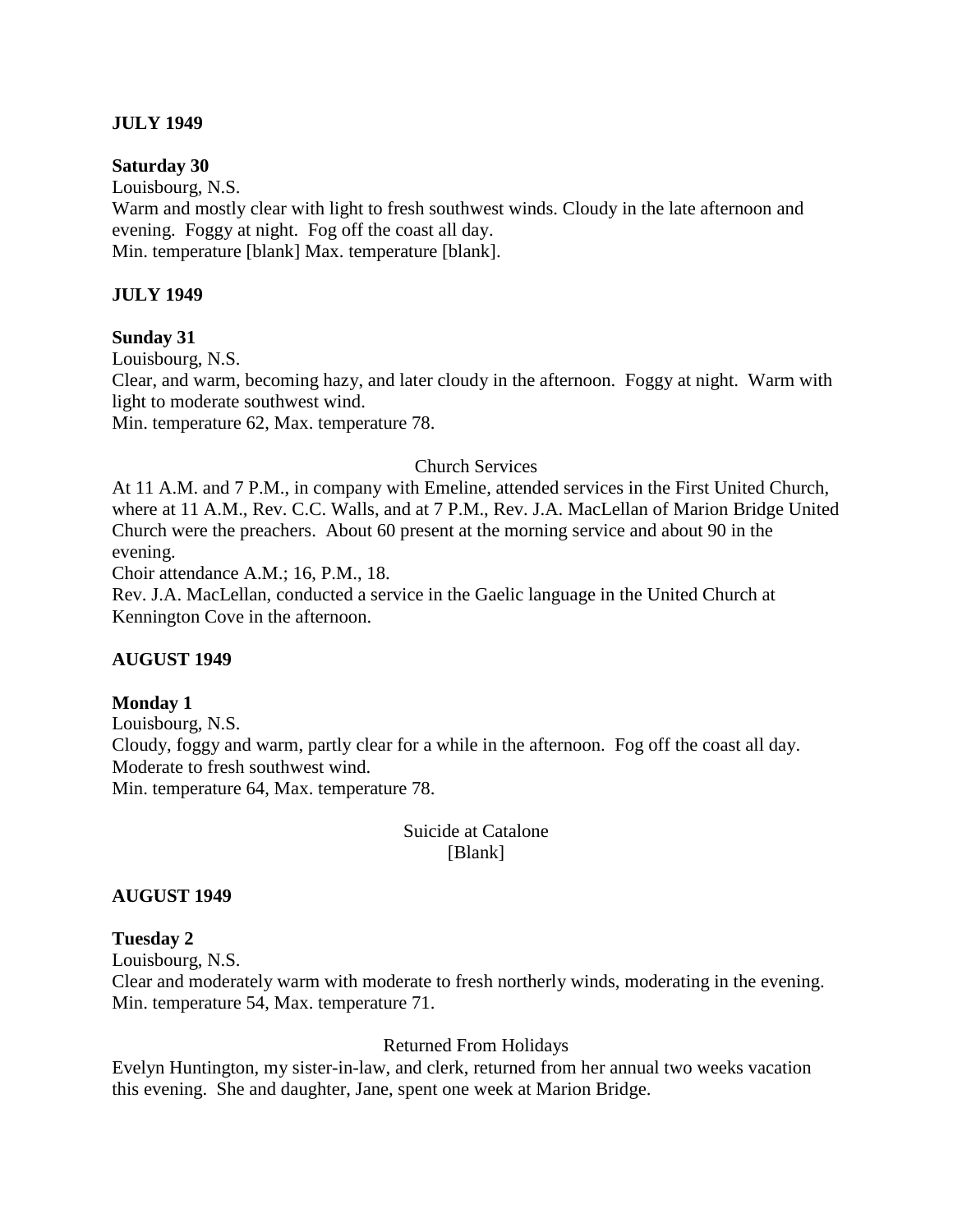**JULY 1949**

**Saturday 30**

Louisbourg, N.S.

Warm and mostly clear with light to fresh southwest winds. Cloudy in the late afternoon and evening. Foggy at night. Fog off the coast all day.

Min. temperature [blank] Max. temperature [blank].

**JULY 1949**

**Sunday 31**

Louisbourg, N.S.

Clear, and warm, becoming hazy, and later cloudy in the afternoon. Foggy at night. Warm with light to moderate southwest wind.

Min. temperature 62, Max. temperature 78.

Church Services

At 11 A.M. and 7 P.M., in company with Emeline, attended services in the First United Church, where at 11 A.M., Rev. C.C. Walls, and at 7 P.M., Rev. J.A. MacLellan of Marion Bridge United Church were the preachers. About 60 present at the morning service and about 90 in the evening.

Choir attendance A.M.; 16, P.M., 18.

Rev. J.A. MacLellan, conducted a service in the Gaelic language in the United Church at Kennington Cove in the afternoon.

**AUGUST 1949**

**Monday 1**

Louisbourg, N.S.

Cloudy, foggy and warm, partly clear for a while in the afternoon. Fog off the coast all day. Moderate to fresh southwest wind.

Min. temperature 64, Max. temperature 78.

Suicide at Catalone

[Blank]

**AUGUST 1949**

**Tuesday 2**

Louisbourg, N.S.

Clear and moderately warm with moderate to fresh northerly winds, moderating in the evening.

Min. temperature 54, Max. temperature 71.

Returned From Holidays

Evelyn Huntington, my sister-in-law, and clerk, returned from her annual two weeks vacation this evening. She and daughter, Jane, spent one week at Marion Bridge.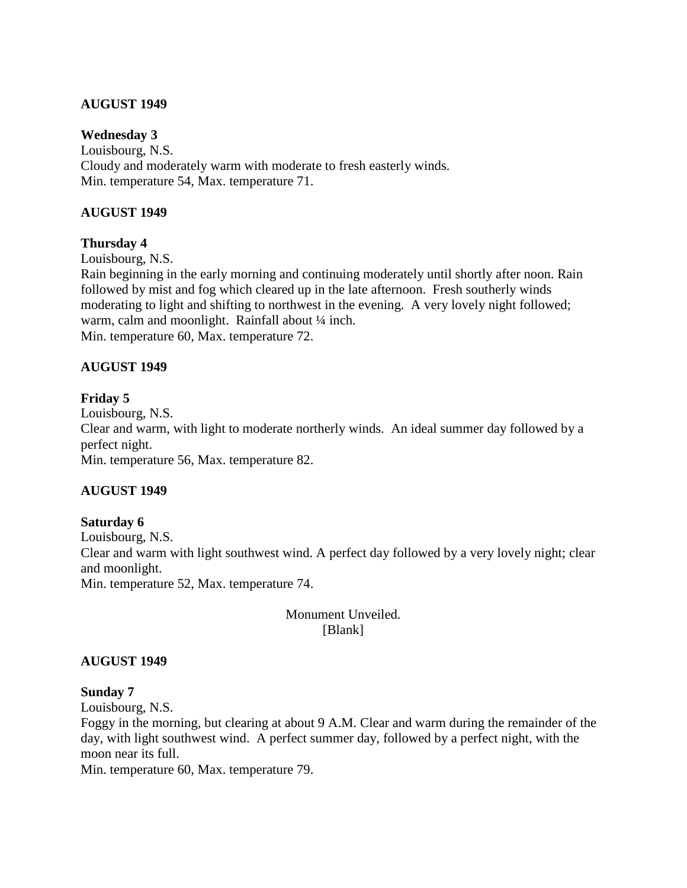**AUGUST 1949**

**Wednesday 3**
Louisbourg, N.S.
Cloudy and moderately warm with moderate to fresh easterly winds.
Min. temperature 54, Max. temperature 71.

**AUGUST 1949**

**Thursday 4**
Louisbourg, N.S.
Rain beginning in the early morning and continuing moderately until shortly after noon. Rain followed by mist and fog which cleared up in the late afternoon. Fresh southerly winds moderating to light and shifting to northwest in the evening. A very lovely night followed; warm, calm and moonlight. Rainfall about ¼ inch.
Min. temperature 60, Max. temperature 72.

**AUGUST 1949**

**Friday 5**
Louisbourg, N.S.
Clear and warm, with light to moderate northerly winds. An ideal summer day followed by a perfect night.
Min. temperature 56, Max. temperature 82.

**AUGUST 1949**

**Saturday 6**
Louisbourg, N.S.
Clear and warm with light southwest wind. A perfect day followed by a very lovely night; clear and moonlight.
Min. temperature 52, Max. temperature 74.

Monument Unveiled.
[Blank]

**AUGUST 1949**

**Sunday 7**
Louisbourg, N.S.
Foggy in the morning, but clearing at about 9 A.M. Clear and warm during the remainder of the day, with light southwest wind. A perfect summer day, followed by a perfect night, with the moon near its full.
Min. temperature 60, Max. temperature 79.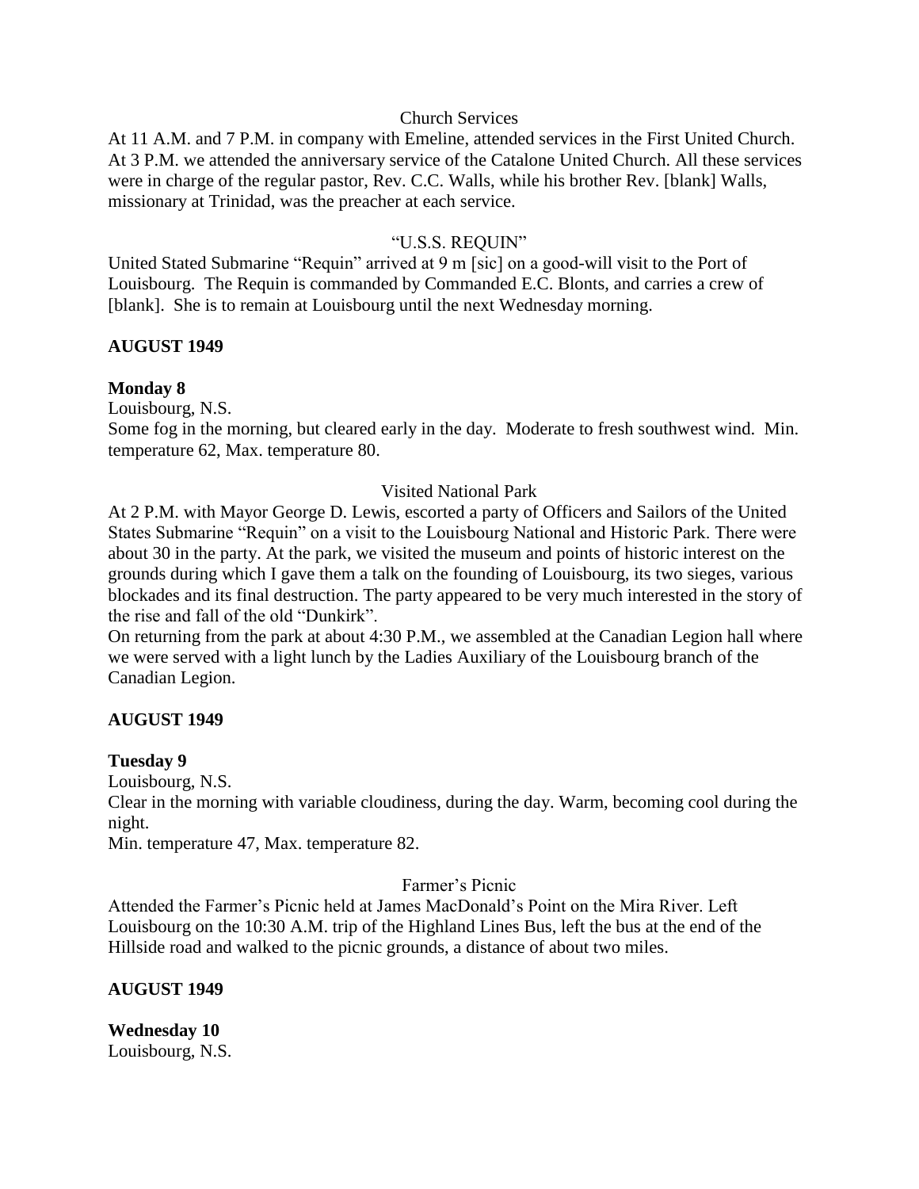Church Services

At 11 A.M. and 7 P.M. in company with Emeline, attended services in the First United Church. At 3 P.M. we attended the anniversary service of the Catalone United Church. All these services were in charge of the regular pastor, Rev. C.C. Walls, while his brother Rev. [blank] Walls, missionary at Trinidad, was the preacher at each service.

"U.S.S. REQUIN"

United Stated Submarine "Requin" arrived at 9 m [sic] on a good-will visit to the Port of Louisbourg. The Requin is commanded by Commanded E.C. Blonts, and carries a crew of [blank]. She is to remain at Louisbourg until the next Wednesday morning.

**AUGUST 1949**

**Monday 8**

Louisbourg, N.S.

Some fog in the morning, but cleared early in the day. Moderate to fresh southwest wind. Min. temperature 62, Max. temperature 80.

Visited National Park

At 2 P.M. with Mayor George D. Lewis, escorted a party of Officers and Sailors of the United States Submarine "Requin" on a visit to the Louisbourg National and Historic Park. There were about 30 in the party. At the park, we visited the museum and points of historic interest on the grounds during which I gave them a talk on the founding of Louisbourg, its two sieges, various blockades and its final destruction. The party appeared to be very much interested in the story of the rise and fall of the old "Dunkirk".

On returning from the park at about 4:30 P.M., we assembled at the Canadian Legion hall where we were served with a light lunch by the Ladies Auxiliary of the Louisbourg branch of the Canadian Legion.

**AUGUST 1949**

**Tuesday 9**

Louisbourg, N.S.

Clear in the morning with variable cloudiness, during the day. Warm, becoming cool during the night.

Min. temperature 47, Max. temperature 82.

Farmer's Picnic

Attended the Farmer's Picnic held at James MacDonald's Point on the Mira River. Left Louisbourg on the 10:30 A.M. trip of the Highland Lines Bus, left the bus at the end of the Hillside road and walked to the picnic grounds, a distance of about two miles.

**AUGUST 1949**

**Wednesday 10**

Louisbourg, N.S.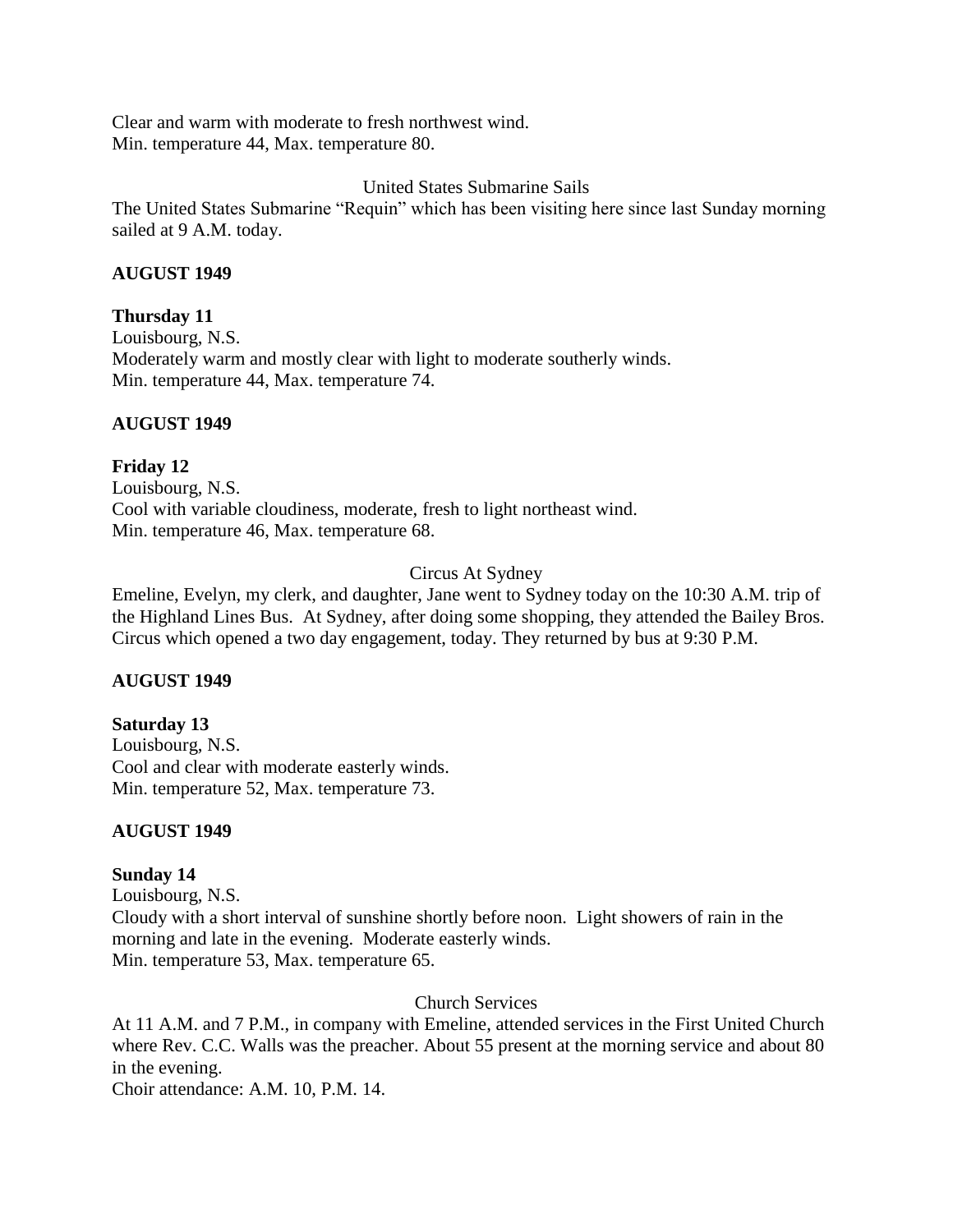Clear and warm with moderate to fresh northwest wind.
Min. temperature 44, Max. temperature 80.

United States Submarine Sails

The United States Submarine "Requin" which has been visiting here since last Sunday morning sailed at 9 A.M. today.

**AUGUST 1949**

**Thursday 11**

Louisbourg, N.S.
Moderately warm and mostly clear with light to moderate southerly winds.
Min. temperature 44, Max. temperature 74.

**AUGUST 1949**

**Friday 12**

Louisbourg, N.S.
Cool with variable cloudiness, moderate, fresh to light northeast wind.
Min. temperature 46, Max. temperature 68.

Circus At Sydney

Emeline, Evelyn, my clerk, and daughter, Jane went to Sydney today on the 10:30 A.M. trip of the Highland Lines Bus. At Sydney, after doing some shopping, they attended the Bailey Bros. Circus which opened a two day engagement, today. They returned by bus at 9:30 P.M.

**AUGUST 1949**

**Saturday 13**

Louisbourg, N.S.
Cool and clear with moderate easterly winds.
Min. temperature 52, Max. temperature 73.

**AUGUST 1949**

**Sunday 14**

Louisbourg, N.S.
Cloudy with a short interval of sunshine shortly before noon. Light showers of rain in the morning and late in the evening. Moderate easterly winds.
Min. temperature 53, Max. temperature 65.

Church Services

At 11 A.M. and 7 P.M., in company with Emeline, attended services in the First United Church where Rev. C.C. Walls was the preacher. About 55 present at the morning service and about 80 in the evening.
Choir attendance: A.M. 10, P.M. 14.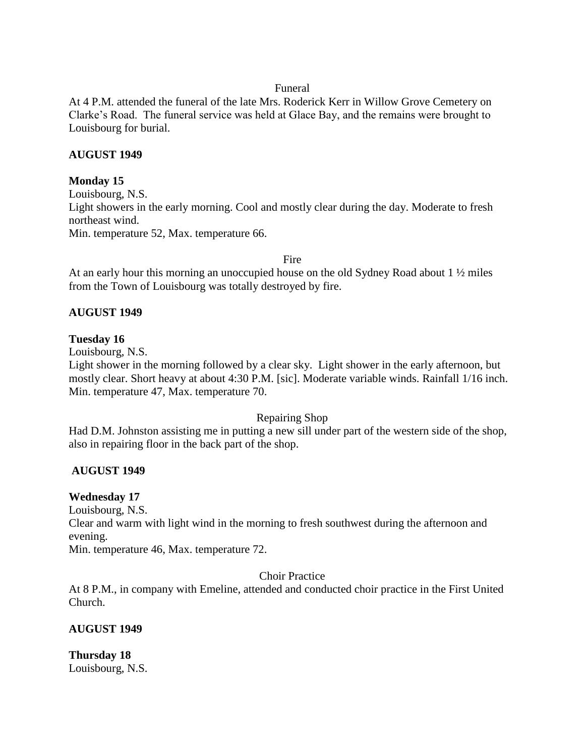Funeral

At 4 P.M. attended the funeral of the late Mrs. Roderick Kerr in Willow Grove Cemetery on Clarke's Road. The funeral service was held at Glace Bay, and the remains were brought to Louisbourg for burial.

**AUGUST 1949**

**Monday 15**

Louisbourg, N.S.

Light showers in the early morning. Cool and mostly clear during the day. Moderate to fresh northeast wind.

Min. temperature 52, Max. temperature 66.

Fire

At an early hour this morning an unoccupied house on the old Sydney Road about 1 ½ miles from the Town of Louisbourg was totally destroyed by fire.

**AUGUST 1949**

**Tuesday 16**

Louisbourg, N.S.

Light shower in the morning followed by a clear sky. Light shower in the early afternoon, but mostly clear. Short heavy at about 4:30 P.M. [sic]. Moderate variable winds. Rainfall 1/16 inch.

Min. temperature 47, Max. temperature 70.

Repairing Shop

Had D.M. Johnston assisting me in putting a new sill under part of the western side of the shop, also in repairing floor in the back part of the shop.

**AUGUST 1949**

**Wednesday 17**

Louisbourg, N.S.

Clear and warm with light wind in the morning to fresh southwest during the afternoon and evening.

Min. temperature 46, Max. temperature 72.

Choir Practice

At 8 P.M., in company with Emeline, attended and conducted choir practice in the First United Church.

**AUGUST 1949**

**Thursday 18**

Louisbourg, N.S.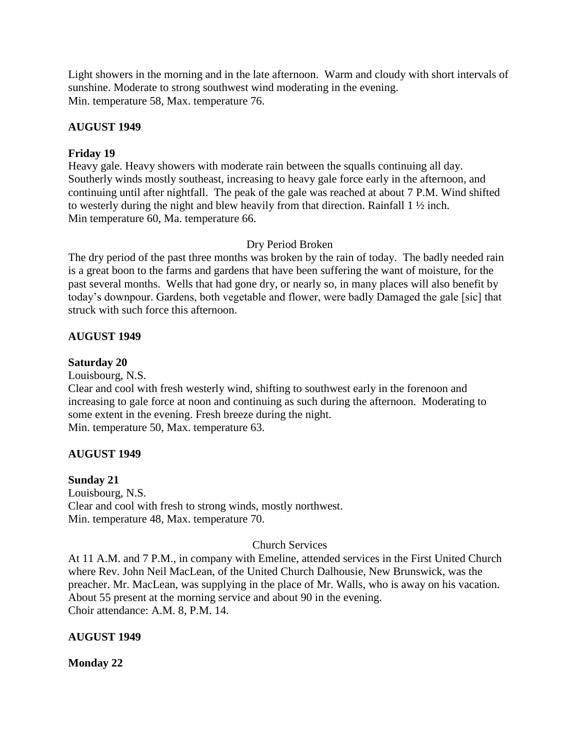Light showers in the morning and in the late afternoon. Warm and cloudy with short intervals of sunshine. Moderate to strong southwest wind moderating in the evening.
Min. temperature 58, Max. temperature 76.

**AUGUST 1949**

**Friday 19**
Heavy gale. Heavy showers with moderate rain between the squalls continuing all day. Southerly winds mostly southeast, increasing to heavy gale force early in the afternoon, and continuing until after nightfall. The peak of the gale was reached at about 7 P.M. Wind shifted to westerly during the night and blew heavily from that direction. Rainfall 1 ½ inch.
Min temperature 60, Ma. temperature 66.

Dry Period Broken

The dry period of the past three months was broken by the rain of today. The badly needed rain is a great boon to the farms and gardens that have been suffering the want of moisture, for the past several months. Wells that had gone dry, or nearly so, in many places will also benefit by today's downpour. Gardens, both vegetable and flower, were badly Damaged the gale [sic] that struck with such force this afternoon.

**AUGUST 1949**

**Saturday 20**
Louisbourg, N.S.
Clear and cool with fresh westerly wind, shifting to southwest early in the forenoon and increasing to gale force at noon and continuing as such during the afternoon. Moderating to some extent in the evening. Fresh breeze during the night.
Min. temperature 50, Max. temperature 63.

**AUGUST 1949**

**Sunday 21**
Louisbourg, N.S.
Clear and cool with fresh to strong winds, mostly northwest.
Min. temperature 48, Max. temperature 70.

Church Services

At 11 A.M. and 7 P.M., in company with Emeline, attended services in the First United Church where Rev. John Neil MacLean, of the United Church Dalhousie, New Brunswick, was the preacher. Mr. MacLean, was supplying in the place of Mr. Walls, who is away on his vacation. About 55 present at the morning service and about 90 in the evening.
Choir attendance: A.M. 8, P.M. 14.

**AUGUST 1949**

**Monday 22**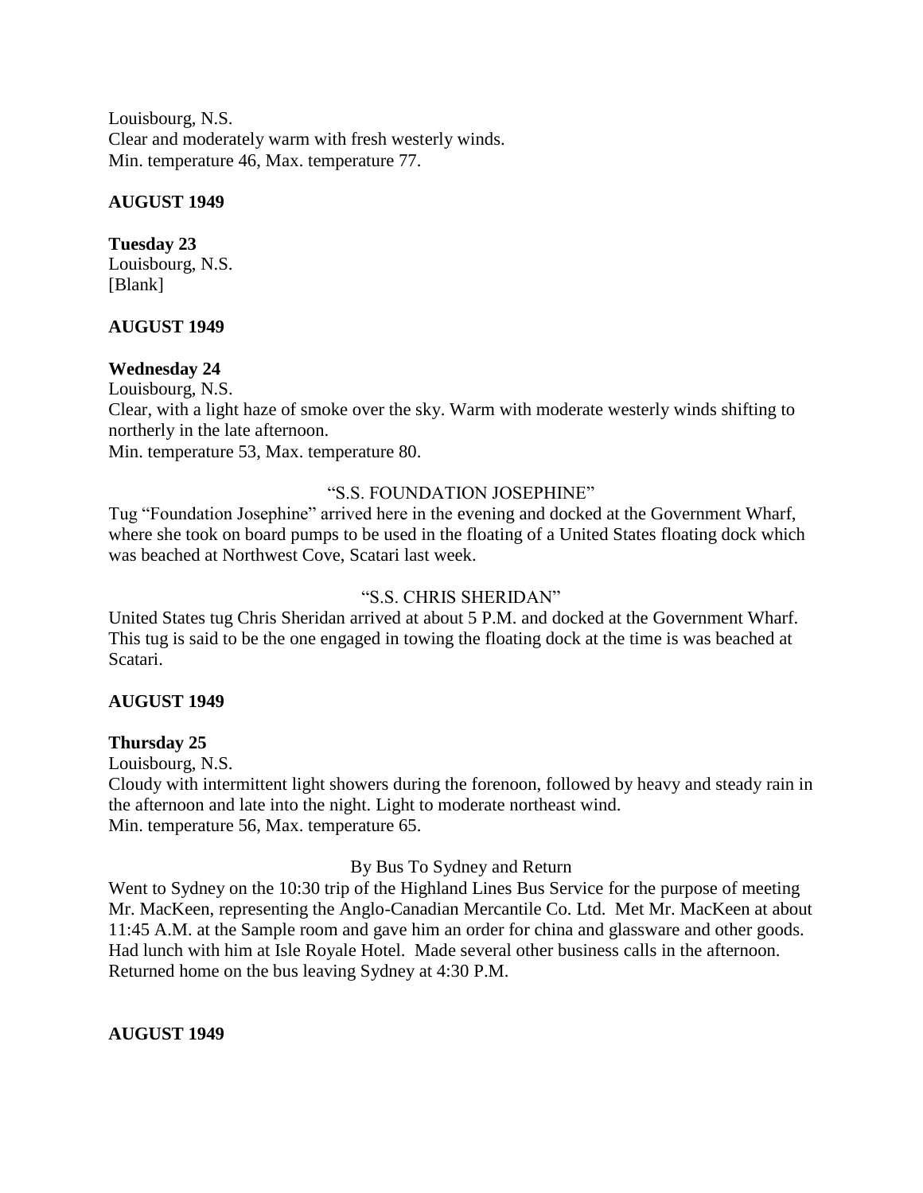Louisbourg, N.S.
Clear and moderately warm with fresh westerly winds.
Min. temperature 46, Max. temperature 77.

**AUGUST 1949**

**Tuesday 23**
Louisbourg, N.S.
[Blank]

**AUGUST 1949**

**Wednesday 24**
Louisbourg, N.S.
Clear, with a light haze of smoke over the sky. Warm with moderate westerly winds shifting to northerly in the late afternoon.
Min. temperature 53, Max. temperature 80.

"S.S. FOUNDATION JOSEPHINE"

Tug "Foundation Josephine" arrived here in the evening and docked at the Government Wharf, where she took on board pumps to be used in the floating of a United States floating dock which was beached at Northwest Cove, Scatari last week.

"S.S. CHRIS SHERIDAN"

United States tug Chris Sheridan arrived at about 5 P.M. and docked at the Government Wharf. This tug is said to be the one engaged in towing the floating dock at the time is was beached at Scatari.

**AUGUST 1949**

**Thursday 25**
Louisbourg, N.S.
Cloudy with intermittent light showers during the forenoon, followed by heavy and steady rain in the afternoon and late into the night. Light to moderate northeast wind.
Min. temperature 56, Max. temperature 65.

By Bus To Sydney and Return

Went to Sydney on the 10:30 trip of the Highland Lines Bus Service for the purpose of meeting Mr. MacKeen, representing the Anglo-Canadian Mercantile Co. Ltd. Met Mr. MacKeen at about 11:45 A.M. at the Sample room and gave him an order for china and glassware and other goods. Had lunch with him at Isle Royale Hotel. Made several other business calls in the afternoon. Returned home on the bus leaving Sydney at 4:30 P.M.

**AUGUST 1949**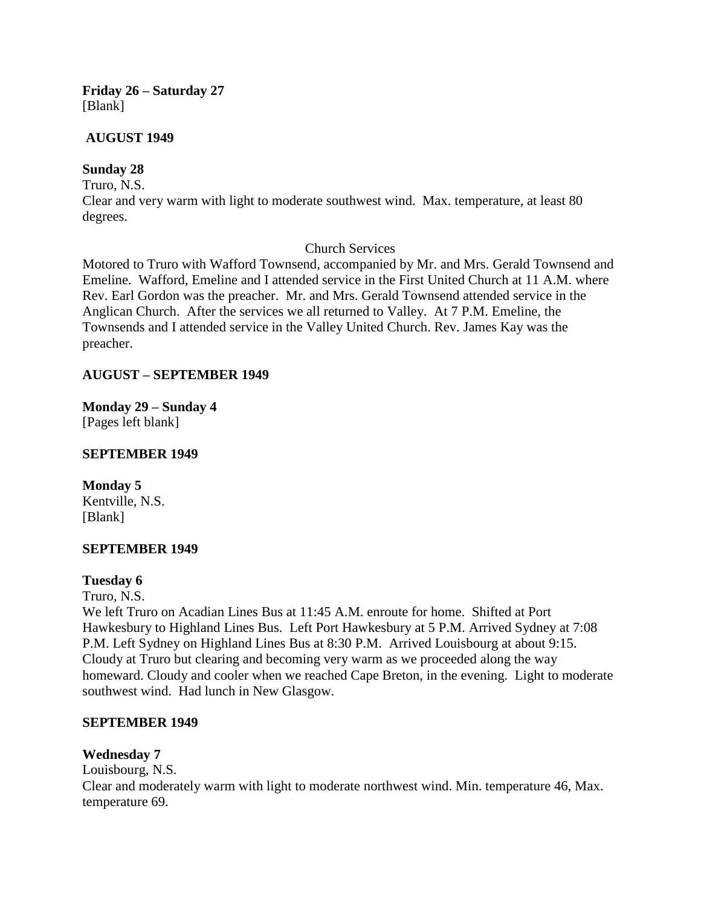**Friday 26 – Saturday 27**
[Blank]

**AUGUST 1949**

**Sunday 28**
Truro, N.S.
Clear and very warm with light to moderate southwest wind. Max. temperature, at least 80 degrees.

Church Services

Motored to Truro with Wafford Townsend, accompanied by Mr. and Mrs. Gerald Townsend and Emeline. Wafford, Emeline and I attended service in the First United Church at 11 A.M. where Rev. Earl Gordon was the preacher. Mr. and Mrs. Gerald Townsend attended service in the Anglican Church. After the services we all returned to Valley. At 7 P.M. Emeline, the Townsends and I attended service in the Valley United Church. Rev. James Kay was the preacher.

**AUGUST – SEPTEMBER 1949**

**Monday 29 – Sunday 4**
[Pages left blank]

**SEPTEMBER 1949**

**Monday 5**
Kentville, N.S.
[Blank]

**SEPTEMBER 1949**

**Tuesday 6**
Truro, N.S.
We left Truro on Acadian Lines Bus at 11:45 A.M. enroute for home. Shifted at Port Hawkesbury to Highland Lines Bus. Left Port Hawkesbury at 5 P.M. Arrived Sydney at 7:08 P.M. Left Sydney on Highland Lines Bus at 8:30 P.M. Arrived Louisbourg at about 9:15. Cloudy at Truro but clearing and becoming very warm as we proceeded along the way homeward. Cloudy and cooler when we reached Cape Breton, in the evening. Light to moderate southwest wind. Had lunch in New Glasgow.

**SEPTEMBER 1949**

**Wednesday 7**
Louisbourg, N.S.
Clear and moderately warm with light to moderate northwest wind. Min. temperature 46, Max. temperature 69.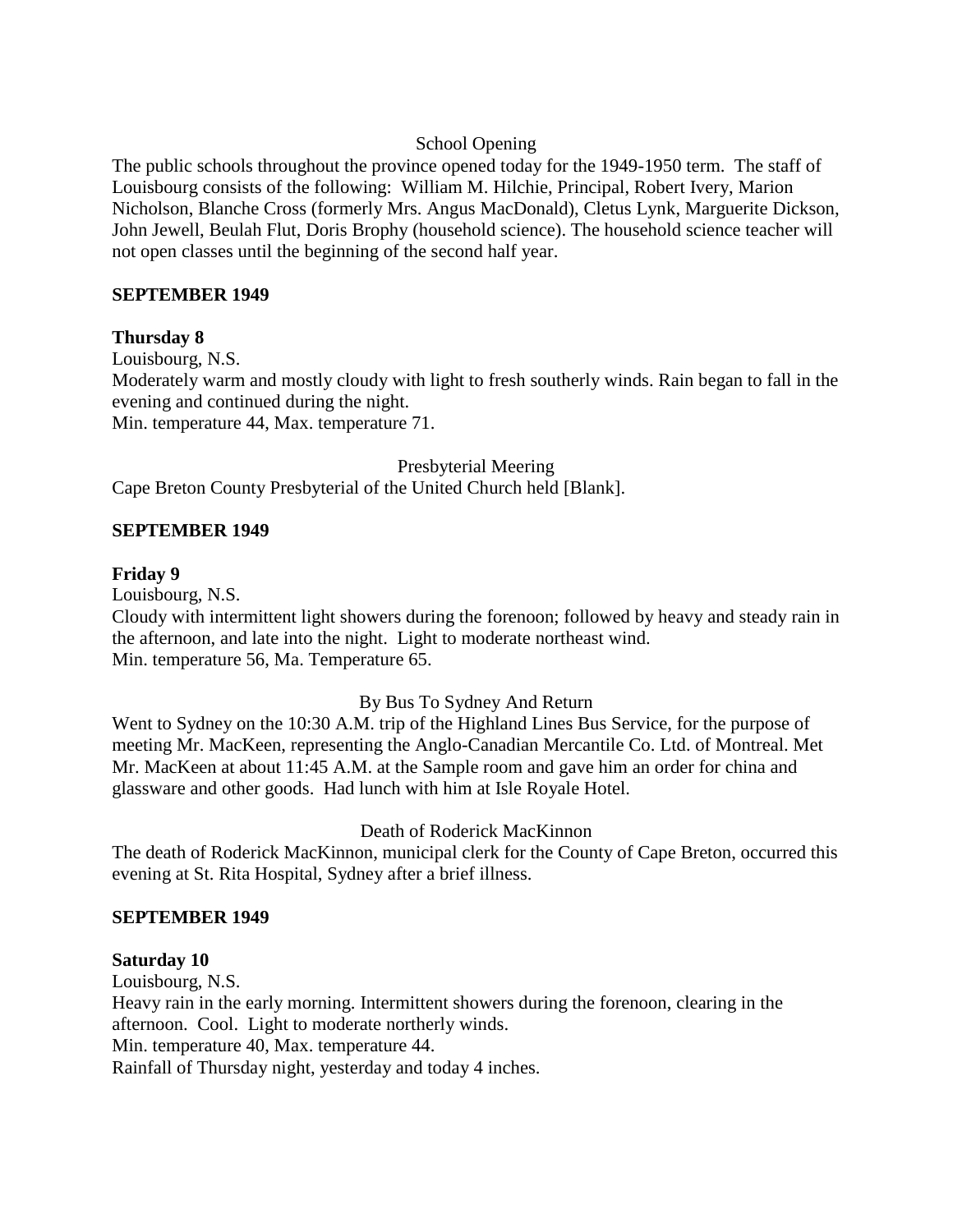School Opening

The public schools throughout the province opened today for the 1949-1950 term. The staff of Louisbourg consists of the following: William M. Hilchie, Principal, Robert Ivery, Marion Nicholson, Blanche Cross (formerly Mrs. Angus MacDonald), Cletus Lynk, Marguerite Dickson, John Jewell, Beulah Flut, Doris Brophy (household science). The household science teacher will not open classes until the beginning of the second half year.

**SEPTEMBER 1949**

**Thursday 8**

Louisbourg, N.S.

Moderately warm and mostly cloudy with light to fresh southerly winds. Rain began to fall in the evening and continued during the night.

Min. temperature 44, Max. temperature 71.

Presbyterial Meering

Cape Breton County Presbyterial of the United Church held [Blank].

**SEPTEMBER 1949**

**Friday 9**

Louisbourg, N.S.

Cloudy with intermittent light showers during the forenoon; followed by heavy and steady rain in the afternoon, and late into the night. Light to moderate northeast wind.

Min. temperature 56, Ma. Temperature 65.

By Bus To Sydney And Return

Went to Sydney on the 10:30 A.M. trip of the Highland Lines Bus Service, for the purpose of meeting Mr. MacKeen, representing the Anglo-Canadian Mercantile Co. Ltd. of Montreal. Met Mr. MacKeen at about 11:45 A.M. at the Sample room and gave him an order for china and glassware and other goods. Had lunch with him at Isle Royale Hotel.

Death of Roderick MacKinnon

The death of Roderick MacKinnon, municipal clerk for the County of Cape Breton, occurred this evening at St. Rita Hospital, Sydney after a brief illness.

**SEPTEMBER 1949**

**Saturday 10**

Louisbourg, N.S.

Heavy rain in the early morning. Intermittent showers during the forenoon, clearing in the afternoon. Cool. Light to moderate northerly winds.

Min. temperature 40, Max. temperature 44.

Rainfall of Thursday night, yesterday and today 4 inches.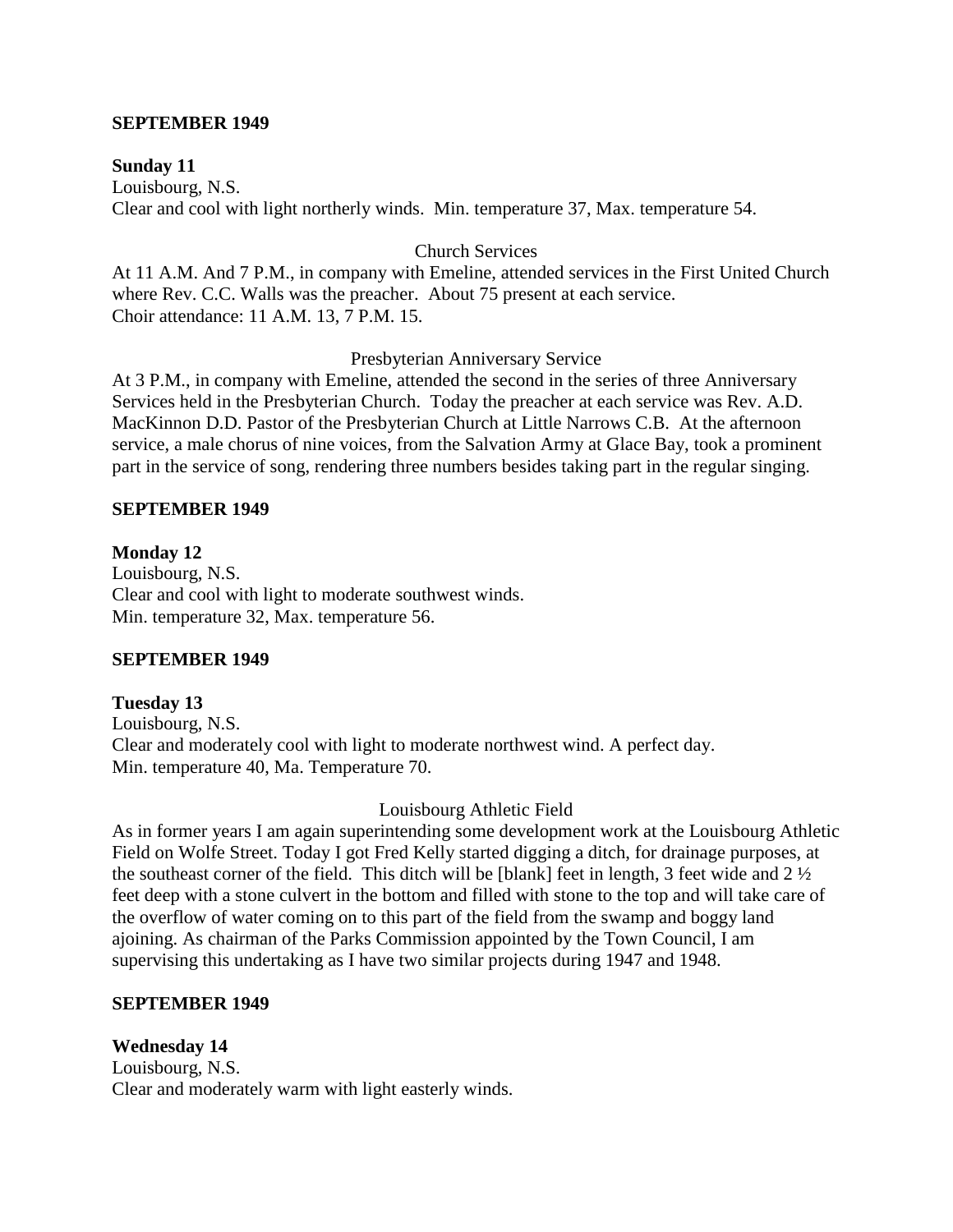**SEPTEMBER 1949**

**Sunday 11**
Louisbourg, N.S.
Clear and cool with light northerly winds. Min. temperature 37, Max. temperature 54.

Church Services

At 11 A.M. And 7 P.M., in company with Emeline, attended services in the First United Church where Rev. C.C. Walls was the preacher. About 75 present at each service.
Choir attendance: 11 A.M. 13, 7 P.M. 15.

Presbyterian Anniversary Service

At 3 P.M., in company with Emeline, attended the second in the series of three Anniversary Services held in the Presbyterian Church. Today the preacher at each service was Rev. A.D. MacKinnon D.D. Pastor of the Presbyterian Church at Little Narrows C.B. At the afternoon service, a male chorus of nine voices, from the Salvation Army at Glace Bay, took a prominent part in the service of song, rendering three numbers besides taking part in the regular singing.

**SEPTEMBER 1949**

**Monday 12**
Louisbourg, N.S.
Clear and cool with light to moderate southwest winds.
Min. temperature 32, Max. temperature 56.

**SEPTEMBER 1949**

**Tuesday 13**
Louisbourg, N.S.
Clear and moderately cool with light to moderate northwest wind. A perfect day.
Min. temperature 40, Ma. Temperature 70.

Louisbourg Athletic Field

As in former years I am again superintending some development work at the Louisbourg Athletic Field on Wolfe Street. Today I got Fred Kelly started digging a ditch, for drainage purposes, at the southeast corner of the field. This ditch will be [blank] feet in length, 3 feet wide and 2 ½ feet deep with a stone culvert in the bottom and filled with stone to the top and will take care of the overflow of water coming on to this part of the field from the swamp and boggy land ajoining. As chairman of the Parks Commission appointed by the Town Council, I am supervising this undertaking as I have two similar projects during 1947 and 1948.

**SEPTEMBER 1949**

**Wednesday 14**
Louisbourg, N.S.
Clear and moderately warm with light easterly winds.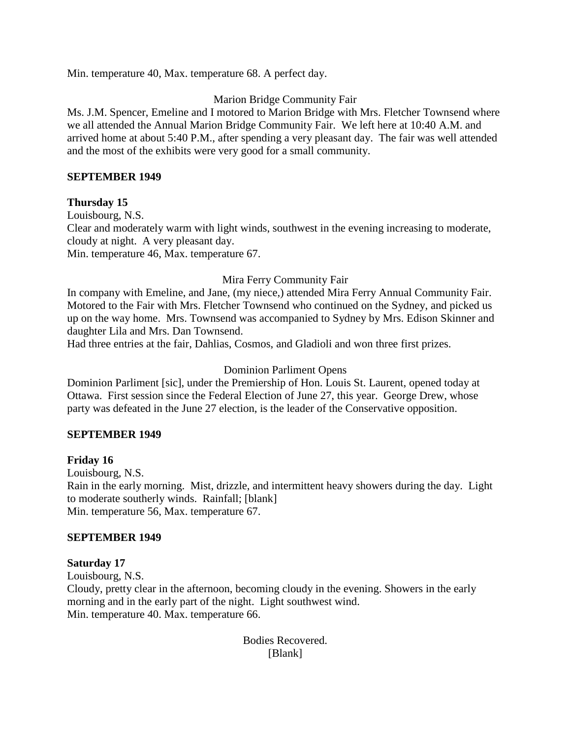Min. temperature 40, Max. temperature 68. A perfect day.

Marion Bridge Community Fair

Ms. J.M. Spencer, Emeline and I motored to Marion Bridge with Mrs. Fletcher Townsend where we all attended the Annual Marion Bridge Community Fair. We left here at 10:40 A.M. and arrived home at about 5:40 P.M., after spending a very pleasant day. The fair was well attended and the most of the exhibits were very good for a small community.

**SEPTEMBER 1949**

**Thursday 15**

Louisbourg, N.S.

Clear and moderately warm with light winds, southwest in the evening increasing to moderate, cloudy at night. A very pleasant day.

Min. temperature 46, Max. temperature 67.

Mira Ferry Community Fair

In company with Emeline, and Jane, (my niece,) attended Mira Ferry Annual Community Fair. Motored to the Fair with Mrs. Fletcher Townsend who continued on the Sydney, and picked us up on the way home. Mrs. Townsend was accompanied to Sydney by Mrs. Edison Skinner and daughter Lila and Mrs. Dan Townsend.

Had three entries at the fair, Dahlias, Cosmos, and Gladioli and won three first prizes.

Dominion Parliment Opens

Dominion Parliment [sic], under the Premiership of Hon. Louis St. Laurent, opened today at Ottawa. First session since the Federal Election of June 27, this year. George Drew, whose party was defeated in the June 27 election, is the leader of the Conservative opposition.

**SEPTEMBER 1949**

**Friday 16**

Louisbourg, N.S.

Rain in the early morning. Mist, drizzle, and intermittent heavy showers during the day. Light to moderate southerly winds. Rainfall; [blank]

Min. temperature 56, Max. temperature 67.

**SEPTEMBER 1949**

**Saturday 17**

Louisbourg, N.S.

Cloudy, pretty clear in the afternoon, becoming cloudy in the evening. Showers in the early morning and in the early part of the night. Light southwest wind.

Min. temperature 40. Max. temperature 66.

Bodies Recovered.

[Blank]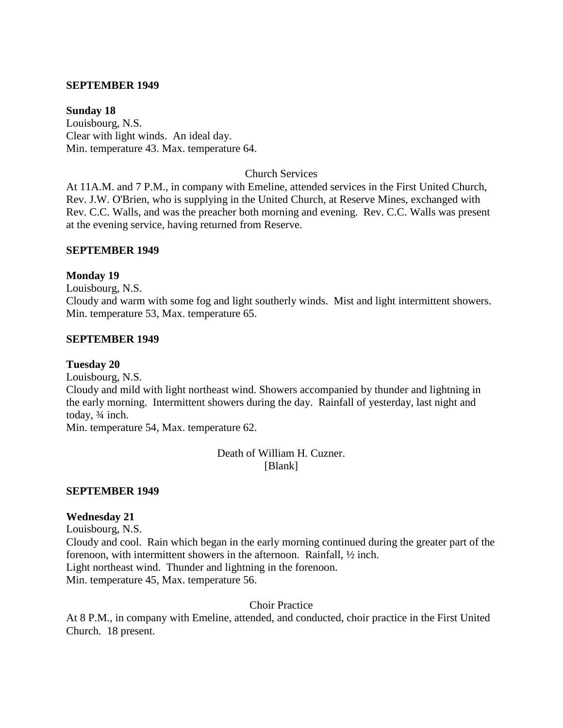**SEPTEMBER 1949**

**Sunday 18**
Louisbourg, N.S.
Clear with light winds. An ideal day.
Min. temperature 43. Max. temperature 64.

Church Services

At 11A.M. and 7 P.M., in company with Emeline, attended services in the First United Church, Rev. J.W. O'Brien, who is supplying in the United Church, at Reserve Mines, exchanged with Rev. C.C. Walls, and was the preacher both morning and evening. Rev. C.C. Walls was present at the evening service, having returned from Reserve.

**SEPTEMBER 1949**

**Monday 19**
Louisbourg, N.S.
Cloudy and warm with some fog and light southerly winds. Mist and light intermittent showers.
Min. temperature 53, Max. temperature 65.

**SEPTEMBER 1949**

**Tuesday 20**
Louisbourg, N.S.
Cloudy and mild with light northeast wind. Showers accompanied by thunder and lightning in the early morning. Intermittent showers during the day. Rainfall of yesterday, last night and today, ¾ inch.
Min. temperature 54, Max. temperature 62.

Death of William H. Cuzner.
[Blank]

**SEPTEMBER 1949**

**Wednesday 21**
Louisbourg, N.S.
Cloudy and cool. Rain which began in the early morning continued during the greater part of the forenoon, with intermittent showers in the afternoon. Rainfall, ½ inch.
Light northeast wind. Thunder and lightning in the forenoon.
Min. temperature 45, Max. temperature 56.

Choir Practice

At 8 P.M., in company with Emeline, attended, and conducted, choir practice in the First United Church. 18 present.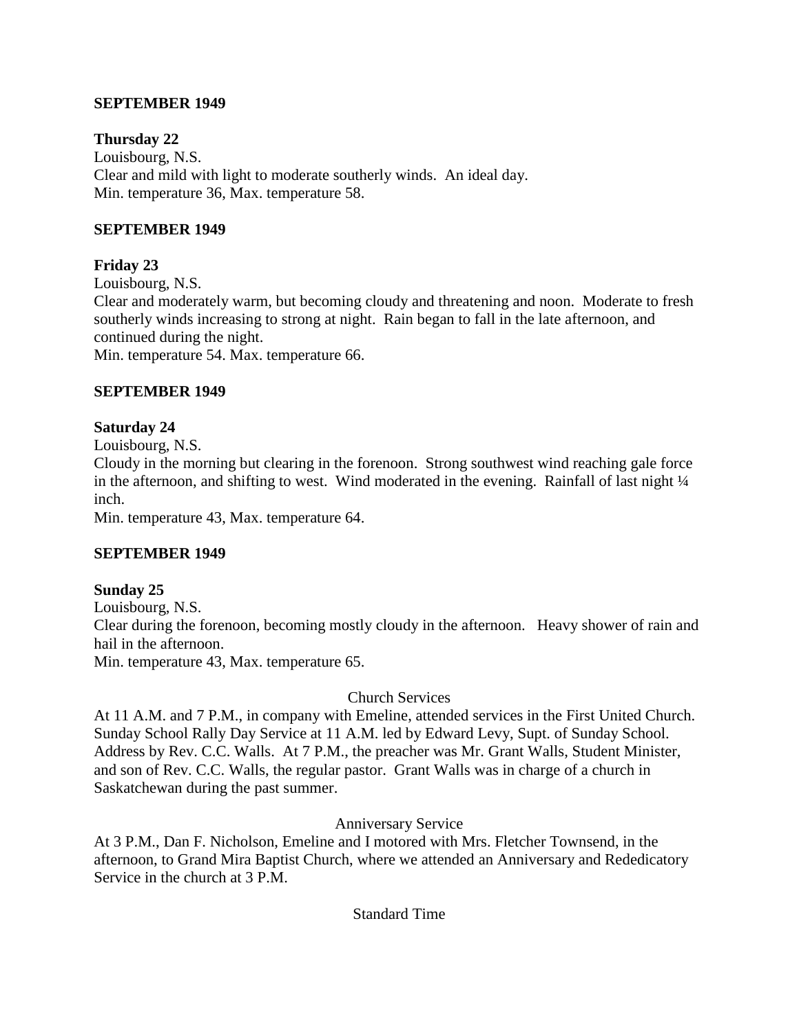**SEPTEMBER 1949**

**Thursday 22**
Louisbourg, N.S.
Clear and mild with light to moderate southerly winds. An ideal day.
Min. temperature 36, Max. temperature 58.

**SEPTEMBER 1949**

**Friday 23**
Louisbourg, N.S.
Clear and moderately warm, but becoming cloudy and threatening and noon. Moderate to fresh southerly winds increasing to strong at night. Rain began to fall in the late afternoon, and continued during the night.
Min. temperature 54. Max. temperature 66.

**SEPTEMBER 1949**

**Saturday 24**
Louisbourg, N.S.
Cloudy in the morning but clearing in the forenoon. Strong southwest wind reaching gale force in the afternoon, and shifting to west. Wind moderated in the evening. Rainfall of last night ¼ inch.
Min. temperature 43, Max. temperature 64.

**SEPTEMBER 1949**

**Sunday 25**
Louisbourg, N.S.
Clear during the forenoon, becoming mostly cloudy in the afternoon. Heavy shower of rain and hail in the afternoon.
Min. temperature 43, Max. temperature 65.

Church Services

At 11 A.M. and 7 P.M., in company with Emeline, attended services in the First United Church. Sunday School Rally Day Service at 11 A.M. led by Edward Levy, Supt. of Sunday School. Address by Rev. C.C. Walls. At 7 P.M., the preacher was Mr. Grant Walls, Student Minister, and son of Rev. C.C. Walls, the regular pastor. Grant Walls was in charge of a church in Saskatchewan during the past summer.

Anniversary Service

At 3 P.M., Dan F. Nicholson, Emeline and I motored with Mrs. Fletcher Townsend, in the afternoon, to Grand Mira Baptist Church, where we attended an Anniversary and Rededicatory Service in the church at 3 P.M.

Standard Time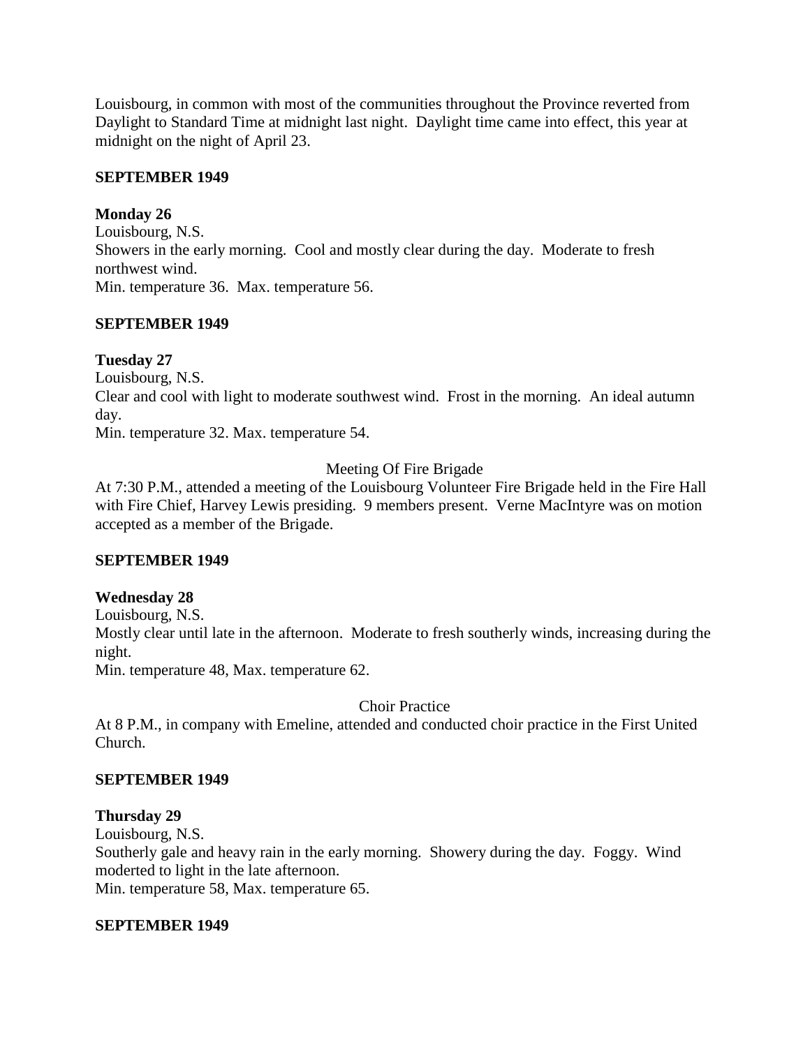Louisbourg, in common with most of the communities throughout the Province reverted from Daylight to Standard Time at midnight last night. Daylight time came into effect, this year at midnight on the night of April 23.

**SEPTEMBER 1949**

**Monday 26**
Louisbourg, N.S.
Showers in the early morning. Cool and mostly clear during the day. Moderate to fresh northwest wind.
Min. temperature 36. Max. temperature 56.

**SEPTEMBER 1949**

**Tuesday 27**
Louisbourg, N.S.
Clear and cool with light to moderate southwest wind. Frost in the morning. An ideal autumn day.
Min. temperature 32. Max. temperature 54.

Meeting Of Fire Brigade

At 7:30 P.M., attended a meeting of the Louisbourg Volunteer Fire Brigade held in the Fire Hall with Fire Chief, Harvey Lewis presiding. 9 members present. Verne MacIntyre was on motion accepted as a member of the Brigade.

**SEPTEMBER 1949**

**Wednesday 28**
Louisbourg, N.S.
Mostly clear until late in the afternoon. Moderate to fresh southerly winds, increasing during the night.
Min. temperature 48, Max. temperature 62.

Choir Practice

At 8 P.M., in company with Emeline, attended and conducted choir practice in the First United Church.

**SEPTEMBER 1949**

**Thursday 29**
Louisbourg, N.S.
Southerly gale and heavy rain in the early morning. Showery during the day. Foggy. Wind moderted to light in the late afternoon.
Min. temperature 58, Max. temperature 65.

**SEPTEMBER 1949**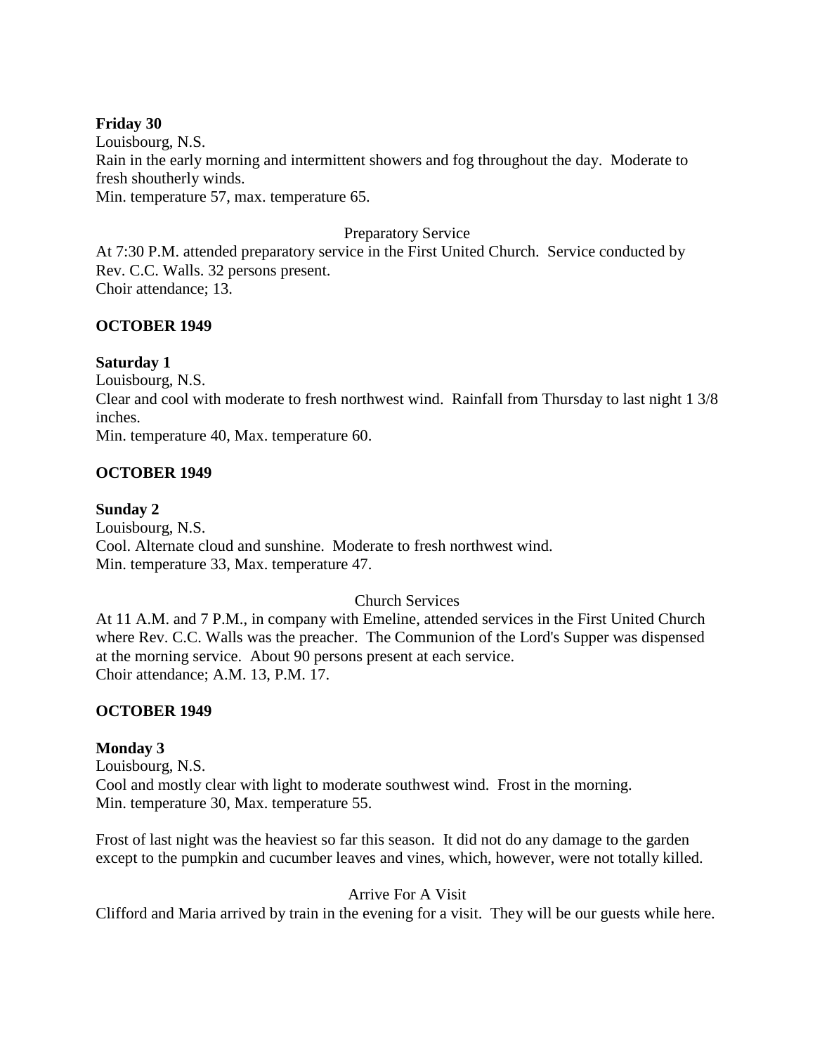**Friday 30**

Louisbourg, N.S.

Rain in the early morning and intermittent showers and fog throughout the day. Moderate to fresh shoutherly winds.

Min. temperature 57, max. temperature 65.

Preparatory Service

At 7:30 P.M. attended preparatory service in the First United Church. Service conducted by Rev. C.C. Walls. 32 persons present.

Choir attendance; 13.

**OCTOBER 1949**

**Saturday 1**

Louisbourg, N.S.

Clear and cool with moderate to fresh northwest wind. Rainfall from Thursday to last night 1 3/8 inches.

Min. temperature 40, Max. temperature 60.

**OCTOBER 1949**

**Sunday 2**

Louisbourg, N.S.

Cool. Alternate cloud and sunshine. Moderate to fresh northwest wind.

Min. temperature 33, Max. temperature 47.

Church Services

At 11 A.M. and 7 P.M., in company with Emeline, attended services in the First United Church where Rev. C.C. Walls was the preacher. The Communion of the Lord's Supper was dispensed at the morning service. About 90 persons present at each service.

Choir attendance; A.M. 13, P.M. 17.

**OCTOBER 1949**

**Monday 3**

Louisbourg, N.S.

Cool and mostly clear with light to moderate southwest wind. Frost in the morning.

Min. temperature 30, Max. temperature 55.

Frost of last night was the heaviest so far this season. It did not do any damage to the garden except to the pumpkin and cucumber leaves and vines, which, however, were not totally killed.

Arrive For A Visit

Clifford and Maria arrived by train in the evening for a visit. They will be our guests while here.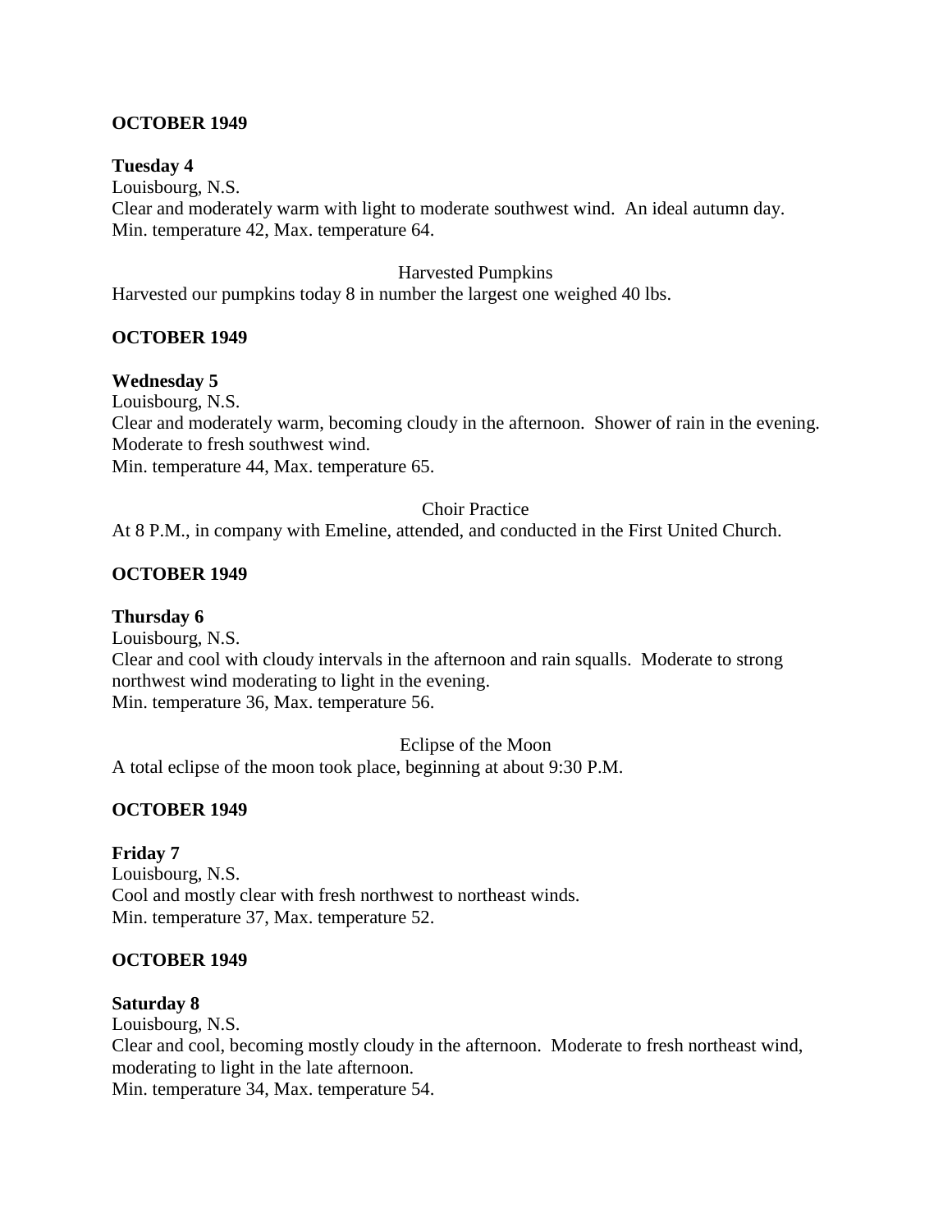**OCTOBER 1949**

**Tuesday 4**
Louisbourg, N.S.
Clear and moderately warm with light to moderate southwest wind. An ideal autumn day.
Min. temperature 42, Max. temperature 64.

Harvested Pumpkins

Harvested our pumpkins today 8 in number the largest one weighed 40 lbs.

**OCTOBER 1949**

**Wednesday 5**
Louisbourg, N.S.
Clear and moderately warm, becoming cloudy in the afternoon. Shower of rain in the evening.
Moderate to fresh southwest wind.
Min. temperature 44, Max. temperature 65.

Choir Practice

At 8 P.M., in company with Emeline, attended, and conducted in the First United Church.

**OCTOBER 1949**

**Thursday 6**
Louisbourg, N.S.
Clear and cool with cloudy intervals in the afternoon and rain squalls. Moderate to strong northwest wind moderating to light in the evening.
Min. temperature 36, Max. temperature 56.

Eclipse of the Moon

A total eclipse of the moon took place, beginning at about 9:30 P.M.

**OCTOBER 1949**

**Friday 7**
Louisbourg, N.S.
Cool and mostly clear with fresh northwest to northeast winds.
Min. temperature 37, Max. temperature 52.

**OCTOBER 1949**

**Saturday 8**
Louisbourg, N.S.
Clear and cool, becoming mostly cloudy in the afternoon. Moderate to fresh northeast wind, moderating to light in the late afternoon.
Min. temperature 34, Max. temperature 54.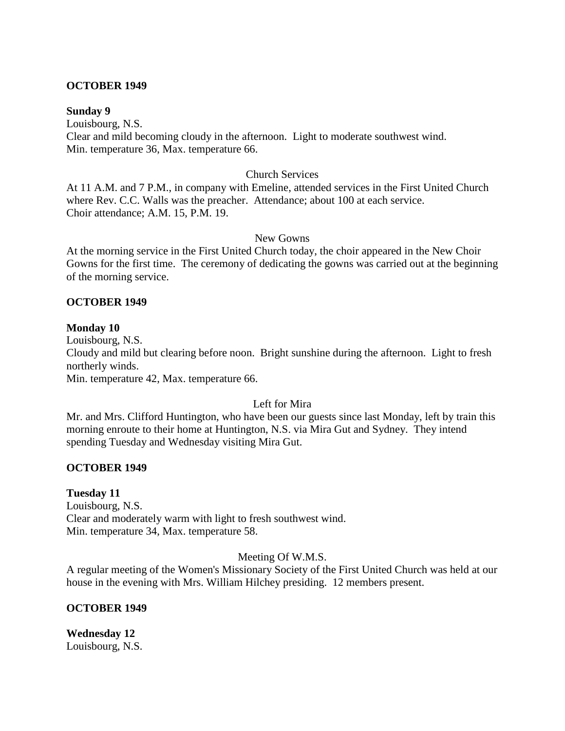**OCTOBER 1949**

**Sunday 9**
Louisbourg, N.S.
Clear and mild becoming cloudy in the afternoon. Light to moderate southwest wind.
Min. temperature 36, Max. temperature 66.

Church Services

At 11 A.M. and 7 P.M., in company with Emeline, attended services in the First United Church where Rev. C.C. Walls was the preacher. Attendance; about 100 at each service.
Choir attendance; A.M. 15, P.M. 19.

New Gowns

At the morning service in the First United Church today, the choir appeared in the New Choir Gowns for the first time. The ceremony of dedicating the gowns was carried out at the beginning of the morning service.

**OCTOBER 1949**

**Monday 10**
Louisbourg, N.S.
Cloudy and mild but clearing before noon. Bright sunshine during the afternoon. Light to fresh northerly winds.
Min. temperature 42, Max. temperature 66.

Left for Mira

Mr. and Mrs. Clifford Huntington, who have been our guests since last Monday, left by train this morning enroute to their home at Huntington, N.S. via Mira Gut and Sydney. They intend spending Tuesday and Wednesday visiting Mira Gut.

**OCTOBER 1949**

**Tuesday 11**
Louisbourg, N.S.
Clear and moderately warm with light to fresh southwest wind.
Min. temperature 34, Max. temperature 58.

Meeting Of W.M.S.

A regular meeting of the Women's Missionary Society of the First United Church was held at our house in the evening with Mrs. William Hilchey presiding. 12 members present.

**OCTOBER 1949**

**Wednesday 12**
Louisbourg, N.S.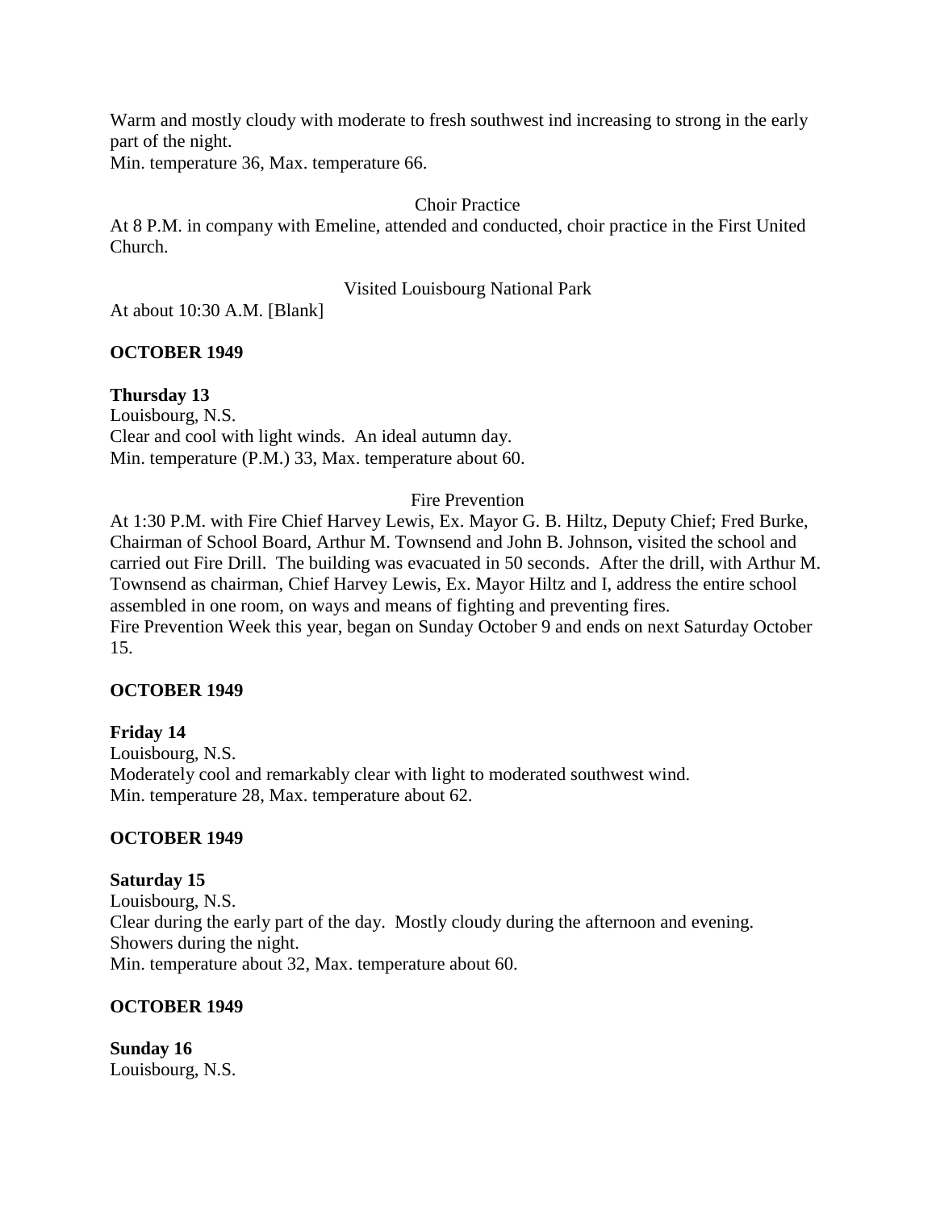Warm and mostly cloudy with moderate to fresh southwest ind increasing to strong in the early part of the night.
Min. temperature 36, Max. temperature 66.

Choir Practice

At 8 P.M. in company with Emeline, attended and conducted, choir practice in the First United Church.

Visited Louisbourg National Park

At about 10:30 A.M. [Blank]

**OCTOBER 1949**

**Thursday 13**
Louisbourg, N.S.
Clear and cool with light winds. An ideal autumn day.
Min. temperature (P.M.) 33, Max. temperature about 60.

Fire Prevention

At 1:30 P.M. with Fire Chief Harvey Lewis, Ex. Mayor G. B. Hiltz, Deputy Chief; Fred Burke, Chairman of School Board, Arthur M. Townsend and John B. Johnson, visited the school and carried out Fire Drill. The building was evacuated in 50 seconds. After the drill, with Arthur M. Townsend as chairman, Chief Harvey Lewis, Ex. Mayor Hiltz and I, address the entire school assembled in one room, on ways and means of fighting and preventing fires.
Fire Prevention Week this year, began on Sunday October 9 and ends on next Saturday October 15.

**OCTOBER 1949**

**Friday 14**
Louisbourg, N.S.
Moderately cool and remarkably clear with light to moderated southwest wind.
Min. temperature 28, Max. temperature about 62.

**OCTOBER 1949**

**Saturday 15**
Louisbourg, N.S.
Clear during the early part of the day. Mostly cloudy during the afternoon and evening. Showers during the night.
Min. temperature about 32, Max. temperature about 60.

**OCTOBER 1949**

**Sunday 16**
Louisbourg, N.S.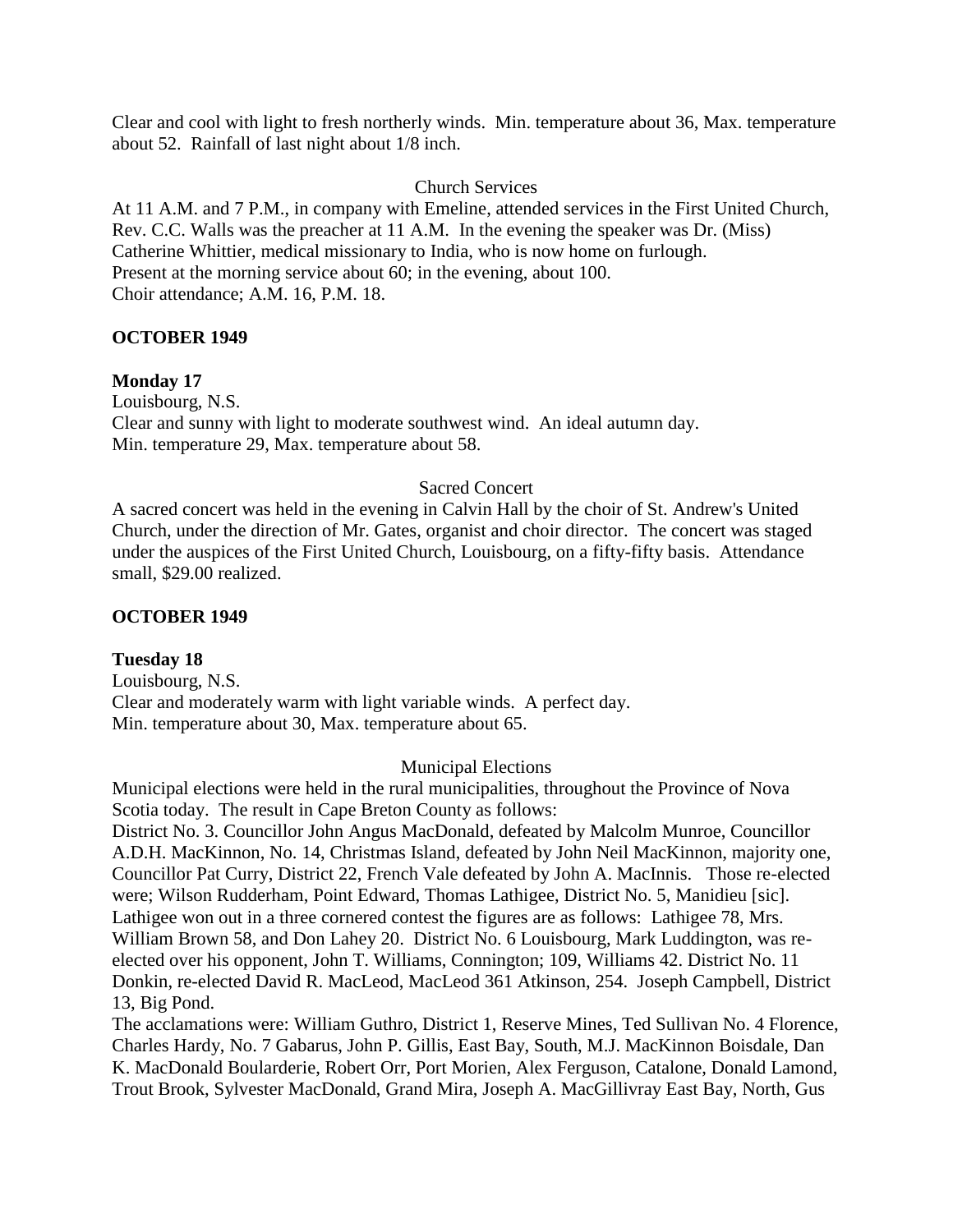Clear and cool with light to fresh northerly winds. Min. temperature about 36, Max. temperature about 52. Rainfall of last night about 1/8 inch.

Church Services

At 11 A.M. and 7 P.M., in company with Emeline, attended services in the First United Church, Rev. C.C. Walls was the preacher at 11 A.M. In the evening the speaker was Dr. (Miss) Catherine Whittier, medical missionary to India, who is now home on furlough.
Present at the morning service about 60; in the evening, about 100.
Choir attendance; A.M. 16, P.M. 18.

**OCTOBER 1949**

**Monday 17**

Louisbourg, N.S.
Clear and sunny with light to moderate southwest wind. An ideal autumn day.
Min. temperature 29, Max. temperature about 58.

Sacred Concert

A sacred concert was held in the evening in Calvin Hall by the choir of St. Andrew's United Church, under the direction of Mr. Gates, organist and choir director. The concert was staged under the auspices of the First United Church, Louisbourg, on a fifty-fifty basis. Attendance small, $29.00 realized.

**OCTOBER 1949**

**Tuesday 18**

Louisbourg, N.S.
Clear and moderately warm with light variable winds. A perfect day.
Min. temperature about 30, Max. temperature about 65.

Municipal Elections

Municipal elections were held in the rural municipalities, throughout the Province of Nova Scotia today. The result in Cape Breton County as follows:
District No. 3. Councillor John Angus MacDonald, defeated by Malcolm Munroe, Councillor A.D.H. MacKinnon, No. 14, Christmas Island, defeated by John Neil MacKinnon, majority one, Councillor Pat Curry, District 22, French Vale defeated by John A. MacInnis. Those re-elected were; Wilson Rudderham, Point Edward, Thomas Lathigee, District No. 5, Manidieu [sic]. Lathigee won out in a three cornered contest the figures are as follows: Lathigee 78, Mrs. William Brown 58, and Don Lahey 20. District No. 6 Louisbourg, Mark Luddington, was re-elected over his opponent, John T. Williams, Connington; 109, Williams 42. District No. 11 Donkin, re-elected David R. MacLeod, MacLeod 361 Atkinson, 254. Joseph Campbell, District 13, Big Pond.
The acclamations were: William Guthro, District 1, Reserve Mines, Ted Sullivan No. 4 Florence, Charles Hardy, No. 7 Gabarus, John P. Gillis, East Bay, South, M.J. MacKinnon Boisdale, Dan K. MacDonald Boularderie, Robert Orr, Port Morien, Alex Ferguson, Catalone, Donald Lamond, Trout Brook, Sylvester MacDonald, Grand Mira, Joseph A. MacGillivray East Bay, North, Gus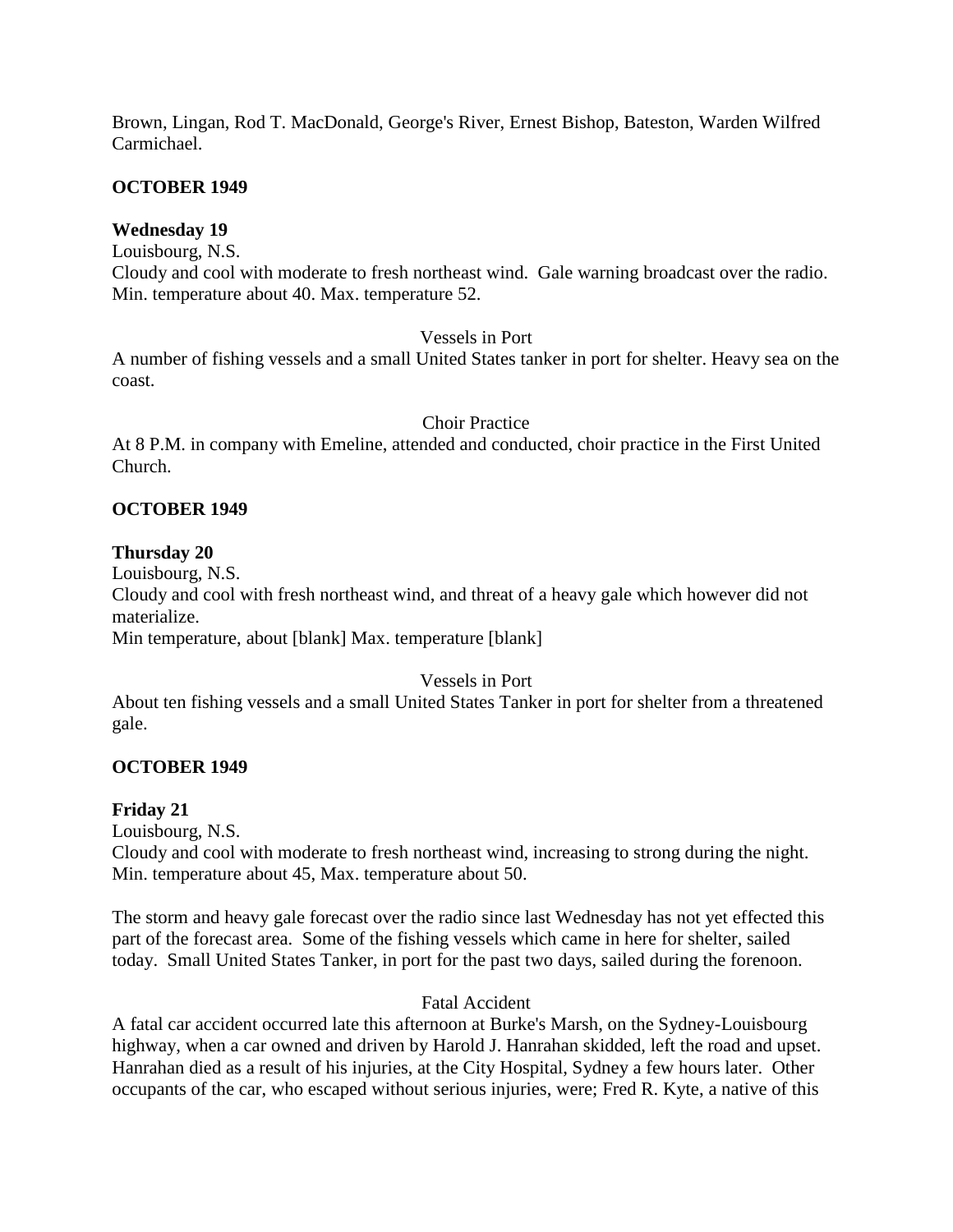Brown, Lingan, Rod T. MacDonald, George's River, Ernest Bishop, Bateston, Warden Wilfred Carmichael.

**OCTOBER 1949**

**Wednesday 19**
Louisbourg, N.S.
Cloudy and cool with moderate to fresh northeast wind. Gale warning broadcast over the radio. Min. temperature about 40. Max. temperature 52.

Vessels in Port

A number of fishing vessels and a small United States tanker in port for shelter. Heavy sea on the coast.

Choir Practice

At 8 P.M. in company with Emeline, attended and conducted, choir practice in the First United Church.

**OCTOBER 1949**

**Thursday 20**
Louisbourg, N.S.
Cloudy and cool with fresh northeast wind, and threat of a heavy gale which however did not materialize.
Min temperature, about [blank] Max. temperature [blank]

Vessels in Port

About ten fishing vessels and a small United States Tanker in port for shelter from a threatened gale.

**OCTOBER 1949**

**Friday 21**
Louisbourg, N.S.
Cloudy and cool with moderate to fresh northeast wind, increasing to strong during the night. Min. temperature about 45, Max. temperature about 50.

The storm and heavy gale forecast over the radio since last Wednesday has not yet effected this part of the forecast area. Some of the fishing vessels which came in here for shelter, sailed today. Small United States Tanker, in port for the past two days, sailed during the forenoon.

Fatal Accident

A fatal car accident occurred late this afternoon at Burke's Marsh, on the Sydney-Louisbourg highway, when a car owned and driven by Harold J. Hanrahan skidded, left the road and upset. Hanrahan died as a result of his injuries, at the City Hospital, Sydney a few hours later. Other occupants of the car, who escaped without serious injuries, were; Fred R. Kyte, a native of this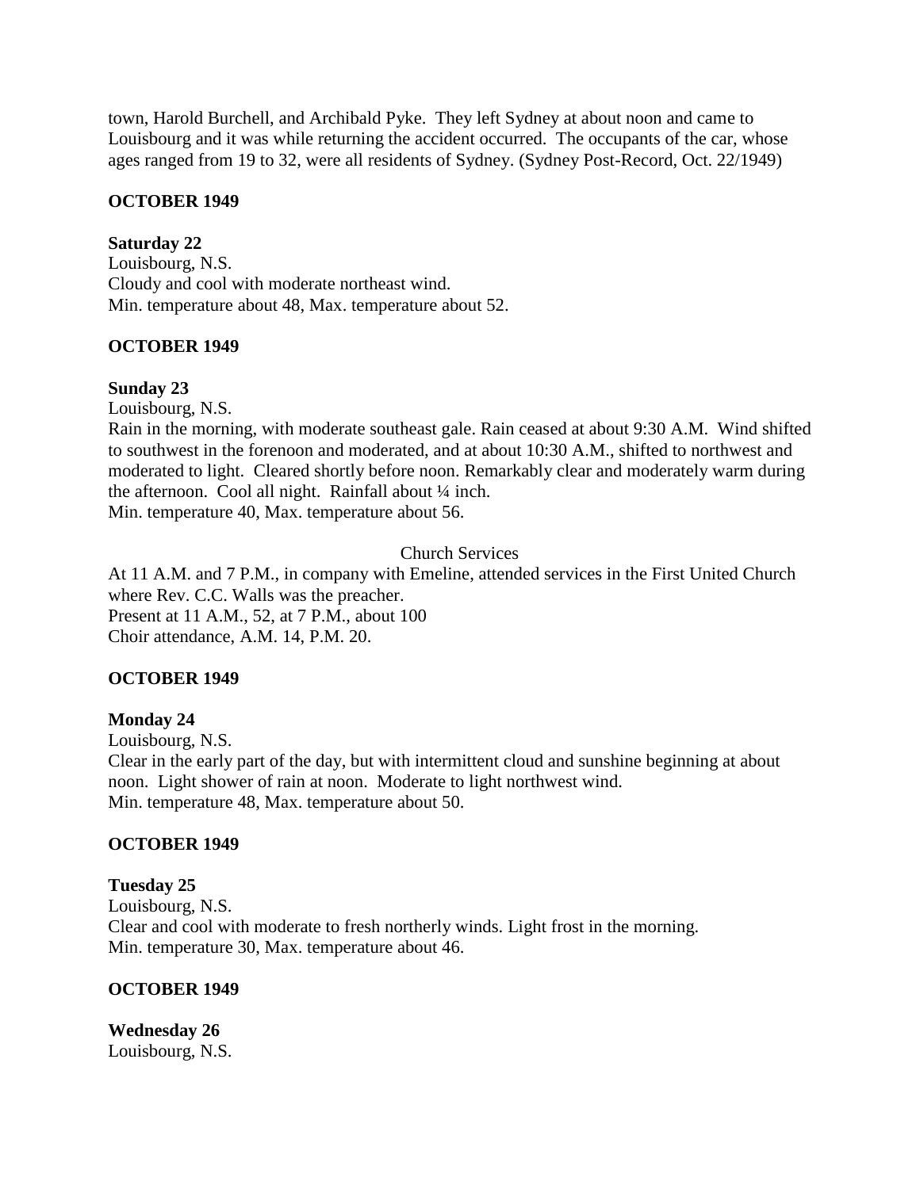town, Harold Burchell, and Archibald Pyke. They left Sydney at about noon and came to Louisbourg and it was while returning the accident occurred. The occupants of the car, whose ages ranged from 19 to 32, were all residents of Sydney. (Sydney Post-Record, Oct. 22/1949)

**OCTOBER 1949**

**Saturday 22**
Louisbourg, N.S.
Cloudy and cool with moderate northeast wind.
Min. temperature about 48, Max. temperature about 52.

**OCTOBER 1949**

**Sunday 23**
Louisbourg, N.S.
Rain in the morning, with moderate southeast gale. Rain ceased at about 9:30 A.M. Wind shifted to southwest in the forenoon and moderated, and at about 10:30 A.M., shifted to northwest and moderated to light. Cleared shortly before noon. Remarkably clear and moderately warm during the afternoon. Cool all night. Rainfall about ¼ inch.
Min. temperature 40, Max. temperature about 56.

Church Services

At 11 A.M. and 7 P.M., in company with Emeline, attended services in the First United Church where Rev. C.C. Walls was the preacher.
Present at 11 A.M., 52, at 7 P.M., about 100
Choir attendance, A.M. 14, P.M. 20.

**OCTOBER 1949**

**Monday 24**
Louisbourg, N.S.
Clear in the early part of the day, but with intermittent cloud and sunshine beginning at about noon. Light shower of rain at noon. Moderate to light northwest wind.
Min. temperature 48, Max. temperature about 50.

**OCTOBER 1949**

**Tuesday 25**
Louisbourg, N.S.
Clear and cool with moderate to fresh northerly winds. Light frost in the morning.
Min. temperature 30, Max. temperature about 46.

**OCTOBER 1949**

**Wednesday 26**
Louisbourg, N.S.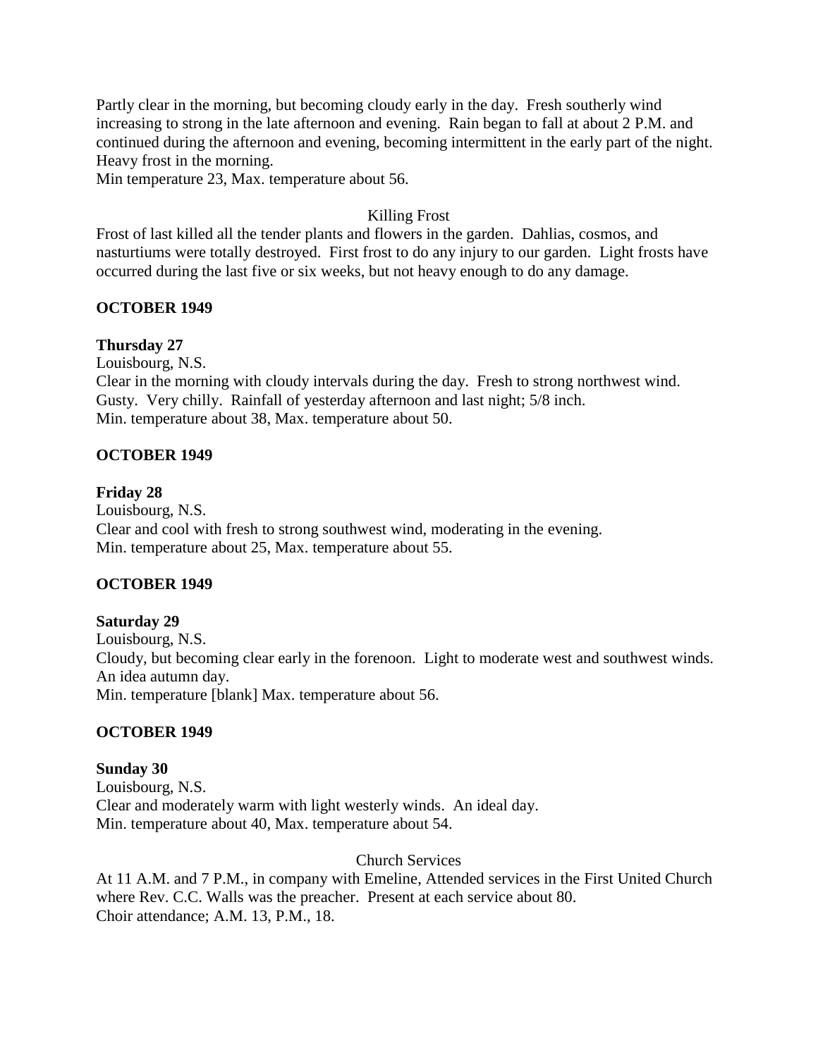Partly clear in the morning, but becoming cloudy early in the day. Fresh southerly wind increasing to strong in the late afternoon and evening. Rain began to fall at about 2 P.M. and continued during the afternoon and evening, becoming intermittent in the early part of the night. Heavy frost in the morning.
Min temperature 23, Max. temperature about 56.

Killing Frost

Frost of last killed all the tender plants and flowers in the garden. Dahlias, cosmos, and nasturtiums were totally destroyed. First frost to do any injury to our garden. Light frosts have occurred during the last five or six weeks, but not heavy enough to do any damage.

**OCTOBER 1949**

**Thursday 27**
Louisbourg, N.S.
Clear in the morning with cloudy intervals during the day. Fresh to strong northwest wind. Gusty. Very chilly. Rainfall of yesterday afternoon and last night; 5/8 inch.
Min. temperature about 38, Max. temperature about 50.

**OCTOBER 1949**

**Friday 28**
Louisbourg, N.S.
Clear and cool with fresh to strong southwest wind, moderating in the evening.
Min. temperature about 25, Max. temperature about 55.

**OCTOBER 1949**

**Saturday 29**
Louisbourg, N.S.
Cloudy, but becoming clear early in the forenoon. Light to moderate west and southwest winds. An idea autumn day.
Min. temperature [blank] Max. temperature about 56.

**OCTOBER 1949**

**Sunday 30**
Louisbourg, N.S.
Clear and moderately warm with light westerly winds. An ideal day.
Min. temperature about 40, Max. temperature about 54.

Church Services

At 11 A.M. and 7 P.M., in company with Emeline, Attended services in the First United Church where Rev. C.C. Walls was the preacher. Present at each service about 80.
Choir attendance; A.M. 13, P.M., 18.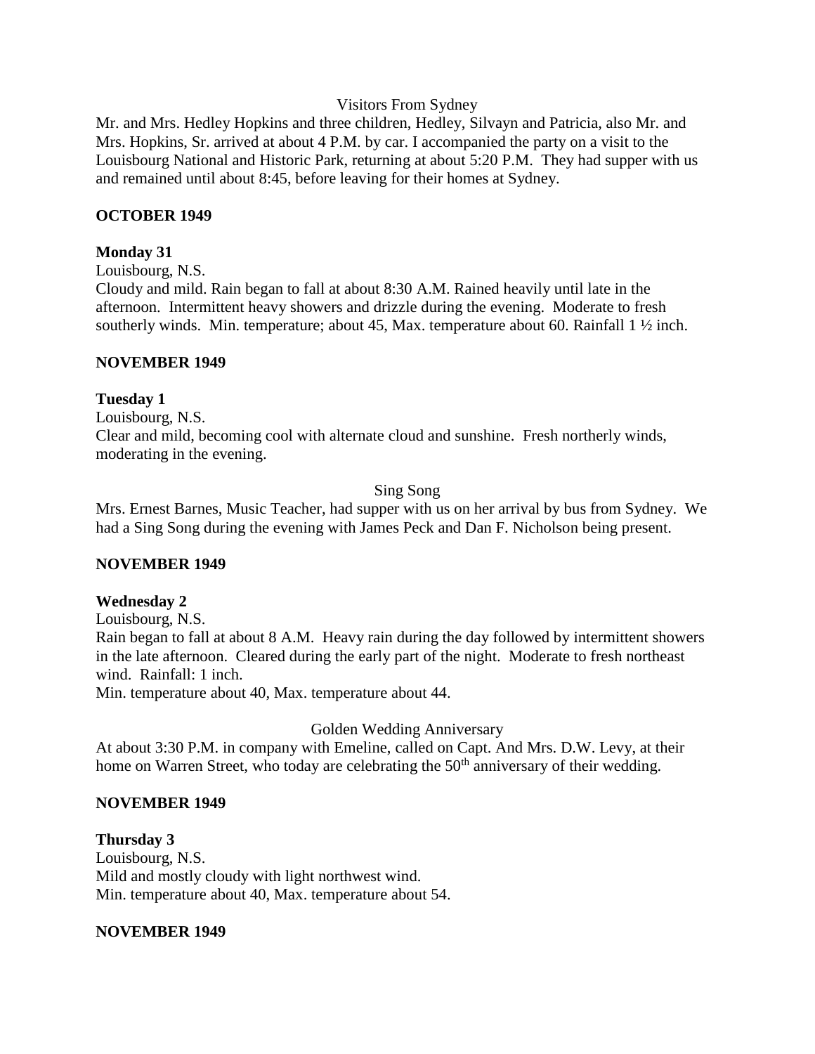Visitors From Sydney

Mr. and Mrs. Hedley Hopkins and three children, Hedley, Silvayn and Patricia, also Mr. and Mrs. Hopkins, Sr. arrived at about 4 P.M. by car. I accompanied the party on a visit to the Louisbourg National and Historic Park, returning at about 5:20 P.M. They had supper with us and remained until about 8:45, before leaving for their homes at Sydney.

**OCTOBER 1949**

**Monday 31**

Louisbourg, N.S.

Cloudy and mild. Rain began to fall at about 8:30 A.M. Rained heavily until late in the afternoon. Intermittent heavy showers and drizzle during the evening. Moderate to fresh southerly winds. Min. temperature; about 45, Max. temperature about 60. Rainfall 1 ½ inch.

**NOVEMBER 1949**

**Tuesday 1**

Louisbourg, N.S.

Clear and mild, becoming cool with alternate cloud and sunshine. Fresh northerly winds, moderating in the evening.

Sing Song

Mrs. Ernest Barnes, Music Teacher, had supper with us on her arrival by bus from Sydney. We had a Sing Song during the evening with James Peck and Dan F. Nicholson being present.

**NOVEMBER 1949**

**Wednesday 2**

Louisbourg, N.S.

Rain began to fall at about 8 A.M. Heavy rain during the day followed by intermittent showers in the late afternoon. Cleared during the early part of the night. Moderate to fresh northeast wind. Rainfall: 1 inch.

Min. temperature about 40, Max. temperature about 44.

Golden Wedding Anniversary

At about 3:30 P.M. in company with Emeline, called on Capt. And Mrs. D.W. Levy, at their home on Warren Street, who today are celebrating the 50th anniversary of their wedding.

**NOVEMBER 1949**

**Thursday 3**

Louisbourg, N.S.

Mild and mostly cloudy with light northwest wind.

Min. temperature about 40, Max. temperature about 54.

**NOVEMBER 1949**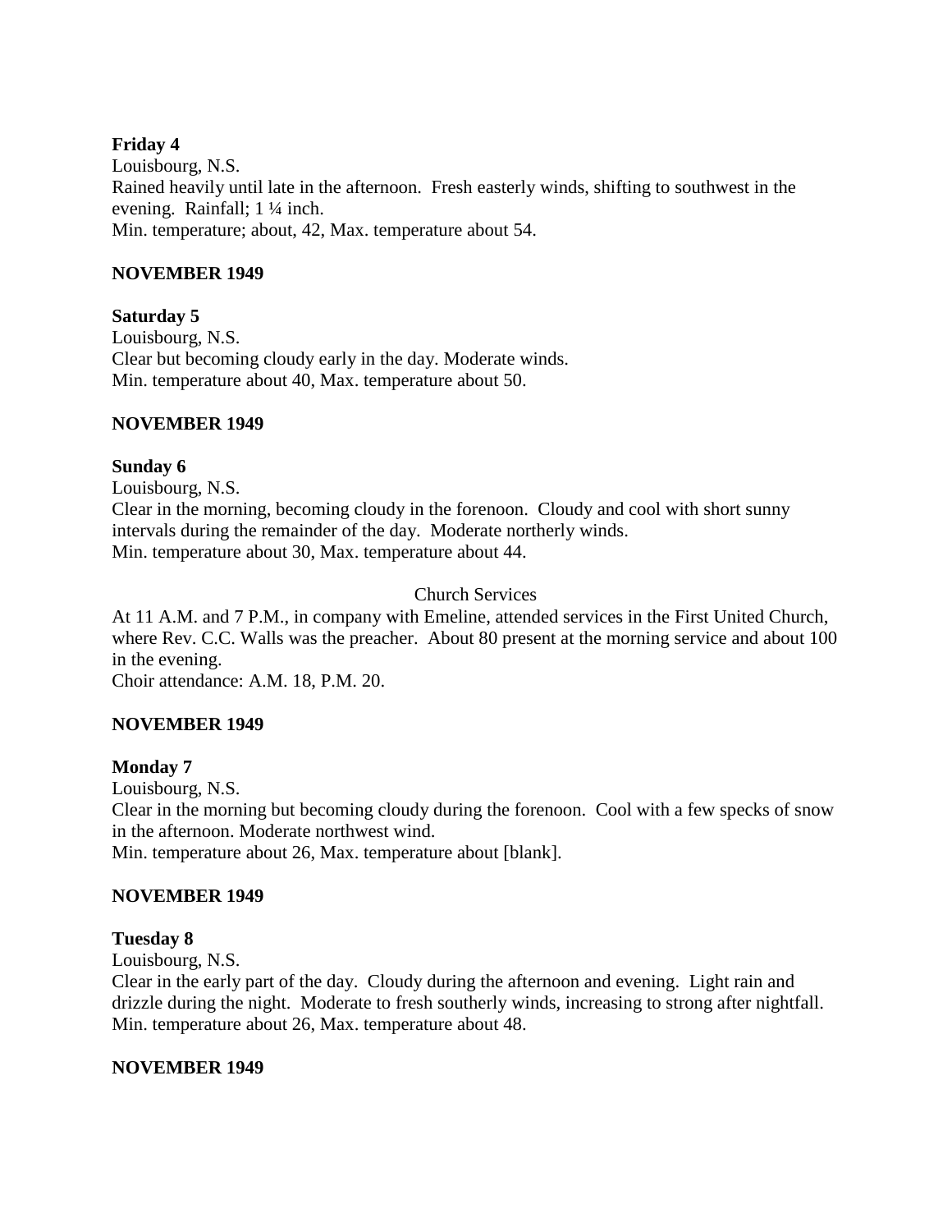**Friday 4**
Louisbourg, N.S.
Rained heavily until late in the afternoon. Fresh easterly winds, shifting to southwest in the evening. Rainfall; 1 ¼ inch.
Min. temperature; about, 42, Max. temperature about 54.

**NOVEMBER 1949**

**Saturday 5**
Louisbourg, N.S.
Clear but becoming cloudy early in the day. Moderate winds.
Min. temperature about 40, Max. temperature about 50.

**NOVEMBER 1949**

**Sunday 6**
Louisbourg, N.S.
Clear in the morning, becoming cloudy in the forenoon. Cloudy and cool with short sunny intervals during the remainder of the day. Moderate northerly winds.
Min. temperature about 30, Max. temperature about 44.

Church Services

At 11 A.M. and 7 P.M., in company with Emeline, attended services in the First United Church, where Rev. C.C. Walls was the preacher. About 80 present at the morning service and about 100 in the evening.
Choir attendance: A.M. 18, P.M. 20.

**NOVEMBER 1949**

**Monday 7**
Louisbourg, N.S.
Clear in the morning but becoming cloudy during the forenoon. Cool with a few specks of snow in the afternoon. Moderate northwest wind.
Min. temperature about 26, Max. temperature about [blank].

**NOVEMBER 1949**

**Tuesday 8**
Louisbourg, N.S.
Clear in the early part of the day. Cloudy during the afternoon and evening. Light rain and drizzle during the night. Moderate to fresh southerly winds, increasing to strong after nightfall.
Min. temperature about 26, Max. temperature about 48.

**NOVEMBER 1949**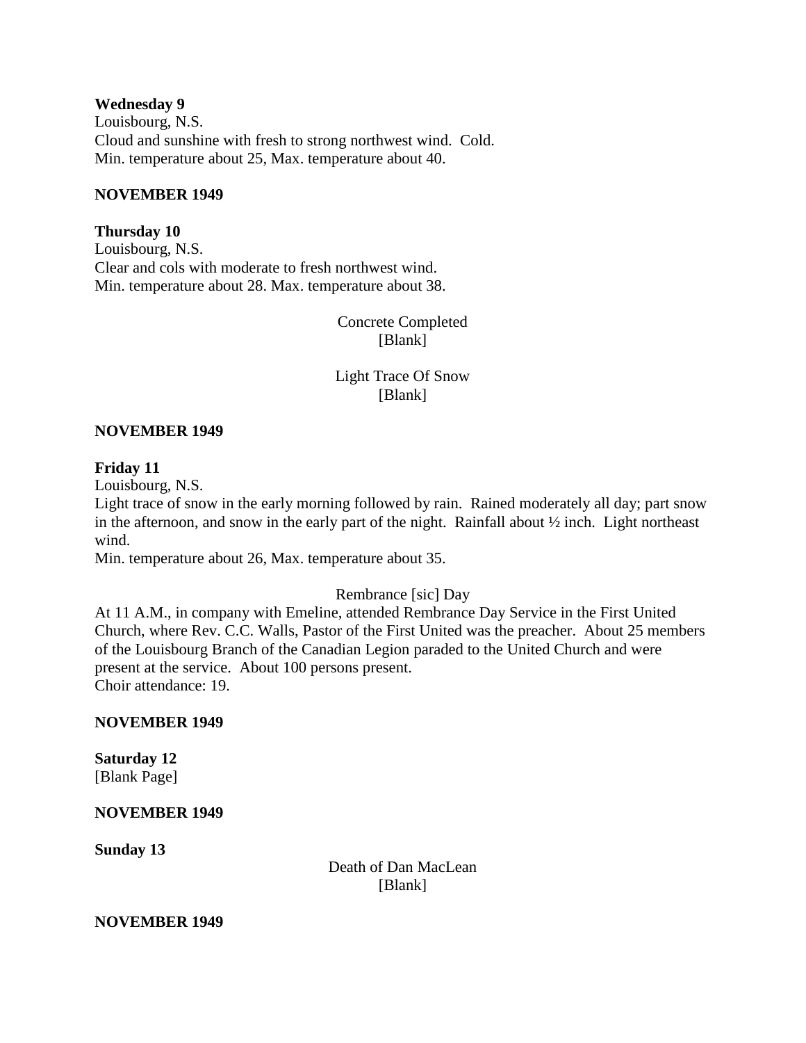**Wednesday 9**
Louisbourg, N.S.
Cloud and sunshine with fresh to strong northwest wind. Cold.
Min. temperature about 25, Max. temperature about 40.

**NOVEMBER 1949**

**Thursday 10**
Louisbourg, N.S.
Clear and cols with moderate to fresh northwest wind.
Min. temperature about 28. Max. temperature about 38.

Concrete Completed
[Blank]

Light Trace Of Snow
[Blank]

**NOVEMBER 1949**

**Friday 11**
Louisbourg, N.S.
Light trace of snow in the early morning followed by rain. Rained moderately all day; part snow in the afternoon, and snow in the early part of the night. Rainfall about ½ inch. Light northeast wind.
Min. temperature about 26, Max. temperature about 35.

Rembrance [sic] Day
At 11 A.M., in company with Emeline, attended Rembrance Day Service in the First United Church, where Rev. C.C. Walls, Pastor of the First United was the preacher. About 25 members of the Louisbourg Branch of the Canadian Legion paraded to the United Church and were present at the service. About 100 persons present.
Choir attendance: 19.

**NOVEMBER 1949**

**Saturday 12**
[Blank Page]

**NOVEMBER 1949**

**Sunday 13**

Death of Dan MacLean
[Blank]

**NOVEMBER 1949**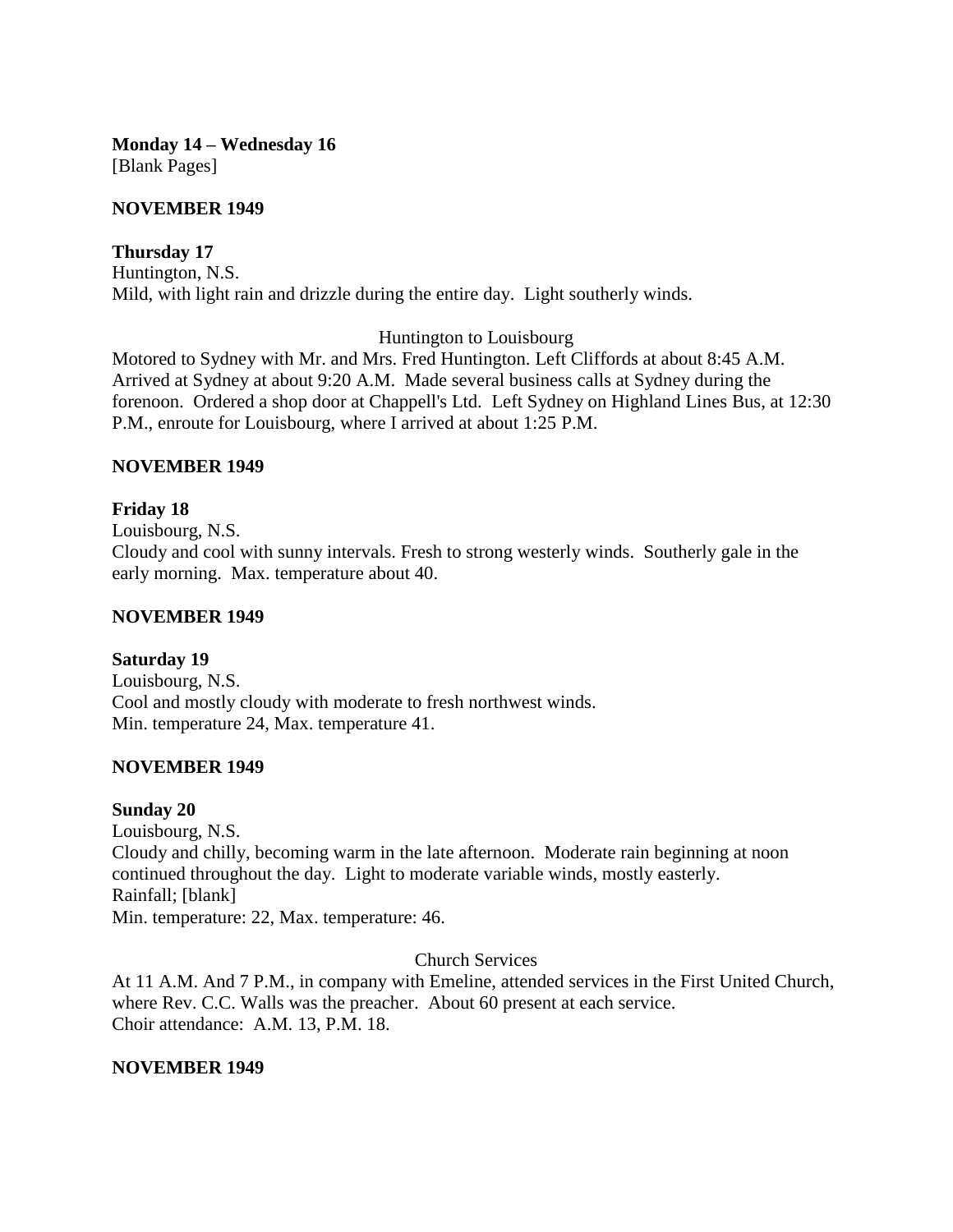**Monday 14 – Wednesday 16**
[Blank Pages]

**NOVEMBER 1949**

**Thursday 17**
Huntington, N.S.
Mild, with light rain and drizzle during the entire day. Light southerly winds.

Huntington to Louisbourg

Motored to Sydney with Mr. and Mrs. Fred Huntington. Left Cliffords at about 8:45 A.M. Arrived at Sydney at about 9:20 A.M. Made several business calls at Sydney during the forenoon. Ordered a shop door at Chappell's Ltd. Left Sydney on Highland Lines Bus, at 12:30 P.M., enroute for Louisbourg, where I arrived at about 1:25 P.M.

**NOVEMBER 1949**

**Friday 18**
Louisbourg, N.S.
Cloudy and cool with sunny intervals. Fresh to strong westerly winds. Southerly gale in the early morning. Max. temperature about 40.

**NOVEMBER 1949**

**Saturday 19**
Louisbourg, N.S.
Cool and mostly cloudy with moderate to fresh northwest winds.
Min. temperature 24, Max. temperature 41.

**NOVEMBER 1949**

**Sunday 20**
Louisbourg, N.S.
Cloudy and chilly, becoming warm in the late afternoon. Moderate rain beginning at noon continued throughout the day. Light to moderate variable winds, mostly easterly.
Rainfall; [blank]
Min. temperature: 22, Max. temperature: 46.

Church Services

At 11 A.M. And 7 P.M., in company with Emeline, attended services in the First United Church, where Rev. C.C. Walls was the preacher. About 60 present at each service.
Choir attendance: A.M. 13, P.M. 18.

**NOVEMBER 1949**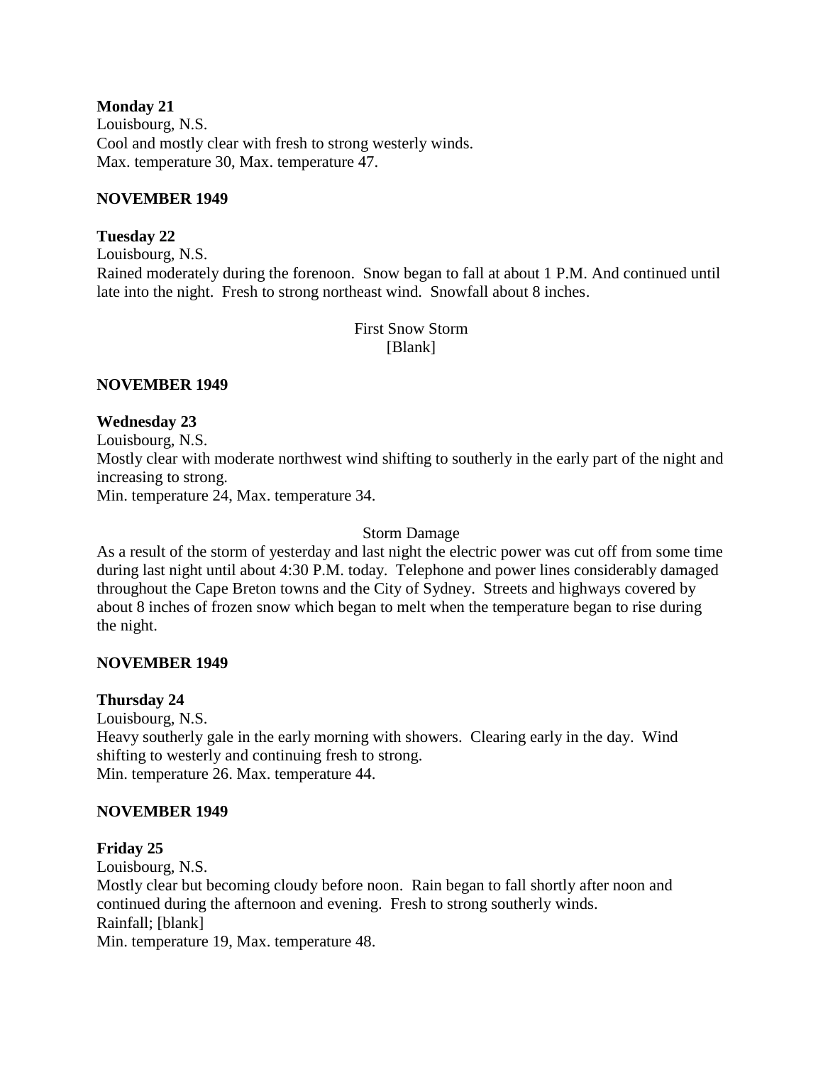**Monday 21**
Louisbourg, N.S.
Cool and mostly clear with fresh to strong westerly winds.
Max. temperature 30, Max. temperature 47.

**NOVEMBER 1949**

**Tuesday 22**
Louisbourg, N.S.
Rained moderately during the forenoon. Snow began to fall at about 1 P.M. And continued until late into the night. Fresh to strong northeast wind. Snowfall about 8 inches.

First Snow Storm
[Blank]

**NOVEMBER 1949**

**Wednesday 23**
Louisbourg, N.S.
Mostly clear with moderate northwest wind shifting to southerly in the early part of the night and increasing to strong.
Min. temperature 24, Max. temperature 34.

Storm Damage
As a result of the storm of yesterday and last night the electric power was cut off from some time during last night until about 4:30 P.M. today. Telephone and power lines considerably damaged throughout the Cape Breton towns and the City of Sydney. Streets and highways covered by about 8 inches of frozen snow which began to melt when the temperature began to rise during the night.

**NOVEMBER 1949**

**Thursday 24**
Louisbourg, N.S.
Heavy southerly gale in the early morning with showers. Clearing early in the day. Wind shifting to westerly and continuing fresh to strong.
Min. temperature 26. Max. temperature 44.

**NOVEMBER 1949**

**Friday 25**
Louisbourg, N.S.
Mostly clear but becoming cloudy before noon. Rain began to fall shortly after noon and continued during the afternoon and evening. Fresh to strong southerly winds.
Rainfall; [blank]
Min. temperature 19, Max. temperature 48.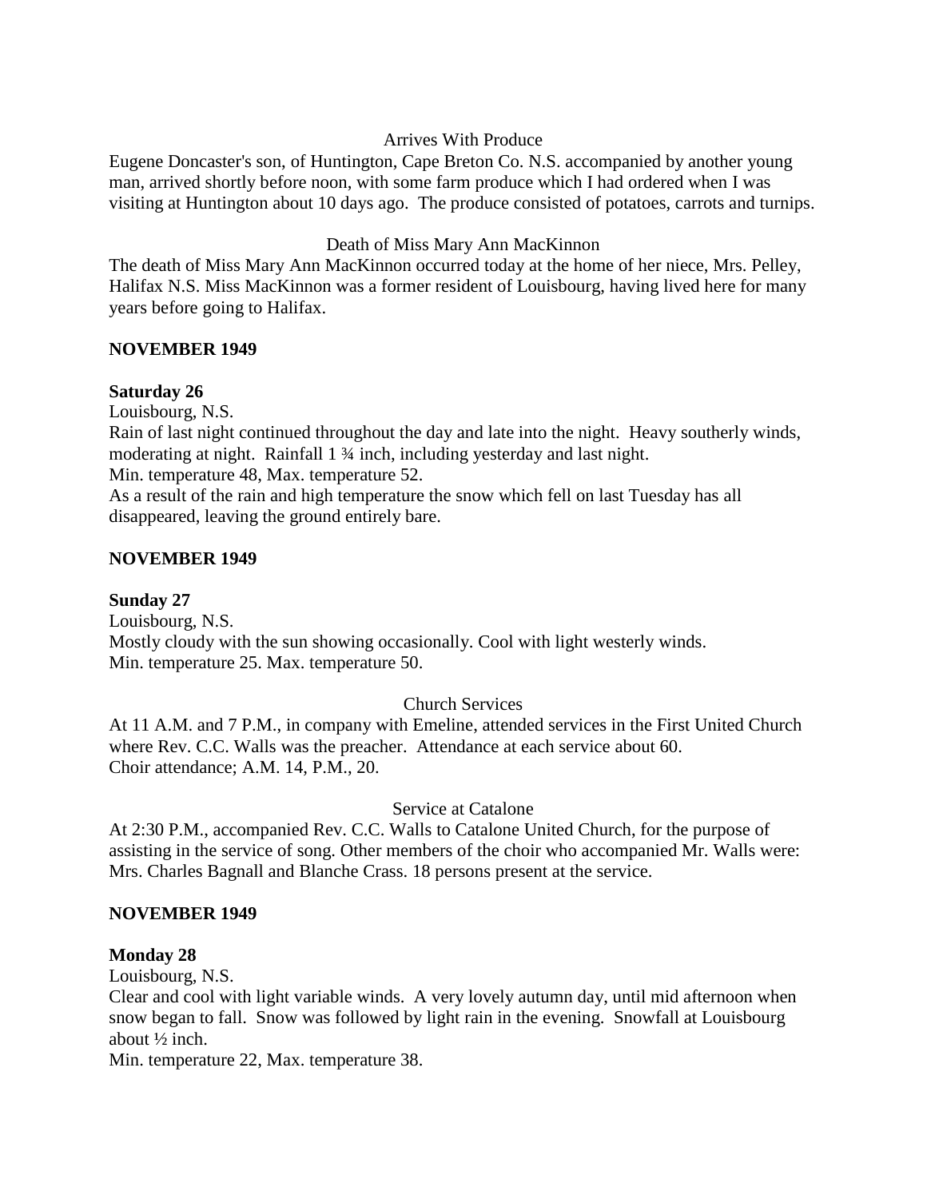Arrives With Produce

Eugene Doncaster's son, of Huntington, Cape Breton Co. N.S. accompanied by another young man, arrived shortly before noon, with some farm produce which I had ordered when I was visiting at Huntington about 10 days ago. The produce consisted of potatoes, carrots and turnips.

Death of Miss Mary Ann MacKinnon

The death of Miss Mary Ann MacKinnon occurred today at the home of her niece, Mrs. Pelley, Halifax N.S. Miss MacKinnon was a former resident of Louisbourg, having lived here for many years before going to Halifax.

**NOVEMBER 1949**

**Saturday 26**

Louisbourg, N.S.

Rain of last night continued throughout the day and late into the night. Heavy southerly winds, moderating at night. Rainfall 1 ¾ inch, including yesterday and last night.

Min. temperature 48, Max. temperature 52.

As a result of the rain and high temperature the snow which fell on last Tuesday has all disappeared, leaving the ground entirely bare.

**NOVEMBER 1949**

**Sunday 27**

Louisbourg, N.S.

Mostly cloudy with the sun showing occasionally. Cool with light westerly winds.

Min. temperature 25. Max. temperature 50.

Church Services

At 11 A.M. and 7 P.M., in company with Emeline, attended services in the First United Church where Rev. C.C. Walls was the preacher. Attendance at each service about 60.

Choir attendance; A.M. 14, P.M., 20.

Service at Catalone

At 2:30 P.M., accompanied Rev. C.C. Walls to Catalone United Church, for the purpose of assisting in the service of song. Other members of the choir who accompanied Mr. Walls were: Mrs. Charles Bagnall and Blanche Crass. 18 persons present at the service.

**NOVEMBER 1949**

**Monday 28**

Louisbourg, N.S.

Clear and cool with light variable winds. A very lovely autumn day, until mid afternoon when snow began to fall. Snow was followed by light rain in the evening. Snowfall at Louisbourg about ½ inch.

Min. temperature 22, Max. temperature 38.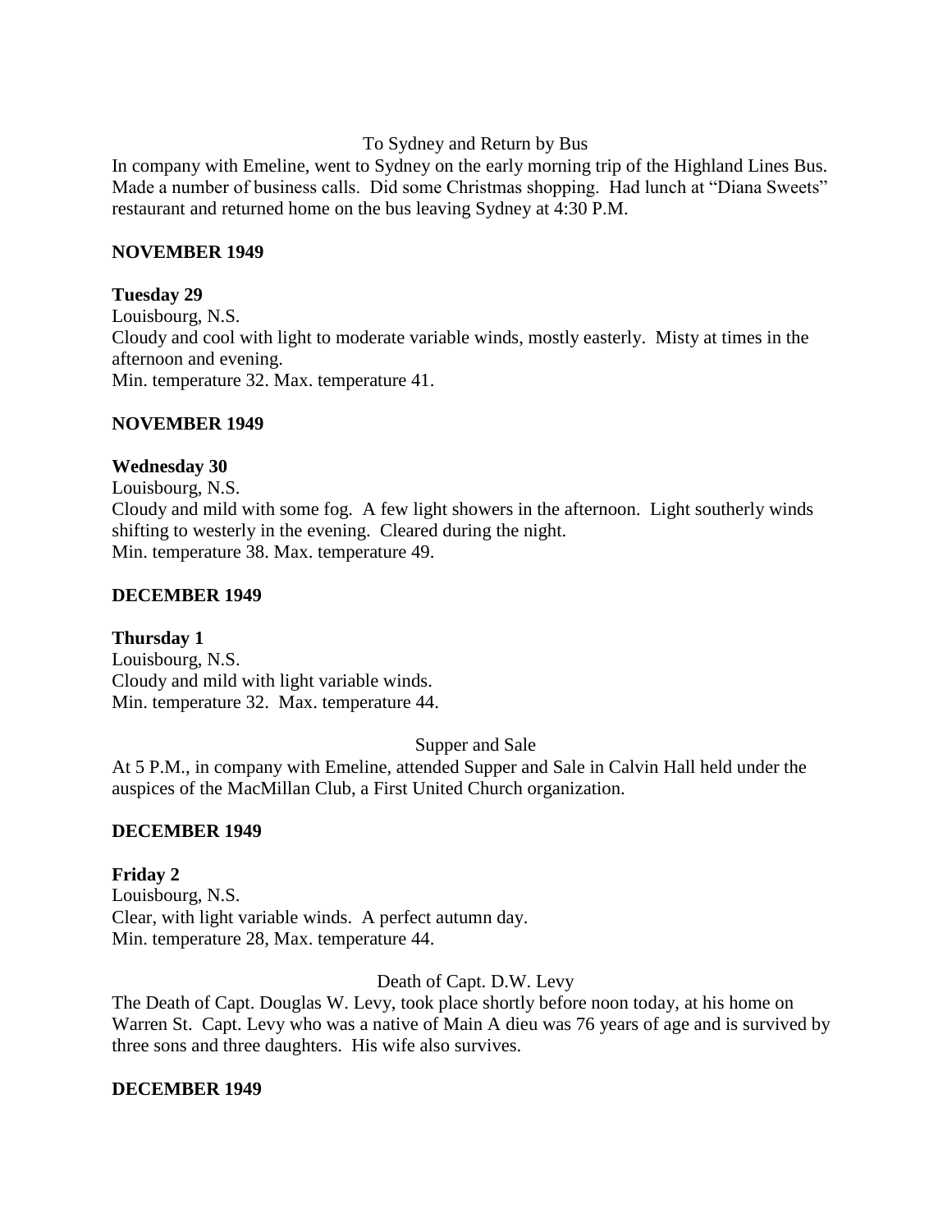To Sydney and Return by Bus

In company with Emeline, went to Sydney on the early morning trip of the Highland Lines Bus. Made a number of business calls. Did some Christmas shopping. Had lunch at "Diana Sweets" restaurant and returned home on the bus leaving Sydney at 4:30 P.M.

**NOVEMBER 1949**

**Tuesday 29**

Louisbourg, N.S.
Cloudy and cool with light to moderate variable winds, mostly easterly. Misty at times in the afternoon and evening.
Min. temperature 32. Max. temperature 41.

**NOVEMBER 1949**

**Wednesday 30**

Louisbourg, N.S.
Cloudy and mild with some fog. A few light showers in the afternoon. Light southerly winds shifting to westerly in the evening. Cleared during the night.
Min. temperature 38. Max. temperature 49.

**DECEMBER 1949**

**Thursday 1**

Louisbourg, N.S.
Cloudy and mild with light variable winds.
Min. temperature 32. Max. temperature 44.

Supper and Sale

At 5 P.M., in company with Emeline, attended Supper and Sale in Calvin Hall held under the auspices of the MacMillan Club, a First United Church organization.

**DECEMBER 1949**

**Friday 2**

Louisbourg, N.S.
Clear, with light variable winds. A perfect autumn day.
Min. temperature 28, Max. temperature 44.

Death of Capt. D.W. Levy

The Death of Capt. Douglas W. Levy, took place shortly before noon today, at his home on Warren St. Capt. Levy who was a native of Main A dieu was 76 years of age and is survived by three sons and three daughters. His wife also survives.

**DECEMBER 1949**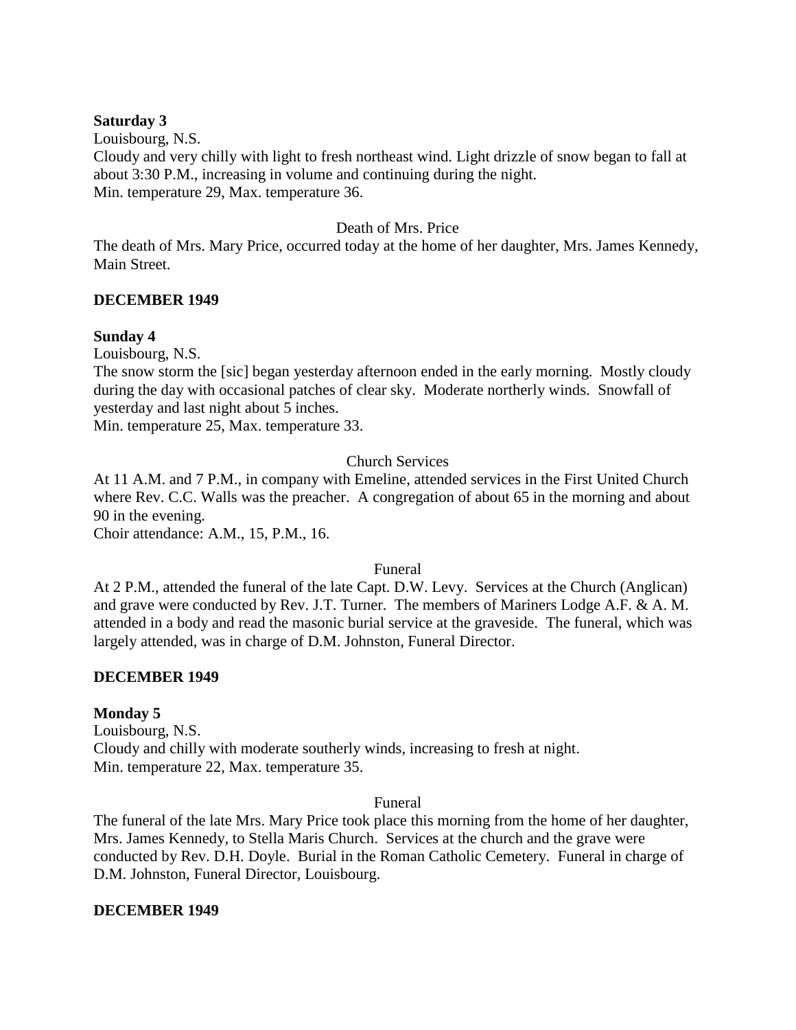**Saturday 3**

Louisbourg, N.S.

Cloudy and very chilly with light to fresh northeast wind. Light drizzle of snow began to fall at about 3:30 P.M., increasing in volume and continuing during the night.

Min. temperature 29, Max. temperature 36.

Death of Mrs. Price

The death of Mrs. Mary Price, occurred today at the home of her daughter, Mrs. James Kennedy, Main Street.

**DECEMBER 1949**

**Sunday 4**

Louisbourg, N.S.

The snow storm the [sic] began yesterday afternoon ended in the early morning. Mostly cloudy during the day with occasional patches of clear sky. Moderate northerly winds. Snowfall of yesterday and last night about 5 inches.

Min. temperature 25, Max. temperature 33.

Church Services

At 11 A.M. and 7 P.M., in company with Emeline, attended services in the First United Church where Rev. C.C. Walls was the preacher. A congregation of about 65 in the morning and about 90 in the evening.

Choir attendance: A.M., 15, P.M., 16.

Funeral

At 2 P.M., attended the funeral of the late Capt. D.W. Levy. Services at the Church (Anglican) and grave were conducted by Rev. J.T. Turner. The members of Mariners Lodge A.F. & A. M. attended in a body and read the masonic burial service at the graveside. The funeral, which was largely attended, was in charge of D.M. Johnston, Funeral Director.

**DECEMBER 1949**

**Monday 5**

Louisbourg, N.S.

Cloudy and chilly with moderate southerly winds, increasing to fresh at night.

Min. temperature 22, Max. temperature 35.

Funeral

The funeral of the late Mrs. Mary Price took place this morning from the home of her daughter, Mrs. James Kennedy, to Stella Maris Church. Services at the church and the grave were conducted by Rev. D.H. Doyle. Burial in the Roman Catholic Cemetery. Funeral in charge of D.M. Johnston, Funeral Director, Louisbourg.

**DECEMBER 1949**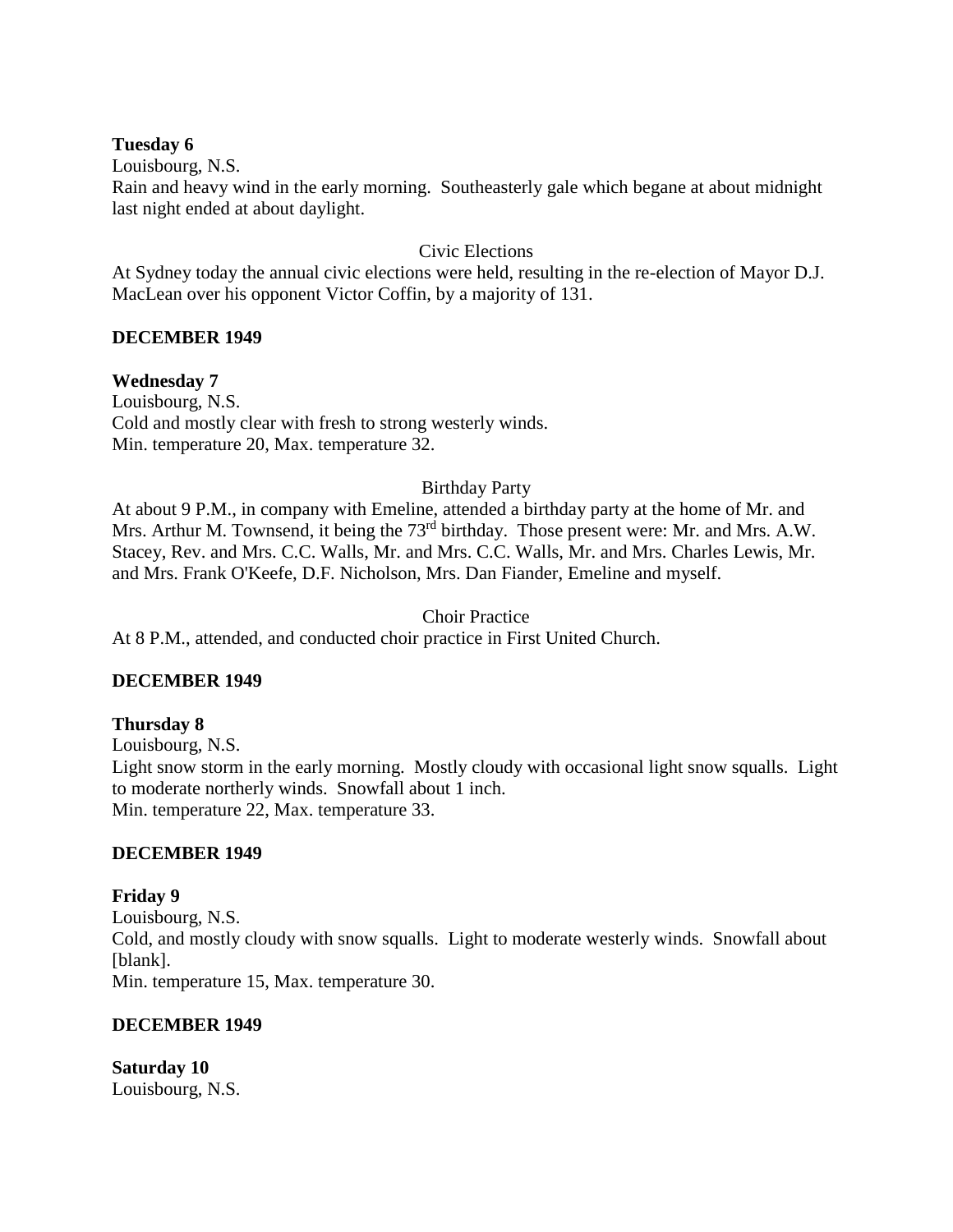**Tuesday 6**

Louisbourg, N.S.

Rain and heavy wind in the early morning. Southeasterly gale which begane at about midnight last night ended at about daylight.

Civic Elections

At Sydney today the annual civic elections were held, resulting in the re-election of Mayor D.J. MacLean over his opponent Victor Coffin, by a majority of 131.

**DECEMBER 1949**

**Wednesday 7**

Louisbourg, N.S.

Cold and mostly clear with fresh to strong westerly winds.

Min. temperature 20, Max. temperature 32.

Birthday Party

At about 9 P.M., in company with Emeline, attended a birthday party at the home of Mr. and Mrs. Arthur M. Townsend, it being the 73rd birthday. Those present were: Mr. and Mrs. A.W. Stacey, Rev. and Mrs. C.C. Walls, Mr. and Mrs. C.C. Walls, Mr. and Mrs. Charles Lewis, Mr. and Mrs. Frank O'Keefe, D.F. Nicholson, Mrs. Dan Fiander, Emeline and myself.

Choir Practice

At 8 P.M., attended, and conducted choir practice in First United Church.

**DECEMBER 1949**

**Thursday 8**

Louisbourg, N.S.

Light snow storm in the early morning. Mostly cloudy with occasional light snow squalls. Light to moderate northerly winds. Snowfall about 1 inch.

Min. temperature 22, Max. temperature 33.

**DECEMBER 1949**

**Friday 9**

Louisbourg, N.S.

Cold, and mostly cloudy with snow squalls. Light to moderate westerly winds. Snowfall about [blank].

Min. temperature 15, Max. temperature 30.

**DECEMBER 1949**

**Saturday 10**

Louisbourg, N.S.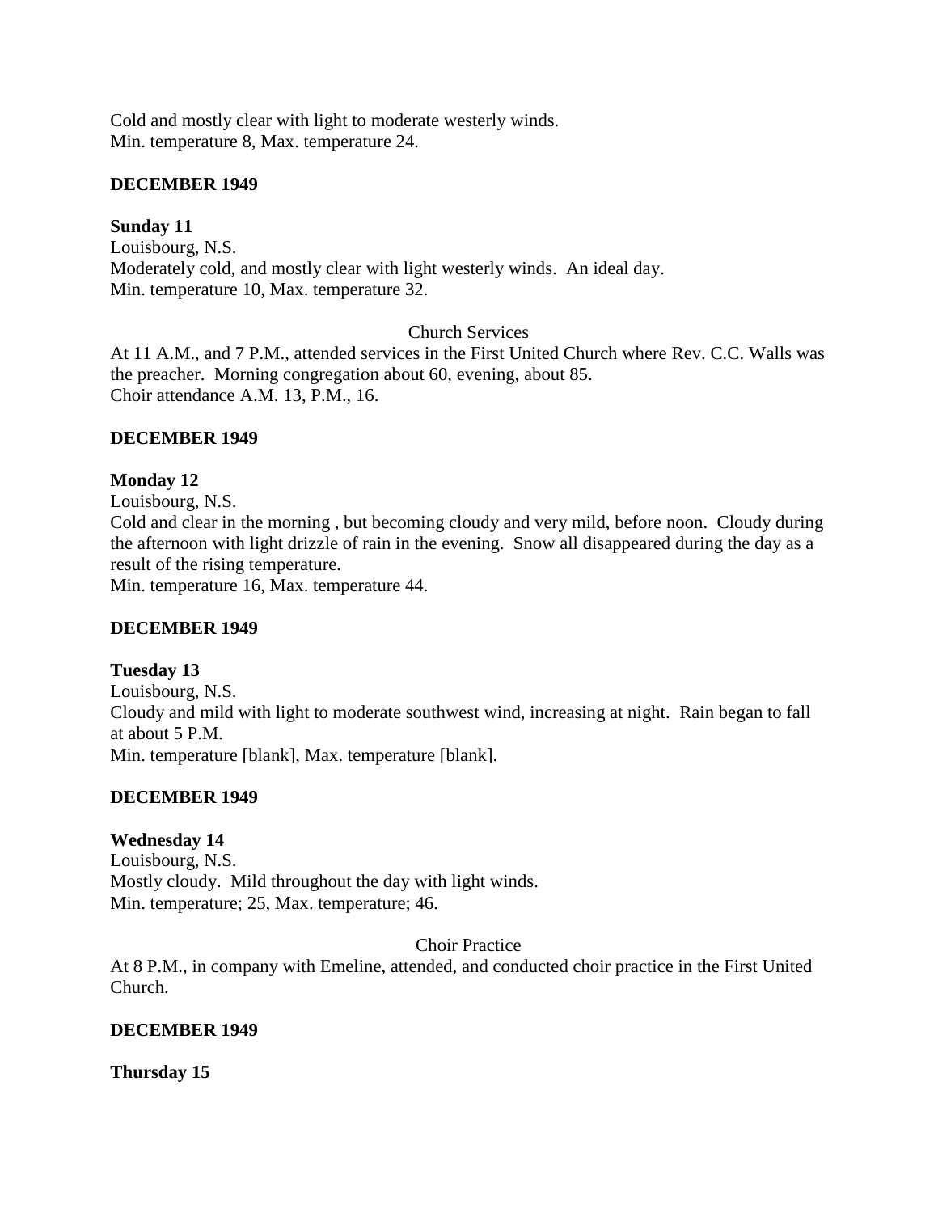Cold and mostly clear with light to moderate westerly winds.
Min. temperature 8, Max. temperature 24.

**DECEMBER 1949**

**Sunday 11**
Louisbourg, N.S.
Moderately cold, and mostly clear with light westerly winds. An ideal day.
Min. temperature 10, Max. temperature 32.

Church Services

At 11 A.M., and 7 P.M., attended services in the First United Church where Rev. C.C. Walls was the preacher. Morning congregation about 60, evening, about 85.
Choir attendance A.M. 13, P.M., 16.

**DECEMBER 1949**

**Monday 12**
Louisbourg, N.S.
Cold and clear in the morning , but becoming cloudy and very mild, before noon. Cloudy during the afternoon with light drizzle of rain in the evening. Snow all disappeared during the day as a result of the rising temperature.
Min. temperature 16, Max. temperature 44.

**DECEMBER 1949**

**Tuesday 13**
Louisbourg, N.S.
Cloudy and mild with light to moderate southwest wind, increasing at night. Rain began to fall at about 5 P.M.
Min. temperature [blank], Max. temperature [blank].

**DECEMBER 1949**

**Wednesday 14**
Louisbourg, N.S.
Mostly cloudy. Mild throughout the day with light winds.
Min. temperature; 25, Max. temperature; 46.

Choir Practice

At 8 P.M., in company with Emeline, attended, and conducted choir practice in the First United Church.

**DECEMBER 1949**

**Thursday 15**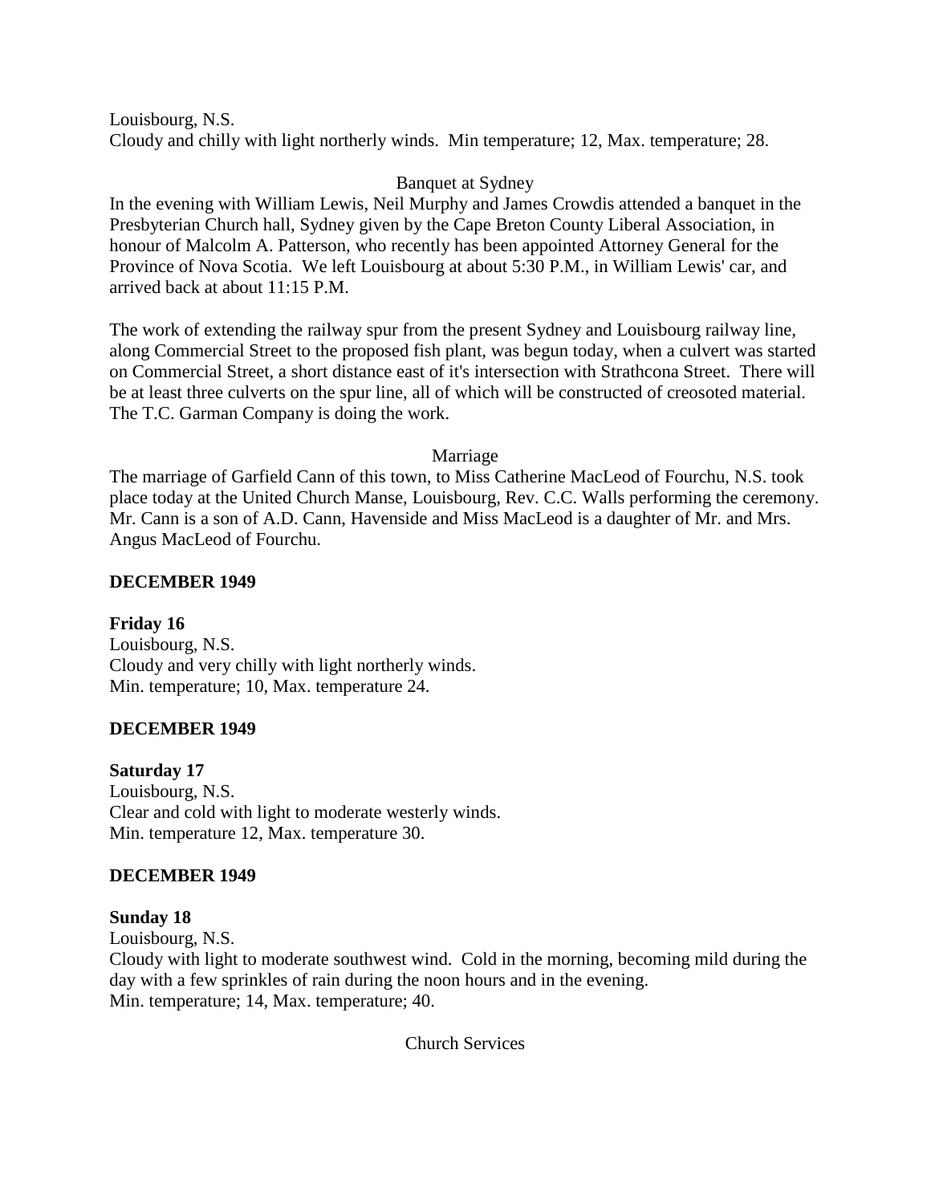Louisbourg, N.S.
Cloudy and chilly with light northerly winds.  Min temperature; 12, Max. temperature; 28.

Banquet at Sydney

In the evening with William Lewis, Neil Murphy and James Crowdis attended a banquet in the Presbyterian Church hall, Sydney given by the Cape Breton County Liberal Association, in honour of Malcolm A. Patterson, who recently has been appointed Attorney General for the Province of Nova Scotia.  We left Louisbourg at about 5:30 P.M., in William Lewis' car, and arrived back at about 11:15 P.M.

The work of extending the railway spur from the present Sydney and Louisbourg railway line, along Commercial Street to the proposed fish plant, was begun today, when a culvert was started on Commercial Street, a short distance east of it's intersection with Strathcona Street.  There will be at least three culverts on the spur line, all of which will be constructed of creosoted material.  The T.C. Garman Company is doing the work.

Marriage

The marriage of Garfield Cann of this town, to Miss Catherine MacLeod of Fourchu, N.S. took place today at the United Church Manse, Louisbourg, Rev. C.C. Walls performing the ceremony.  Mr. Cann is a son of A.D. Cann, Havenside and Miss MacLeod is a daughter of Mr. and Mrs. Angus MacLeod of Fourchu.

**DECEMBER 1949**

**Friday 16**
Louisbourg, N.S.
Cloudy and very chilly with light northerly winds.
Min. temperature; 10, Max. temperature 24.

**DECEMBER 1949**

**Saturday 17**
Louisbourg, N.S.
Clear and cold with light to moderate westerly winds.
Min. temperature 12, Max. temperature 30.

**DECEMBER 1949**

**Sunday 18**
Louisbourg, N.S.
Cloudy with light to moderate southwest wind.  Cold in the morning, becoming mild during the day with a few sprinkles of rain during the noon hours and in the evening.
Min. temperature; 14, Max. temperature; 40.

Church Services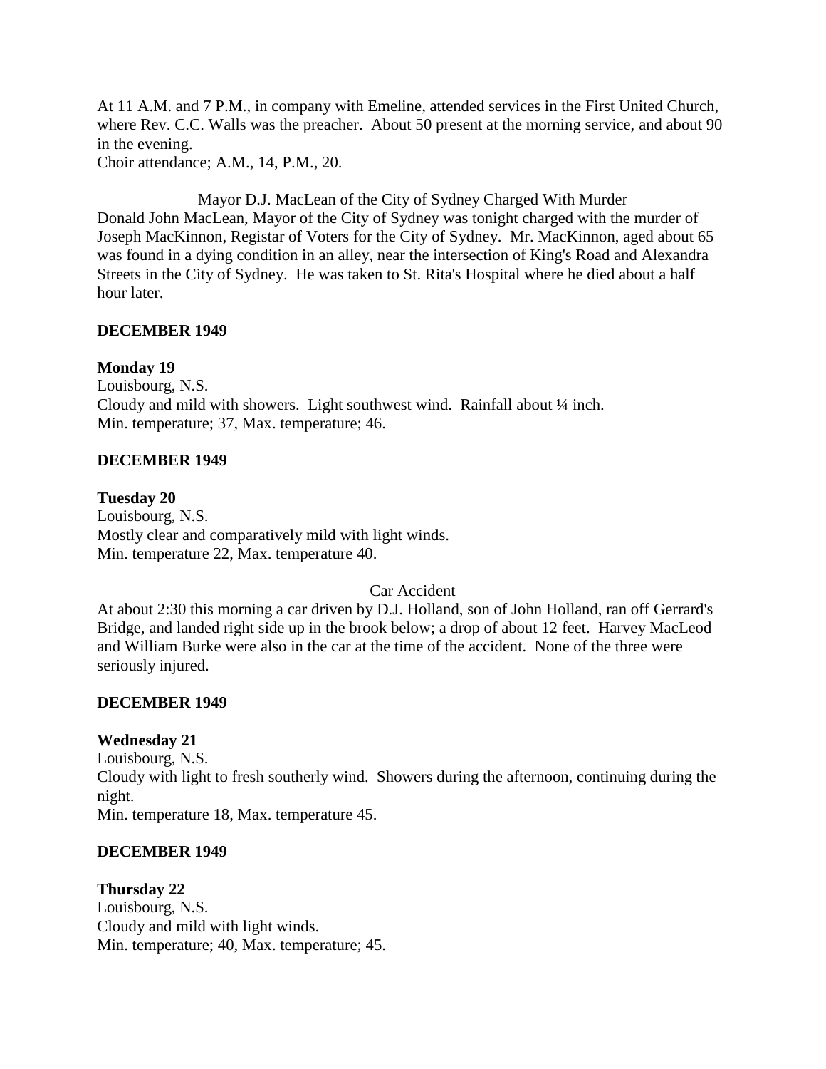At 11 A.M. and 7 P.M., in company with Emeline, attended services in the First United Church, where Rev. C.C. Walls was the preacher. About 50 present at the morning service, and about 90 in the evening.
Choir attendance; A.M., 14, P.M., 20.

Mayor D.J. MacLean of the City of Sydney Charged With Murder

Donald John MacLean, Mayor of the City of Sydney was tonight charged with the murder of Joseph MacKinnon, Registar of Voters for the City of Sydney. Mr. MacKinnon, aged about 65 was found in a dying condition in an alley, near the intersection of King's Road and Alexandra Streets in the City of Sydney. He was taken to St. Rita's Hospital where he died about a half hour later.

**DECEMBER 1949**

**Monday 19**
Louisbourg, N.S.
Cloudy and mild with showers. Light southwest wind. Rainfall about ¼ inch.
Min. temperature; 37, Max. temperature; 46.

**DECEMBER 1949**

**Tuesday 20**
Louisbourg, N.S.
Mostly clear and comparatively mild with light winds.
Min. temperature 22, Max. temperature 40.

Car Accident

At about 2:30 this morning a car driven by D.J. Holland, son of John Holland, ran off Gerrard's Bridge, and landed right side up in the brook below; a drop of about 12 feet. Harvey MacLeod and William Burke were also in the car at the time of the accident. None of the three were seriously injured.

**DECEMBER 1949**

**Wednesday 21**
Louisbourg, N.S.
Cloudy with light to fresh southerly wind. Showers during the afternoon, continuing during the night.
Min. temperature 18, Max. temperature 45.

**DECEMBER 1949**

**Thursday 22**
Louisbourg, N.S.
Cloudy and mild with light winds.
Min. temperature; 40, Max. temperature; 45.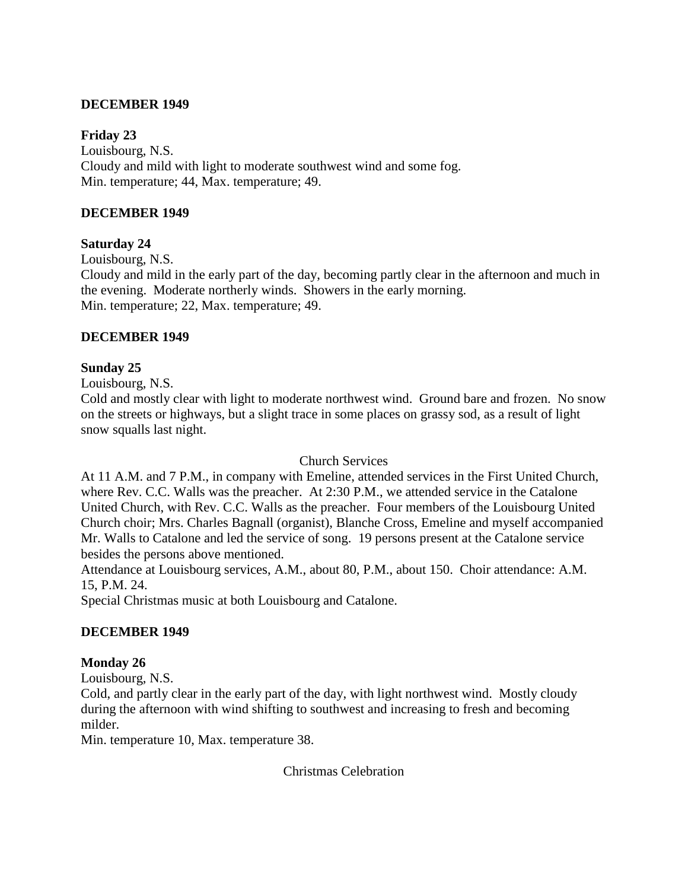**DECEMBER 1949**

**Friday 23**

Louisbourg, N.S.

Cloudy and mild with light to moderate southwest wind and some fog.

Min. temperature; 44, Max. temperature; 49.

**DECEMBER 1949**

**Saturday 24**

Louisbourg, N.S.

Cloudy and mild in the early part of the day, becoming partly clear in the afternoon and much in the evening. Moderate northerly winds. Showers in the early morning.

Min. temperature; 22, Max. temperature; 49.

**DECEMBER 1949**

**Sunday 25**

Louisbourg, N.S.

Cold and mostly clear with light to moderate northwest wind. Ground bare and frozen. No snow on the streets or highways, but a slight trace in some places on grassy sod, as a result of light snow squalls last night.

Church Services

At 11 A.M. and 7 P.M., in company with Emeline, attended services in the First United Church, where Rev. C.C. Walls was the preacher. At 2:30 P.M., we attended service in the Catalone United Church, with Rev. C.C. Walls as the preacher. Four members of the Louisbourg United Church choir; Mrs. Charles Bagnall (organist), Blanche Cross, Emeline and myself accompanied Mr. Walls to Catalone and led the service of song. 19 persons present at the Catalone service besides the persons above mentioned.

Attendance at Louisbourg services, A.M., about 80, P.M., about 150. Choir attendance: A.M. 15, P.M. 24.

Special Christmas music at both Louisbourg and Catalone.

**DECEMBER 1949**

**Monday 26**

Louisbourg, N.S.

Cold, and partly clear in the early part of the day, with light northwest wind. Mostly cloudy during the afternoon with wind shifting to southwest and increasing to fresh and becoming milder.

Min. temperature 10, Max. temperature 38.

Christmas Celebration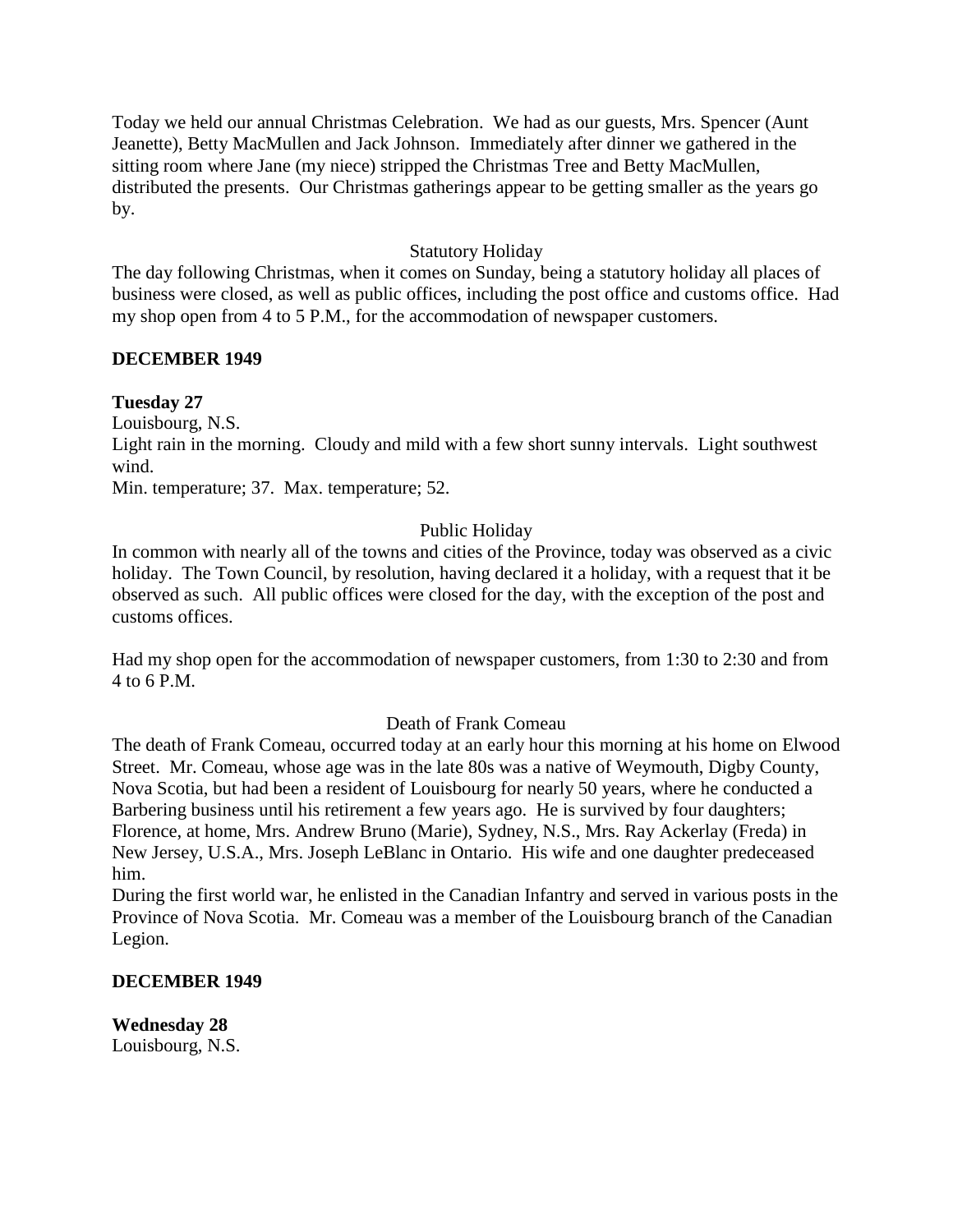Today we held our annual Christmas Celebration. We had as our guests, Mrs. Spencer (Aunt Jeanette), Betty MacMullen and Jack Johnson. Immediately after dinner we gathered in the sitting room where Jane (my niece) stripped the Christmas Tree and Betty MacMullen, distributed the presents. Our Christmas gatherings appear to be getting smaller as the years go by.

Statutory Holiday

The day following Christmas, when it comes on Sunday, being a statutory holiday all places of business were closed, as well as public offices, including the post office and customs office. Had my shop open from 4 to 5 P.M., for the accommodation of newspaper customers.

**DECEMBER 1949**

**Tuesday 27**

Louisbourg, N.S.

Light rain in the morning. Cloudy and mild with a few short sunny intervals. Light southwest wind.

Min. temperature; 37. Max. temperature; 52.

Public Holiday

In common with nearly all of the towns and cities of the Province, today was observed as a civic holiday. The Town Council, by resolution, having declared it a holiday, with a request that it be observed as such. All public offices were closed for the day, with the exception of the post and customs offices.

Had my shop open for the accommodation of newspaper customers, from 1:30 to 2:30 and from 4 to 6 P.M.

Death of Frank Comeau

The death of Frank Comeau, occurred today at an early hour this morning at his home on Elwood Street. Mr. Comeau, whose age was in the late 80s was a native of Weymouth, Digby County, Nova Scotia, but had been a resident of Louisbourg for nearly 50 years, where he conducted a Barbering business until his retirement a few years ago. He is survived by four daughters; Florence, at home, Mrs. Andrew Bruno (Marie), Sydney, N.S., Mrs. Ray Ackerlay (Freda) in New Jersey, U.S.A., Mrs. Joseph LeBlanc in Ontario. His wife and one daughter predeceased him.

During the first world war, he enlisted in the Canadian Infantry and served in various posts in the Province of Nova Scotia. Mr. Comeau was a member of the Louisbourg branch of the Canadian Legion.

**DECEMBER 1949**

**Wednesday 28**

Louisbourg, N.S.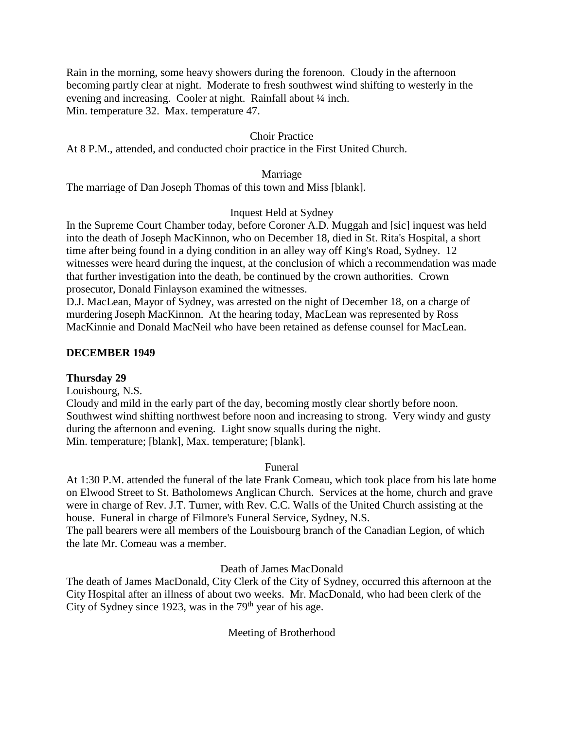Rain in the morning, some heavy showers during the forenoon. Cloudy in the afternoon becoming partly clear at night. Moderate to fresh southwest wind shifting to westerly in the evening and increasing. Cooler at night. Rainfall about ¼ inch.
Min. temperature 32. Max. temperature 47.

Choir Practice

At 8 P.M., attended, and conducted choir practice in the First United Church.

Marriage

The marriage of Dan Joseph Thomas of this town and Miss [blank].

Inquest Held at Sydney

In the Supreme Court Chamber today, before Coroner A.D. Muggah and [sic] inquest was held into the death of Joseph MacKinnon, who on December 18, died in St. Rita's Hospital, a short time after being found in a dying condition in an alley way off King's Road, Sydney. 12 witnesses were heard during the inquest, at the conclusion of which a recommendation was made that further investigation into the death, be continued by the crown authorities. Crown prosecutor, Donald Finlayson examined the witnesses.
D.J. MacLean, Mayor of Sydney, was arrested on the night of December 18, on a charge of murdering Joseph MacKinnon. At the hearing today, MacLean was represented by Ross MacKinnie and Donald MacNeil who have been retained as defense counsel for MacLean.

**DECEMBER 1949**

**Thursday 29**

Louisbourg, N.S.
Cloudy and mild in the early part of the day, becoming mostly clear shortly before noon. Southwest wind shifting northwest before noon and increasing to strong. Very windy and gusty during the afternoon and evening. Light snow squalls during the night.
Min. temperature; [blank], Max. temperature; [blank].

Funeral

At 1:30 P.M. attended the funeral of the late Frank Comeau, which took place from his late home on Elwood Street to St. Batholomews Anglican Church. Services at the home, church and grave were in charge of Rev. J.T. Turner, with Rev. C.C. Walls of the United Church assisting at the house. Funeral in charge of Filmore's Funeral Service, Sydney, N.S.
The pall bearers were all members of the Louisbourg branch of the Canadian Legion, of which the late Mr. Comeau was a member.

Death of James MacDonald

The death of James MacDonald, City Clerk of the City of Sydney, occurred this afternoon at the City Hospital after an illness of about two weeks. Mr. MacDonald, who had been clerk of the City of Sydney since 1923, was in the 79th year of his age.

Meeting of Brotherhood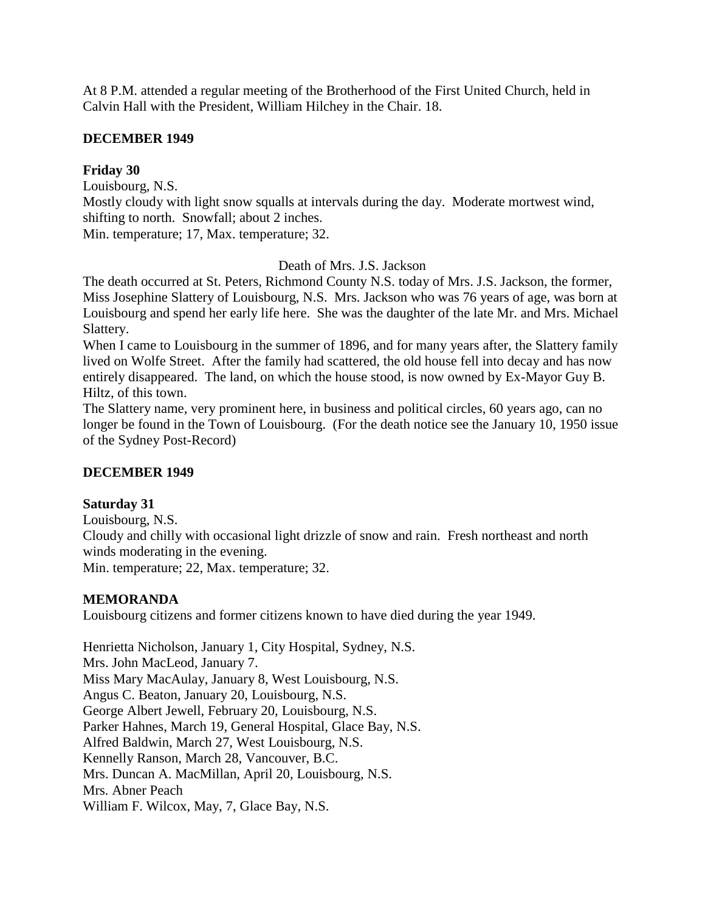At 8 P.M. attended a regular meeting of the Brotherhood of the First United Church, held in Calvin Hall with the President, William Hilchey in the Chair. 18.

**DECEMBER 1949**

**Friday 30**

Louisbourg, N.S.
Mostly cloudy with light snow squalls at intervals during the day. Moderate mortwest wind, shifting to north. Snowfall; about 2 inches.
Min. temperature; 17, Max. temperature; 32.

Death of Mrs. J.S. Jackson

The death occurred at St. Peters, Richmond County N.S. today of Mrs. J.S. Jackson, the former, Miss Josephine Slattery of Louisbourg, N.S. Mrs. Jackson who was 76 years of age, was born at Louisbourg and spend her early life here. She was the daughter of the late Mr. and Mrs. Michael Slattery.

When I came to Louisbourg in the summer of 1896, and for many years after, the Slattery family lived on Wolfe Street. After the family had scattered, the old house fell into decay and has now entirely disappeared. The land, on which the house stood, is now owned by Ex-Mayor Guy B. Hiltz, of this town.

The Slattery name, very prominent here, in business and political circles, 60 years ago, can no longer be found in the Town of Louisbourg. (For the death notice see the January 10, 1950 issue of the Sydney Post-Record)

**DECEMBER 1949**

**Saturday 31**

Louisbourg, N.S.
Cloudy and chilly with occasional light drizzle of snow and rain. Fresh northeast and north winds moderating in the evening.
Min. temperature; 22, Max. temperature; 32.

**MEMORANDA**

Louisbourg citizens and former citizens known to have died during the year 1949.

Henrietta Nicholson, January 1, City Hospital, Sydney, N.S.
Mrs. John MacLeod, January 7.
Miss Mary MacAulay, January 8, West Louisbourg, N.S.
Angus C. Beaton, January 20, Louisbourg, N.S.
George Albert Jewell, February 20, Louisbourg, N.S.
Parker Hahnes, March 19, General Hospital, Glace Bay, N.S.
Alfred Baldwin, March 27, West Louisbourg, N.S.
Kennelly Ranson, March 28, Vancouver, B.C.
Mrs. Duncan A. MacMillan, April 20, Louisbourg, N.S.
Mrs. Abner Peach
William F. Wilcox, May, 7, Glace Bay, N.S.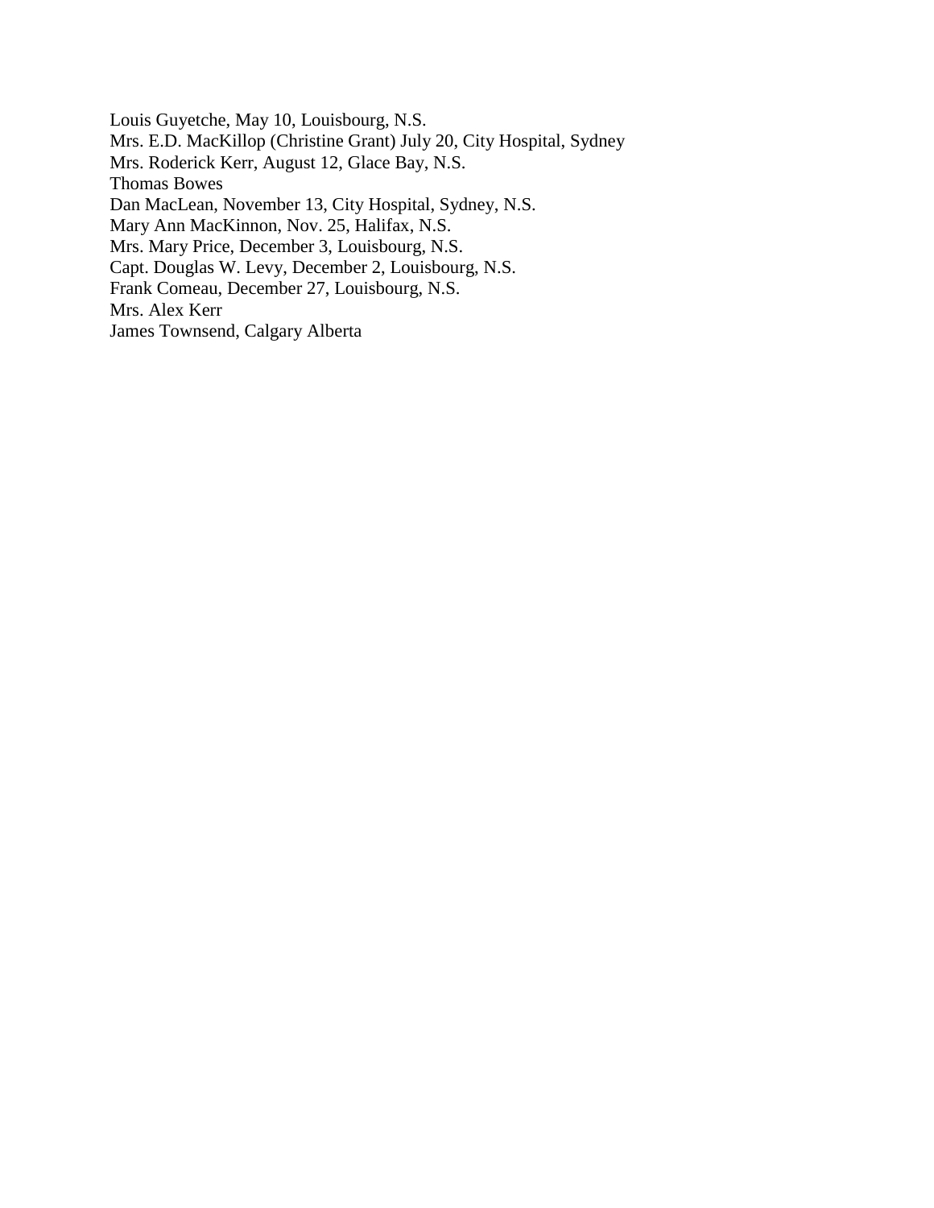Louis Guyetche, May 10, Louisbourg, N.S.
Mrs. E.D. MacKillop (Christine Grant) July 20, City Hospital, Sydney
Mrs. Roderick Kerr, August 12, Glace Bay, N.S.
Thomas Bowes
Dan MacLean, November 13, City Hospital, Sydney, N.S.
Mary Ann MacKinnon, Nov. 25, Halifax, N.S.
Mrs. Mary Price, December 3, Louisbourg, N.S.
Capt. Douglas W. Levy, December 2, Louisbourg, N.S.
Frank Comeau, December 27, Louisbourg, N.S.
Mrs. Alex Kerr
James Townsend, Calgary Alberta